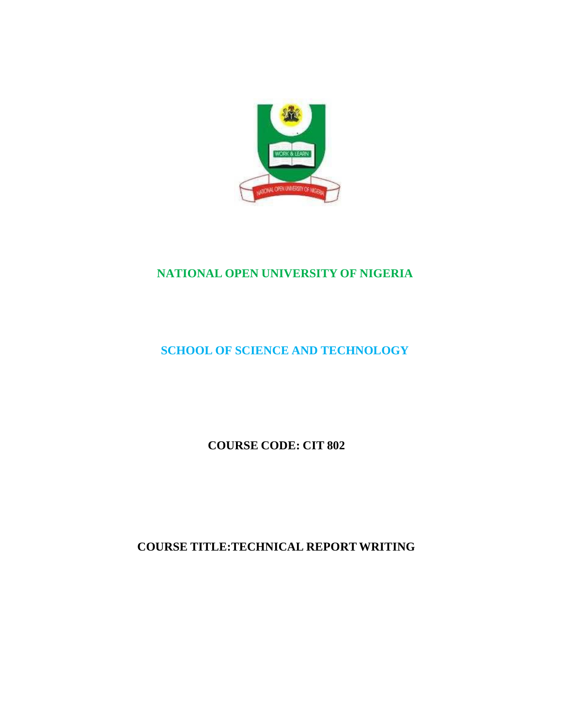# NATIONAL OPEN UNIVERSITY OF NIGERIA

## SCHOOL OF SCIENCE AND TECHNOLOGY

**COURSE CODE: CIT 802**

**COURSE TITLE:TECHNICAL REPORT WRITING**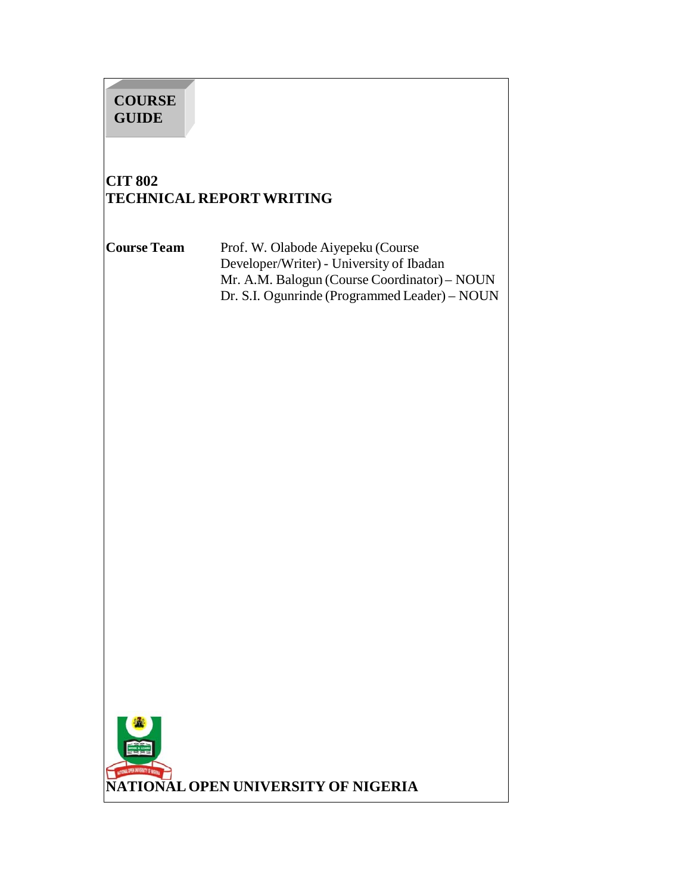**COURSE GUIDE**

# CIT 802
# TECHNICAL REPORT WRITING

**Course Team** Prof. W. Olabode Aiyepeku (Course Developer/Writer) - University of Ibadan
Mr. A.M. Balogun (Course Coordinator) – NOUN
Dr. S.I. Ogunrinde (Programmed Leader) – NOUN

**NATIONAL OPEN UNIVERSITY OF NIGERIA**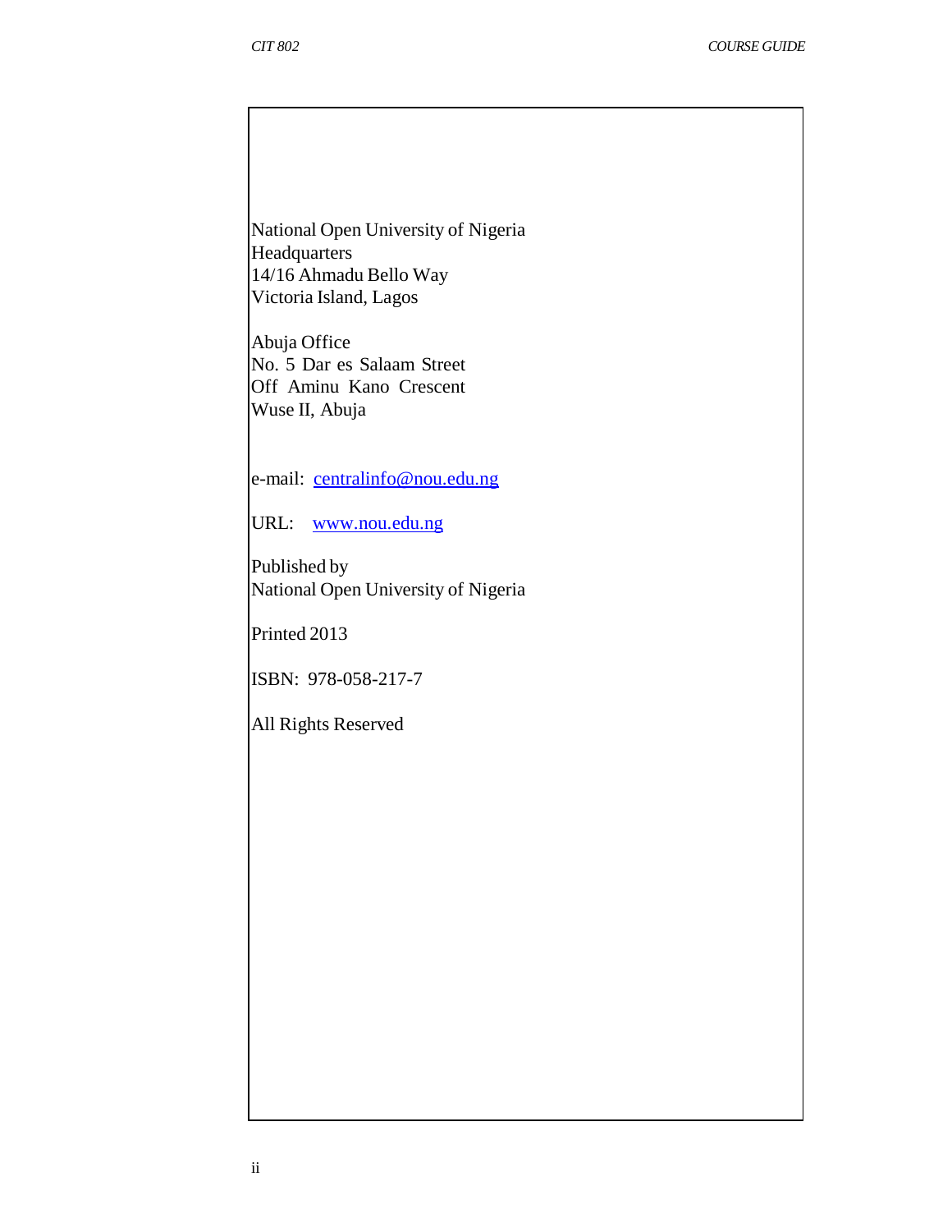National Open University of Nigeria
Headquarters
14/16 Ahmadu Bello Way
Victoria Island, Lagos

Abuja Office
No. 5 Dar es Salaam Street
Off Aminu Kano Crescent
Wuse II, Abuja

e-mail: centralinfo@nou.edu.ng

URL: www.nou.edu.ng

Published by
National Open University of Nigeria

Printed 2013

ISBN: 978-058-217-7

All Rights Reserved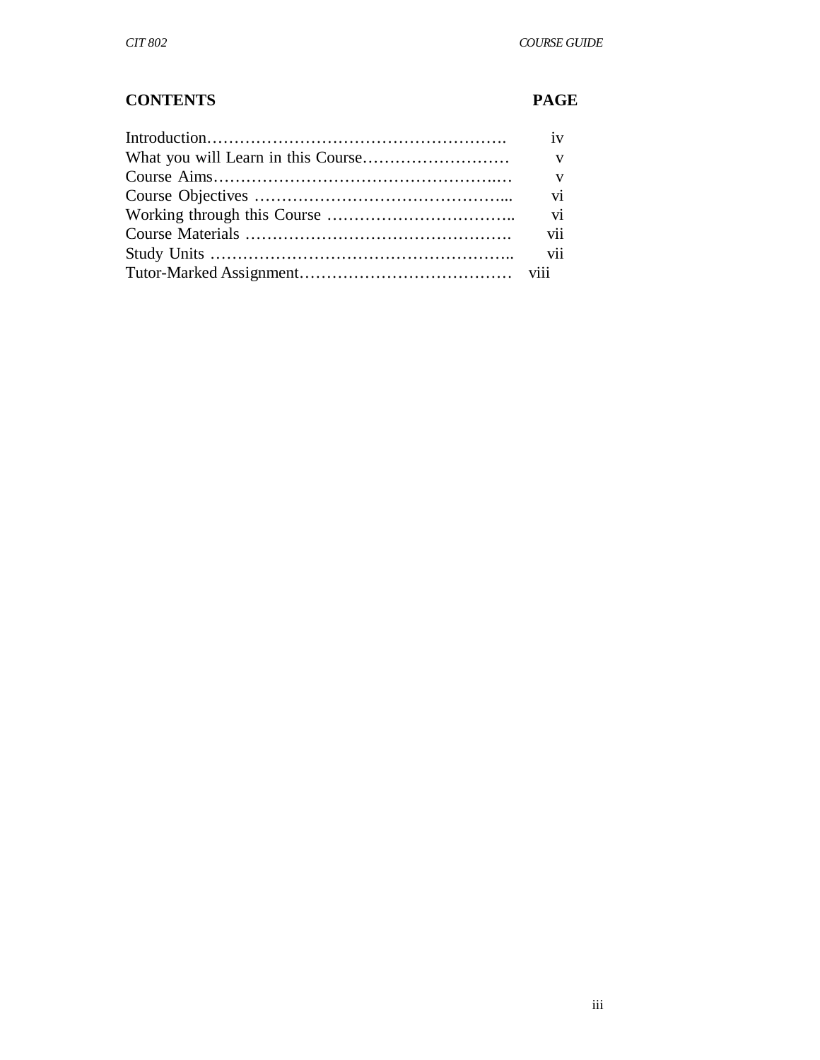## CONTENTS

| CONTENTS | PAGE |
|---|---|
| Introduction………………………………………………. | iv |
| What you will Learn in this Course……………………… | v |
| Course Aims……………………………………………..… | v |
| Course Objectives ………………………………………... | vi |
| Working through this Course …………………………….. | vi |
| Course Materials …………………………………………. | vii |
| Study Units ……………………………………………….. | vii |
| Tutor-Marked Assignment………………………………… | viii |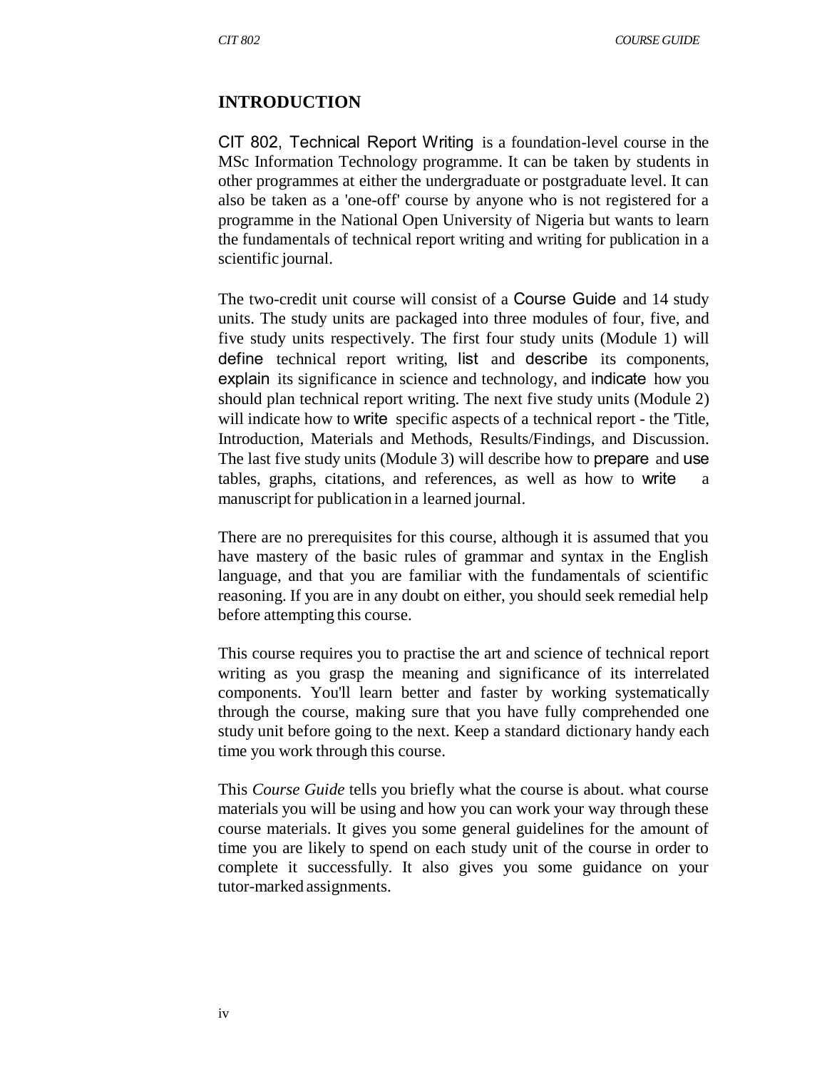## INTRODUCTION

CIT 802, Technical Report Writing is a foundation-level course in the MSc Information Technology programme. It can be taken by students in other programmes at either the undergraduate or postgraduate level. It can also be taken as a 'one-off' course by anyone who is not registered for a programme in the National Open University of Nigeria but wants to learn the fundamentals of technical report writing and writing for publication in a scientific journal.

The two-credit unit course will consist of a Course Guide and 14 study units. The study units are packaged into three modules of four, five, and five study units respectively. The first four study units (Module 1) will define technical report writing, list and describe its components, explain its significance in science and technology, and indicate how you should plan technical report writing. The next five study units (Module 2) will indicate how to write specific aspects of a technical report - the 'Title, Introduction, Materials and Methods, Results/Findings, and Discussion. The last five study units (Module 3) will describe how to prepare and use tables, graphs, citations, and references, as well as how to write a manuscript for publication in a learned journal.

There are no prerequisites for this course, although it is assumed that you have mastery of the basic rules of grammar and syntax in the English language, and that you are familiar with the fundamentals of scientific reasoning. If you are in any doubt on either, you should seek remedial help before attempting this course.

This course requires you to practise the art and science of technical report writing as you grasp the meaning and significance of its interrelated components. You'll learn better and faster by working systematically through the course, making sure that you have fully comprehended one study unit before going to the next. Keep a standard dictionary handy each time you work through this course.

This *Course Guide* tells you briefly what the course is about. what course materials you will be using and how you can work your way through these course materials. It gives you some general guidelines for the amount of time you are likely to spend on each study unit of the course in order to complete it successfully. It also gives you some guidance on your tutor-marked assignments.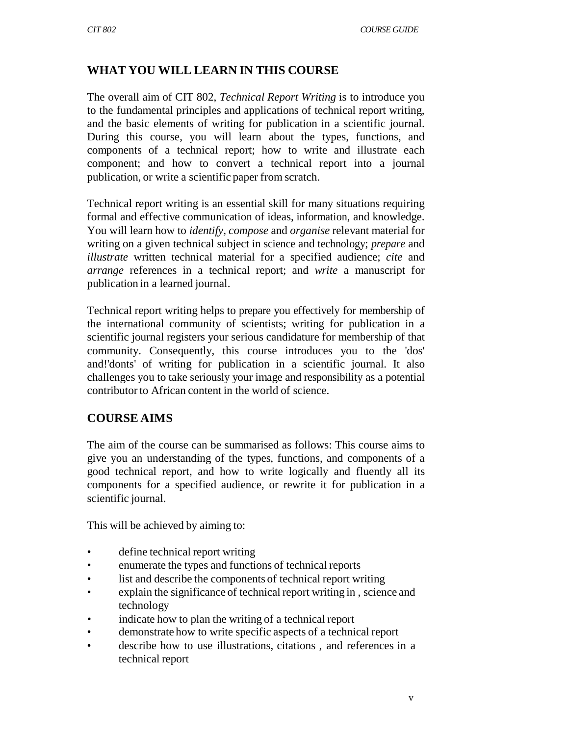## WHAT YOU WILL LEARN IN THIS COURSE

The overall aim of CIT 802, *Technical Report Writing* is to introduce you to the fundamental principles and applications of technical report writing, and the basic elements of writing for publication in a scientific journal. During this course, you will learn about the types, functions, and components of a technical report; how to write and illustrate each component; and how to convert a technical report into a journal publication, or write a scientific paper from scratch.

Technical report writing is an essential skill for many situations requiring formal and effective communication of ideas, information, and knowledge. You will learn how to *identify, compose* and *organise* relevant material for writing on a given technical subject in science and technology; *prepare* and *illustrate* written technical material for a specified audience; *cite* and *arrange* references in a technical report; and *write* a manuscript for publication in a learned journal.

Technical report writing helps to prepare you effectively for membership of the international community of scientists; writing for publication in a scientific journal registers your serious candidature for membership of that community. Consequently, this course introduces you to the 'dos' and!'donts' of writing for publication in a scientific journal. It also challenges you to take seriously your image and responsibility as a potential contributor to African content in the world of science.

## COURSE AIMS

The aim of the course can be summarised as follows: This course aims to give you an understanding of the types, functions, and components of a good technical report, and how to write logically and fluently all its components for a specified audience, or rewrite it for publication in a scientific journal.

This will be achieved by aiming to:

- define technical report writing
- enumerate the types and functions of technical reports
- list and describe the components of technical report writing
- explain the significance of technical report writing in , science and technology
- indicate how to plan the writing of a technical report
- demonstrate how to write specific aspects of a technical report
- describe how to use illustrations, citations , and references in a technical report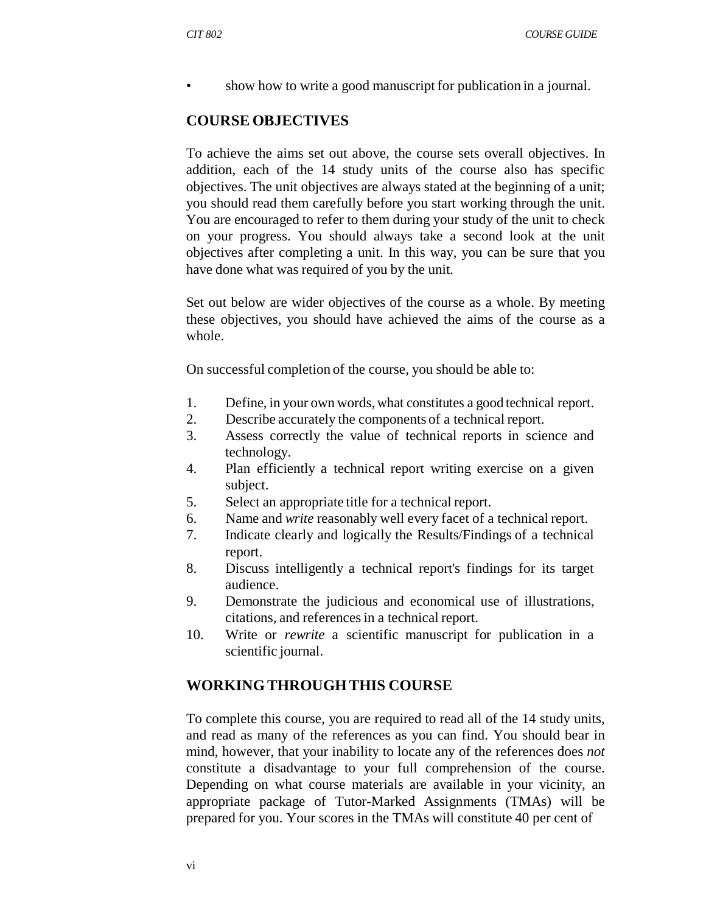- show how to write a good manuscript for publication in a journal.

## COURSE OBJECTIVES

To achieve the aims set out above, the course sets overall objectives. In addition, each of the 14 study units of the course also has specific objectives. The unit objectives are always stated at the beginning of a unit; you should read them carefully before you start working through the unit. You are encouraged to refer to them during your study of the unit to check on your progress. You should always take a second look at the unit objectives after completing a unit. In this way, you can be sure that you have done what was required of you by the unit.

Set out below are wider objectives of the course as a whole. By meeting these objectives, you should have achieved the aims of the course as a whole.

On successful completion of the course, you should be able to:

1. Define, in your own words, what constitutes a good technical report.
2. Describe accurately the components of a technical report.
3. Assess correctly the value of technical reports in science and technology.
4. Plan efficiently a technical report writing exercise on a given subject.
5. Select an appropriate title for a technical report.
6. Name and *write* reasonably well every facet of a technical report.
7. Indicate clearly and logically the Results/Findings of a technical report.
8. Discuss intelligently a technical report's findings for its target audience.
9. Demonstrate the judicious and economical use of illustrations, citations, and references in a technical report.
10. Write or *rewrite* a scientific manuscript for publication in a scientific journal.

## WORKING THROUGH THIS COURSE

To complete this course, you are required to read all of the 14 study units, and read as many of the references as you can find. You should bear in mind, however, that your inability to locate any of the references does *not* constitute a disadvantage to your full comprehension of the course. Depending on what course materials are available in your vicinity, an appropriate package of Tutor-Marked Assignments (TMAs) will be prepared for you. Your scores in the TMAs will constitute 40 per cent of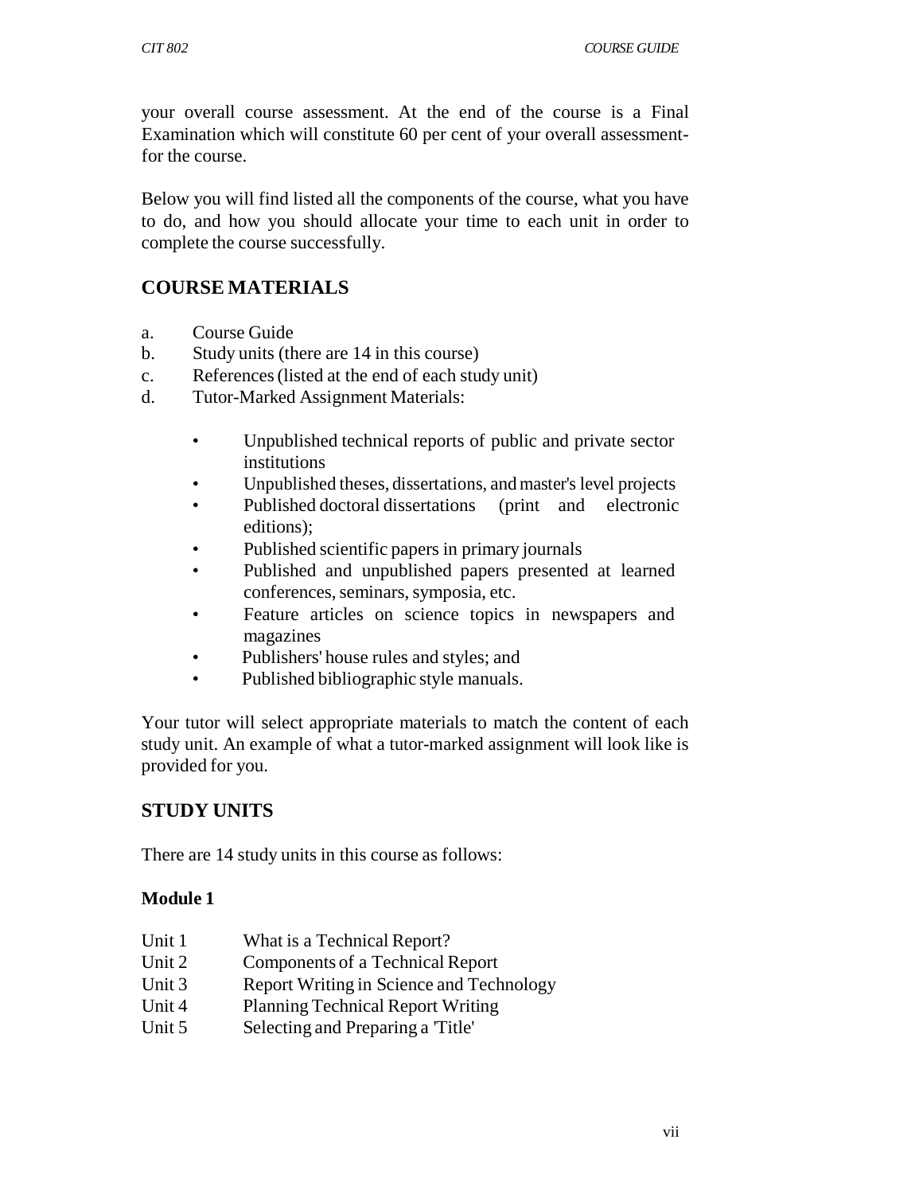your overall course assessment. At the end of the course is a Final Examination which will constitute 60 per cent of your overall assessment-for the course.

Below you will find listed all the components of the course, what you have to do, and how you should allocate your time to each unit in order to complete the course successfully.

## COURSE MATERIALS

a. Course Guide
b. Study units (there are 14 in this course)
c. References (listed at the end of each study unit)
d. Tutor-Marked Assignment Materials:

  - Unpublished technical reports of public and private sector institutions
  - Unpublished theses, dissertations, and master's level projects
  - Published doctoral dissertations (print and electronic editions);
  - Published scientific papers in primary journals
  - Published and unpublished papers presented at learned conferences, seminars, symposia, etc.
  - Feature articles on science topics in newspapers and magazines
  - Publishers' house rules and styles; and
  - Published bibliographic style manuals.

Your tutor will select appropriate materials to match the content of each study unit. An example of what a tutor-marked assignment will look like is provided for you.

## STUDY UNITS

There are 14 study units in this course as follows:

**Module 1**

Unit 1 What is a Technical Report?
Unit 2 Components of a Technical Report
Unit 3 Report Writing in Science and Technology
Unit 4 Planning Technical Report Writing
Unit 5 Selecting and Preparing a 'Title'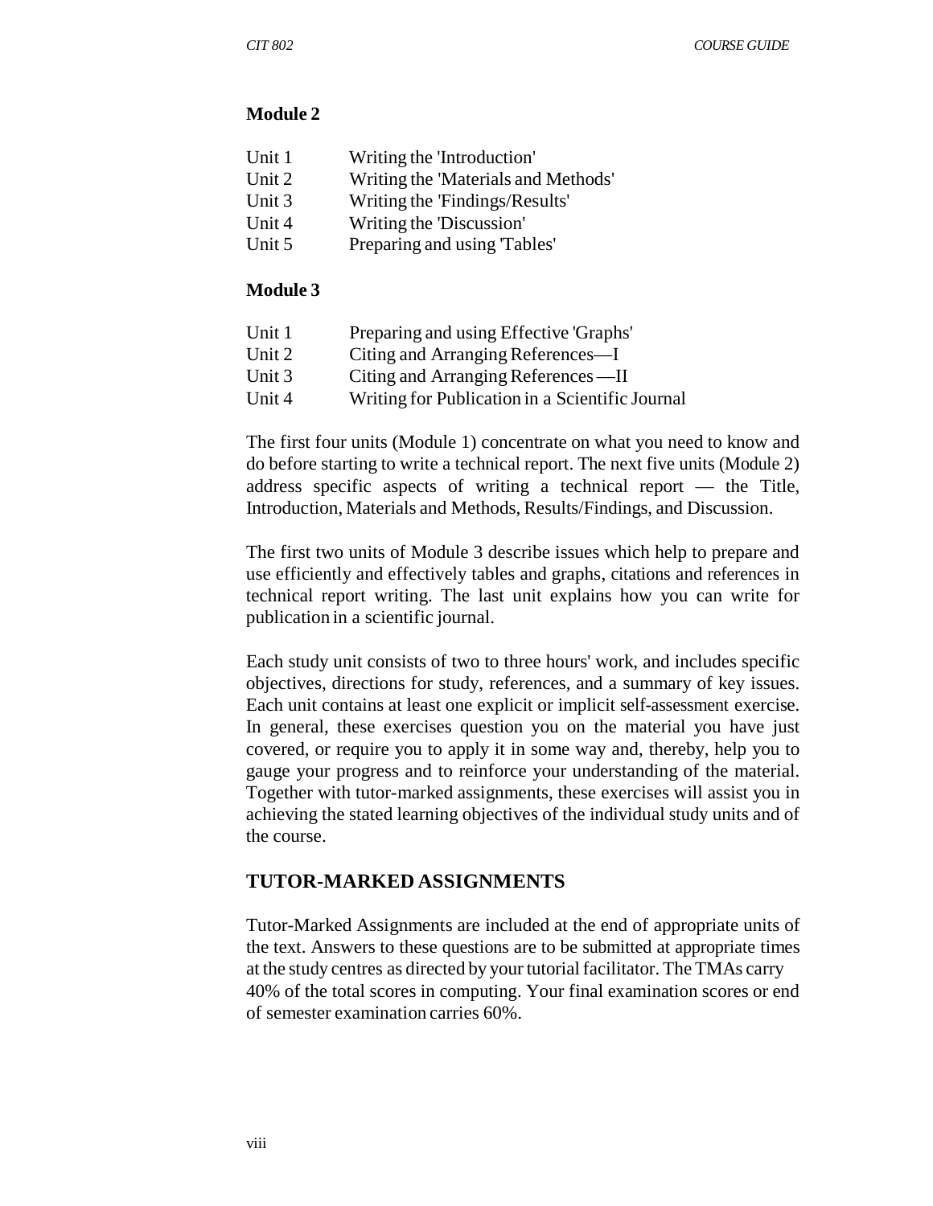**Module 2**

Unit 1 Writing the 'Introduction'
Unit 2 Writing the 'Materials and Methods'
Unit 3 Writing the 'Findings/Results'
Unit 4 Writing the 'Discussion'
Unit 5 Preparing and using 'Tables'

**Module 3**

Unit 1 Preparing and using Effective 'Graphs'
Unit 2 Citing and Arranging References—I
Unit 3 Citing and Arranging References —II
Unit 4 Writing for Publication in a Scientific Journal

The first four units (Module 1) concentrate on what you need to know and do before starting to write a technical report. The next five units (Module 2) address specific aspects of writing a technical report — the Title, Introduction, Materials and Methods, Results/Findings, and Discussion.

The first two units of Module 3 describe issues which help to prepare and use efficiently and effectively tables and graphs, citations and references in technical report writing. The last unit explains how you can write for publication in a scientific journal.

Each study unit consists of two to three hours' work, and includes specific objectives, directions for study, references, and a summary of key issues. Each unit contains at least one explicit or implicit self-assessment exercise. In general, these exercises question you on the material you have just covered, or require you to apply it in some way and, thereby, help you to gauge your progress and to reinforce your understanding of the material. Together with tutor-marked assignments, these exercises will assist you in achieving the stated learning objectives of the individual study units and of the course.

## TUTOR-MARKED ASSIGNMENTS

Tutor-Marked Assignments are included at the end of appropriate units of the text. Answers to these questions are to be submitted at appropriate times at the study centres as directed by your tutorial facilitator. The TMAs carry 40% of the total scores in computing. Your final examination scores or end of semester examination carries 60%.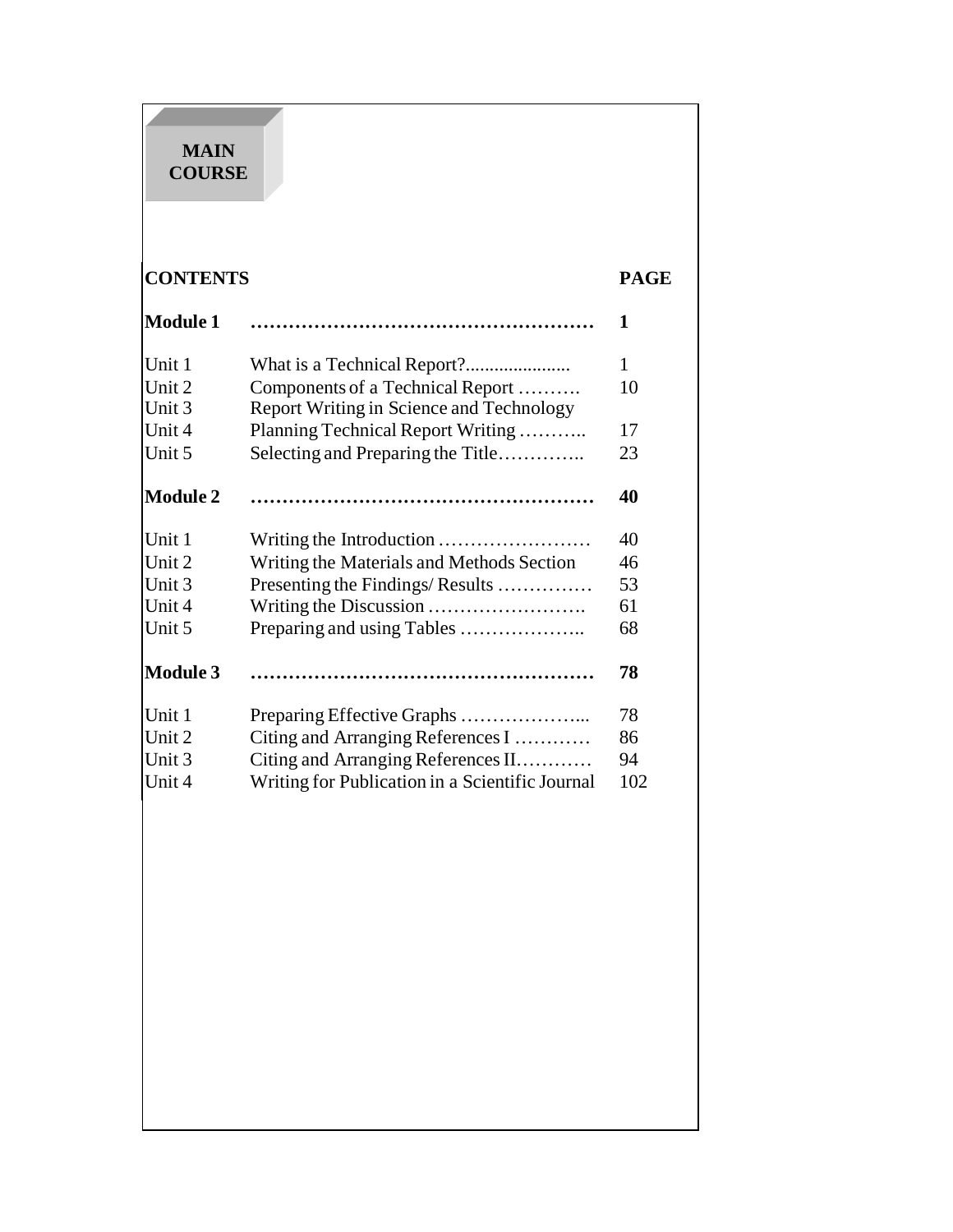**MAIN COURSE**

| **CONTENTS** | | **PAGE** |
|---|---|---|
| **Module 1** | **………………………………………………** | **1** |
| Unit 1 | What is a Technical Report?...................... | 1 |
| Unit 2 | Components of a Technical Report ………. | 10 |
| Unit 3 | Report Writing in Science and Technology | |
| Unit 4 | Planning Technical Report Writing ……….. | 17 |
| Unit 5 | Selecting and Preparing the Title………….. | 23 |
| **Module 2** | **………………………………………………** | **40** |
| Unit 1 | Writing the Introduction …………………… | 40 |
| Unit 2 | Writing the Materials and Methods Section | 46 |
| Unit 3 | Presenting the Findings/ Results …………… | 53 |
| Unit 4 | Writing the Discussion ……………………. | 61 |
| Unit 5 | Preparing and using Tables ……………….. | 68 |
| **Module 3** | **………………………………………………** | **78** |
| Unit 1 | Preparing Effective Graphs ………………... | 78 |
| Unit 2 | Citing and Arranging References I ………… | 86 |
| Unit 3 | Citing and Arranging References II………… | 94 |
| Unit 4 | Writing for Publication in a Scientific Journal | 102 |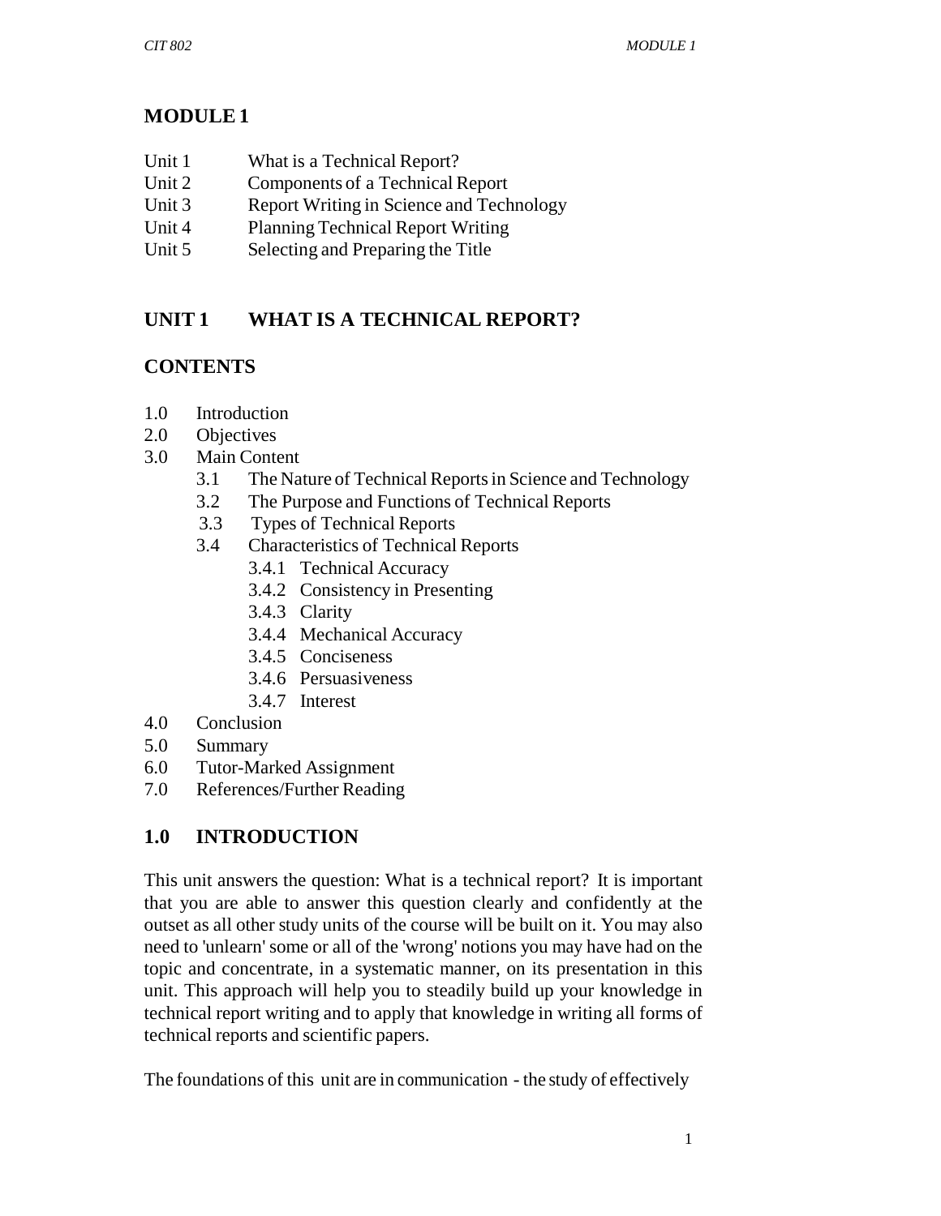## MODULE 1

Unit 1 What is a Technical Report?
Unit 2 Components of a Technical Report
Unit 3 Report Writing in Science and Technology
Unit 4 Planning Technical Report Writing
Unit 5 Selecting and Preparing the Title

## UNIT 1 WHAT IS A TECHNICAL REPORT?

### CONTENTS

1.0 Introduction
2.0 Objectives
3.0 Main Content
- 3.1 The Nature of Technical Reports in Science and Technology
- 3.2 The Purpose and Functions of Technical Reports
- 3.3 Types of Technical Reports
- 3.4 Characteristics of Technical Reports
  - 3.4.1 Technical Accuracy
  - 3.4.2 Consistency in Presenting
  - 3.4.3 Clarity
  - 3.4.4 Mechanical Accuracy
  - 3.4.5 Conciseness
  - 3.4.6 Persuasiveness
  - 3.4.7 Interest

4.0 Conclusion
5.0 Summary
6.0 Tutor-Marked Assignment
7.0 References/Further Reading

### 1.0 INTRODUCTION

This unit answers the question: What is a technical report? It is important that you are able to answer this question clearly and confidently at the outset as all other study units of the course will be built on it. You may also need to 'unlearn' some or all of the 'wrong' notions you may have had on the topic and concentrate, in a systematic manner, on its presentation in this unit. This approach will help you to steadily build up your knowledge in technical report writing and to apply that knowledge in writing all forms of technical reports and scientific papers.

The foundations of this unit are in communication - the study of effectively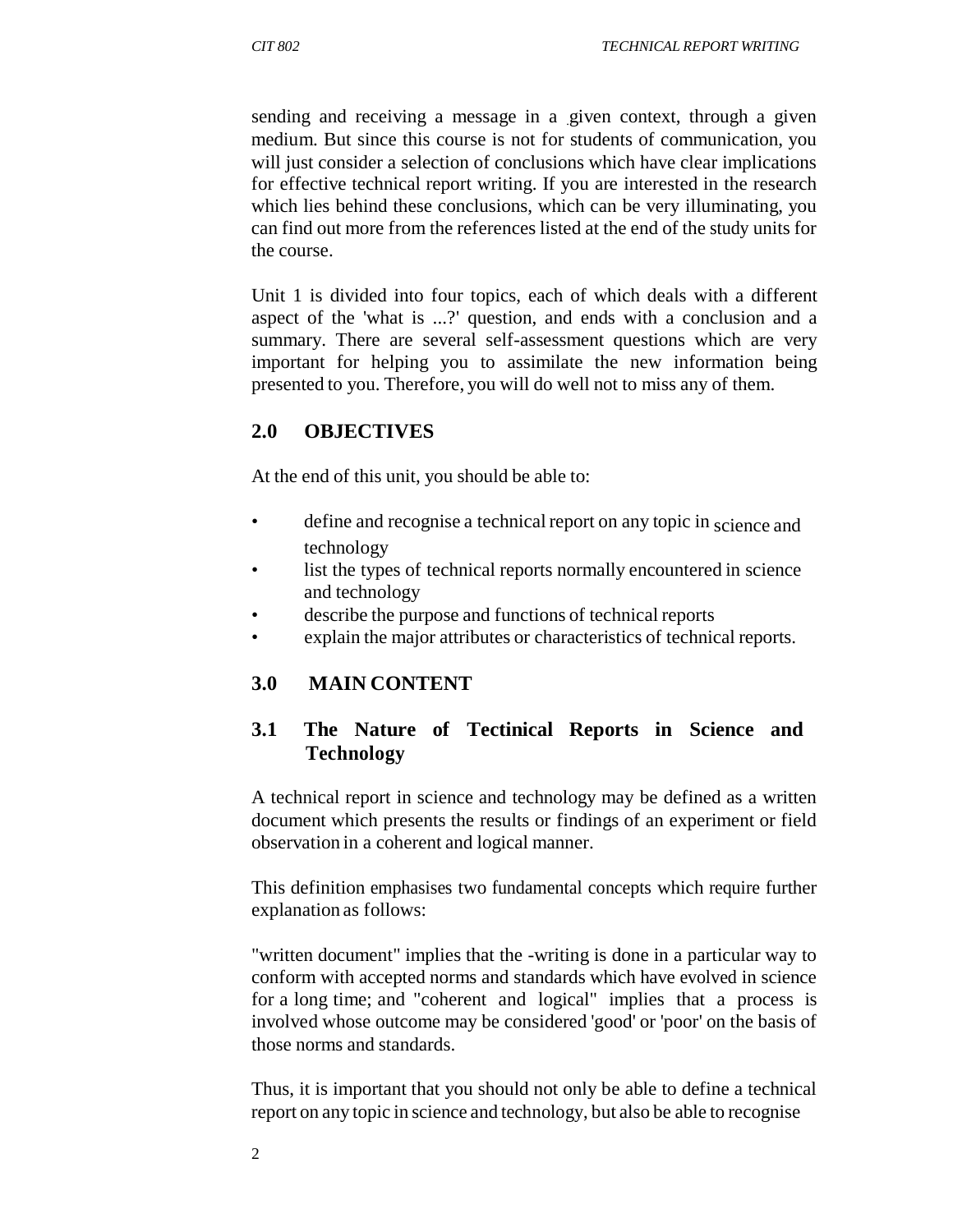sending and receiving a message in a given context, through a given medium. But since this course is not for students of communication, you will just consider a selection of conclusions which have clear implications for effective technical report writing. If you are interested in the research which lies behind these conclusions, which can be very illuminating, you can find out more from the references listed at the end of the study units for the course.

Unit 1 is divided into four topics, each of which deals with a different aspect of the 'what is ...?' question, and ends with a conclusion and a summary. There are several self-assessment questions which are very important for helping you to assimilate the new information being presented to you. Therefore, you will do well not to miss any of them.

## 2.0 OBJECTIVES

At the end of this unit, you should be able to:

- define and recognise a technical report on any topic in science and technology
- list the types of technical reports normally encountered in science and technology
- describe the purpose and functions of technical reports
- explain the major attributes or characteristics of technical reports.

## 3.0 MAIN CONTENT

### 3.1 The Nature of Tectinical Reports in Science and Technology

A technical report in science and technology may be defined as a written document which presents the results or findings of an experiment or field observation in a coherent and logical manner.

This definition emphasises two fundamental concepts which require further explanation as follows:

"written document" implies that the -writing is done in a particular way to conform with accepted norms and standards which have evolved in science for a long time; and "coherent and logical" implies that a process is involved whose outcome may be considered 'good' or 'poor' on the basis of those norms and standards.

Thus, it is important that you should not only be able to define a technical report on any topic in science and technology, but also be able to recognise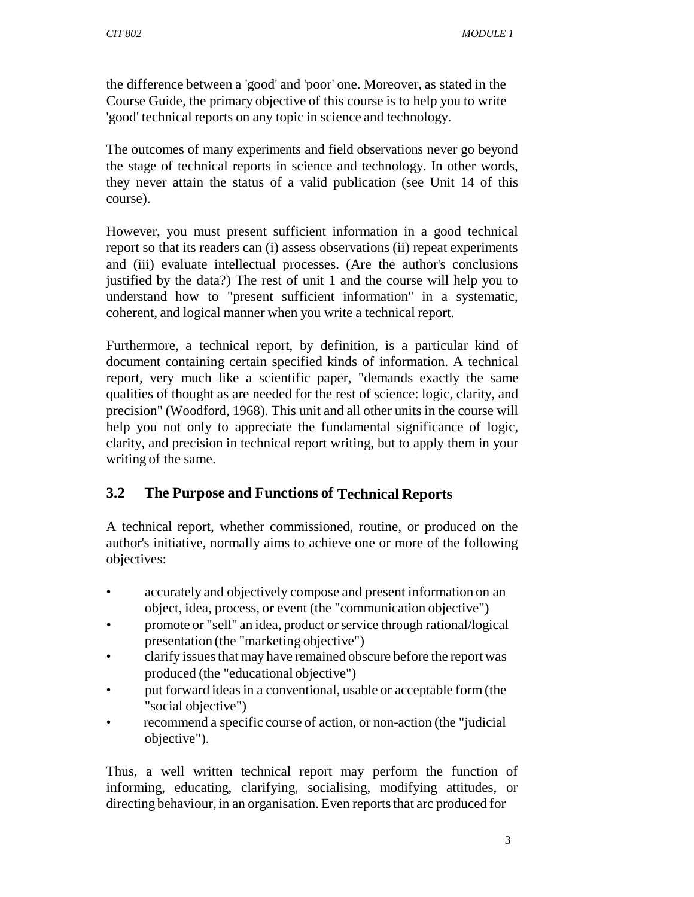the difference between a 'good' and 'poor' one. Moreover, as stated in the Course Guide, the primary objective of this course is to help you to write 'good' technical reports on any topic in science and technology.

The outcomes of many experiments and field observations never go beyond the stage of technical reports in science and technology. In other words, they never attain the status of a valid publication (see Unit 14 of this course).

However, you must present sufficient information in a good technical report so that its readers can (i) assess observations (ii) repeat experiments and (iii) evaluate intellectual processes. (Are the author's conclusions justified by the data?) The rest of unit 1 and the course will help you to understand how to "present sufficient information" in a systematic, coherent, and logical manner when you write a technical report.

Furthermore, a technical report, by definition, is a particular kind of document containing certain specified kinds of information. A technical report, very much like a scientific paper, "demands exactly the same qualities of thought as are needed for the rest of science: logic, clarity, and precision" (Woodford, 1968). This unit and all other units in the course will help you not only to appreciate the fundamental significance of logic, clarity, and precision in technical report writing, but to apply them in your writing of the same.

## 3.2 The Purpose and Functions of Technical Reports

A technical report, whether commissioned, routine, or produced on the author's initiative, normally aims to achieve one or more of the following objectives:

- accurately and objectively compose and present information on an object, idea, process, or event (the "communication objective")
- promote or "sell" an idea, product or service through rational/logical presentation (the "marketing objective")
- clarify issues that may have remained obscure before the report was produced (the "educational objective")
- put forward ideas in a conventional, usable or acceptable form (the "social objective")
- recommend a specific course of action, or non-action (the "judicial objective").

Thus, a well written technical report may perform the function of informing, educating, clarifying, socialising, modifying attitudes, or directing behaviour, in an organisation. Even reports that arc produced for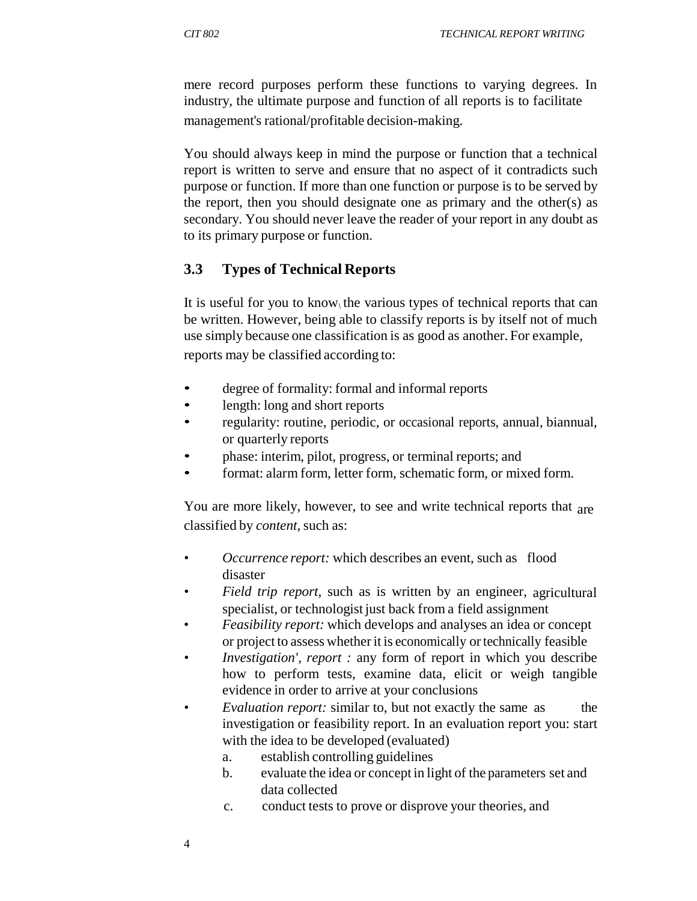mere record purposes perform these functions to varying degrees. In industry, the ultimate purpose and function of all reports is to facilitate management's rational/profitable decision-making.

You should always keep in mind the purpose or function that a technical report is written to serve and ensure that no aspect of it contradicts such purpose or function. If more than one function or purpose is to be served by the report, then you should designate one as primary and the other(s) as secondary. You should never leave the reader of your report in any doubt as to its primary purpose or function.

### 3.3 Types of Technical Reports

It is useful for you to know the various types of technical reports that can be written. However, being able to classify reports is by itself not of much use simply because one classification is as good as another. For example, reports may be classified according to:

- degree of formality: formal and informal reports
- length: long and short reports
- regularity: routine, periodic, or occasional reports, annual, biannual, or quarterly reports
- phase: interim, pilot, progress, or terminal reports; and
- format: alarm form, letter form, schematic form, or mixed form.

You are more likely, however, to see and write technical reports that are classified by *content,* such as:

- *Occurrence report:* which describes an event, such as flood disaster
- *Field trip report,* such as is written by an engineer, agricultural specialist, or technologist just back from a field assignment
- *Feasibility report:* which develops and analyses an idea or concept or project to assess whether it is economically or technically feasible
- *Investigation', report :* any form of report in which you describe how to perform tests, examine data, elicit or weigh tangible evidence in order to arrive at your conclusions
- *Evaluation report:* similar to, but not exactly the same as the investigation or feasibility report. In an evaluation report you: start with the idea to be developed (evaluated)
    a. establish controlling guidelines
    b. evaluate the idea or concept in light of the parameters set and data collected
    c. conduct tests to prove or disprove your theories, and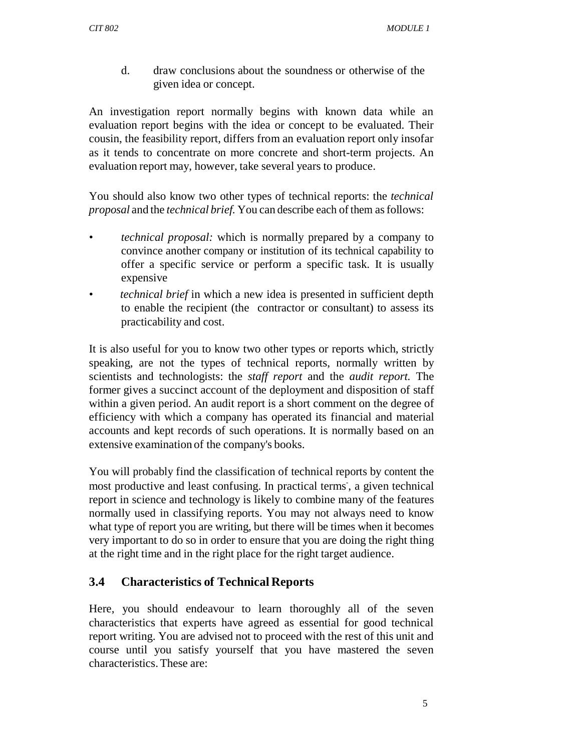d. draw conclusions about the soundness or otherwise of the given idea or concept.

An investigation report normally begins with known data while an evaluation report begins with the idea or concept to be evaluated. Their cousin, the feasibility report, differs from an evaluation report only insofar as it tends to concentrate on more concrete and short-term projects. An evaluation report may, however, take several years to produce.

You should also know two other types of technical reports: the *technical proposal* and the *technical brief.* You can describe each of them as follows:

- *technical proposal:* which is normally prepared by a company to convince another company or institution of its technical capability to offer a specific service or perform a specific task. It is usually expensive
- *technical brief* in which a new idea is presented in sufficient depth to enable the recipient (the contractor or consultant) to assess its practicability and cost.

It is also useful for you to know two other types or reports which, strictly speaking, are not the types of technical reports, normally written by scientists and technologists: the *staff report* and the *audit report.* The former gives a succinct account of the deployment and disposition of staff within a given period. An audit report is a short comment on the degree of efficiency with which a company has operated its financial and material accounts and kept records of such operations. It is normally based on an extensive examination of the company's books.

You will probably find the classification of technical reports by content the most productive and least confusing. In practical terms, a given technical report in science and technology is likely to combine many of the features normally used in classifying reports. You may not always need to know what type of report you are writing, but there will be times when it becomes very important to do so in order to ensure that you are doing the right thing at the right time and in the right place for the right target audience.

## 3.4 Characteristics of Technical Reports

Here, you should endeavour to learn thoroughly all of the seven characteristics that experts have agreed as essential for good technical report writing. You are advised not to proceed with the rest of this unit and course until you satisfy yourself that you have mastered the seven characteristics. These are: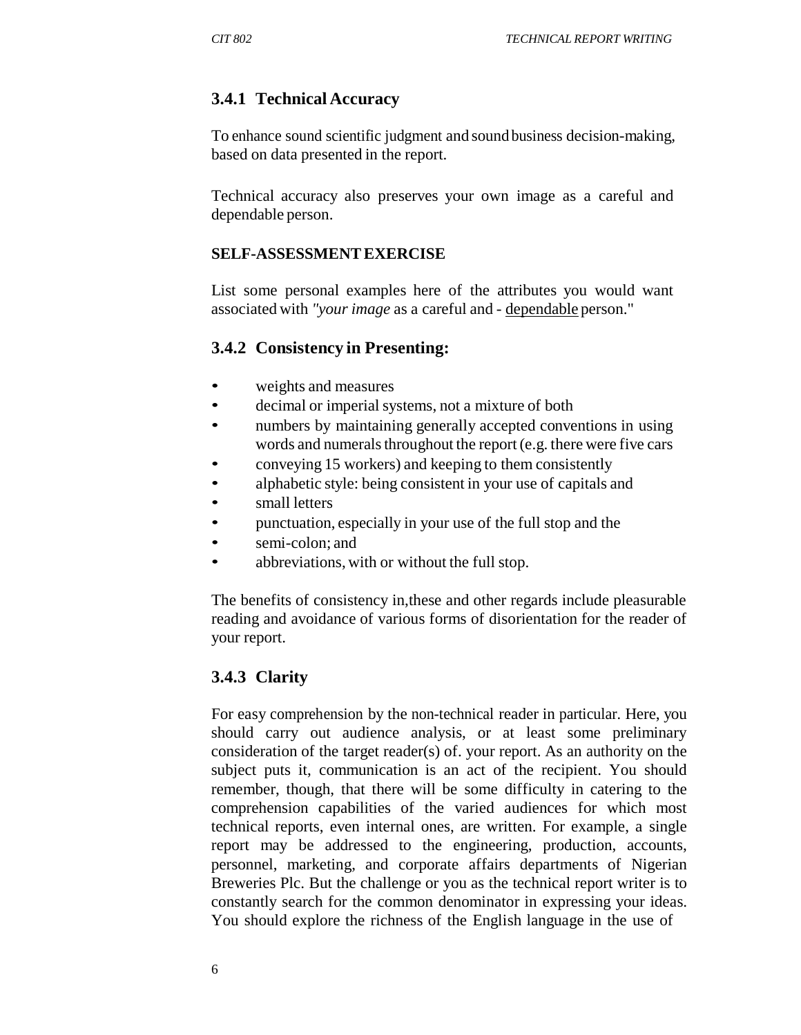### 3.4.1 Technical Accuracy

To enhance sound scientific judgment and sound business decision-making, based on data presented in the report.

Technical accuracy also preserves your own image as a careful and dependable person.

**SELF-ASSESSMENT EXERCISE**

List some personal examples here of the attributes you would want associated with *"your image* as a careful and - <u>dependable</u> person."

### 3.4.2 Consistency in Presenting:

- weights and measures
- decimal or imperial systems, not a mixture of both
- numbers by maintaining generally accepted conventions in using words and numerals throughout the report (e.g. there were five cars
- conveying 15 workers) and keeping to them consistently
- alphabetic style: being consistent in your use of capitals and
- small letters
- punctuation, especially in your use of the full stop and the
- semi-colon; and
- abbreviations, with or without the full stop.

The benefits of consistency in,these and other regards include pleasurable reading and avoidance of various forms of disorientation for the reader of your report.

### 3.4.3 Clarity

For easy comprehension by the non-technical reader in particular. Here, you should carry out audience analysis, or at least some preliminary consideration of the target reader(s) of. your report. As an authority on the subject puts it, communication is an act of the recipient. You should remember, though, that there will be some difficulty in catering to the comprehension capabilities of the varied audiences for which most technical reports, even internal ones, are written. For example, a single report may be addressed to the engineering, production, accounts, personnel, marketing, and corporate affairs departments of Nigerian Breweries Plc. But the challenge or you as the technical report writer is to constantly search for the common denominator in expressing your ideas. You should explore the richness of the English language in the use of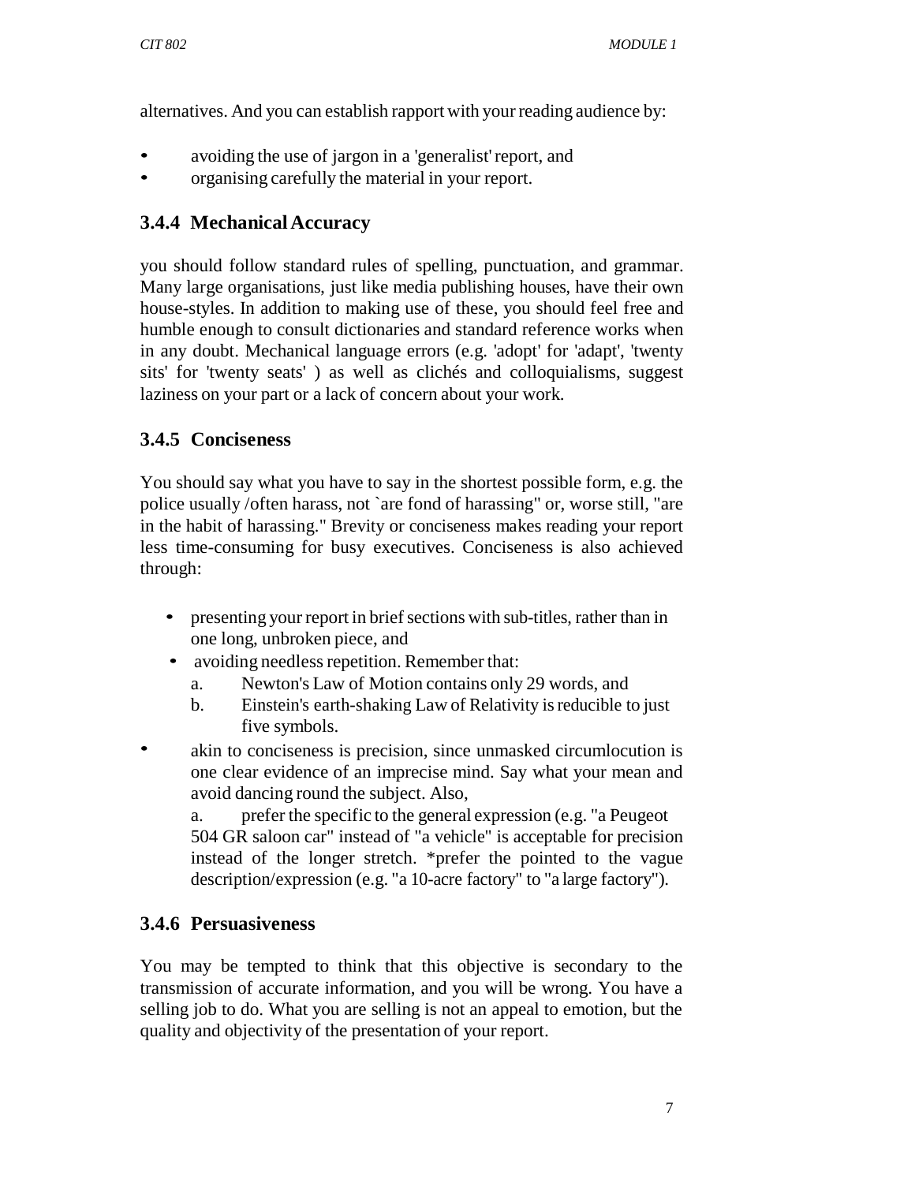alternatives. And you can establish rapport with your reading audience by:

- avoiding the use of jargon in a 'generalist' report, and
- organising carefully the material in your report.

### 3.4.4 Mechanical Accuracy

you should follow standard rules of spelling, punctuation, and grammar. Many large organisations, just like media publishing houses, have their own house-styles. In addition to making use of these, you should feel free and humble enough to consult dictionaries and standard reference works when in any doubt. Mechanical language errors (e.g. 'adopt' for 'adapt', 'twenty sits' for 'twenty seats' ) as well as clichés and colloquialisms, suggest laziness on your part or a lack of concern about your work.

### 3.4.5 Conciseness

You should say what you have to say in the shortest possible form, e.g. the police usually /often harass, not `are fond of harassing" or, worse still, "are in the habit of harassing." Brevity or conciseness makes reading your report less time-consuming for busy executives. Conciseness is also achieved through:

- presenting your report in brief sections with sub-titles, rather than in one long, unbroken piece, and
- avoiding needless repetition. Remember that:
  a. Newton's Law of Motion contains only 29 words, and
  b. Einstein's earth-shaking Law of Relativity is reducible to just five symbols.
- akin to conciseness is precision, since unmasked circumlocution is one clear evidence of an imprecise mind. Say what your mean and avoid dancing round the subject. Also,

  a. prefer the specific to the general expression (e.g. "a Peugeot 504 GR saloon car" instead of "a vehicle" is acceptable for precision instead of the longer stretch. *prefer the pointed to the vague description/expression (e.g. "a 10-acre factory" to "a large factory").

### 3.4.6 Persuasiveness

You may be tempted to think that this objective is secondary to the transmission of accurate information, and you will be wrong. You have a selling job to do. What you are selling is not an appeal to emotion, but the quality and objectivity of the presentation of your report.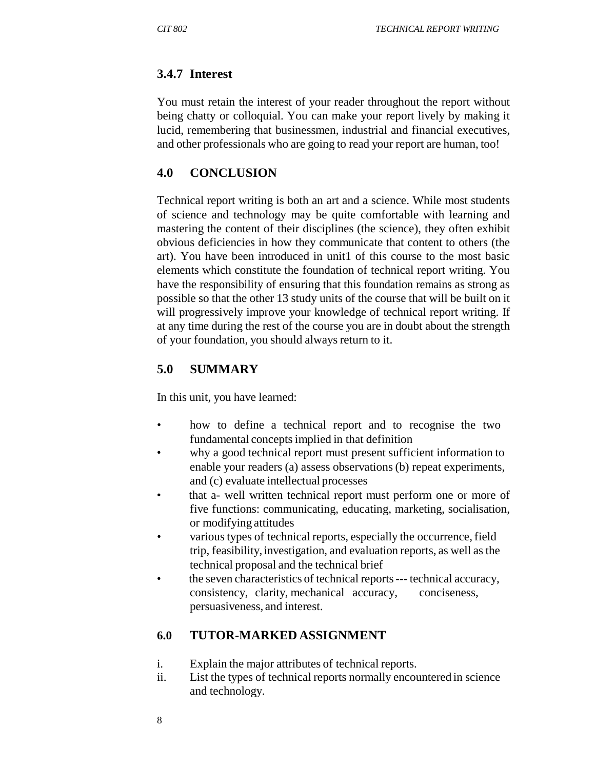### 3.4.7 Interest

You must retain the interest of your reader throughout the report without being chatty or colloquial. You can make your report lively by making it lucid, remembering that businessmen, industrial and financial executives, and other professionals who are going to read your report are human, too!

## 4.0 CONCLUSION

Technical report writing is both an art and a science. While most students of science and technology may be quite comfortable with learning and mastering the content of their disciplines (the science), they often exhibit obvious deficiencies in how they communicate that content to others (the art). You have been introduced in unit1 of this course to the most basic elements which constitute the foundation of technical report writing. You have the responsibility of ensuring that this foundation remains as strong as possible so that the other 13 study units of the course that will be built on it will progressively improve your knowledge of technical report writing. If at any time during the rest of the course you are in doubt about the strength of your foundation, you should always return to it.

## 5.0 SUMMARY

In this unit, you have learned:

- how to define a technical report and to recognise the two fundamental concepts implied in that definition
- why a good technical report must present sufficient information to enable your readers (a) assess observations (b) repeat experiments, and (c) evaluate intellectual processes
- that a- well written technical report must perform one or more of five functions: communicating, educating, marketing, socialisation, or modifying attitudes
- various types of technical reports, especially the occurrence, field trip, feasibility, investigation, and evaluation reports, as well as the technical proposal and the technical brief
- the seven characteristics of technical reports --- technical accuracy, consistency, clarity, mechanical accuracy, conciseness, persuasiveness, and interest.

## 6.0 TUTOR-MARKED ASSIGNMENT

i. Explain the major attributes of technical reports.
ii. List the types of technical reports normally encountered in science and technology.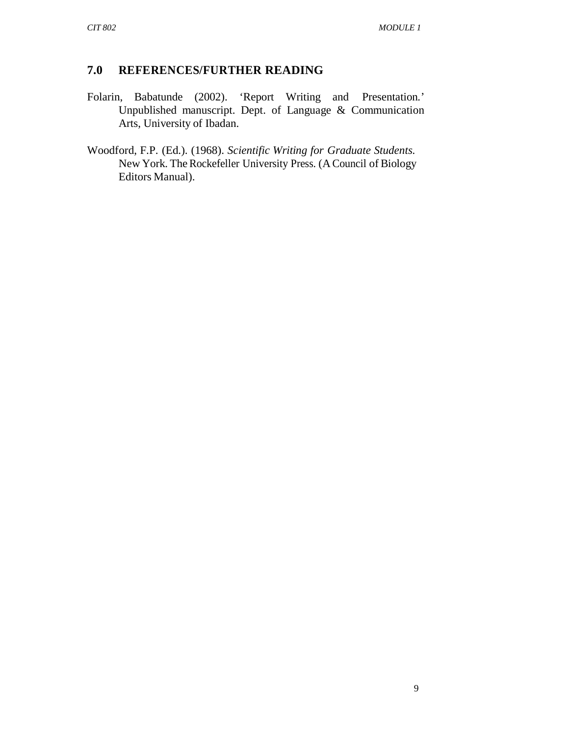## 7.0 REFERENCES/FURTHER READING

Folarin, Babatunde (2002). 'Report Writing and Presentation.' Unpublished manuscript. Dept. of Language & Communication Arts, University of Ibadan.

Woodford, F.P. (Ed.). (1968). *Scientific Writing for Graduate Students.* New York. The Rockefeller University Press. (A Council of Biology Editors Manual).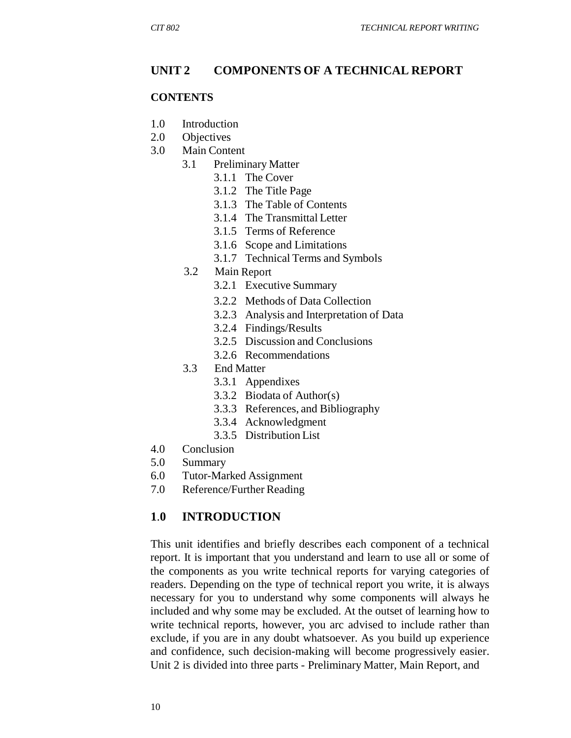## UNIT 2 COMPONENTS OF A TECHNICAL REPORT

### CONTENTS

1.0 Introduction
2.0 Objectives
3.0 Main Content
 3.1 Preliminary Matter
  3.1.1 The Cover
  3.1.2 The Title Page
  3.1.3 The Table of Contents
  3.1.4 The Transmittal Letter
  3.1.5 Terms of Reference
  3.1.6 Scope and Limitations
  3.1.7 Technical Terms and Symbols
 3.2 Main Report
  3.2.1 Executive Summary
  3.2.2 Methods of Data Collection
  3.2.3 Analysis and Interpretation of Data
  3.2.4 Findings/Results
  3.2.5 Discussion and Conclusions
  3.2.6 Recommendations
 3.3 End Matter
  3.3.1 Appendixes
  3.3.2 Biodata of Author(s)
  3.3.3 References, and Bibliography
  3.3.4 Acknowledgment
  3.3.5 Distribution List
4.0 Conclusion
5.0 Summary
6.0 Tutor-Marked Assignment
7.0 Reference/Further Reading

### 1.0 INTRODUCTION

This unit identifies and briefly describes each component of a technical report. It is important that you understand and learn to use all or some of the components as you write technical reports for varying categories of readers. Depending on the type of technical report you write, it is always necessary for you to understand why some components will always he included and why some may be excluded. At the outset of learning how to write technical reports, however, you arc advised to include rather than exclude, if you are in any doubt whatsoever. As you build up experience and confidence, such decision-making will become progressively easier. Unit 2 is divided into three parts - Preliminary Matter, Main Report, and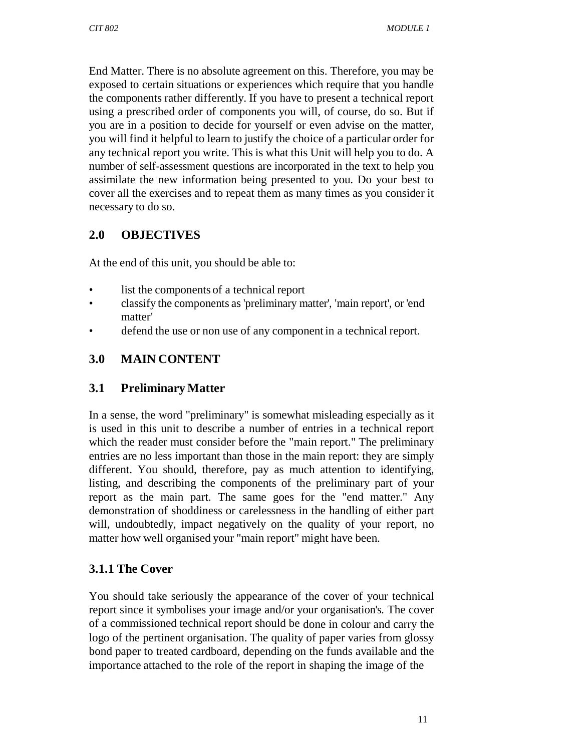End Matter. There is no absolute agreement on this. Therefore, you may be exposed to certain situations or experiences which require that you handle the components rather differently. If you have to present a technical report using a prescribed order of components you will, of course, do so. But if you are in a position to decide for yourself or even advise on the matter, you will find it helpful to learn to justify the choice of a particular order for any technical report you write. This is what this Unit will help you to do. A number of self-assessment questions are incorporated in the text to help you assimilate the new information being presented to you. Do your best to cover all the exercises and to repeat them as many times as you consider it necessary to do so.

## 2.0 OBJECTIVES

At the end of this unit, you should be able to:

- list the components of a technical report
- classify the components as 'preliminary matter', 'main report', or 'end matter'
- defend the use or non use of any component in a technical report.

## 3.0 MAIN CONTENT

### 3.1 Preliminary Matter

In a sense, the word "preliminary" is somewhat misleading especially as it is used in this unit to describe a number of entries in a technical report which the reader must consider before the "main report." The preliminary entries are no less important than those in the main report: they are simply different. You should, therefore, pay as much attention to identifying, listing, and describing the components of the preliminary part of your report as the main part. The same goes for the "end matter." Any demonstration of shoddiness or carelessness in the handling of either part will, undoubtedly, impact negatively on the quality of your report, no matter how well organised your "main report" might have been.

#### 3.1.1 The Cover

You should take seriously the appearance of the cover of your technical report since it symbolises your image and/or your organisation's. The cover of a commissioned technical report should be done in colour and carry the logo of the pertinent organisation. The quality of paper varies from glossy bond paper to treated cardboard, depending on the funds available and the importance attached to the role of the report in shaping the image of the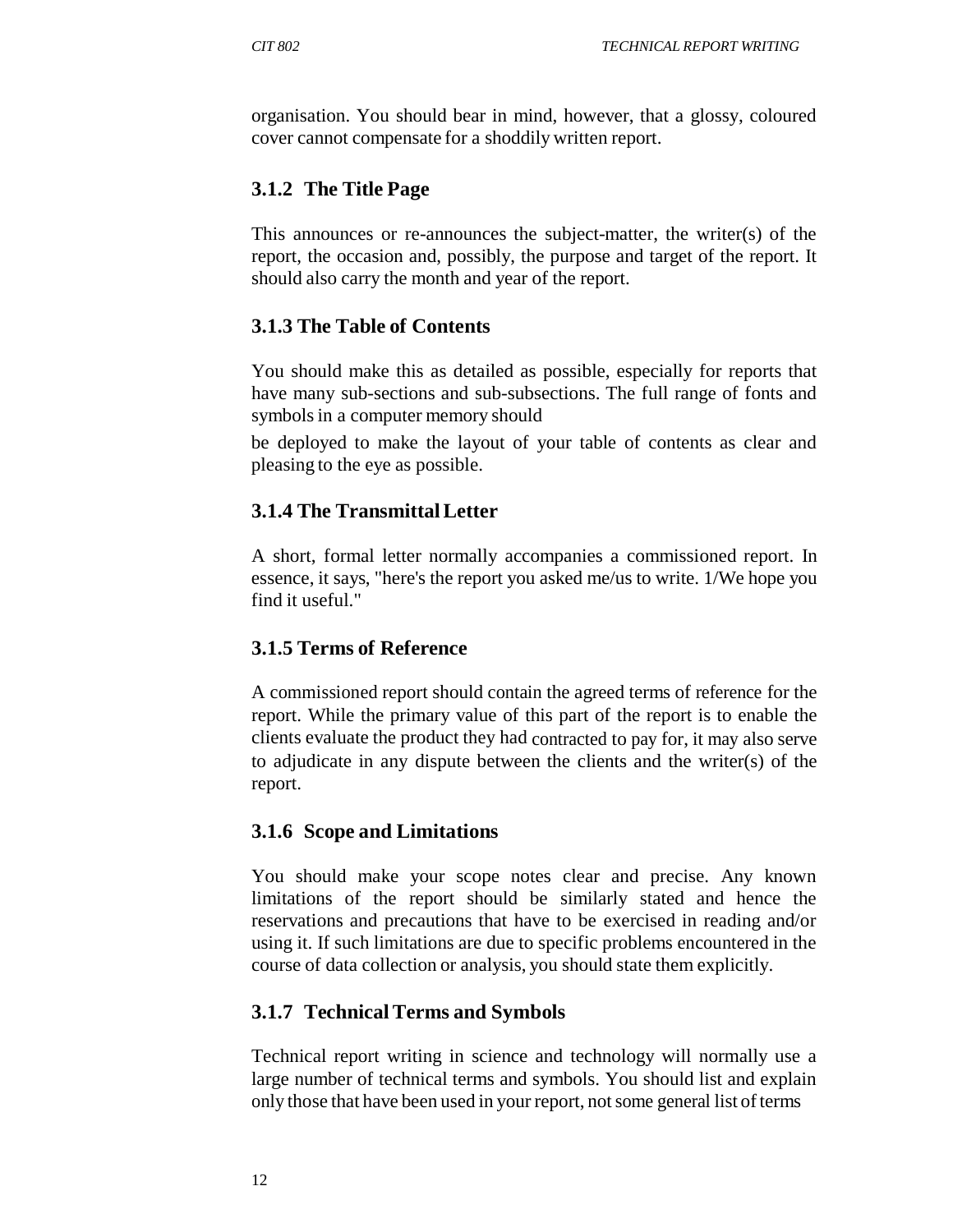organisation. You should bear in mind, however, that a glossy, coloured cover cannot compensate for a shoddily written report.

### 3.1.2 The Title Page

This announces or re-announces the subject-matter, the writer(s) of the report, the occasion and, possibly, the purpose and target of the report. It should also carry the month and year of the report.

### 3.1.3 The Table of Contents

You should make this as detailed as possible, especially for reports that have many sub-sections and sub-subsections. The full range of fonts and symbols in a computer memory should be deployed to make the layout of your table of contents as clear and pleasing to the eye as possible.

### 3.1.4 The Transmittal Letter

A short, formal letter normally accompanies a commissioned report. In essence, it says, "here's the report you asked me/us to write. 1/We hope you find it useful."

### 3.1.5 Terms of Reference

A commissioned report should contain the agreed terms of reference for the report. While the primary value of this part of the report is to enable the clients evaluate the product they had contracted to pay for, it may also serve to adjudicate in any dispute between the clients and the writer(s) of the report.

### 3.1.6 Scope and Limitations

You should make your scope notes clear and precise. Any known limitations of the report should be similarly stated and hence the reservations and precautions that have to be exercised in reading and/or using it. If such limitations are due to specific problems encountered in the course of data collection or analysis, you should state them explicitly.

### 3.1.7 Technical Terms and Symbols

Technical report writing in science and technology will normally use a large number of technical terms and symbols. You should list and explain only those that have been used in your report, not some general list of terms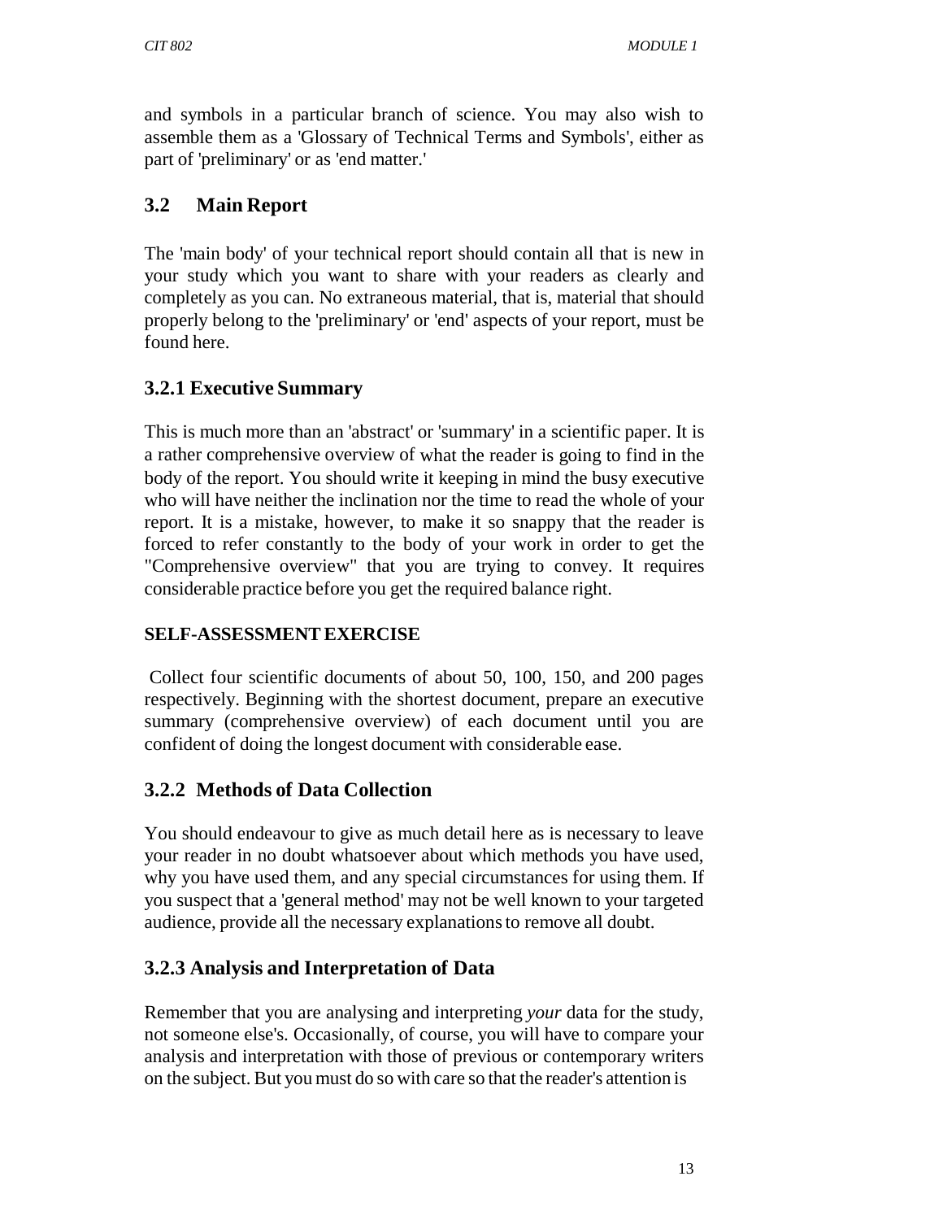and symbols in a particular branch of science. You may also wish to assemble them as a 'Glossary of Technical Terms and Symbols', either as part of 'preliminary' or as 'end matter.'

## 3.2 Main Report

The 'main body' of your technical report should contain all that is new in your study which you want to share with your readers as clearly and completely as you can. No extraneous material, that is, material that should properly belong to the 'preliminary' or 'end' aspects of your report, must be found here.

### 3.2.1 Executive Summary

This is much more than an 'abstract' or 'summary' in a scientific paper. It is a rather comprehensive overview of what the reader is going to find in the body of the report. You should write it keeping in mind the busy executive who will have neither the inclination nor the time to read the whole of your report. It is a mistake, however, to make it so snappy that the reader is forced to refer constantly to the body of your work in order to get the "Comprehensive overview" that you are trying to convey. It requires considerable practice before you get the required balance right.

**SELF-ASSESSMENT EXERCISE**

Collect four scientific documents of about 50, 100, 150, and 200 pages respectively. Beginning with the shortest document, prepare an executive summary (comprehensive overview) of each document until you are confident of doing the longest document with considerable ease.

### 3.2.2 Methods of Data Collection

You should endeavour to give as much detail here as is necessary to leave your reader in no doubt whatsoever about which methods you have used, why you have used them, and any special circumstances for using them. If you suspect that a 'general method' may not be well known to your targeted audience, provide all the necessary explanations to remove all doubt.

### 3.2.3 Analysis and Interpretation of Data

Remember that you are analysing and interpreting *your* data for the study, not someone else's. Occasionally, of course, you will have to compare your analysis and interpretation with those of previous or contemporary writers on the subject. But you must do so with care so that the reader's attention is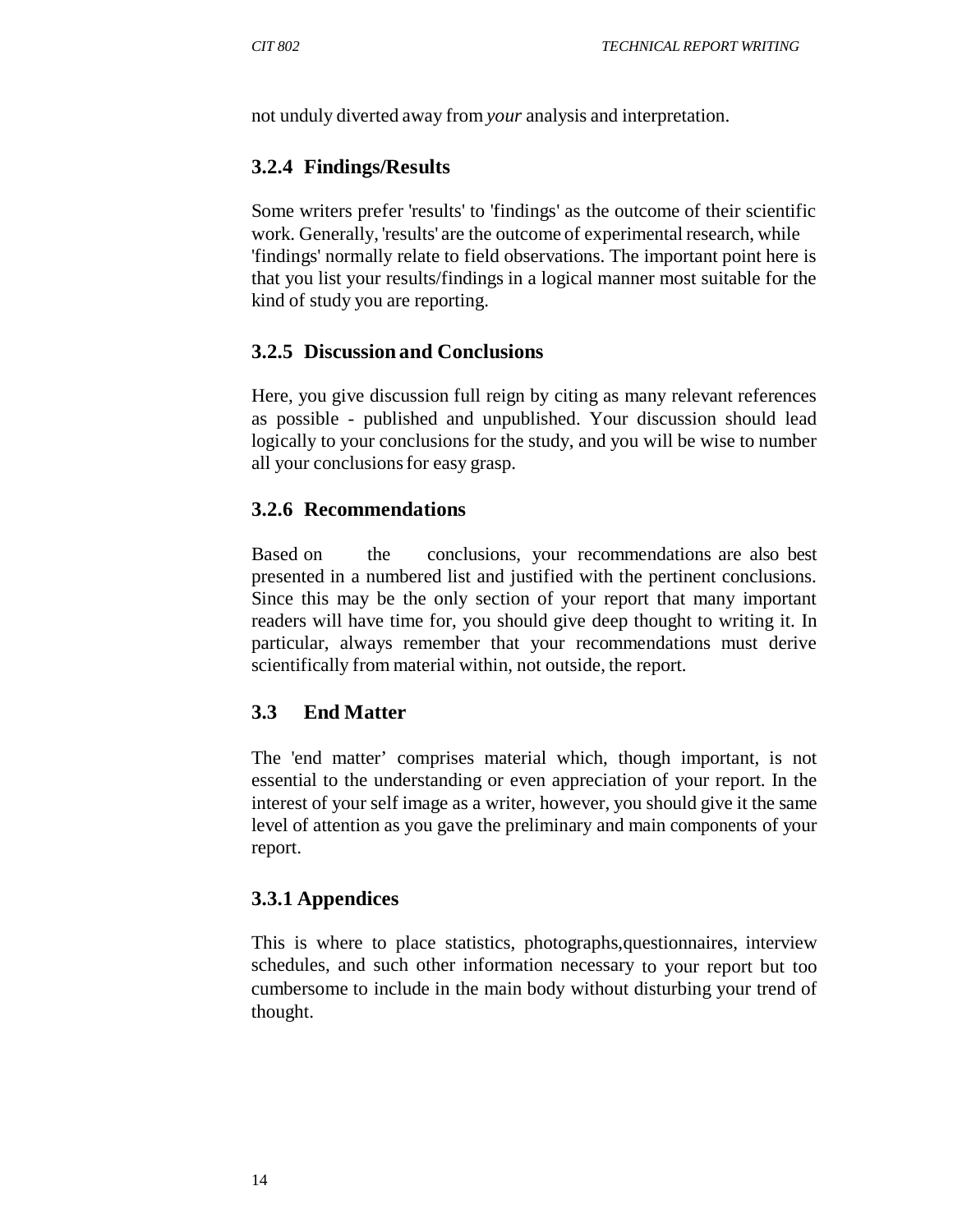not unduly diverted away from *your* analysis and interpretation.

### 3.2.4 Findings/Results

Some writers prefer 'results' to 'findings' as the outcome of their scientific work. Generally, 'results' are the outcome of experimental research, while 'findings' normally relate to field observations. The important point here is that you list your results/findings in a logical manner most suitable for the kind of study you are reporting.

### 3.2.5 Discussion and Conclusions

Here, you give discussion full reign by citing as many relevant references as possible - published and unpublished. Your discussion should lead logically to your conclusions for the study, and you will be wise to number all your conclusions for easy grasp.

### 3.2.6 Recommendations

Based on the conclusions, your recommendations are also best presented in a numbered list and justified with the pertinent conclusions. Since this may be the only section of your report that many important readers will have time for, you should give deep thought to writing it. In particular, always remember that your recommendations must derive scientifically from material within, not outside, the report.

## 3.3 End Matter

The 'end matter' comprises material which, though important, is not essential to the understanding or even appreciation of your report. In the interest of your self image as a writer, however, you should give it the same level of attention as you gave the preliminary and main components of your report.

### 3.3.1 Appendices

This is where to place statistics, photographs,questionnaires, interview schedules, and such other information necessary to your report but too cumbersome to include in the main body without disturbing your trend of thought.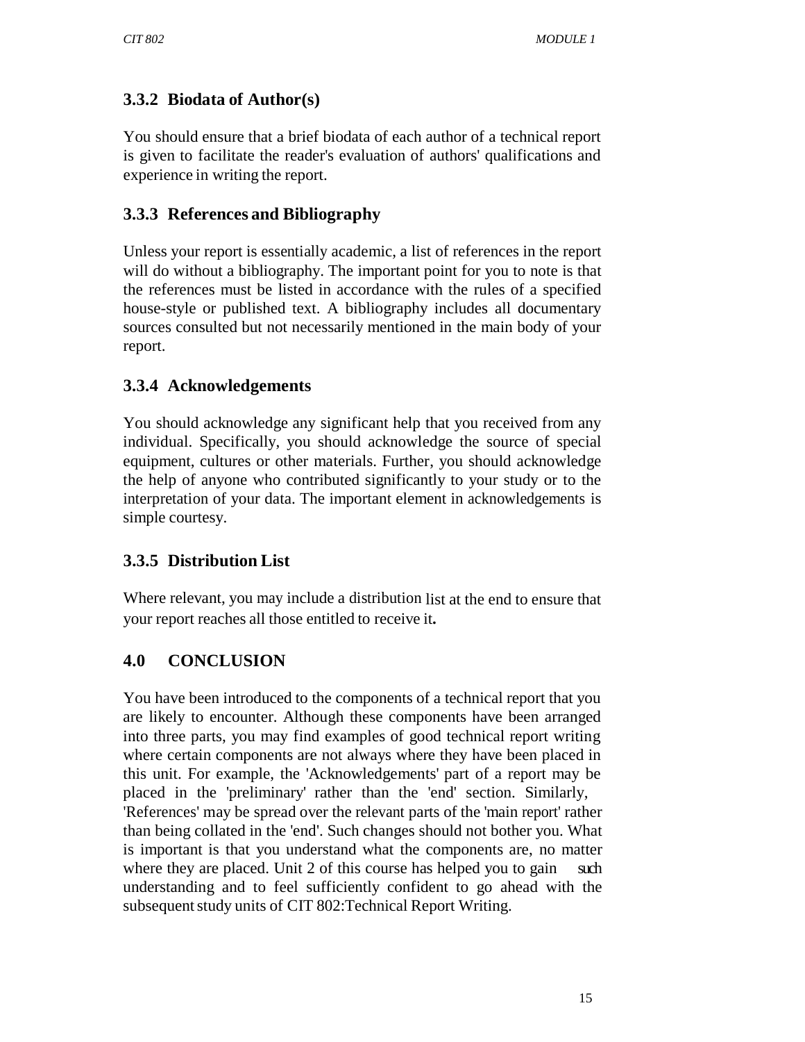### 3.3.2 Biodata of Author(s)

You should ensure that a brief biodata of each author of a technical report is given to facilitate the reader's evaluation of authors' qualifications and experience in writing the report.

### 3.3.3 References and Bibliography

Unless your report is essentially academic, a list of references in the report will do without a bibliography. The important point for you to note is that the references must be listed in accordance with the rules of a specified house-style or published text. A bibliography includes all documentary sources consulted but not necessarily mentioned in the main body of your report.

### 3.3.4 Acknowledgements

You should acknowledge any significant help that you received from any individual. Specifically, you should acknowledge the source of special equipment, cultures or other materials. Further, you should acknowledge the help of anyone who contributed significantly to your study or to the interpretation of your data. The important element in acknowledgements is simple courtesy.

### 3.3.5 Distribution List

Where relevant, you may include a distribution list at the end to ensure that your report reaches all those entitled to receive it**.**

## 4.0 CONCLUSION

You have been introduced to the components of a technical report that you are likely to encounter. Although these components have been arranged into three parts, you may find examples of good technical report writing where certain components are not always where they have been placed in this unit. For example, the 'Acknowledgements' part of a report may be placed in the 'preliminary' rather than the 'end' section. Similarly, 'References' may be spread over the relevant parts of the 'main report' rather than being collated in the 'end'. Such changes should not bother you. What is important is that you understand what the components are, no matter where they are placed. Unit 2 of this course has helped you to gain such understanding and to feel sufficiently confident to go ahead with the subsequent study units of CIT 802:Technical Report Writing.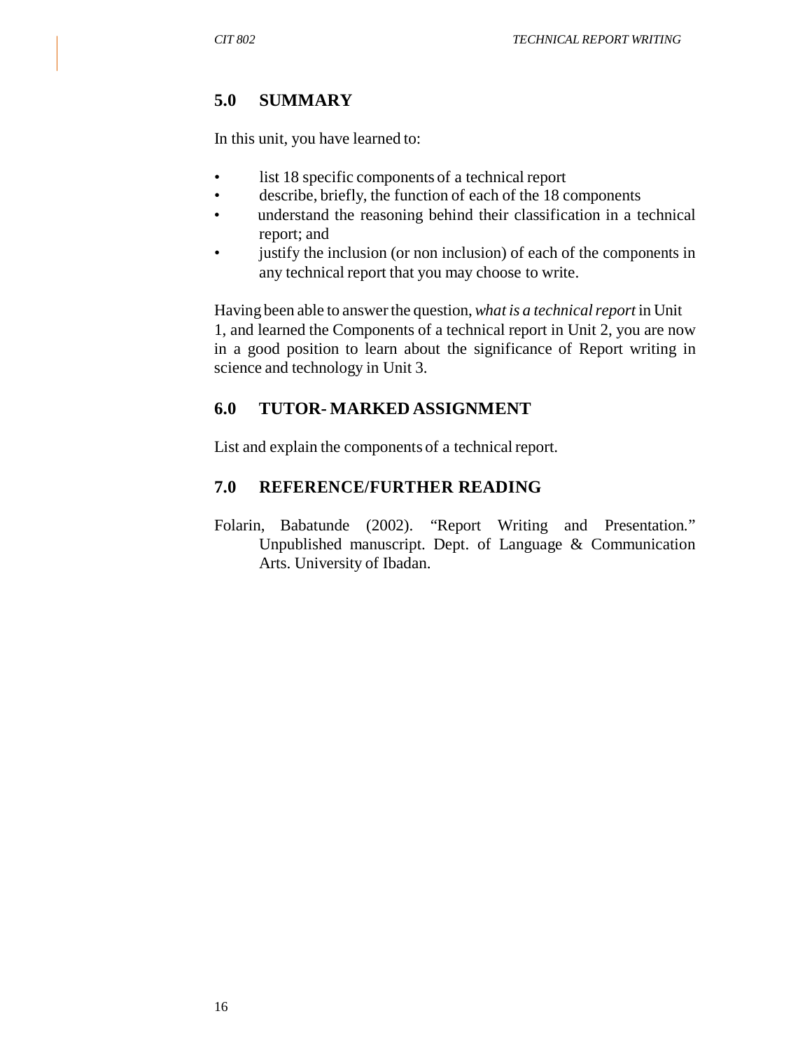## 5.0 SUMMARY

In this unit, you have learned to:

- list 18 specific components of a technical report
- describe, briefly, the function of each of the 18 components
- understand the reasoning behind their classification in a technical report; and
- justify the inclusion (or non inclusion) of each of the components in any technical report that you may choose to write.

Having been able to answer the question, *what is a technical report* in Unit 1, and learned the Components of a technical report in Unit 2, you are now in a good position to learn about the significance of Report writing in science and technology in Unit 3.

## 6.0 TUTOR- MARKED ASSIGNMENT

List and explain the components of a technical report.

## 7.0 REFERENCE/FURTHER READING

Folarin, Babatunde (2002). "Report Writing and Presentation." Unpublished manuscript. Dept. of Language & Communication Arts. University of Ibadan.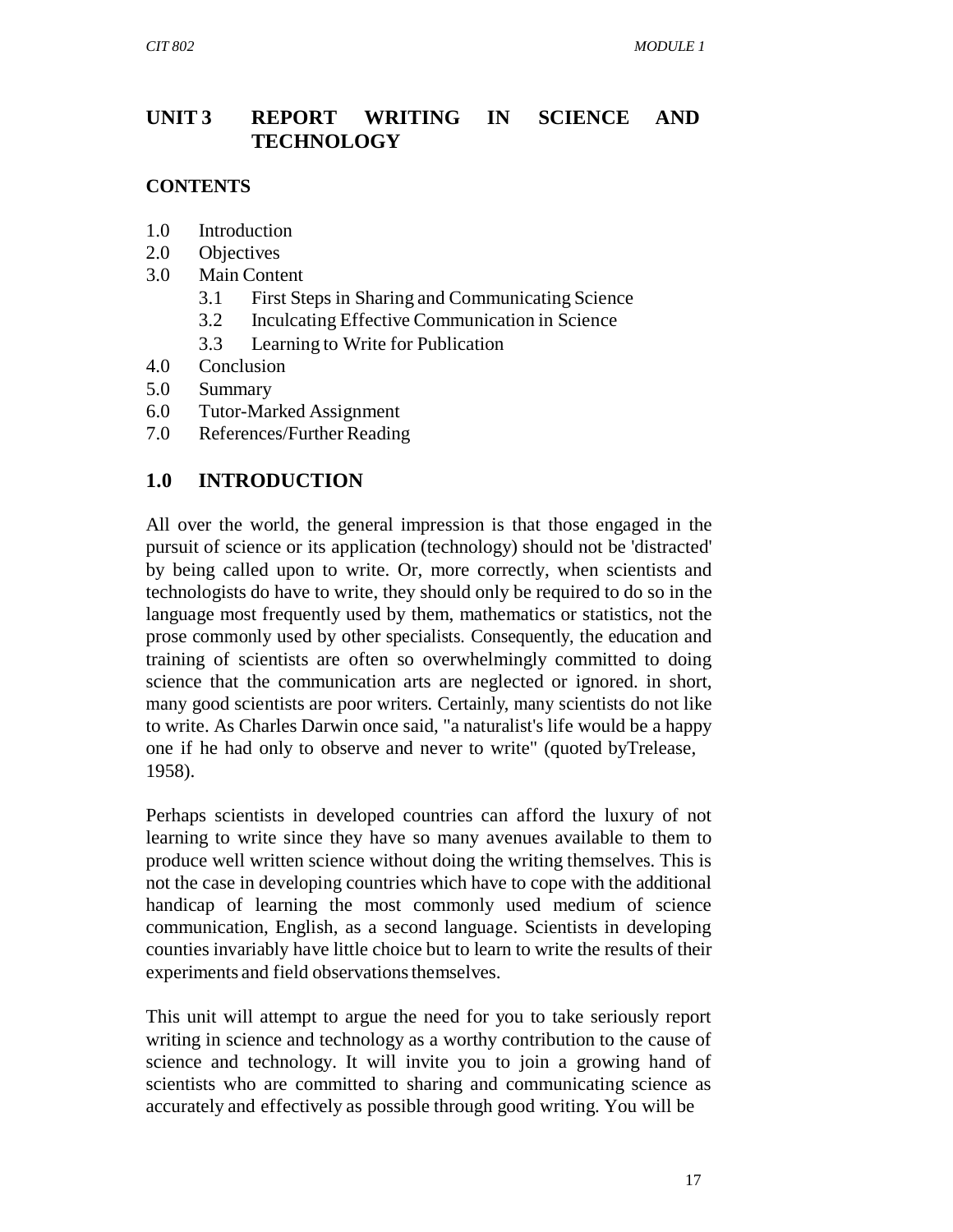# UNIT 3 REPORT WRITING IN SCIENCE AND TECHNOLOGY

## CONTENTS

1.0 Introduction
2.0 Objectives
3.0 Main Content
  3.1 First Steps in Sharing and Communicating Science
  3.2 Inculcating Effective Communication in Science
  3.3 Learning to Write for Publication
4.0 Conclusion
5.0 Summary
6.0 Tutor-Marked Assignment
7.0 References/Further Reading

## 1.0 INTRODUCTION

All over the world, the general impression is that those engaged in the pursuit of science or its application (technology) should not be 'distracted' by being called upon to write. Or, more correctly, when scientists and technologists do have to write, they should only be required to do so in the language most frequently used by them, mathematics or statistics, not the prose commonly used by other specialists. Consequently, the education and training of scientists are often so overwhelmingly committed to doing science that the communication arts are neglected or ignored. in short, many good scientists are poor writers. Certainly, many scientists do not like to write. As Charles Darwin once said, "a naturalist's life would be a happy one if he had only to observe and never to write" (quoted byTrelease, 1958).

Perhaps scientists in developed countries can afford the luxury of not learning to write since they have so many avenues available to them to produce well written science without doing the writing themselves. This is not the case in developing countries which have to cope with the additional handicap of learning the most commonly used medium of science communication, English, as a second language. Scientists in developing counties invariably have little choice but to learn to write the results of their experiments and field observations themselves.

This unit will attempt to argue the need for you to take seriously report writing in science and technology as a worthy contribution to the cause of science and technology. It will invite you to join a growing hand of scientists who are committed to sharing and communicating science as accurately and effectively as possible through good writing. You will be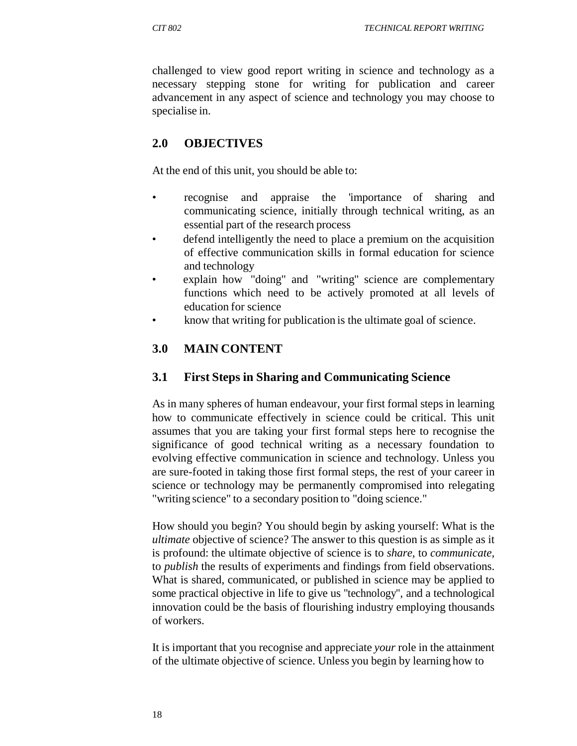challenged to view good report writing in science and technology as a necessary stepping stone for writing for publication and career advancement in any aspect of science and technology you may choose to specialise in.

## 2.0 OBJECTIVES

At the end of this unit, you should be able to:

- recognise and appraise the 'importance of sharing and communicating science, initially through technical writing, as an essential part of the research process
- defend intelligently the need to place a premium on the acquisition of effective communication skills in formal education for science and technology
- explain how "doing" and "writing" science are complementary functions which need to be actively promoted at all levels of education for science
- know that writing for publication is the ultimate goal of science.

## 3.0 MAIN CONTENT

### 3.1 First Steps in Sharing and Communicating Science

As in many spheres of human endeavour, your first formal steps in learning how to communicate effectively in science could be critical. This unit assumes that you are taking your first formal steps here to recognise the significance of good technical writing as a necessary foundation to evolving effective communication in science and technology. Unless you are sure-footed in taking those first formal steps, the rest of your career in science or technology may be permanently compromised into relegating "writing science" to a secondary position to "doing science."

How should you begin? You should begin by asking yourself: What is the *ultimate* objective of science? The answer to this question is as simple as it is profound: the ultimate objective of science is to *share*, to *communicate*, to *publish* the results of experiments and findings from field observations. What is shared, communicated, or published in science may be applied to some practical objective in life to give us "technology", and a technological innovation could be the basis of flourishing industry employing thousands of workers.

It is important that you recognise and appreciate *your* role in the attainment of the ultimate objective of science. Unless you begin by learning how to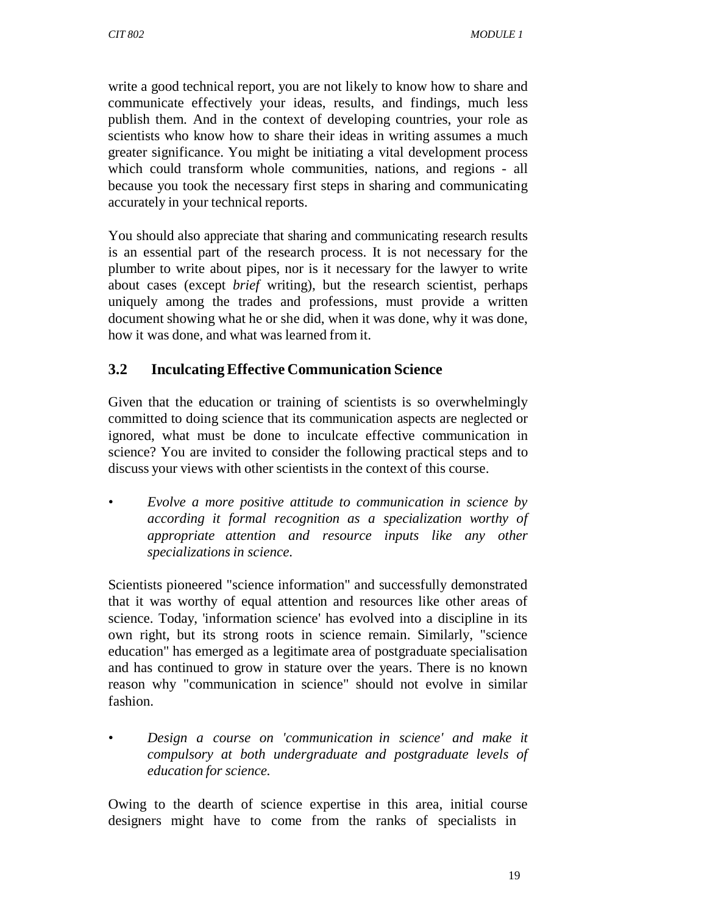write a good technical report, you are not likely to know how to share and communicate effectively your ideas, results, and findings, much less publish them. And in the context of developing countries, your role as scientists who know how to share their ideas in writing assumes a much greater significance. You might be initiating a vital development process which could transform whole communities, nations, and regions - all because you took the necessary first steps in sharing and communicating accurately in your technical reports.

You should also appreciate that sharing and communicating research results is an essential part of the research process. It is not necessary for the plumber to write about pipes, nor is it necessary for the lawyer to write about cases (except *brief* writing), but the research scientist, perhaps uniquely among the trades and professions, must provide a written document showing what he or she did, when it was done, why it was done, how it was done, and what was learned from it.

### 3.2 Inculcating Effective Communication Science

Given that the education or training of scientists is so overwhelmingly committed to doing science that its communication aspects are neglected or ignored, what must be done to inculcate effective communication in science? You are invited to consider the following practical steps and to discuss your views with other scientists in the context of this course.

- *Evolve a more positive attitude to communication in science by according it formal recognition as a specialization worthy of appropriate attention and resource inputs like any other specializations in science.*

Scientists pioneered "science information" and successfully demonstrated that it was worthy of equal attention and resources like other areas of science. Today, 'information science' has evolved into a discipline in its own right, but its strong roots in science remain. Similarly, "science education" has emerged as a legitimate area of postgraduate specialisation and has continued to grow in stature over the years. There is no known reason why "communication in science" should not evolve in similar fashion.

- *Design a course on 'communication in science' and make it compulsory at both undergraduate and postgraduate levels of education for science.*

Owing to the dearth of science expertise in this area, initial course designers might have to come from the ranks of specialists in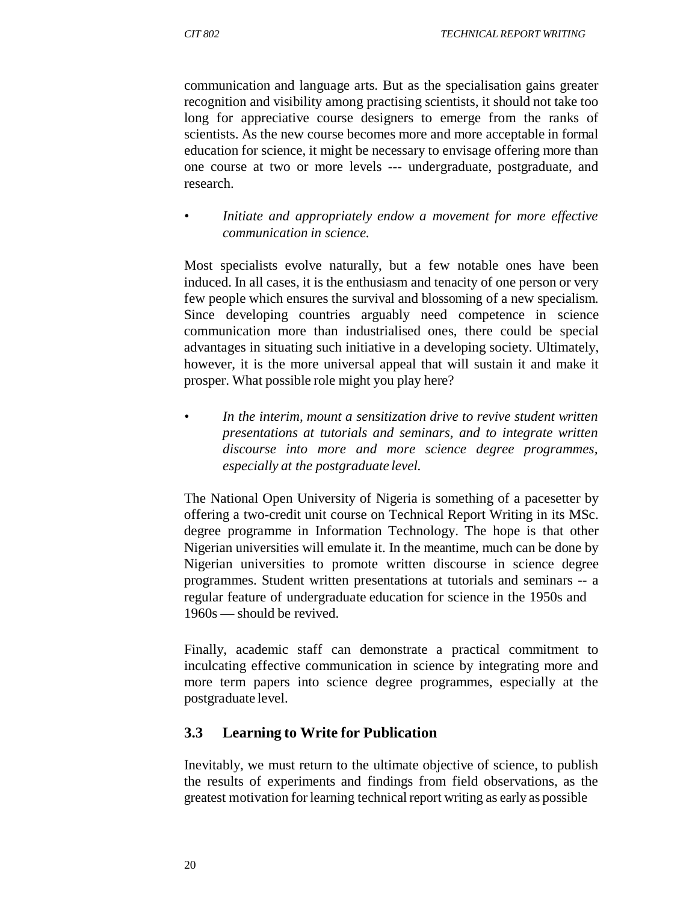communication and language arts. But as the specialisation gains greater recognition and visibility among practising scientists, it should not take too long for appreciative course designers to emerge from the ranks of scientists. As the new course becomes more and more acceptable in formal education for science, it might be necessary to envisage offering more than one course at two or more levels --- undergraduate, postgraduate, and research.

- *Initiate and appropriately endow a movement for more effective communication in science.*

Most specialists evolve naturally, but a few notable ones have been induced. In all cases, it is the enthusiasm and tenacity of one person or very few people which ensures the survival and blossoming of a new specialism. Since developing countries arguably need competence in science communication more than industrialised ones, there could be special advantages in situating such initiative in a developing society. Ultimately, however, it is the more universal appeal that will sustain it and make it prosper. What possible role might you play here?

- *In the interim, mount a sensitization drive to revive student written presentations at tutorials and seminars, and to integrate written discourse into more and more science degree programmes, especially at the postgraduate level.*

The National Open University of Nigeria is something of a pacesetter by offering a two-credit unit course on Technical Report Writing in its MSc. degree programme in Information Technology. The hope is that other Nigerian universities will emulate it. In the meantime, much can be done by Nigerian universities to promote written discourse in science degree programmes. Student written presentations at tutorials and seminars -- a regular feature of undergraduate education for science in the 1950s and 1960s — should be revived.

Finally, academic staff can demonstrate a practical commitment to inculcating effective communication in science by integrating more and more term papers into science degree programmes, especially at the postgraduate level.

### 3.3 Learning to Write for Publication

Inevitably, we must return to the ultimate objective of science, to publish the results of experiments and findings from field observations, as the greatest motivation for learning technical report writing as early as possible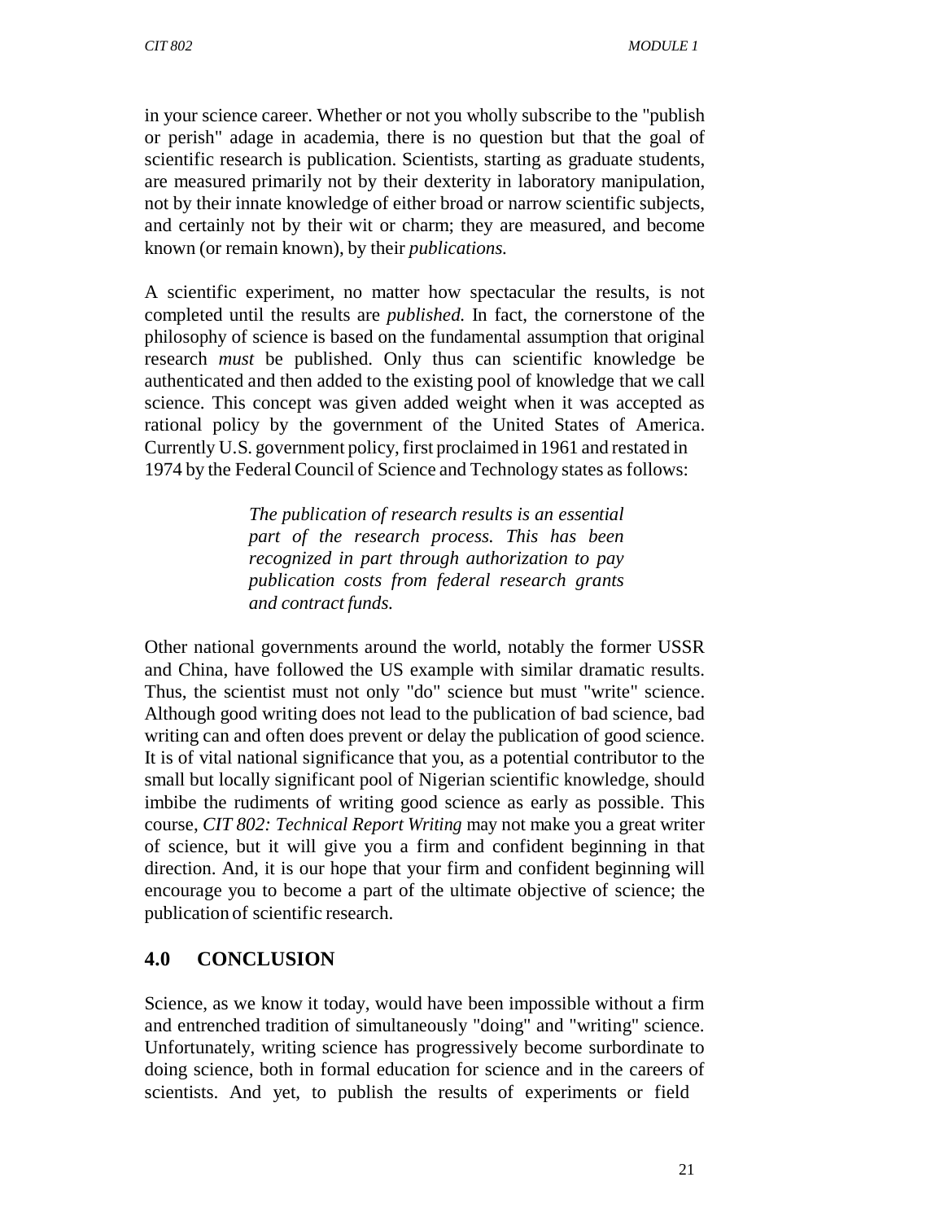in your science career. Whether or not you wholly subscribe to the "publish or perish" adage in academia, there is no question but that the goal of scientific research is publication. Scientists, starting as graduate students, are measured primarily not by their dexterity in laboratory manipulation, not by their innate knowledge of either broad or narrow scientific subjects, and certainly not by their wit or charm; they are measured, and become known (or remain known), by their *publications.*

A scientific experiment, no matter how spectacular the results, is not completed until the results are *published.* In fact, the cornerstone of the philosophy of science is based on the fundamental assumption that original research *must* be published. Only thus can scientific knowledge be authenticated and then added to the existing pool of knowledge that we call science. This concept was given added weight when it was accepted as rational policy by the government of the United States of America. Currently U.S. government policy, first proclaimed in 1961 and restated in 1974 by the Federal Council of Science and Technology states as follows:

> *The publication of research results is an essential part of the research process. This has been recognized in part through authorization to pay publication costs from federal research grants and contract funds.*

Other national governments around the world, notably the former USSR and China, have followed the US example with similar dramatic results. Thus, the scientist must not only "do" science but must "write" science. Although good writing does not lead to the publication of bad science, bad writing can and often does prevent or delay the publication of good science. It is of vital national significance that you, as a potential contributor to the small but locally significant pool of Nigerian scientific knowledge, should imbibe the rudiments of writing good science as early as possible. This course, *CIT 802: Technical Report Writing* may not make you a great writer of science, but it will give you a firm and confident beginning in that direction. And, it is our hope that your firm and confident beginning will encourage you to become a part of the ultimate objective of science; the publication of scientific research.

## 4.0 CONCLUSION

Science, as we know it today, would have been impossible without a firm and entrenched tradition of simultaneously "doing" and "writing" science. Unfortunately, writing science has progressively become surbordinate to doing science, both in formal education for science and in the careers of scientists. And yet, to publish the results of experiments or field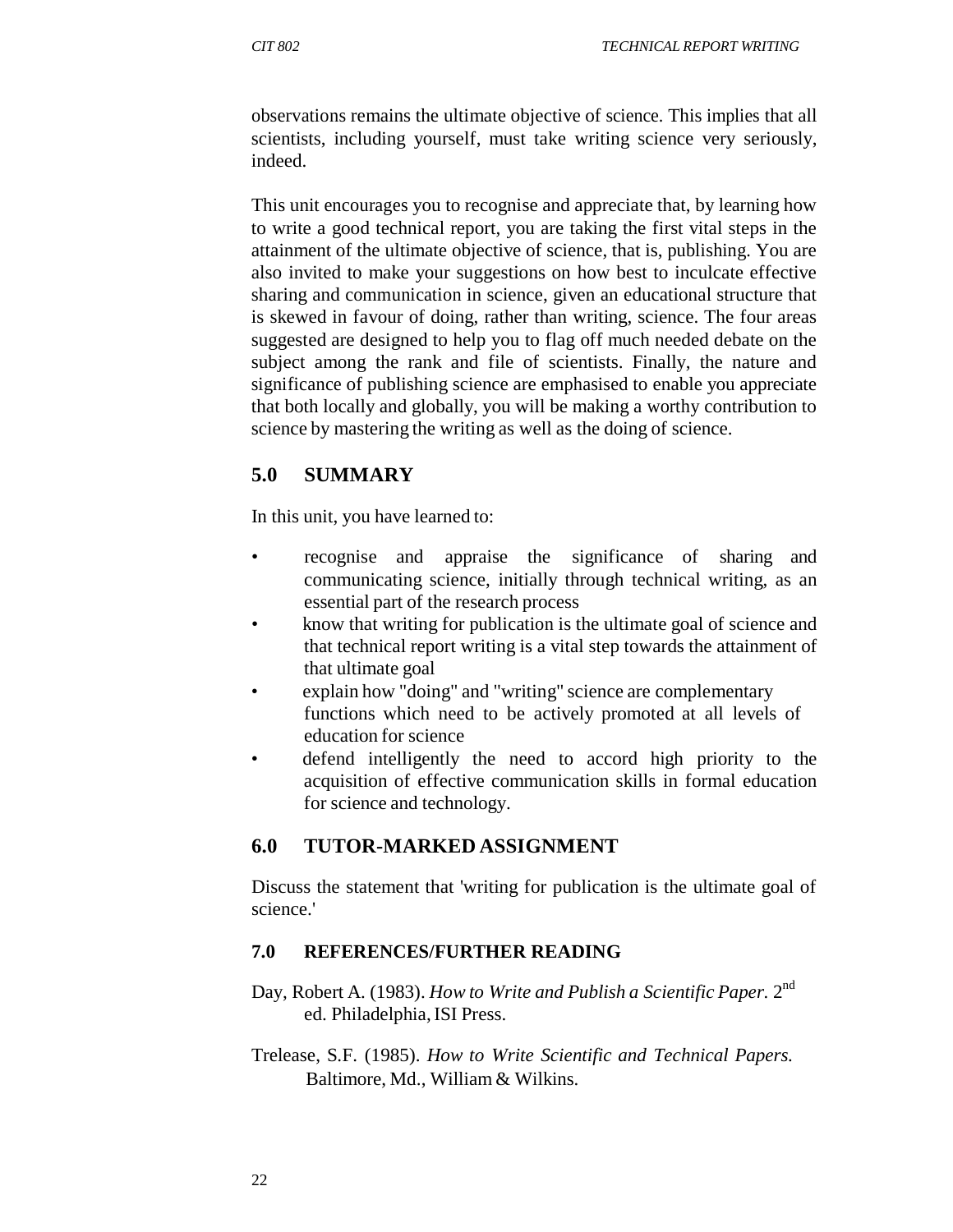observations remains the ultimate objective of science. This implies that all scientists, including yourself, must take writing science very seriously, indeed.

This unit encourages you to recognise and appreciate that, by learning how to write a good technical report, you are taking the first vital steps in the attainment of the ultimate objective of science, that is, publishing. You are also invited to make your suggestions on how best to inculcate effective sharing and communication in science, given an educational structure that is skewed in favour of doing, rather than writing, science. The four areas suggested are designed to help you to flag off much needed debate on the subject among the rank and file of scientists. Finally, the nature and significance of publishing science are emphasised to enable you appreciate that both locally and globally, you will be making a worthy contribution to science by mastering the writing as well as the doing of science.

## 5.0 SUMMARY

In this unit, you have learned to:

- recognise and appraise the significance of sharing and communicating science, initially through technical writing, as an essential part of the research process
- know that writing for publication is the ultimate goal of science and that technical report writing is a vital step towards the attainment of that ultimate goal
- explain how "doing" and "writing" science are complementary functions which need to be actively promoted at all levels of education for science
- defend intelligently the need to accord high priority to the acquisition of effective communication skills in formal education for science and technology.

## 6.0 TUTOR-MARKED ASSIGNMENT

Discuss the statement that 'writing for publication is the ultimate goal of science.'

### 7.0 REFERENCES/FURTHER READING

Day, Robert A. (1983). *How to Write and Publish a Scientific Paper.* 2nd ed. Philadelphia, ISI Press.

Trelease, S.F. (1985). *How to Write Scientific and Technical Papers.* Baltimore, Md., William & Wilkins.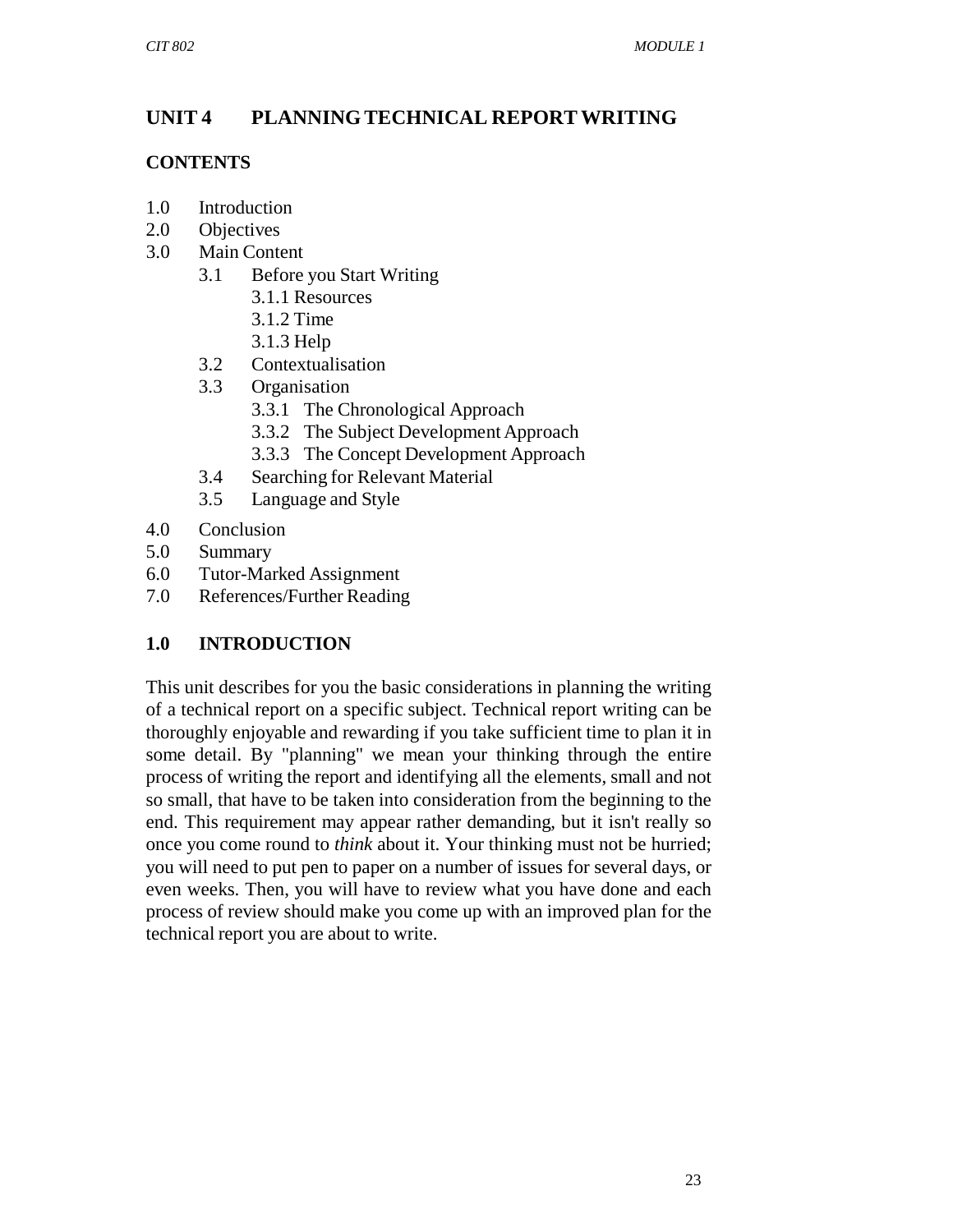## UNIT 4 PLANNING TECHNICAL REPORT WRITING

### CONTENTS

- 1.0 Introduction
- 2.0 Objectives
- 3.0 Main Content
  - 3.1 Before you Start Writing
    - 3.1.1 Resources
    - 3.1.2 Time
    - 3.1.3 Help
  - 3.2 Contextualisation
  - 3.3 Organisation
    - 3.3.1 The Chronological Approach
    - 3.3.2 The Subject Development Approach
    - 3.3.3 The Concept Development Approach
  - 3.4 Searching for Relevant Material
  - 3.5 Language and Style
- 4.0 Conclusion
- 5.0 Summary
- 6.0 Tutor-Marked Assignment
- 7.0 References/Further Reading

### 1.0 INTRODUCTION

This unit describes for you the basic considerations in planning the writing of a technical report on a specific subject. Technical report writing can be thoroughly enjoyable and rewarding if you take sufficient time to plan it in some detail. By "planning" we mean your thinking through the entire process of writing the report and identifying all the elements, small and not so small, that have to be taken into consideration from the beginning to the end. This requirement may appear rather demanding, but it isn't really so once you come round to *think* about it. Your thinking must not be hurried; you will need to put pen to paper on a number of issues for several days, or even weeks. Then, you will have to review what you have done and each process of review should make you come up with an improved plan for the technical report you are about to write.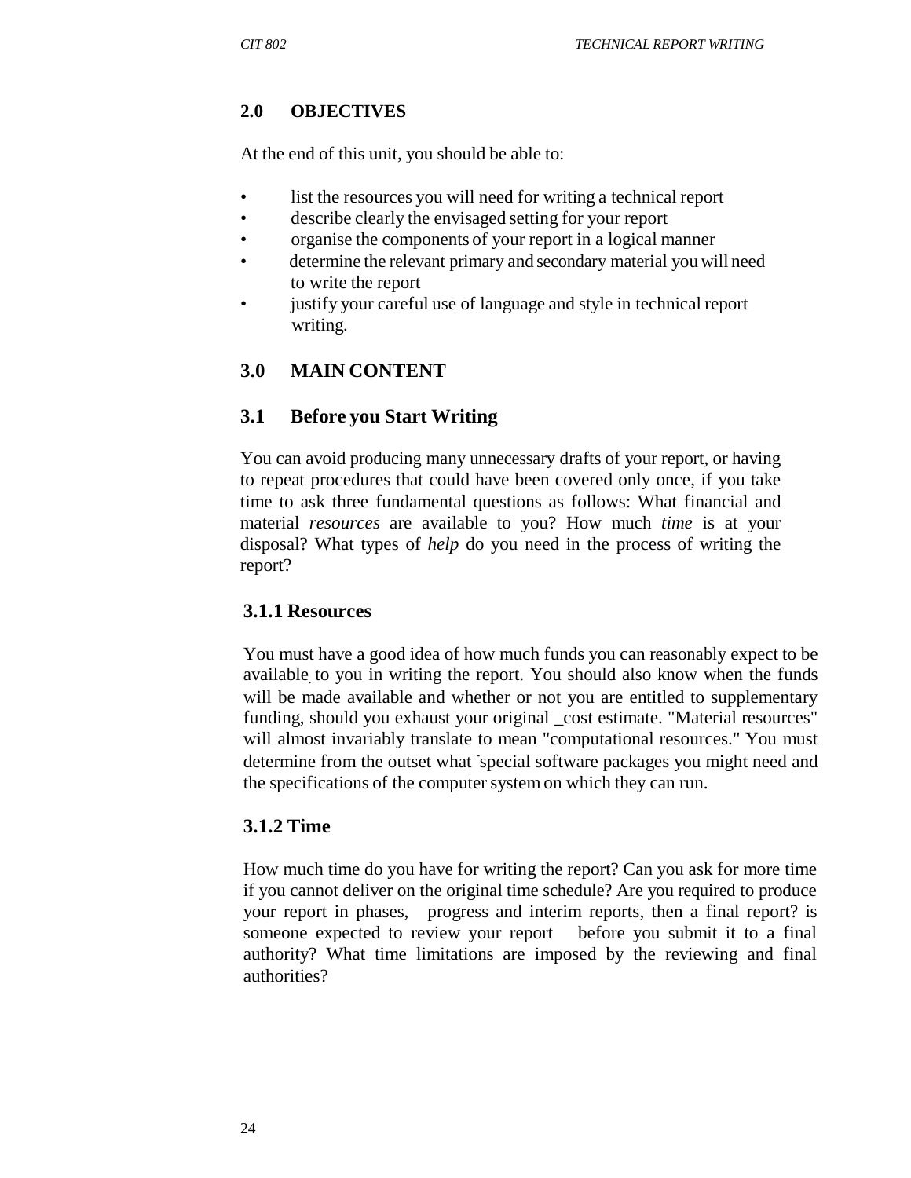## 2.0 OBJECTIVES

At the end of this unit, you should be able to:

- list the resources you will need for writing a technical report
- describe clearly the envisaged setting for your report
- organise the components of your report in a logical manner
- determine the relevant primary and secondary material you will need to write the report
- justify your careful use of language and style in technical report writing.

## 3.0 MAIN CONTENT

### 3.1 Before you Start Writing

You can avoid producing many unnecessary drafts of your report, or having to repeat procedures that could have been covered only once, if you take time to ask three fundamental questions as follows: What financial and material *resources* are available to you? How much *time* is at your disposal? What types of *help* do you need in the process of writing the report?

#### 3.1.1 Resources

You must have a good idea of how much funds you can reasonably expect to be available to you in writing the report. You should also know when the funds will be made available and whether or not you are entitled to supplementary funding, should you exhaust your original _cost estimate. "Material resources" will almost invariably translate to mean "computational resources." You must determine from the outset what special software packages you might need and the specifications of the computer system on which they can run.

#### 3.1.2 Time

How much time do you have for writing the report? Can you ask for more time if you cannot deliver on the original time schedule? Are you required to produce your report in phases, progress and interim reports, then a final report? is someone expected to review your report before you submit it to a final authority? What time limitations are imposed by the reviewing and final authorities?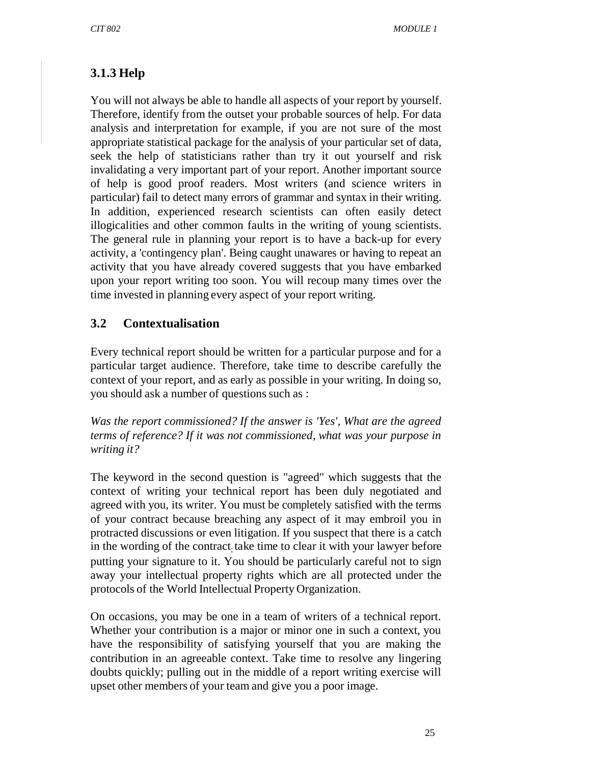### 3.1.3 Help

You will not always be able to handle all aspects of your report by yourself. Therefore, identify from the outset your probable sources of help. For data analysis and interpretation for example, if you are not sure of the most appropriate statistical package for the analysis of your particular set of data, seek the help of statisticians rather than try it out yourself and risk invalidating a very important part of your report. Another important source of help is good proof readers. Most writers (and science writers in particular) fail to detect many errors of grammar and syntax in their writing. In addition, experienced research scientists can often easily detect illogicalities and other common faults in the writing of young scientists. The general rule in planning your report is to have a back-up for every activity, a 'contingency plan'. Being caught unawares or having to repeat an activity that you have already covered suggests that you have embarked upon your report writing too soon. You will recoup many times over the time invested in planning every aspect of your report writing.

## 3.2 Contextualisation

Every technical report should be written for a particular purpose and for a particular target audience. Therefore, take time to describe carefully the context of your report, and as early as possible in your writing. In doing so, you should ask a number of questions such as :

*Was the report commissioned? If the answer is 'Yes', What are the agreed terms of reference? If it was not commissioned, what was your purpose in writing it?*

The keyword in the second question is "agreed" which suggests that the context of writing your technical report has been duly negotiated and agreed with you, its writer. You must be completely satisfied with the terms of your contract because breaching any aspect of it may embroil you in protracted discussions or even litigation. If you suspect that there is a catch in the wording of the contract, take time to clear it with your lawyer before putting your signature to it. You should be particularly careful not to sign away your intellectual property rights which are all protected under the protocols of the World Intellectual Property Organization.

On occasions, you may be one in a team of writers of a technical report. Whether your contribution is a major or minor one in such a context, you have the responsibility of satisfying yourself that you are making the contribution in an agreeable context. Take time to resolve any lingering doubts quickly; pulling out in the middle of a report writing exercise will upset other members of your team and give you a poor image.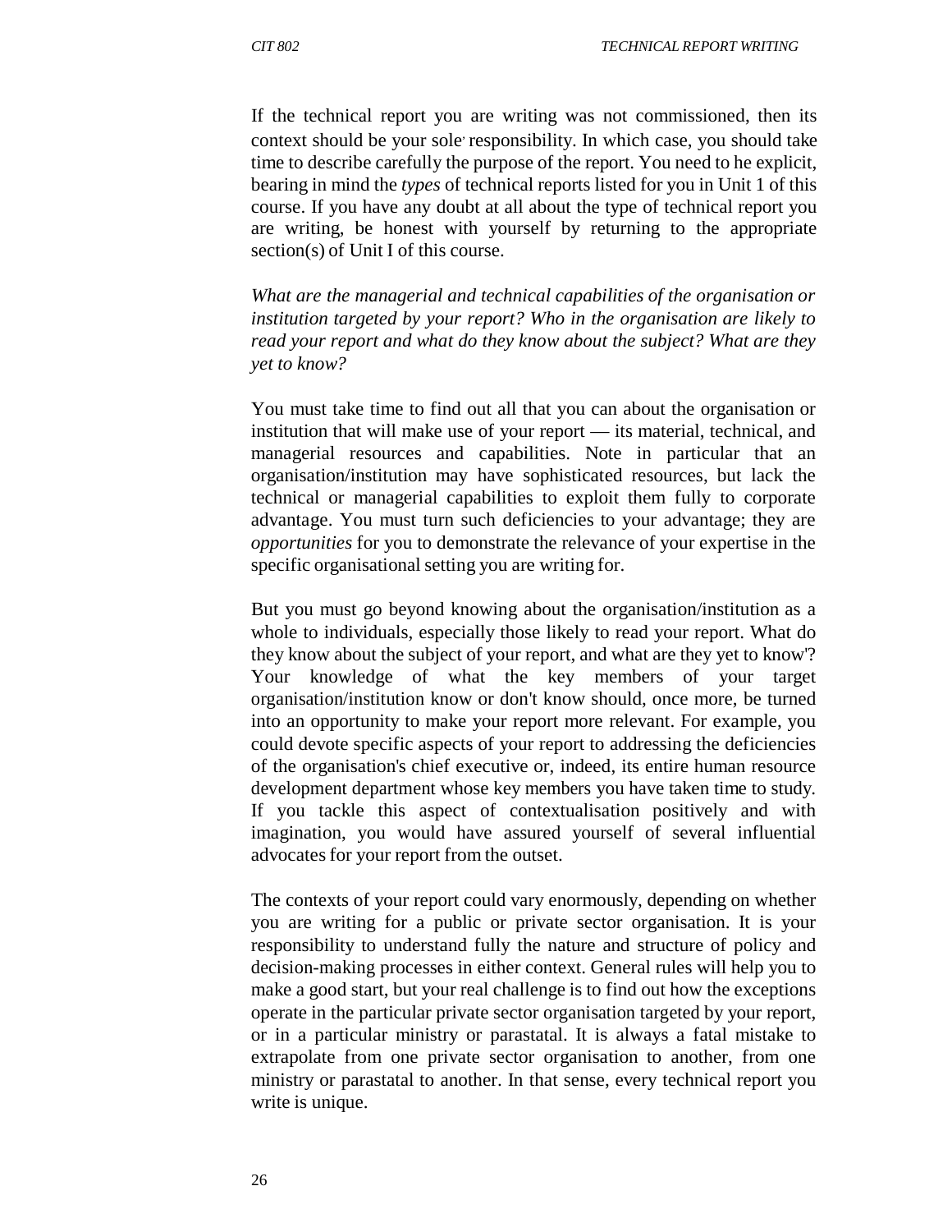If the technical report you are writing was not commissioned, then its context should be your sole responsibility. In which case, you should take time to describe carefully the purpose of the report. You need to he explicit, bearing in mind the *types* of technical reports listed for you in Unit 1 of this course. If you have any doubt at all about the type of technical report you are writing, be honest with yourself by returning to the appropriate section(s) of Unit I of this course.

*What are the managerial and technical capabilities of the organisation or institution targeted by your report? Who in the organisation are likely to read your report and what do they know about the subject? What are they yet to know?*

You must take time to find out all that you can about the organisation or institution that will make use of your report — its material, technical, and managerial resources and capabilities. Note in particular that an organisation/institution may have sophisticated resources, but lack the technical or managerial capabilities to exploit them fully to corporate advantage. You must turn such deficiencies to your advantage; they are *opportunities* for you to demonstrate the relevance of your expertise in the specific organisational setting you are writing for.

But you must go beyond knowing about the organisation/institution as a whole to individuals, especially those likely to read your report. What do they know about the subject of your report, and what are they yet to know'? Your knowledge of what the key members of your target organisation/institution know or don't know should, once more, be turned into an opportunity to make your report more relevant. For example, you could devote specific aspects of your report to addressing the deficiencies of the organisation's chief executive or, indeed, its entire human resource development department whose key members you have taken time to study. If you tackle this aspect of contextualisation positively and with imagination, you would have assured yourself of several influential advocates for your report from the outset.

The contexts of your report could vary enormously, depending on whether you are writing for a public or private sector organisation. It is your responsibility to understand fully the nature and structure of policy and decision-making processes in either context. General rules will help you to make a good start, but your real challenge is to find out how the exceptions operate in the particular private sector organisation targeted by your report, or in a particular ministry or parastatal. It is always a fatal mistake to extrapolate from one private sector organisation to another, from one ministry or parastatal to another. In that sense, every technical report you write is unique.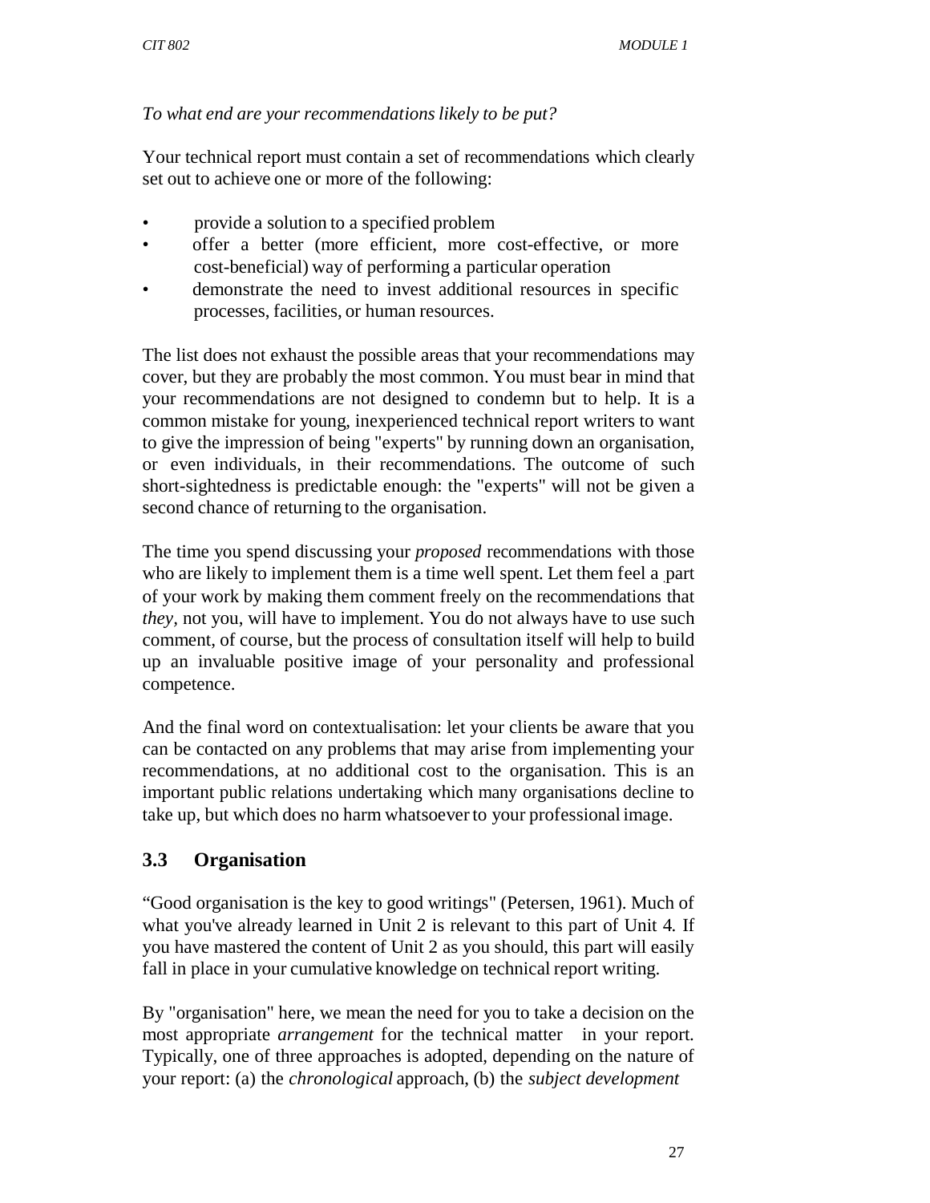*To what end are your recommendations likely to be put?*

Your technical report must contain a set of recommendations which clearly set out to achieve one or more of the following:

- provide a solution to a specified problem
- offer a better (more efficient, more cost-effective, or more cost-beneficial) way of performing a particular operation
- demonstrate the need to invest additional resources in specific processes, facilities, or human resources.

The list does not exhaust the possible areas that your recommendations may cover, but they are probably the most common. You must bear in mind that your recommendations are not designed to condemn but to help. It is a common mistake for young, inexperienced technical report writers to want to give the impression of being "experts" by running down an organisation, or even individuals, in their recommendations. The outcome of such short-sightedness is predictable enough: the "experts" will not be given a second chance of returning to the organisation.

The time you spend discussing your *proposed* recommendations with those who are likely to implement them is a time well spent. Let them feel a part of your work by making them comment freely on the recommendations that *they*, not you, will have to implement. You do not always have to use such comment, of course, but the process of consultation itself will help to build up an invaluable positive image of your personality and professional competence.

And the final word on contextualisation: let your clients be aware that you can be contacted on any problems that may arise from implementing your recommendations, at no additional cost to the organisation. This is an important public relations undertaking which many organisations decline to take up, but which does no harm whatsoever to your professional image.

## 3.3 Organisation

"Good organisation is the key to good writings" (Petersen, 1961). Much of what you've already learned in Unit 2 is relevant to this part of Unit 4. If you have mastered the content of Unit 2 as you should, this part will easily fall in place in your cumulative knowledge on technical report writing.

By "organisation" here, we mean the need for you to take a decision on the most appropriate *arrangement* for the technical matter in your report. Typically, one of three approaches is adopted, depending on the nature of your report: (a) the *chronological* approach, (b) the *subject development*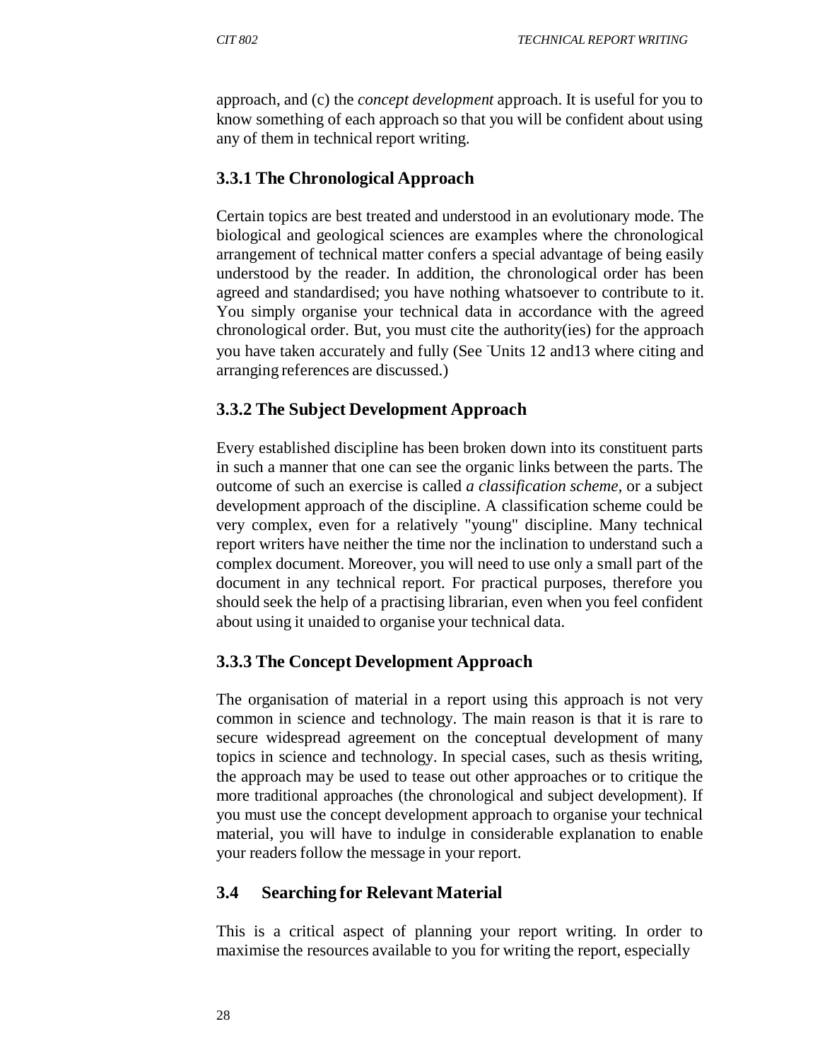approach, and (c) the *concept development* approach. It is useful for you to know something of each approach so that you will be confident about using any of them in technical report writing.

### 3.3.1 The Chronological Approach

Certain topics are best treated and understood in an evolutionary mode. The biological and geological sciences are examples where the chronological arrangement of technical matter confers a special advantage of being easily understood by the reader. In addition, the chronological order has been agreed and standardised; you have nothing whatsoever to contribute to it. You simply organise your technical data in accordance with the agreed chronological order. But, you must cite the authority(ies) for the approach you have taken accurately and fully (See Units 12 and13 where citing and arranging references are discussed.)

### 3.3.2 The Subject Development Approach

Every established discipline has been broken down into its constituent parts in such a manner that one can see the organic links between the parts. The outcome of such an exercise is called *a classification scheme*, or a subject development approach of the discipline. A classification scheme could be very complex, even for a relatively "young" discipline. Many technical report writers have neither the time nor the inclination to understand such a complex document. Moreover, you will need to use only a small part of the document in any technical report. For practical purposes, therefore you should seek the help of a practising librarian, even when you feel confident about using it unaided to organise your technical data.

### 3.3.3 The Concept Development Approach

The organisation of material in a report using this approach is not very common in science and technology. The main reason is that it is rare to secure widespread agreement on the conceptual development of many topics in science and technology. In special cases, such as thesis writing, the approach may be used to tease out other approaches or to critique the more traditional approaches (the chronological and subject development). If you must use the concept development approach to organise your technical material, you will have to indulge in considerable explanation to enable your readers follow the message in your report.

## 3.4 Searching for Relevant Material

This is a critical aspect of planning your report writing. In order to maximise the resources available to you for writing the report, especially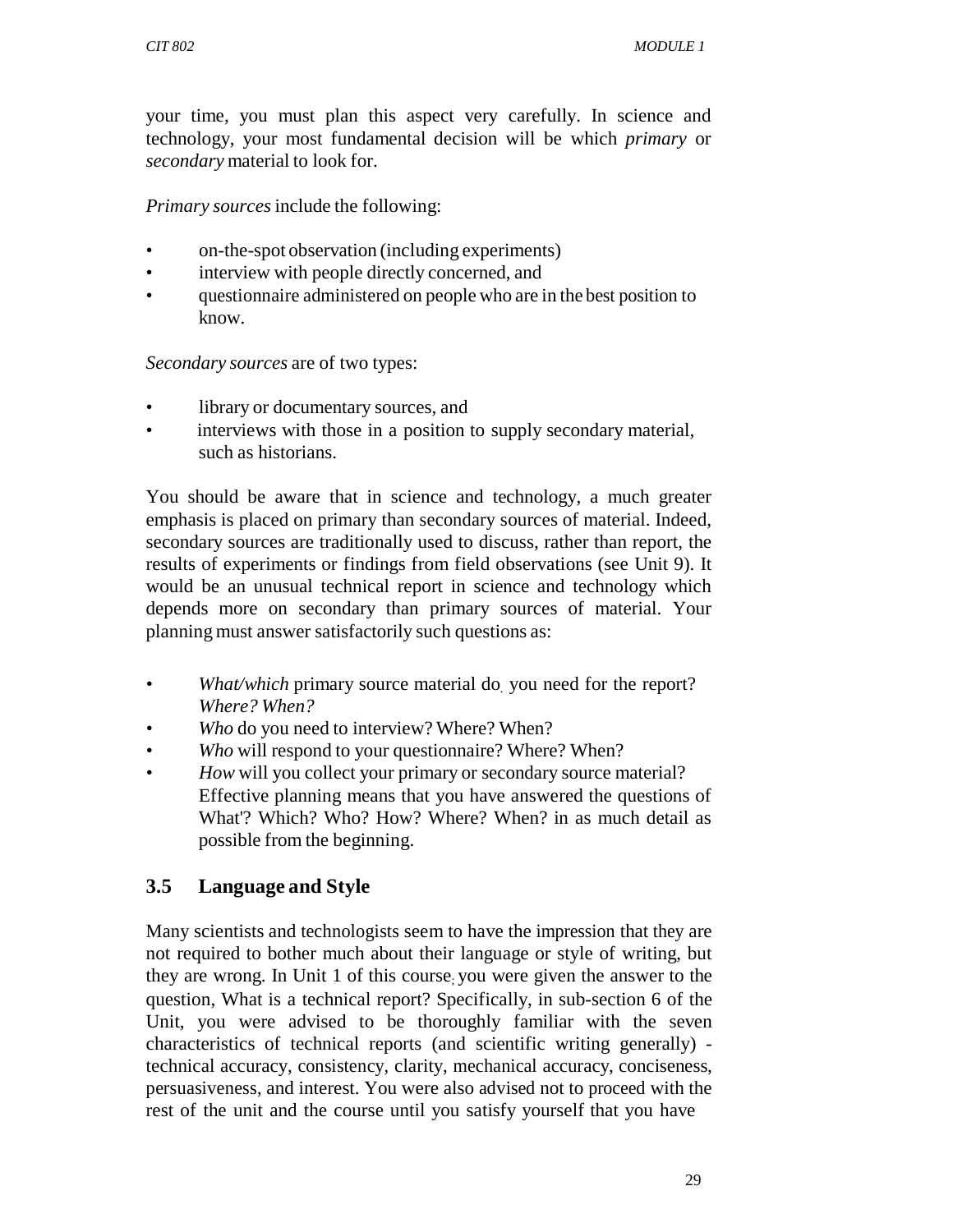your time, you must plan this aspect very carefully. In science and technology, your most fundamental decision will be which *primary* or *secondary* material to look for.

*Primary sources* include the following:

- on-the-spot observation (including experiments)
- interview with people directly concerned, and
- questionnaire administered on people who are in the best position to know.

*Secondary sources* are of two types:

- library or documentary sources, and
- interviews with those in a position to supply secondary material, such as historians.

You should be aware that in science and technology, a much greater emphasis is placed on primary than secondary sources of material. Indeed, secondary sources are traditionally used to discuss, rather than report, the results of experiments or findings from field observations (see Unit 9). It would be an unusual technical report in science and technology which depends more on secondary than primary sources of material. Your planning must answer satisfactorily such questions as:

- *What/which* primary source material do you need for the report? *Where? When?*
- *Who* do you need to interview? Where? When?
- *Who* will respond to your questionnaire? Where? When?
- *How* will you collect your primary or secondary source material? Effective planning means that you have answered the questions of What'? Which? Who? How? Where? When? in as much detail as possible from the beginning.

## 3.5 Language and Style

Many scientists and technologists seem to have the impression that they are not required to bother much about their language or style of writing, but they are wrong. In Unit 1 of this course, you were given the answer to the question, What is a technical report? Specifically, in sub-section 6 of the Unit, you were advised to be thoroughly familiar with the seven characteristics of technical reports (and scientific writing generally) - technical accuracy, consistency, clarity, mechanical accuracy, conciseness, persuasiveness, and interest. You were also advised not to proceed with the rest of the unit and the course until you satisfy yourself that you have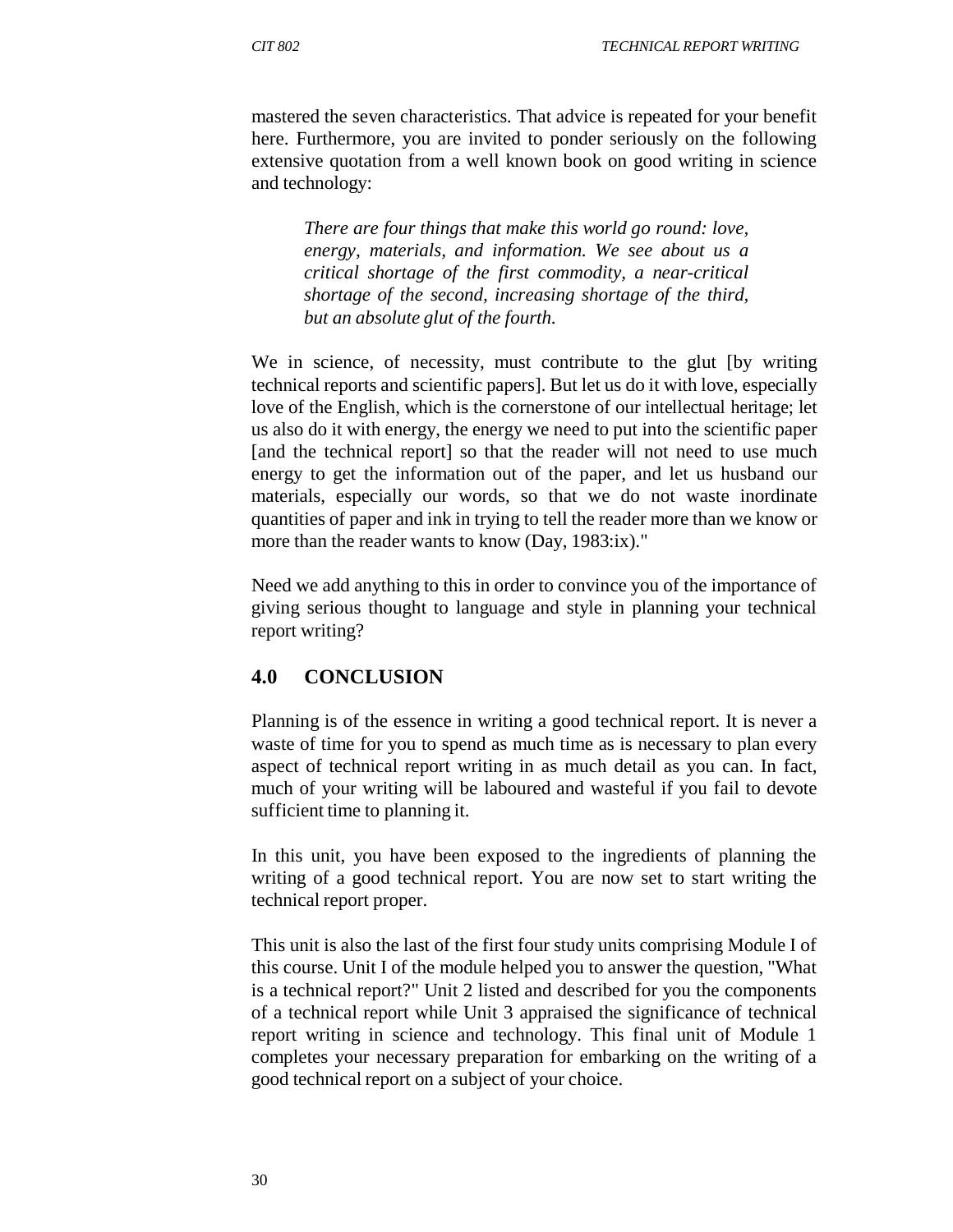mastered the seven characteristics. That advice is repeated for your benefit here. Furthermore, you are invited to ponder seriously on the following extensive quotation from a well known book on good writing in science and technology:

> *There are four things that make this world go round: love, energy, materials, and information. We see about us a critical shortage of the first commodity, a near-critical shortage of the second, increasing shortage of the third, but an absolute glut of the fourth.*

We in science, of necessity, must contribute to the glut [by writing technical reports and scientific papers]. But let us do it with love, especially love of the English, which is the cornerstone of our intellectual heritage; let us also do it with energy, the energy we need to put into the scientific paper [and the technical report] so that the reader will not need to use much energy to get the information out of the paper, and let us husband our materials, especially our words, so that we do not waste inordinate quantities of paper and ink in trying to tell the reader more than we know or more than the reader wants to know (Day, 1983:ix)."

Need we add anything to this in order to convince you of the importance of giving serious thought to language and style in planning your technical report writing?

## 4.0 CONCLUSION

Planning is of the essence in writing a good technical report. It is never a waste of time for you to spend as much time as is necessary to plan every aspect of technical report writing in as much detail as you can. In fact, much of your writing will be laboured and wasteful if you fail to devote sufficient time to planning it.

In this unit, you have been exposed to the ingredients of planning the writing of a good technical report. You are now set to start writing the technical report proper.

This unit is also the last of the first four study units comprising Module I of this course. Unit I of the module helped you to answer the question, "What is a technical report?" Unit 2 listed and described for you the components of a technical report while Unit 3 appraised the significance of technical report writing in science and technology. This final unit of Module 1 completes your necessary preparation for embarking on the writing of a good technical report on a subject of your choice.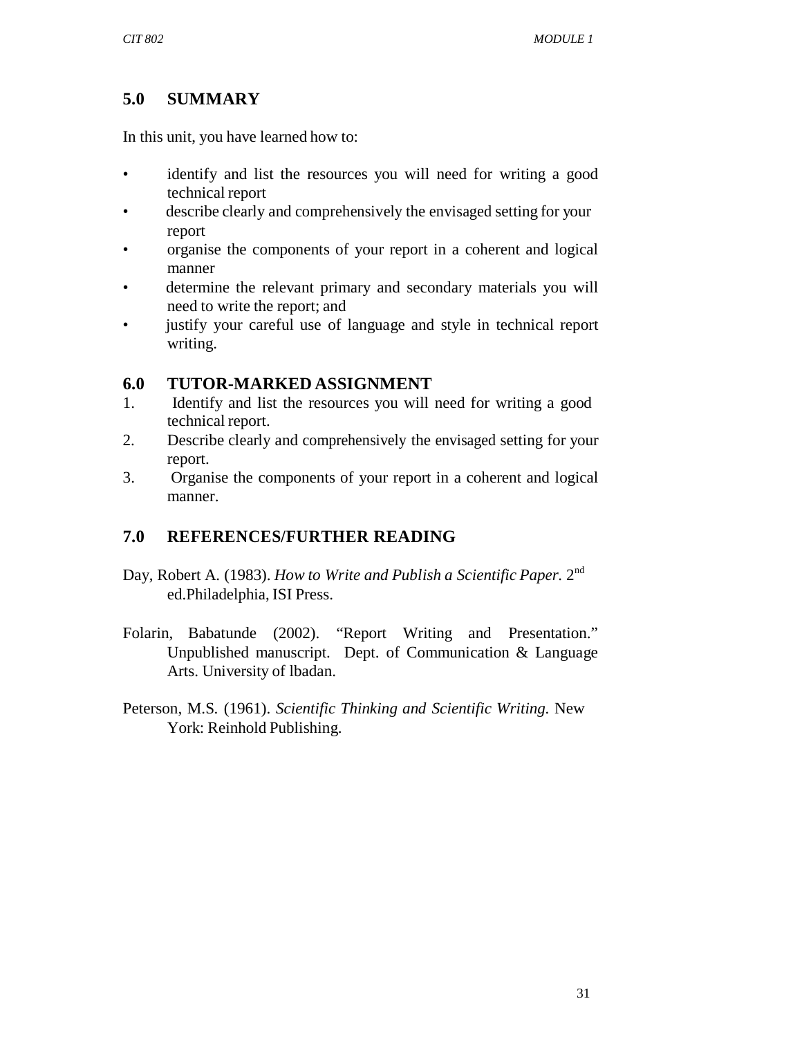## 5.0 SUMMARY

In this unit, you have learned how to:

- identify and list the resources you will need for writing a good technical report
- describe clearly and comprehensively the envisaged setting for your report
- organise the components of your report in a coherent and logical manner
- determine the relevant primary and secondary materials you will need to write the report; and
- justify your careful use of language and style in technical report writing.

## 6.0 TUTOR-MARKED ASSIGNMENT

1. Identify and list the resources you will need for writing a good technical report.
2. Describe clearly and comprehensively the envisaged setting for your report.
3. Organise the components of your report in a coherent and logical manner.

## 7.0 REFERENCES/FURTHER READING

Day, Robert A. (1983). *How to Write and Publish a Scientific Paper.* 2nd ed.Philadelphia, ISI Press.

Folarin, Babatunde (2002). "Report Writing and Presentation." Unpublished manuscript. Dept. of Communication & Language Arts. University of lbadan.

Peterson, M.S. (1961). *Scientific Thinking and Scientific Writing.* New York: Reinhold Publishing.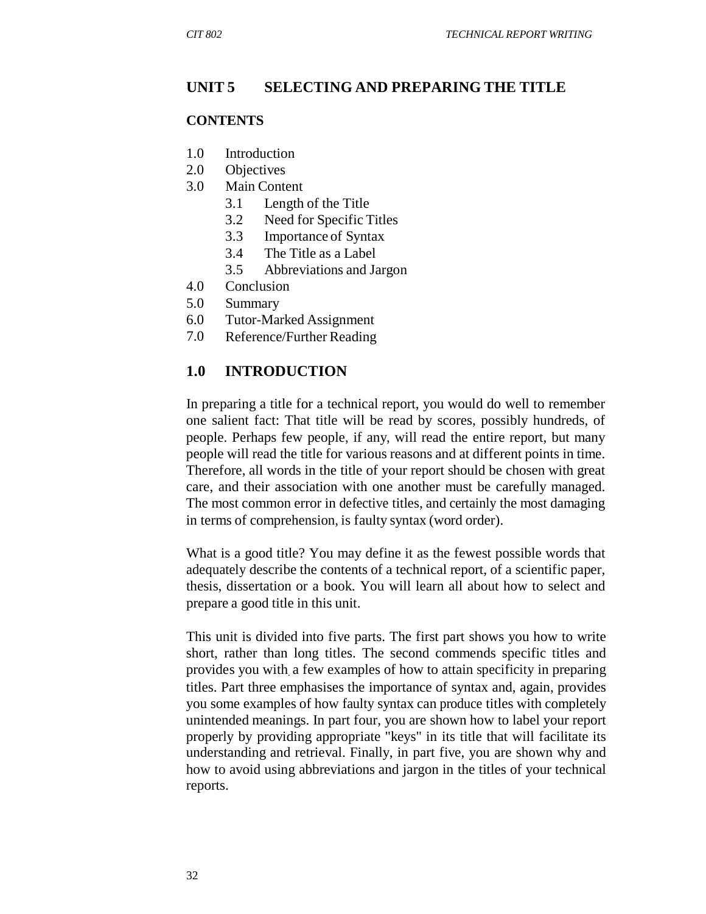## UNIT 5 SELECTING AND PREPARING THE TITLE

### CONTENTS

1.0 Introduction
2.0 Objectives
3.0 Main Content
  3.1 Length of the Title
  3.2 Need for Specific Titles
  3.3 Importance of Syntax
  3.4 The Title as a Label
  3.5 Abbreviations and Jargon
4.0 Conclusion
5.0 Summary
6.0 Tutor-Marked Assignment
7.0 Reference/Further Reading

### 1.0 INTRODUCTION

In preparing a title for a technical report, you would do well to remember one salient fact: That title will be read by scores, possibly hundreds, of people. Perhaps few people, if any, will read the entire report, but many people will read the title for various reasons and at different points in time. Therefore, all words in the title of your report should be chosen with great care, and their association with one another must be carefully managed. The most common error in defective titles, and certainly the most damaging in terms of comprehension, is faulty syntax (word order).

What is a good title? You may define it as the fewest possible words that adequately describe the contents of a technical report, of a scientific paper, thesis, dissertation or a book. You will learn all about how to select and prepare a good title in this unit.

This unit is divided into five parts. The first part shows you how to write short, rather than long titles. The second commends specific titles and provides you with a few examples of how to attain specificity in preparing titles. Part three emphasises the importance of syntax and, again, provides you some examples of how faulty syntax can produce titles with completely unintended meanings. In part four, you are shown how to label your report properly by providing appropriate "keys" in its title that will facilitate its understanding and retrieval. Finally, in part five, you are shown why and how to avoid using abbreviations and jargon in the titles of your technical reports.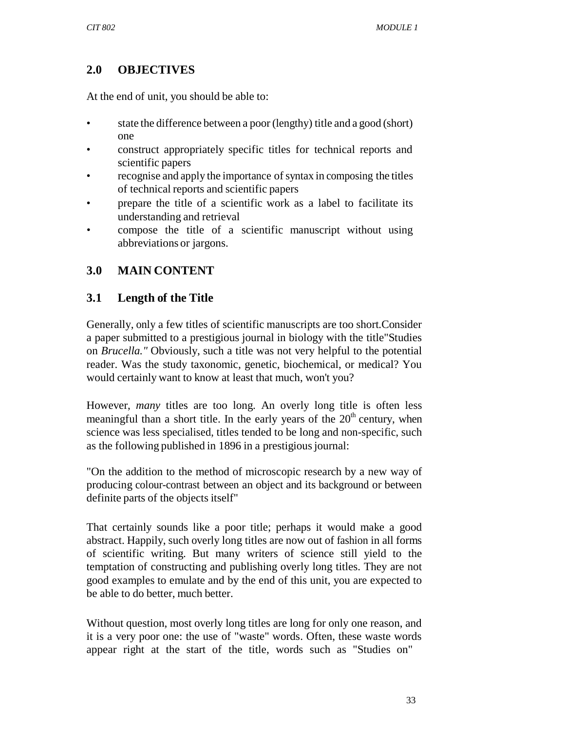## 2.0 OBJECTIVES

At the end of unit, you should be able to:

- state the difference between a poor (lengthy) title and a good (short) one
- construct appropriately specific titles for technical reports and scientific papers
- recognise and apply the importance of syntax in composing the titles of technical reports and scientific papers
- prepare the title of a scientific work as a label to facilitate its understanding and retrieval
- compose the title of a scientific manuscript without using abbreviations or jargons.

## 3.0 MAIN CONTENT

### 3.1 Length of the Title

Generally, only a few titles of scientific manuscripts are too short.Consider a paper submitted to a prestigious journal in biology with the title"Studies on *Brucella."* Obviously, such a title was not very helpful to the potential reader. Was the study taxonomic, genetic, biochemical, or medical? You would certainly want to know at least that much, won't you?

However, *many* titles are too long. An overly long title is often less meaningful than a short title. In the early years of the $20^{th}$ century, when science was less specialised, titles tended to be long and non-specific, such as the following published in 1896 in a prestigious journal:

"On the addition to the method of microscopic research by a new way of producing colour-contrast between an object and its background or between definite parts of the objects itself"

That certainly sounds like a poor title; perhaps it would make a good abstract. Happily, such overly long titles are now out of fashion in all forms of scientific writing. But many writers of science still yield to the temptation of constructing and publishing overly long titles. They are not good examples to emulate and by the end of this unit, you are expected to be able to do better, much better.

Without question, most overly long titles are long for only one reason, and it is a very poor one: the use of "waste" words. Often, these waste words appear right at the start of the title, words such as "Studies on"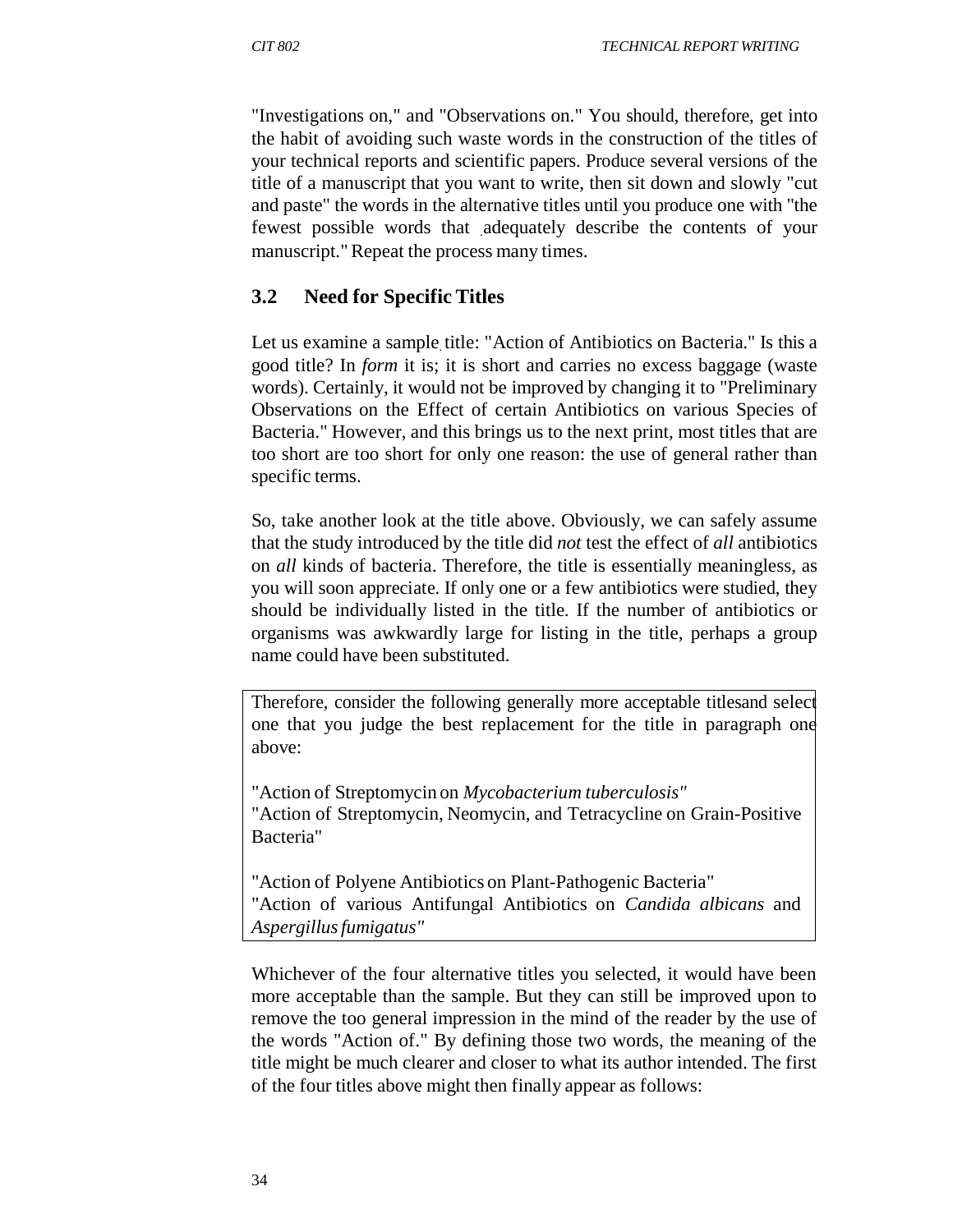"Investigations on," and "Observations on." You should, therefore, get into the habit of avoiding such waste words in the construction of the titles of your technical reports and scientific papers. Produce several versions of the title of a manuscript that you want to write, then sit down and slowly "cut and paste" the words in the alternative titles until you produce one with "the fewest possible words that adequately describe the contents of your manuscript." Repeat the process many times.

## 3.2 Need for Specific Titles

Let us examine a sample title: "Action of Antibiotics on Bacteria." Is this a good title? In *form* it is; it is short and carries no excess baggage (waste words). Certainly, it would not be improved by changing it to "Preliminary Observations on the Effect of certain Antibiotics on various Species of Bacteria." However, and this brings us to the next print, most titles that are too short are too short for only one reason: the use of general rather than specific terms.

So, take another look at the title above. Obviously, we can safely assume that the study introduced by the title did *not* test the effect of *all* antibiotics on *all* kinds of bacteria. Therefore, the title is essentially meaningless, as you will soon appreciate. If only one or a few antibiotics were studied, they should be individually listed in the title. If the number of antibiotics or organisms was awkwardly large for listing in the title, perhaps a group name could have been substituted.

Therefore, consider the following generally more acceptable titlesand select one that you judge the best replacement for the title in paragraph one above:

"Action of Streptomycin on *Mycobacterium tuberculosis"*
"Action of Streptomycin, Neomycin, and Tetracycline on Grain-Positive Bacteria"

"Action of Polyene Antibiotics on Plant-Pathogenic Bacteria"
"Action of various Antifungal Antibiotics on *Candida albicans* and *Aspergillus fumigatus"*

Whichever of the four alternative titles you selected, it would have been more acceptable than the sample. But they can still be improved upon to remove the too general impression in the mind of the reader by the use of the words "Action of." By defining those two words, the meaning of the title might be much clearer and closer to what its author intended. The first of the four titles above might then finally appear as follows: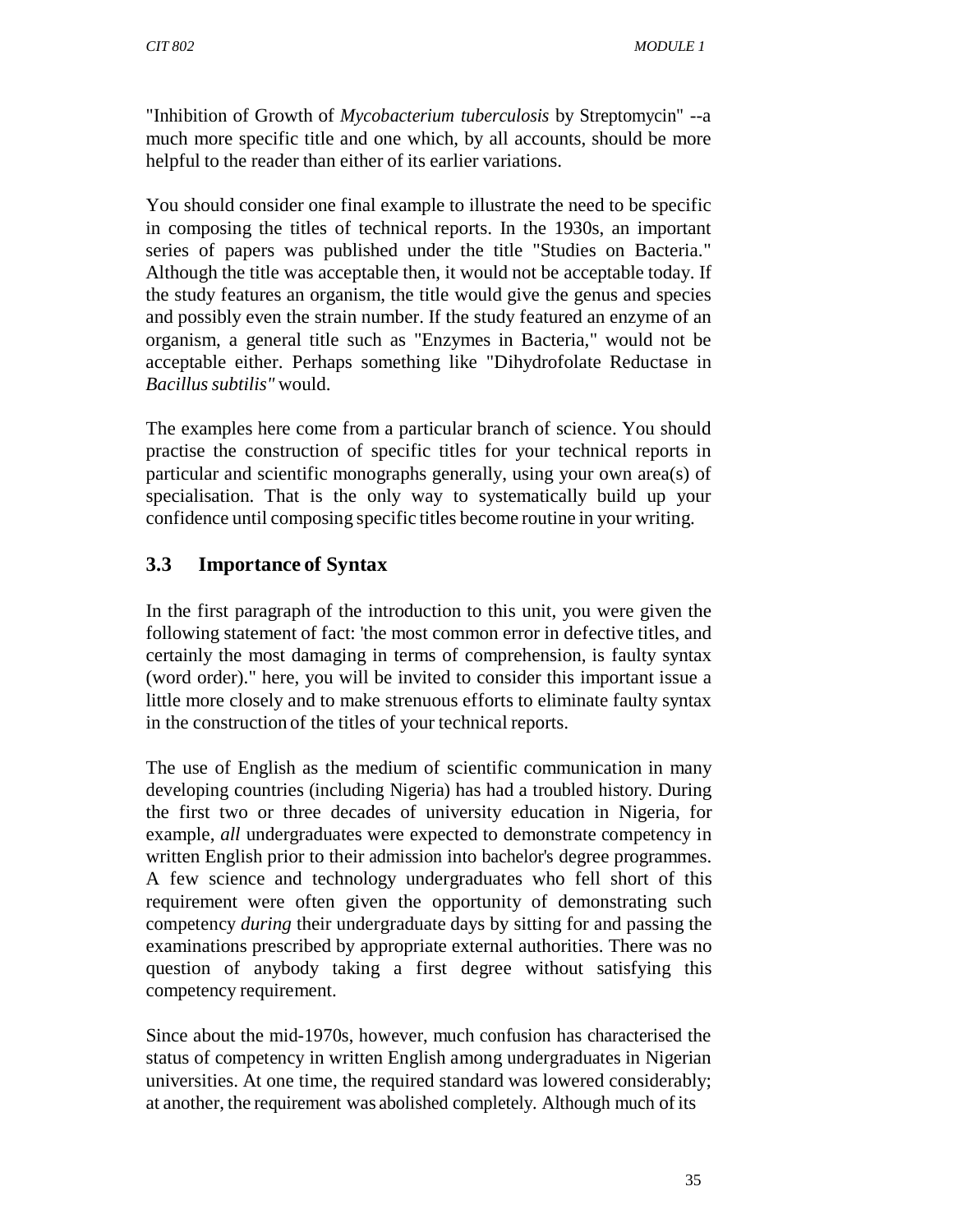"Inhibition of Growth of *Mycobacterium tuberculosis* by Streptomycin" --a much more specific title and one which, by all accounts, should be more helpful to the reader than either of its earlier variations.

You should consider one final example to illustrate the need to be specific in composing the titles of technical reports. In the 1930s, an important series of papers was published under the title "Studies on Bacteria." Although the title was acceptable then, it would not be acceptable today. If the study features an organism, the title would give the genus and species and possibly even the strain number. If the study featured an enzyme of an organism, a general title such as "Enzymes in Bacteria," would not be acceptable either. Perhaps something like "Dihydrofolate Reductase in *Bacillus subtilis"* would.

The examples here come from a particular branch of science. You should practise the construction of specific titles for your technical reports in particular and scientific monographs generally, using your own area(s) of specialisation. That is the only way to systematically build up your confidence until composing specific titles become routine in your writing.

## 3.3 Importance of Syntax

In the first paragraph of the introduction to this unit, you were given the following statement of fact: 'the most common error in defective titles, and certainly the most damaging in terms of comprehension, is faulty syntax (word order)." here, you will be invited to consider this important issue a little more closely and to make strenuous efforts to eliminate faulty syntax in the construction of the titles of your technical reports.

The use of English as the medium of scientific communication in many developing countries (including Nigeria) has had a troubled history. During the first two or three decades of university education in Nigeria, for example, *all* undergraduates were expected to demonstrate competency in written English prior to their admission into bachelor's degree programmes. A few science and technology undergraduates who fell short of this requirement were often given the opportunity of demonstrating such competency *during* their undergraduate days by sitting for and passing the examinations prescribed by appropriate external authorities. There was no question of anybody taking a first degree without satisfying this competency requirement.

Since about the mid-1970s, however, much confusion has characterised the status of competency in written English among undergraduates in Nigerian universities. At one time, the required standard was lowered considerably; at another, the requirement was abolished completely. Although much of its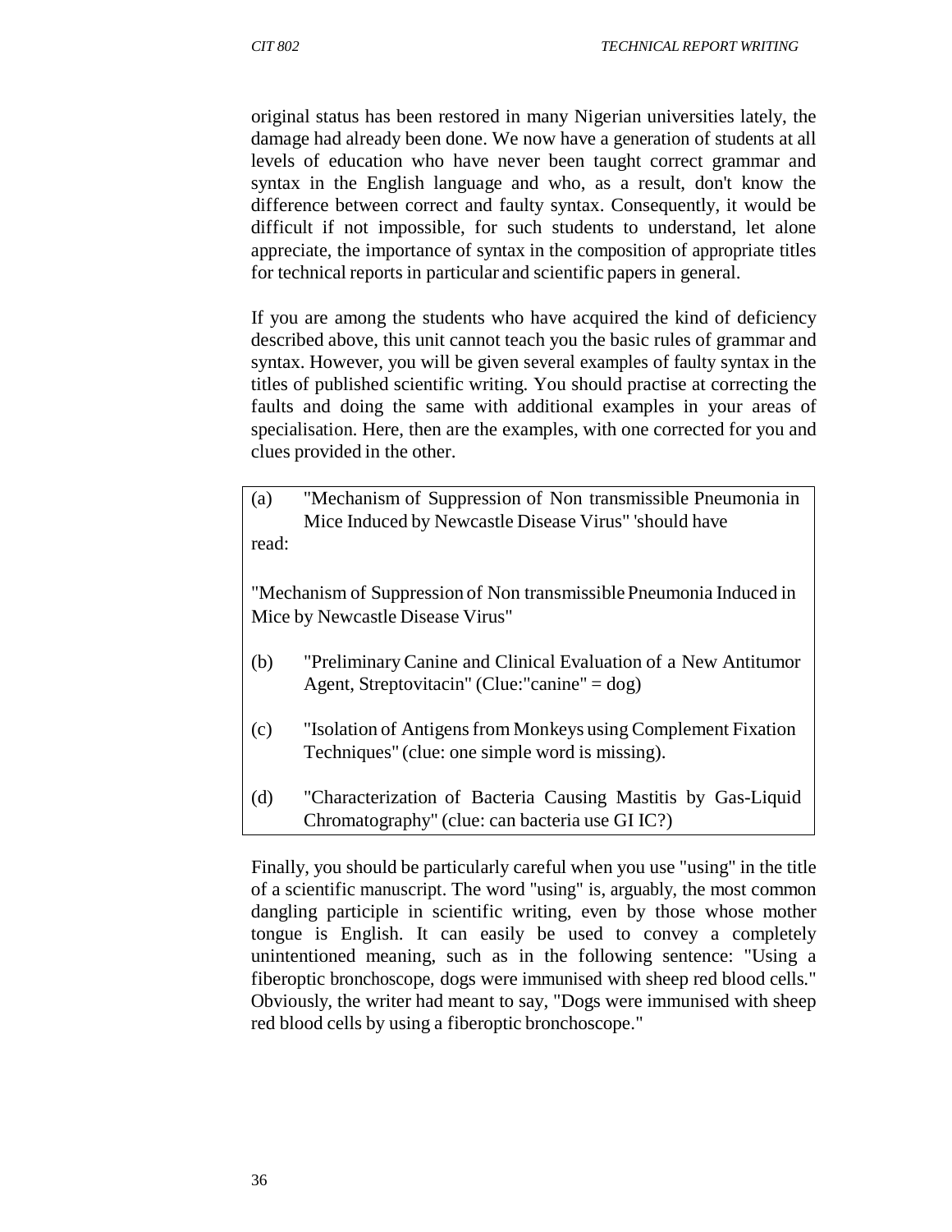original status has been restored in many Nigerian universities lately, the damage had already been done. We now have a generation of students at all levels of education who have never been taught correct grammar and syntax in the English language and who, as a result, don't know the difference between correct and faulty syntax. Consequently, it would be difficult if not impossible, for such students to understand, let alone appreciate, the importance of syntax in the composition of appropriate titles for technical reports in particular and scientific papers in general.

If you are among the students who have acquired the kind of deficiency described above, this unit cannot teach you the basic rules of grammar and syntax. However, you will be given several examples of faulty syntax in the titles of published scientific writing. You should practise at correcting the faults and doing the same with additional examples in your areas of specialisation. Here, then are the examples, with one corrected for you and clues provided in the other.

(a) "Mechanism of Suppression of Non transmissible Pneumonia in Mice Induced by Newcastle Disease Virus" 'should have read:

"Mechanism of Suppression of Non transmissible Pneumonia Induced in Mice by Newcastle Disease Virus"

(b) "Preliminary Canine and Clinical Evaluation of a New Antitumor Agent, Streptovitacin" (Clue:"canine" = dog)

(c) "Isolation of Antigens from Monkeys using Complement Fixation Techniques" (clue: one simple word is missing).

(d) "Characterization of Bacteria Causing Mastitis by Gas-Liquid Chromatography" (clue: can bacteria use GI IC?)

Finally, you should be particularly careful when you use "using" in the title of a scientific manuscript. The word "using" is, arguably, the most common dangling participle in scientific writing, even by those whose mother tongue is English. It can easily be used to convey a completely unintentioned meaning, such as in the following sentence: "Using a fiberoptic bronchoscope, dogs were immunised with sheep red blood cells." Obviously, the writer had meant to say, "Dogs were immunised with sheep red blood cells by using a fiberoptic bronchoscope."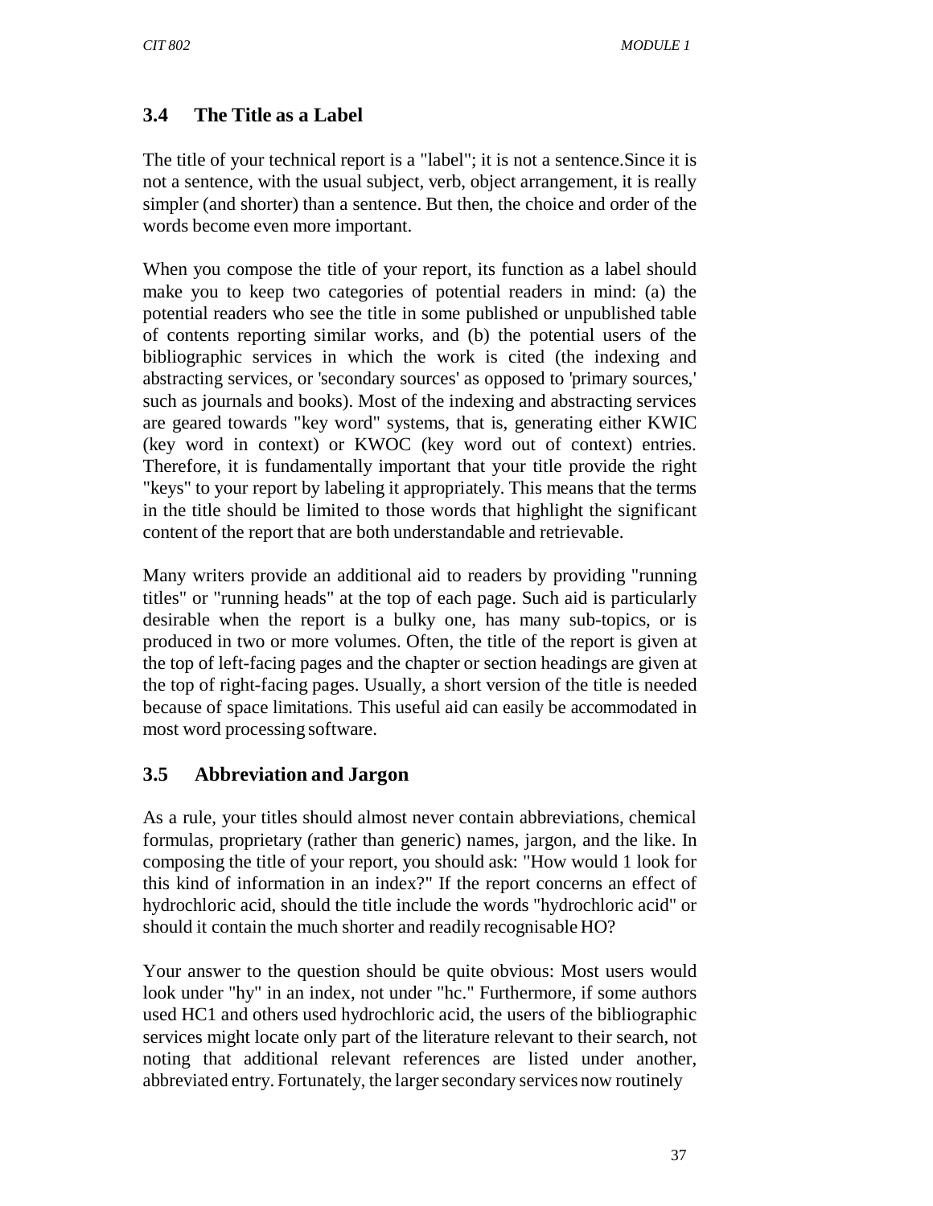### 3.4 The Title as a Label

The title of your technical report is a "label"; it is not a sentence.Since it is not a sentence, with the usual subject, verb, object arrangement, it is really simpler (and shorter) than a sentence. But then, the choice and order of the words become even more important.

When you compose the title of your report, its function as a label should make you to keep two categories of potential readers in mind: (a) the potential readers who see the title in some published or unpublished table of contents reporting similar works, and (b) the potential users of the bibliographic services in which the work is cited (the indexing and abstracting services, or 'secondary sources' as opposed to 'primary sources,' such as journals and books). Most of the indexing and abstracting services are geared towards "key word" systems, that is, generating either KWIC (key word in context) or KWOC (key word out of context) entries. Therefore, it is fundamentally important that your title provide the right "keys" to your report by labeling it appropriately. This means that the terms in the title should be limited to those words that highlight the significant content of the report that are both understandable and retrievable.

Many writers provide an additional aid to readers by providing "running titles" or "running heads" at the top of each page. Such aid is particularly desirable when the report is a bulky one, has many sub-topics, or is produced in two or more volumes. Often, the title of the report is given at the top of left-facing pages and the chapter or section headings are given at the top of right-facing pages. Usually, a short version of the title is needed because of space limitations. This useful aid can easily be accommodated in most word processing software.

### 3.5 Abbreviation and Jargon

As a rule, your titles should almost never contain abbreviations, chemical formulas, proprietary (rather than generic) names, jargon, and the like. In composing the title of your report, you should ask: "How would 1 look for this kind of information in an index?" If the report concerns an effect of hydrochloric acid, should the title include the words "hydrochloric acid" or should it contain the much shorter and readily recognisable HO?

Your answer to the question should be quite obvious: Most users would look under "hy" in an index, not under "hc." Furthermore, if some authors used HC1 and others used hydrochloric acid, the users of the bibliographic services might locate only part of the literature relevant to their search, not noting that additional relevant references are listed under another, abbreviated entry. Fortunately, the larger secondary services now routinely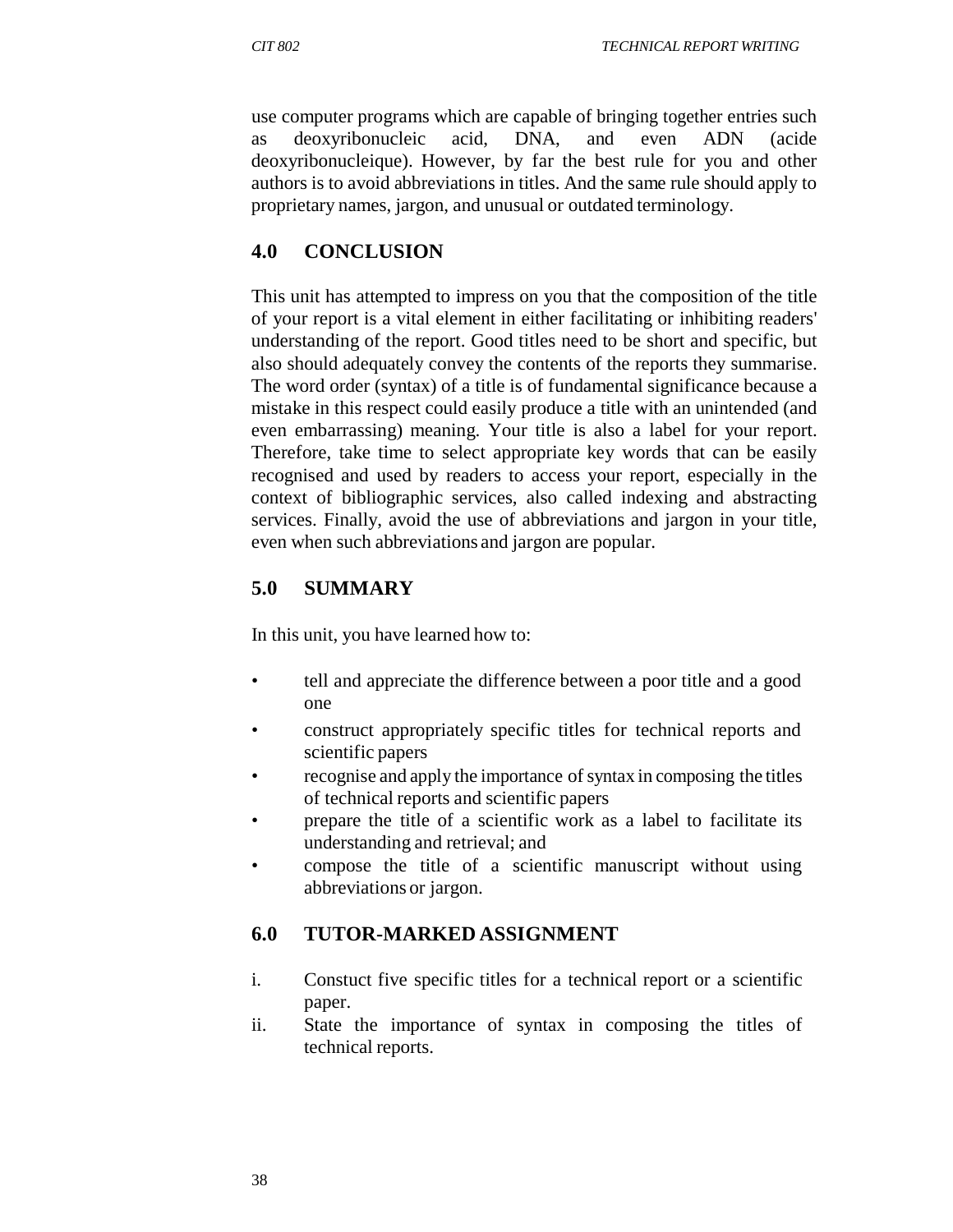use computer programs which are capable of bringing together entries such as deoxyribonucleic acid, DNA, and even ADN (acide deoxyribonucleique). However, by far the best rule for you and other authors is to avoid abbreviations in titles. And the same rule should apply to proprietary names, jargon, and unusual or outdated terminology.

## 4.0 CONCLUSION

This unit has attempted to impress on you that the composition of the title of your report is a vital element in either facilitating or inhibiting readers' understanding of the report. Good titles need to be short and specific, but also should adequately convey the contents of the reports they summarise. The word order (syntax) of a title is of fundamental significance because a mistake in this respect could easily produce a title with an unintended (and even embarrassing) meaning. Your title is also a label for your report. Therefore, take time to select appropriate key words that can be easily recognised and used by readers to access your report, especially in the context of bibliographic services, also called indexing and abstracting services. Finally, avoid the use of abbreviations and jargon in your title, even when such abbreviations and jargon are popular.

## 5.0 SUMMARY

In this unit, you have learned how to:

- tell and appreciate the difference between a poor title and a good one
- construct appropriately specific titles for technical reports and scientific papers
- recognise and apply the importance of syntax in composing the titles of technical reports and scientific papers
- prepare the title of a scientific work as a label to facilitate its understanding and retrieval; and
- compose the title of a scientific manuscript without using abbreviations or jargon.

## 6.0 TUTOR-MARKED ASSIGNMENT

i. Constuct five specific titles for a technical report or a scientific paper.

ii. State the importance of syntax in composing the titles of technical reports.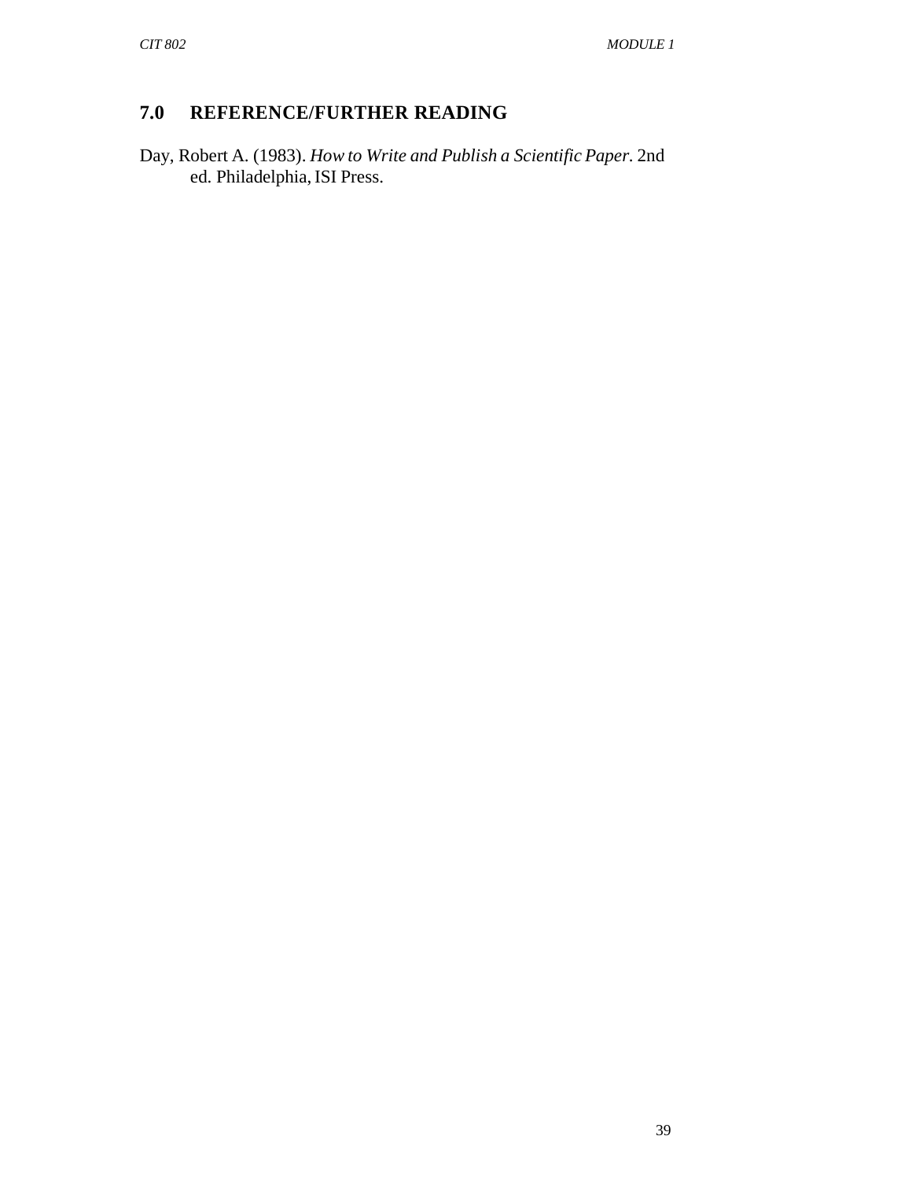## 7.0 REFERENCE/FURTHER READING

Day, Robert A. (1983). *How to Write and Publish a Scientific Paper.* 2nd ed. Philadelphia, ISI Press.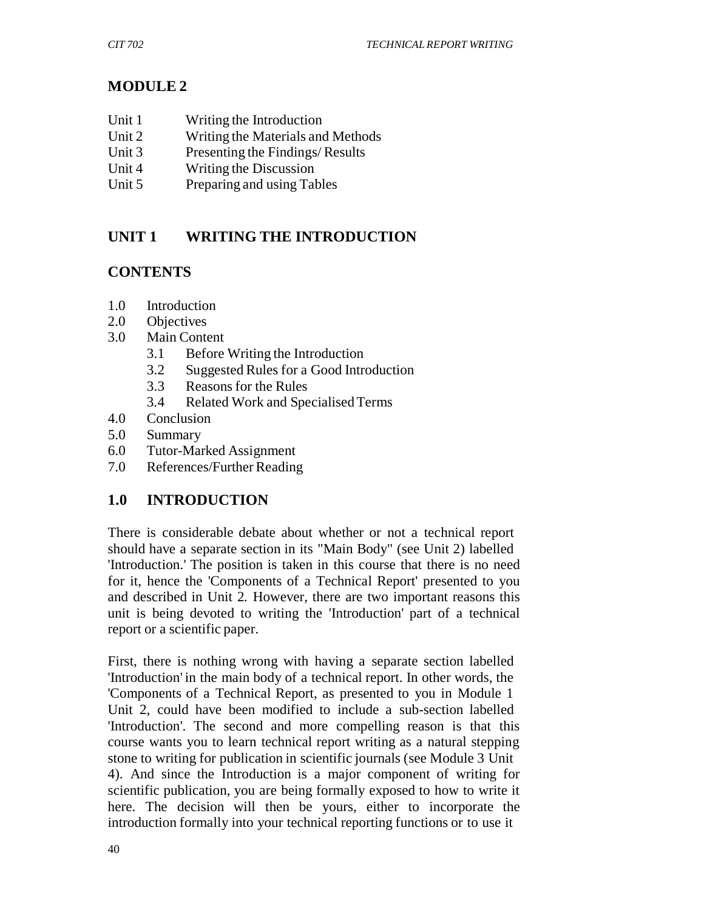## MODULE 2

- Unit 1 Writing the Introduction
- Unit 2 Writing the Materials and Methods
- Unit 3 Presenting the Findings/ Results
- Unit 4 Writing the Discussion
- Unit 5 Preparing and using Tables

## UNIT 1 WRITING THE INTRODUCTION

### CONTENTS

- 1.0 Introduction
- 2.0 Objectives
- 3.0 Main Content
  - 3.1 Before Writing the Introduction
  - 3.2 Suggested Rules for a Good Introduction
  - 3.3 Reasons for the Rules
  - 3.4 Related Work and Specialised Terms
- 4.0 Conclusion
- 5.0 Summary
- 6.0 Tutor-Marked Assignment
- 7.0 References/Further Reading

### 1.0 INTRODUCTION

There is considerable debate about whether or not a technical report should have a separate section in its "Main Body" (see Unit 2) labelled 'Introduction.' The position is taken in this course that there is no need for it, hence the 'Components of a Technical Report' presented to you and described in Unit 2. However, there are two important reasons this unit is being devoted to writing the 'Introduction' part of a technical report or a scientific paper.

First, there is nothing wrong with having a separate section labelled 'Introduction' in the main body of a technical report. In other words, the 'Components of a Technical Report, as presented to you in Module 1 Unit 2, could have been modified to include a sub-section labelled 'Introduction'. The second and more compelling reason is that this course wants you to learn technical report writing as a natural stepping stone to writing for publication in scientific journals (see Module 3 Unit 4). And since the Introduction is a major component of writing for scientific publication, you are being formally exposed to how to write it here. The decision will then be yours, either to incorporate the introduction formally into your technical reporting functions or to use it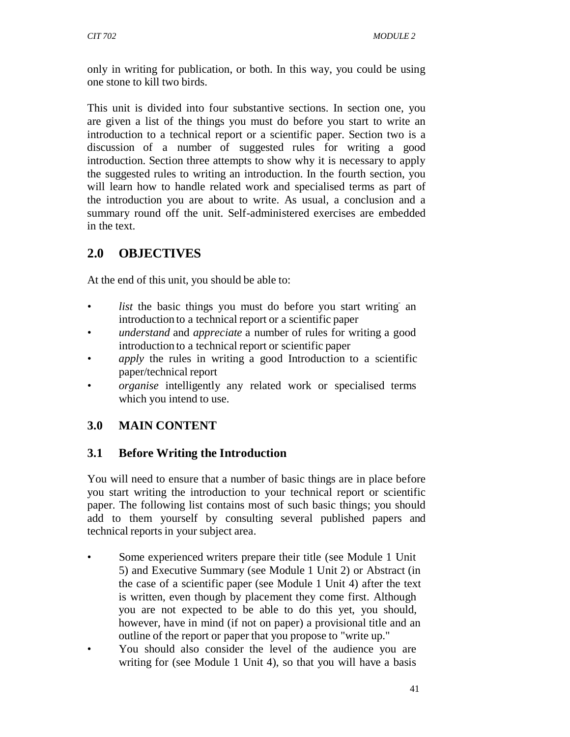only in writing for publication, or both. In this way, you could be using one stone to kill two birds.

This unit is divided into four substantive sections. In section one, you are given a list of the things you must do before you start to write an introduction to a technical report or a scientific paper. Section two is a discussion of a number of suggested rules for writing a good introduction. Section three attempts to show why it is necessary to apply the suggested rules to writing an introduction. In the fourth section, you will learn how to handle related work and specialised terms as part of the introduction you are about to write. As usual, a conclusion and a summary round off the unit. Self-administered exercises are embedded in the text.

## 2.0 OBJECTIVES

At the end of this unit, you should be able to:

- *list* the basic things you must do before you start writing an introduction to a technical report or a scientific paper
- *understand* and *appreciate* a number of rules for writing a good introduction to a technical report or scientific paper
- *apply* the rules in writing a good Introduction to a scientific paper/technical report
- *organise* intelligently any related work or specialised terms which you intend to use.

## 3.0 MAIN CONTENT

### 3.1 Before Writing the Introduction

You will need to ensure that a number of basic things are in place before you start writing the introduction to your technical report or scientific paper. The following list contains most of such basic things; you should add to them yourself by consulting several published papers and technical reports in your subject area.

- Some experienced writers prepare their title (see Module 1 Unit 5) and Executive Summary (see Module 1 Unit 2) or Abstract (in the case of a scientific paper (see Module 1 Unit 4) after the text is written, even though by placement they come first. Although you are not expected to be able to do this yet, you should, however, have in mind (if not on paper) a provisional title and an outline of the report or paper that you propose to "write up."
- You should also consider the level of the audience you are writing for (see Module 1 Unit 4), so that you will have a basis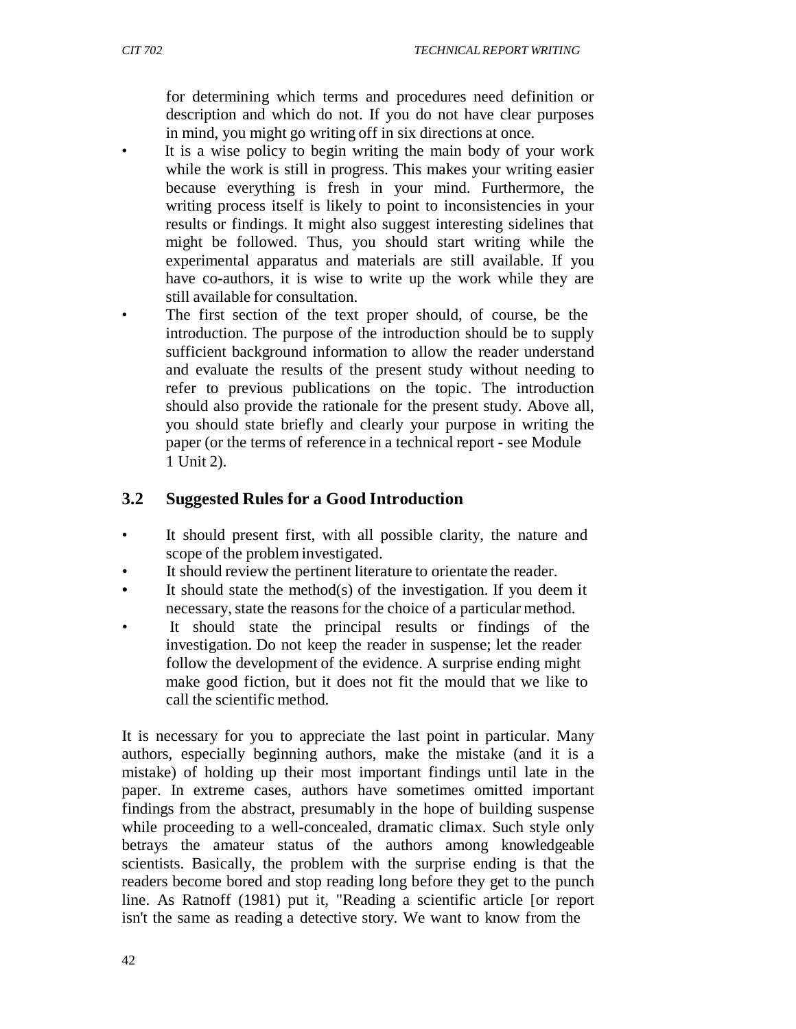for determining which terms and procedures need definition or description and which do not. If you do not have clear purposes in mind, you might go writing off in six directions at once.

- It is a wise policy to begin writing the main body of your work while the work is still in progress. This makes your writing easier because everything is fresh in your mind. Furthermore, the writing process itself is likely to point to inconsistencies in your results or findings. It might also suggest interesting sidelines that might be followed. Thus, you should start writing while the experimental apparatus and materials are still available. If you have co-authors, it is wise to write up the work while they are still available for consultation.
- The first section of the text proper should, of course, be the introduction. The purpose of the introduction should be to supply sufficient background information to allow the reader understand and evaluate the results of the present study without needing to refer to previous publications on the topic. The introduction should also provide the rationale for the present study. Above all, you should state briefly and clearly your purpose in writing the paper (or the terms of reference in a technical report - see Module 1 Unit 2).

## 3.2 Suggested Rules for a Good Introduction

- It should present first, with all possible clarity, the nature and scope of the problem investigated.
- It should review the pertinent literature to orientate the reader.
- It should state the method(s) of the investigation. If you deem it necessary, state the reasons for the choice of a particular method.
- It should state the principal results or findings of the investigation. Do not keep the reader in suspense; let the reader follow the development of the evidence. A surprise ending might make good fiction, but it does not fit the mould that we like to call the scientific method.

It is necessary for you to appreciate the last point in particular. Many authors, especially beginning authors, make the mistake (and it is a mistake) of holding up their most important findings until late in the paper. In extreme cases, authors have sometimes omitted important findings from the abstract, presumably in the hope of building suspense while proceeding to a well-concealed, dramatic climax. Such style only betrays the amateur status of the authors among knowledgeable scientists. Basically, the problem with the surprise ending is that the readers become bored and stop reading long before they get to the punch line. As Ratnoff (1981) put it, "Reading a scientific article [or report isn't the same as reading a detective story. We want to know from the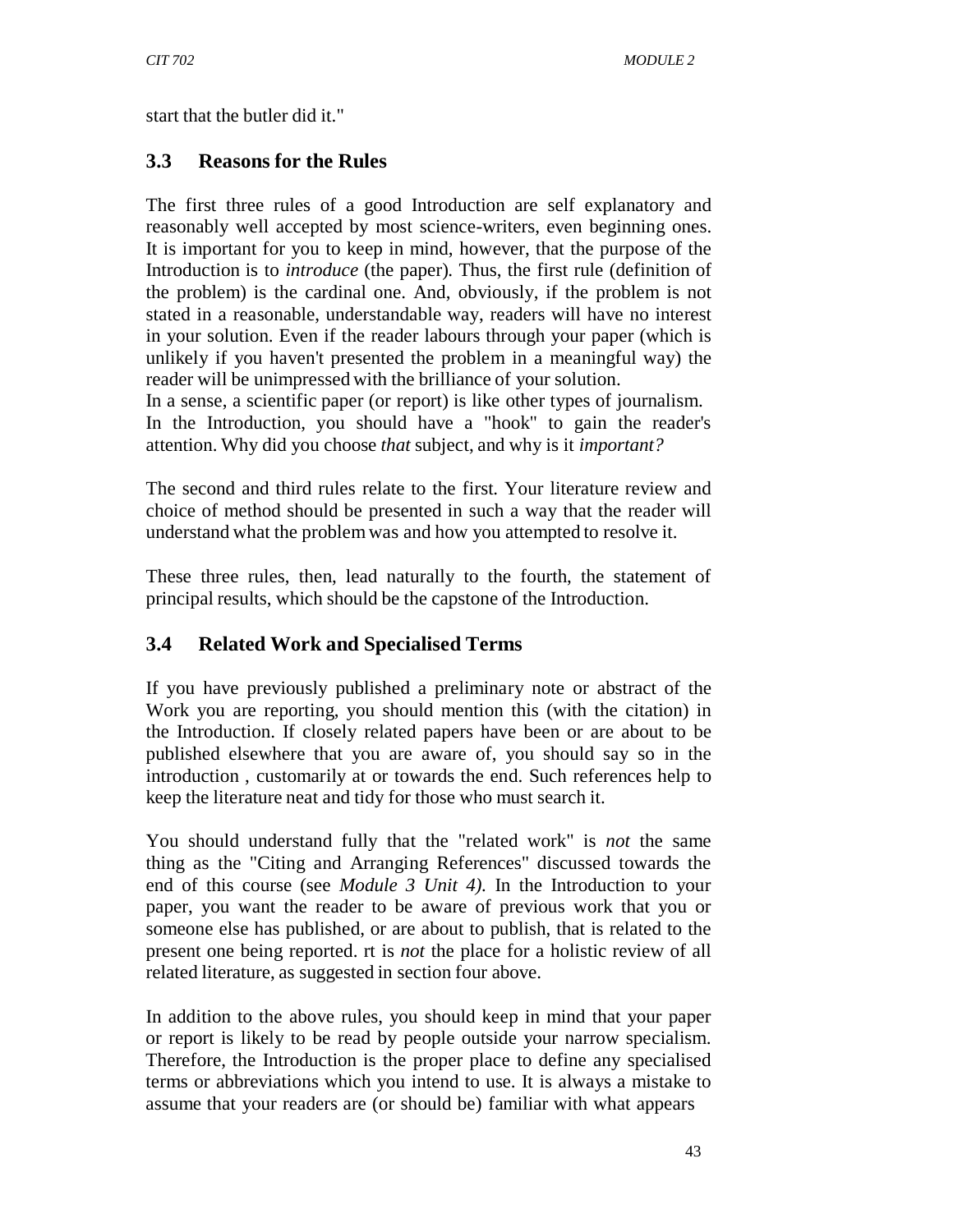start that the butler did it."

## 3.3 Reasons for the Rules

The first three rules of a good Introduction are self explanatory and reasonably well accepted by most science-writers, even beginning ones. It is important for you to keep in mind, however, that the purpose of the Introduction is to *introduce* (the paper). Thus, the first rule (definition of the problem) is the cardinal one. And, obviously, if the problem is not stated in a reasonable, understandable way, readers will have no interest in your solution. Even if the reader labours through your paper (which is unlikely if you haven't presented the problem in a meaningful way) the reader will be unimpressed with the brilliance of your solution.

In a sense, a scientific paper (or report) is like other types of journalism. In the Introduction, you should have a "hook" to gain the reader's attention. Why did you choose *that* subject, and why is it *important?*

The second and third rules relate to the first. Your literature review and choice of method should be presented in such a way that the reader will understand what the problem was and how you attempted to resolve it.

These three rules, then, lead naturally to the fourth, the statement of principal results, which should be the capstone of the Introduction.

## 3.4 Related Work and Specialised Terms

If you have previously published a preliminary note or abstract of the Work you are reporting, you should mention this (with the citation) in the Introduction. If closely related papers have been or are about to be published elsewhere that you are aware of, you should say so in the introduction , customarily at or towards the end. Such references help to keep the literature neat and tidy for those who must search it.

You should understand fully that the "related work" is *not* the same thing as the "Citing and Arranging References" discussed towards the end of this course (see *Module 3 Unit 4).* In the Introduction to your paper, you want the reader to be aware of previous work that you or someone else has published, or are about to publish, that is related to the present one being reported. rt is *not* the place for a holistic review of all related literature, as suggested in section four above.

In addition to the above rules, you should keep in mind that your paper or report is likely to be read by people outside your narrow specialism. Therefore, the Introduction is the proper place to define any specialised terms or abbreviations which you intend to use. It is always a mistake to assume that your readers are (or should be) familiar with what appears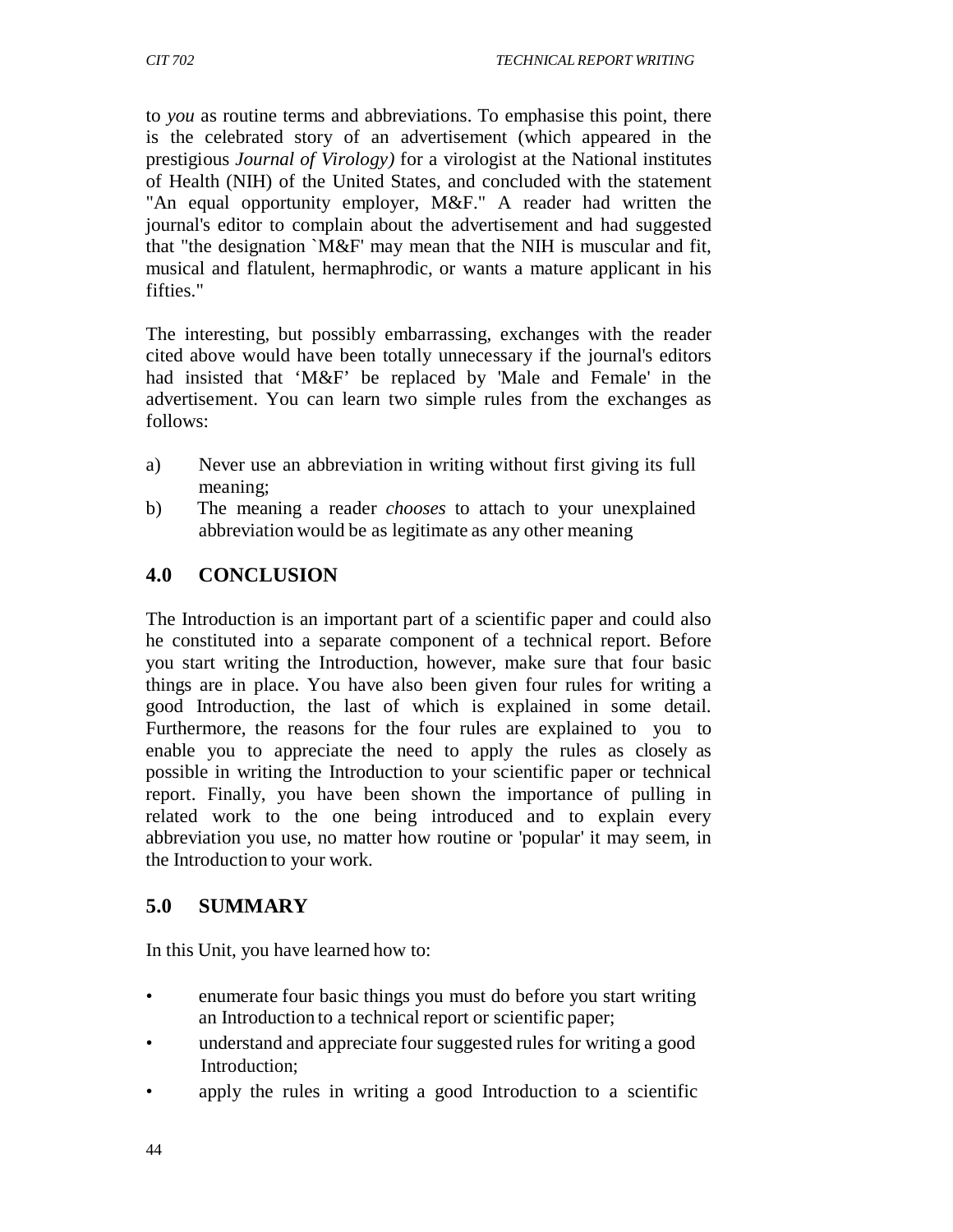to *you* as routine terms and abbreviations. To emphasise this point, there is the celebrated story of an advertisement (which appeared in the prestigious *Journal of Virology)* for a virologist at the National institutes of Health (NIH) of the United States, and concluded with the statement "An equal opportunity employer, M&F." A reader had written the journal's editor to complain about the advertisement and had suggested that "the designation `M&F' may mean that the NIH is muscular and fit, musical and flatulent, hermaphrodic, or wants a mature applicant in his fifties."

The interesting, but possibly embarrassing, exchanges with the reader cited above would have been totally unnecessary if the journal's editors had insisted that 'M&F' be replaced by 'Male and Female' in the advertisement. You can learn two simple rules from the exchanges as follows:

a) Never use an abbreviation in writing without first giving its full meaning;
b) The meaning a reader *chooses* to attach to your unexplained abbreviation would be as legitimate as any other meaning

## 4.0 CONCLUSION

The Introduction is an important part of a scientific paper and could also he constituted into a separate component of a technical report. Before you start writing the Introduction, however, make sure that four basic things are in place. You have also been given four rules for writing a good Introduction, the last of which is explained in some detail. Furthermore, the reasons for the four rules are explained to you to enable you to appreciate the need to apply the rules as closely as possible in writing the Introduction to your scientific paper or technical report. Finally, you have been shown the importance of pulling in related work to the one being introduced and to explain every abbreviation you use, no matter how routine or 'popular' it may seem, in the Introduction to your work.

## 5.0 SUMMARY

In this Unit, you have learned how to:

- enumerate four basic things you must do before you start writing an Introduction to a technical report or scientific paper;
- understand and appreciate four suggested rules for writing a good Introduction;
- apply the rules in writing a good Introduction to a scientific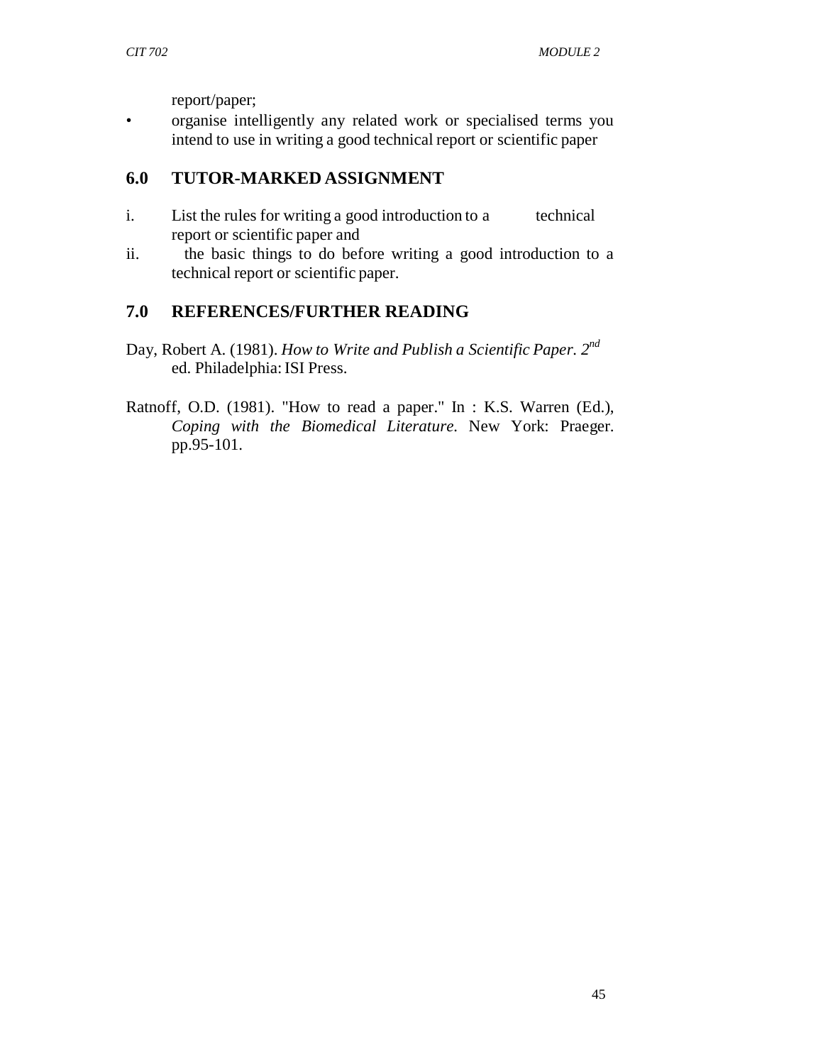report/paper;

- organise intelligently any related work or specialised terms you intend to use in writing a good technical report or scientific paper

## 6.0 TUTOR-MARKED ASSIGNMENT

i. List the rules for writing a good introduction to a technical report or scientific paper and

ii. the basic things to do before writing a good introduction to a technical report or scientific paper.

## 7.0 REFERENCES/FURTHER READING

Day, Robert A. (1981). *How to Write and Publish a Scientific Paper. 2nd* ed. Philadelphia: ISI Press.

Ratnoff, O.D. (1981). "How to read a paper." In : K.S. Warren (Ed.), *Coping with the Biomedical Literature*. New York: Praeger. pp.95-101.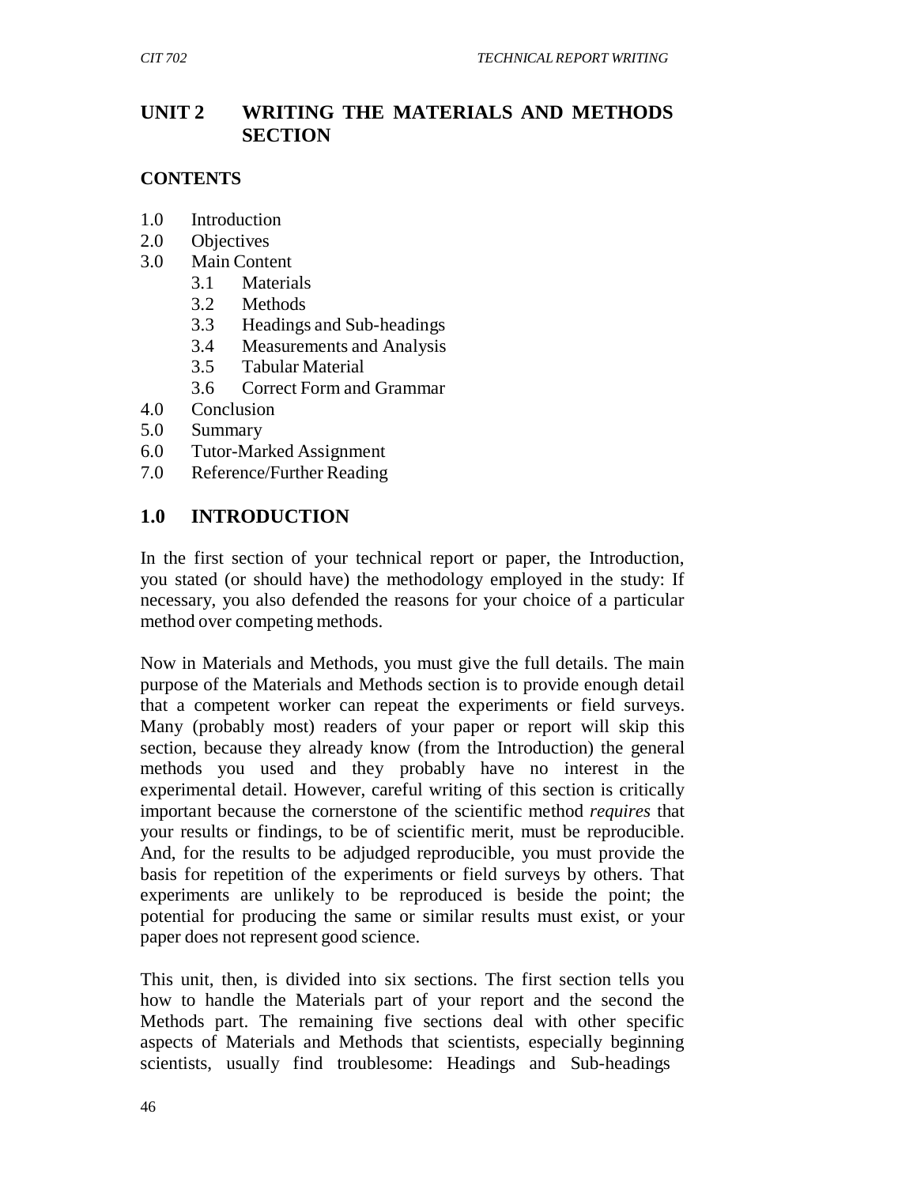# UNIT 2 WRITING THE MATERIALS AND METHODS SECTION

## CONTENTS

- 1.0 Introduction
- 2.0 Objectives
- 3.0 Main Content
  - 3.1 Materials
  - 3.2 Methods
  - 3.3 Headings and Sub-headings
  - 3.4 Measurements and Analysis
  - 3.5 Tabular Material
  - 3.6 Correct Form and Grammar
- 4.0 Conclusion
- 5.0 Summary
- 6.0 Tutor-Marked Assignment
- 7.0 Reference/Further Reading

## 1.0 INTRODUCTION

In the first section of your technical report or paper, the Introduction, you stated (or should have) the methodology employed in the study: If necessary, you also defended the reasons for your choice of a particular method over competing methods.

Now in Materials and Methods, you must give the full details. The main purpose of the Materials and Methods section is to provide enough detail that a competent worker can repeat the experiments or field surveys. Many (probably most) readers of your paper or report will skip this section, because they already know (from the Introduction) the general methods you used and they probably have no interest in the experimental detail. However, careful writing of this section is critically important because the cornerstone of the scientific method *requires* that your results or findings, to be of scientific merit, must be reproducible. And, for the results to be adjudged reproducible, you must provide the basis for repetition of the experiments or field surveys by others. That experiments are unlikely to be reproduced is beside the point; the potential for producing the same or similar results must exist, or your paper does not represent good science.

This unit, then, is divided into six sections. The first section tells you how to handle the Materials part of your report and the second the Methods part. The remaining five sections deal with other specific aspects of Materials and Methods that scientists, especially beginning scientists, usually find troublesome: Headings and Sub-headings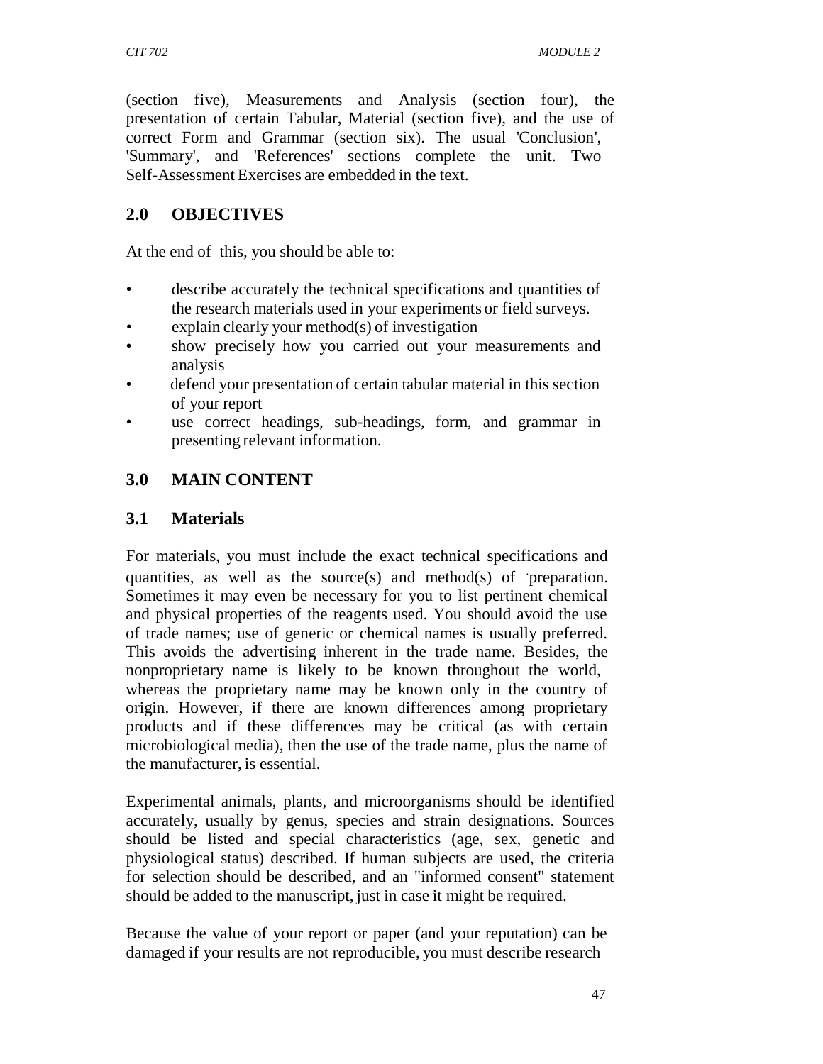(section five), Measurements and Analysis (section four), the presentation of certain Tabular, Material (section five), and the use of correct Form and Grammar (section six). The usual 'Conclusion', 'Summary', and 'References' sections complete the unit. Two Self-Assessment Exercises are embedded in the text.

## 2.0 OBJECTIVES

At the end of this, you should be able to:

- describe accurately the technical specifications and quantities of the research materials used in your experiments or field surveys.
- explain clearly your method(s) of investigation
- show precisely how you carried out your measurements and analysis
- defend your presentation of certain tabular material in this section of your report
- use correct headings, sub-headings, form, and grammar in presenting relevant information.

## 3.0 MAIN CONTENT

### 3.1 Materials

For materials, you must include the exact technical specifications and quantities, as well as the source(s) and method(s) of preparation. Sometimes it may even be necessary for you to list pertinent chemical and physical properties of the reagents used. You should avoid the use of trade names; use of generic or chemical names is usually preferred. This avoids the advertising inherent in the trade name. Besides, the nonproprietary name is likely to be known throughout the world, whereas the proprietary name may be known only in the country of origin. However, if there are known differences among proprietary products and if these differences may be critical (as with certain microbiological media), then the use of the trade name, plus the name of the manufacturer, is essential.

Experimental animals, plants, and microorganisms should be identified accurately, usually by genus, species and strain designations. Sources should be listed and special characteristics (age, sex, genetic and physiological status) described. If human subjects are used, the criteria for selection should be described, and an "informed consent" statement should be added to the manuscript, just in case it might be required.

Because the value of your report or paper (and your reputation) can be damaged if your results are not reproducible, you must describe research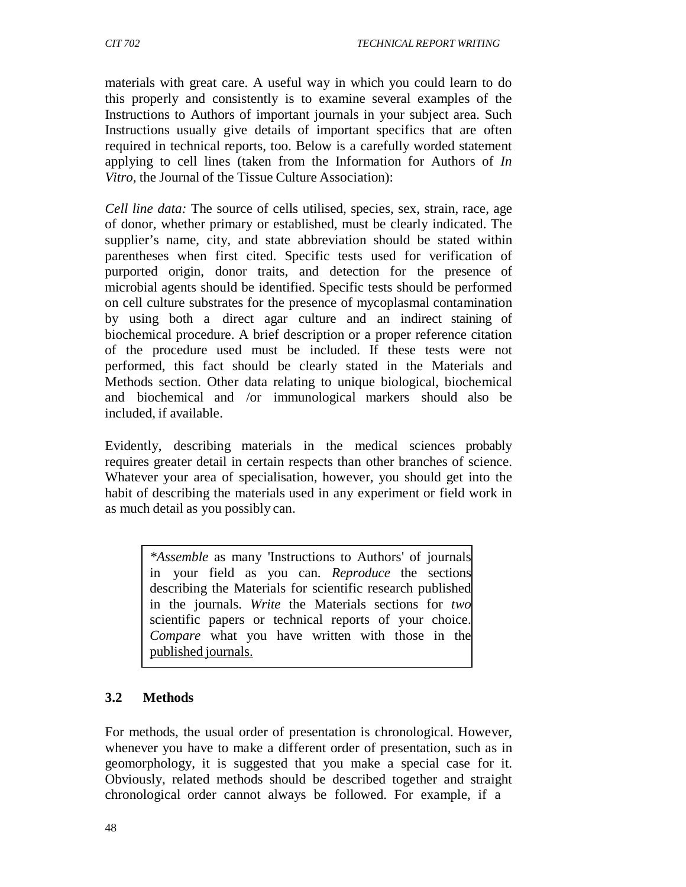materials with great care. A useful way in which you could learn to do this properly and consistently is to examine several examples of the Instructions to Authors of important journals in your subject area. Such Instructions usually give details of important specifics that are often required in technical reports, too. Below is a carefully worded statement applying to cell lines (taken from the Information for Authors of *In Vitro*, the Journal of the Tissue Culture Association):

*Cell line data:* The source of cells utilised, species, sex, strain, race, age of donor, whether primary or established, must be clearly indicated. The supplier's name, city, and state abbreviation should be stated within parentheses when first cited. Specific tests used for verification of purported origin, donor traits, and detection for the presence of microbial agents should be identified. Specific tests should be performed on cell culture substrates for the presence of mycoplasmal contamination by using both a direct agar culture and an indirect staining of biochemical procedure. A brief description or a proper reference citation of the procedure used must be included. If these tests were not performed, this fact should be clearly stated in the Materials and Methods section. Other data relating to unique biological, biochemical and biochemical and /or immunological markers should also be included, if available.

Evidently, describing materials in the medical sciences probably requires greater detail in certain respects than other branches of science. Whatever your area of specialisation, however, you should get into the habit of describing the materials used in any experiment or field work in as much detail as you possibly can.

> **Assemble* as many 'Instructions to Authors' of journals in your field as you can. *Reproduce* the sections describing the Materials for scientific research published in the journals. *Write* the Materials sections for *two* scientific papers or technical reports of your choice. *Compare* what you have written with those in the published journals.

### 3.2 Methods

For methods, the usual order of presentation is chronological. However, whenever you have to make a different order of presentation, such as in geomorphology, it is suggested that you make a special case for it. Obviously, related methods should be described together and straight chronological order cannot always be followed. For example, if a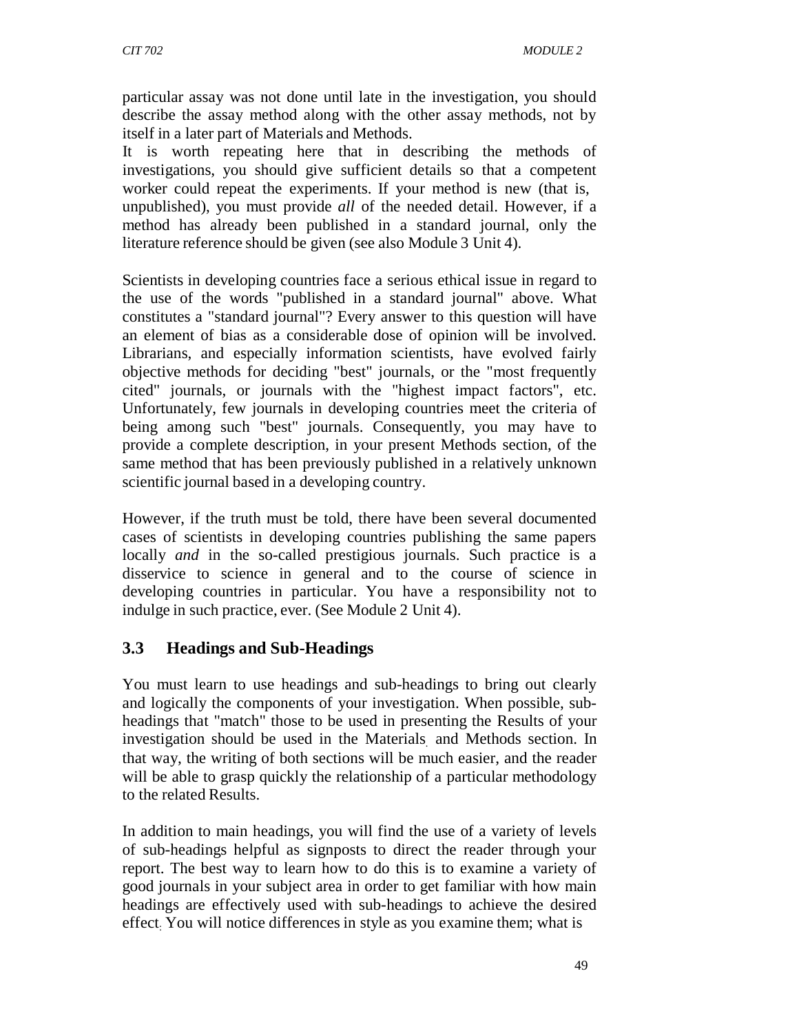particular assay was not done until late in the investigation, you should describe the assay method along with the other assay methods, not by itself in a later part of Materials and Methods.

It is worth repeating here that in describing the methods of investigations, you should give sufficient details so that a competent worker could repeat the experiments. If your method is new (that is, unpublished), you must provide *all* of the needed detail. However, if a method has already been published in a standard journal, only the literature reference should be given (see also Module 3 Unit 4).

Scientists in developing countries face a serious ethical issue in regard to the use of the words "published in a standard journal" above. What constitutes a "standard journal"? Every answer to this question will have an element of bias as a considerable dose of opinion will be involved. Librarians, and especially information scientists, have evolved fairly objective methods for deciding "best" journals, or the "most frequently cited" journals, or journals with the "highest impact factors", etc. Unfortunately, few journals in developing countries meet the criteria of being among such "best" journals. Consequently, you may have to provide a complete description, in your present Methods section, of the same method that has been previously published in a relatively unknown scientific journal based in a developing country.

However, if the truth must be told, there have been several documented cases of scientists in developing countries publishing the same papers locally *and* in the so-called prestigious journals. Such practice is a disservice to science in general and to the course of science in developing countries in particular. You have a responsibility not to indulge in such practice, ever. (See Module 2 Unit 4).

## 3.3 Headings and Sub-Headings

You must learn to use headings and sub-headings to bring out clearly and logically the components of your investigation. When possible, sub-headings that "match" those to be used in presenting the Results of your investigation should be used in the Materials and Methods section. In that way, the writing of both sections will be much easier, and the reader will be able to grasp quickly the relationship of a particular methodology to the related Results.

In addition to main headings, you will find the use of a variety of levels of sub-headings helpful as signposts to direct the reader through your report. The best way to learn how to do this is to examine a variety of good journals in your subject area in order to get familiar with how main headings are effectively used with sub-headings to achieve the desired effect. You will notice differences in style as you examine them; what is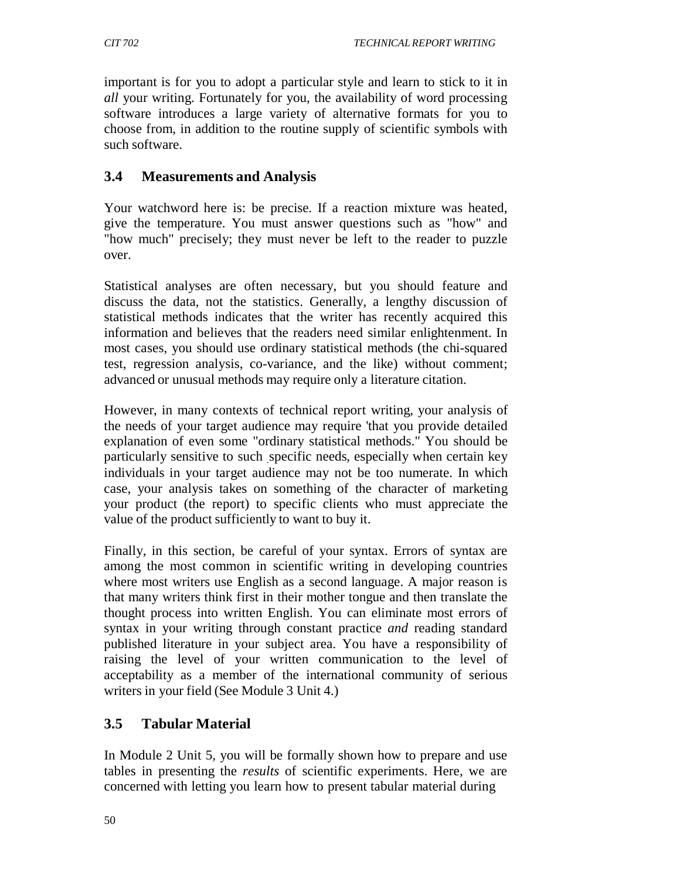important is for you to adopt a particular style and learn to stick to it in *all* your writing. Fortunately for you, the availability of word processing software introduces a large variety of alternative formats for you to choose from, in addition to the routine supply of scientific symbols with such software.

## 3.4 Measurements and Analysis

Your watchword here is: be precise. If a reaction mixture was heated, give the temperature. You must answer questions such as "how" and "how much" precisely; they must never be left to the reader to puzzle over.

Statistical analyses are often necessary, but you should feature and discuss the data, not the statistics. Generally, a lengthy discussion of statistical methods indicates that the writer has recently acquired this information and believes that the readers need similar enlightenment. In most cases, you should use ordinary statistical methods (the chi-squared test, regression analysis, co-variance, and the like) without comment; advanced or unusual methods may require only a literature citation.

However, in many contexts of technical report writing, your analysis of the needs of your target audience may require 'that you provide detailed explanation of even some "ordinary statistical methods." You should be particularly sensitive to such specific needs, especially when certain key individuals in your target audience may not be too numerate. In which case, your analysis takes on something of the character of marketing your product (the report) to specific clients who must appreciate the value of the product sufficiently to want to buy it.

Finally, in this section, be careful of your syntax. Errors of syntax are among the most common in scientific writing in developing countries where most writers use English as a second language. A major reason is that many writers think first in their mother tongue and then translate the thought process into written English. You can eliminate most errors of syntax in your writing through constant practice *and* reading standard published literature in your subject area. You have a responsibility of raising the level of your written communication to the level of acceptability as a member of the international community of serious writers in your field (See Module 3 Unit 4.)

## 3.5 Tabular Material

In Module 2 Unit 5, you will be formally shown how to prepare and use tables in presenting the *results* of scientific experiments. Here, we are concerned with letting you learn how to present tabular material during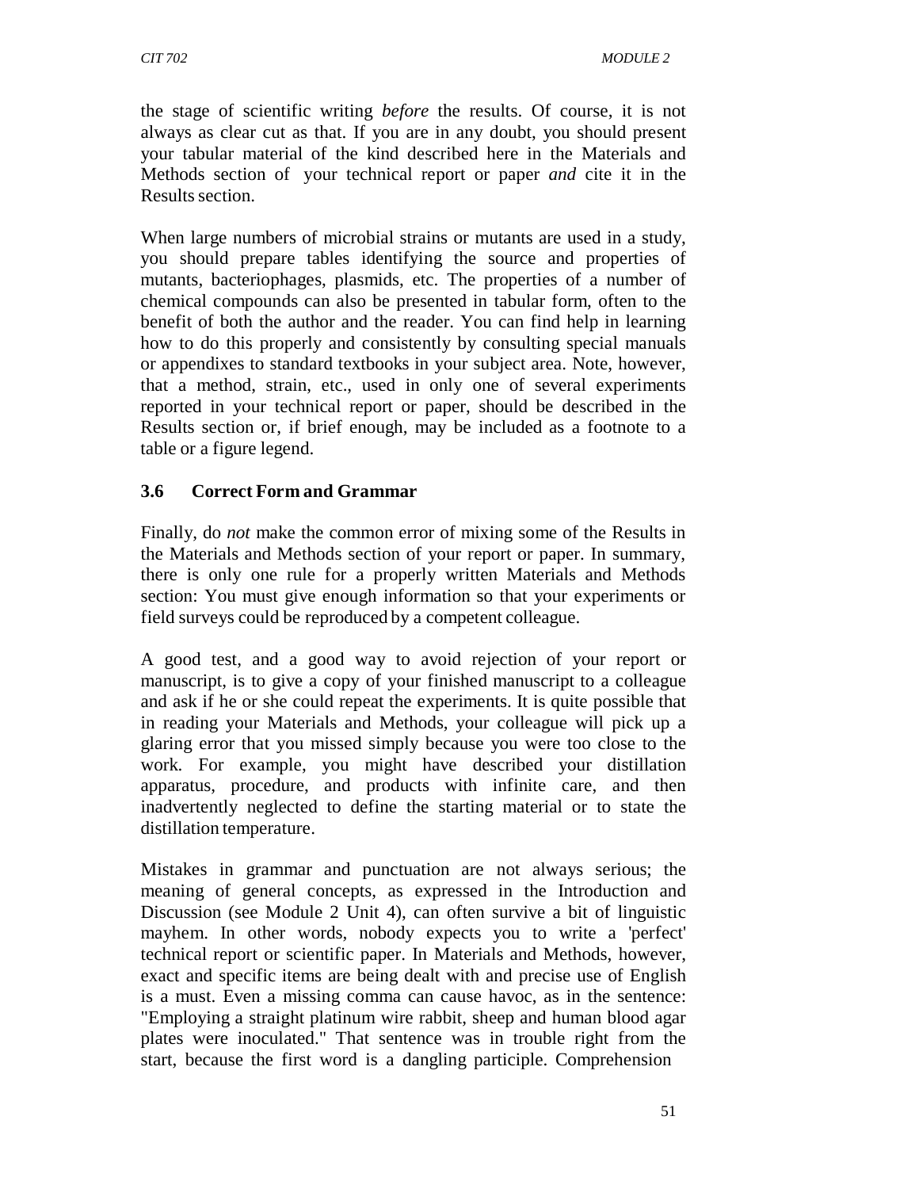the stage of scientific writing *before* the results. Of course, it is not always as clear cut as that. If you are in any doubt, you should present your tabular material of the kind described here in the Materials and Methods section of your technical report or paper *and* cite it in the Results section.

When large numbers of microbial strains or mutants are used in a study, you should prepare tables identifying the source and properties of mutants, bacteriophages, plasmids, etc. The properties of a number of chemical compounds can also be presented in tabular form, often to the benefit of both the author and the reader. You can find help in learning how to do this properly and consistently by consulting special manuals or appendixes to standard textbooks in your subject area. Note, however, that a method, strain, etc., used in only one of several experiments reported in your technical report or paper, should be described in the Results section or, if brief enough, may be included as a footnote to a table or a figure legend.

### 3.6 Correct Form and Grammar

Finally, do *not* make the common error of mixing some of the Results in the Materials and Methods section of your report or paper. In summary, there is only one rule for a properly written Materials and Methods section: You must give enough information so that your experiments or field surveys could be reproduced by a competent colleague.

A good test, and a good way to avoid rejection of your report or manuscript, is to give a copy of your finished manuscript to a colleague and ask if he or she could repeat the experiments. It is quite possible that in reading your Materials and Methods, your colleague will pick up a glaring error that you missed simply because you were too close to the work. For example, you might have described your distillation apparatus, procedure, and products with infinite care, and then inadvertently neglected to define the starting material or to state the distillation temperature.

Mistakes in grammar and punctuation are not always serious; the meaning of general concepts, as expressed in the Introduction and Discussion (see Module 2 Unit 4), can often survive a bit of linguistic mayhem. In other words, nobody expects you to write a 'perfect' technical report or scientific paper. In Materials and Methods, however, exact and specific items are being dealt with and precise use of English is a must. Even a missing comma can cause havoc, as in the sentence: "Employing a straight platinum wire rabbit, sheep and human blood agar plates were inoculated." That sentence was in trouble right from the start, because the first word is a dangling participle. Comprehension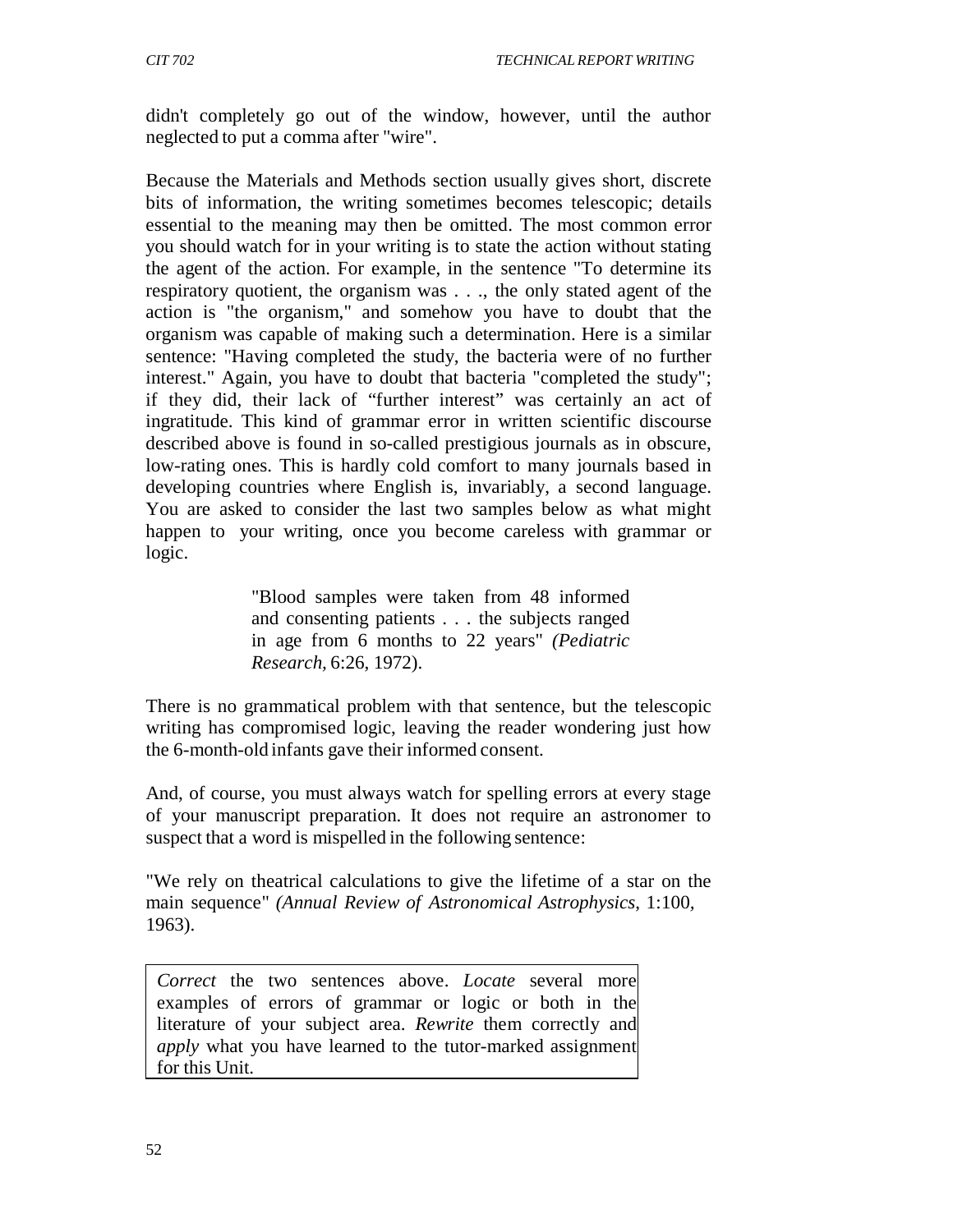didn't completely go out of the window, however, until the author neglected to put a comma after "wire".

Because the Materials and Methods section usually gives short, discrete bits of information, the writing sometimes becomes telescopic; details essential to the meaning may then be omitted. The most common error you should watch for in your writing is to state the action without stating the agent of the action. For example, in the sentence "To determine its respiratory quotient, the organism was . . ., the only stated agent of the action is "the organism," and somehow you have to doubt that the organism was capable of making such a determination. Here is a similar sentence: "Having completed the study, the bacteria were of no further interest." Again, you have to doubt that bacteria "completed the study"; if they did, their lack of "further interest" was certainly an act of ingratitude. This kind of grammar error in written scientific discourse described above is found in so-called prestigious journals as in obscure, low-rating ones. This is hardly cold comfort to many journals based in developing countries where English is, invariably, a second language. You are asked to consider the last two samples below as what might happen to your writing, once you become careless with grammar or logic.

> "Blood samples were taken from 48 informed and consenting patients . . . the subjects ranged in age from 6 months to 22 years" *(Pediatric Research,* 6:26, 1972).

There is no grammatical problem with that sentence, but the telescopic writing has compromised logic, leaving the reader wondering just how the 6-month-old infants gave their informed consent.

And, of course, you must always watch for spelling errors at every stage of your manuscript preparation. It does not require an astronomer to suspect that a word is mispelled in the following sentence:

"We rely on theatrical calculations to give the lifetime of a star on the main sequence" *(Annual Review of Astronomical Astrophysics*, 1:100, 1963).

> *Correct* the two sentences above. *Locate* several more examples of errors of grammar or logic or both in the literature of your subject area. *Rewrite* them correctly and *apply* what you have learned to the tutor-marked assignment for this Unit.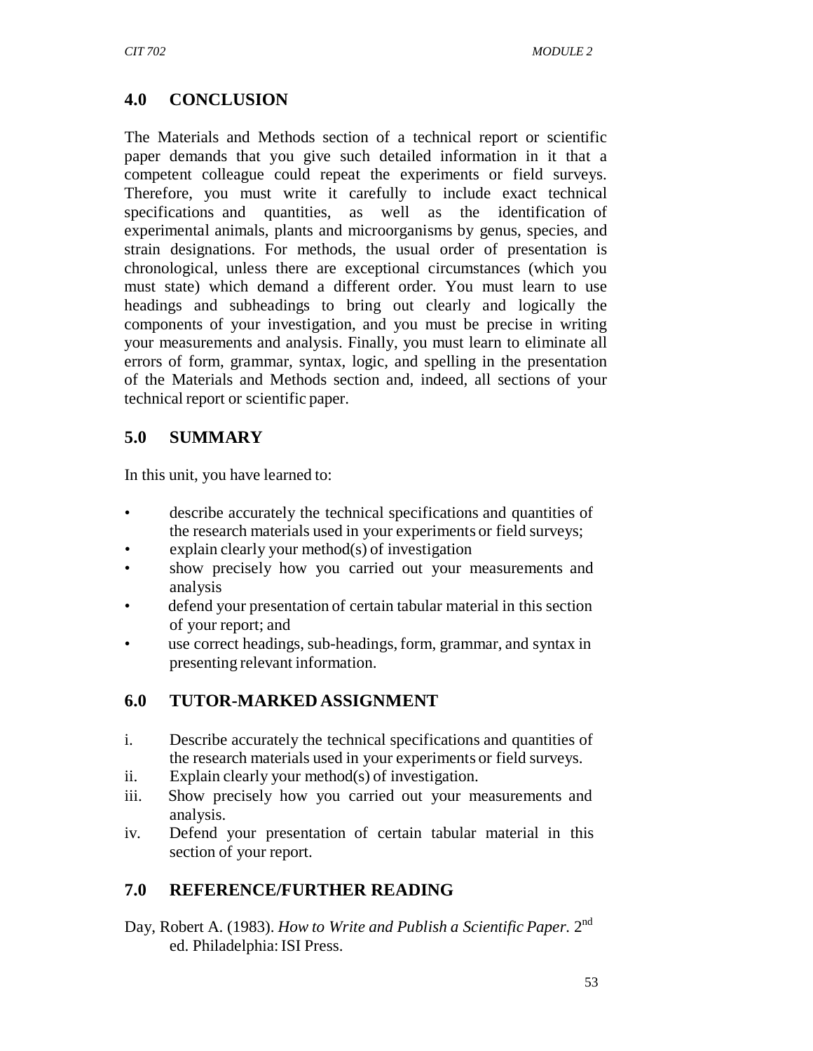## 4.0 CONCLUSION

The Materials and Methods section of a technical report or scientific paper demands that you give such detailed information in it that a competent colleague could repeat the experiments or field surveys. Therefore, you must write it carefully to include exact technical specifications and quantities, as well as the identification of experimental animals, plants and microorganisms by genus, species, and strain designations. For methods, the usual order of presentation is chronological, unless there are exceptional circumstances (which you must state) which demand a different order. You must learn to use headings and subheadings to bring out clearly and logically the components of your investigation, and you must be precise in writing your measurements and analysis. Finally, you must learn to eliminate all errors of form, grammar, syntax, logic, and spelling in the presentation of the Materials and Methods section and, indeed, all sections of your technical report or scientific paper.

## 5.0 SUMMARY

In this unit, you have learned to:

- describe accurately the technical specifications and quantities of the research materials used in your experiments or field surveys;
- explain clearly your method(s) of investigation
- show precisely how you carried out your measurements and analysis
- defend your presentation of certain tabular material in this section of your report; and
- use correct headings, sub-headings, form, grammar, and syntax in presenting relevant information.

## 6.0 TUTOR-MARKED ASSIGNMENT

i. Describe accurately the technical specifications and quantities of the research materials used in your experiments or field surveys.
ii. Explain clearly your method(s) of investigation.
iii. Show precisely how you carried out your measurements and analysis.
iv. Defend your presentation of certain tabular material in this section of your report.

## 7.0 REFERENCE/FURTHER READING

Day, Robert A. (1983). *How to Write and Publish a Scientific Paper.* 2nd ed. Philadelphia: ISI Press.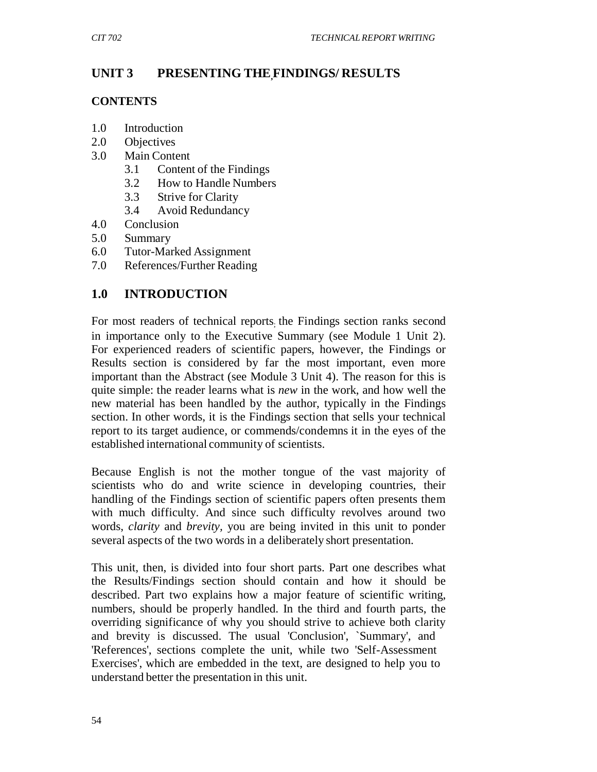## UNIT 3 PRESENTING THE FINDINGS/ RESULTS

### CONTENTS

- 1.0 Introduction
- 2.0 Objectives
- 3.0 Main Content
    - 3.1 Content of the Findings
    - 3.2 How to Handle Numbers
    - 3.3 Strive for Clarity
    - 3.4 Avoid Redundancy
- 4.0 Conclusion
- 5.0 Summary
- 6.0 Tutor-Marked Assignment
- 7.0 References/Further Reading

## 1.0 INTRODUCTION

For most readers of technical reports, the Findings section ranks second in importance only to the Executive Summary (see Module 1 Unit 2). For experienced readers of scientific papers, however, the Findings or Results section is considered by far the most important, even more important than the Abstract (see Module 3 Unit 4). The reason for this is quite simple: the reader learns what is *new* in the work, and how well the new material has been handled by the author, typically in the Findings section. In other words, it is the Findings section that sells your technical report to its target audience, or commends/condemns it in the eyes of the established international community of scientists.

Because English is not the mother tongue of the vast majority of scientists who do and write science in developing countries, their handling of the Findings section of scientific papers often presents them with much difficulty. And since such difficulty revolves around two words, *clarity* and *brevity*, you are being invited in this unit to ponder several aspects of the two words in a deliberately short presentation.

This unit, then, is divided into four short parts. Part one describes what the Results/Findings section should contain and how it should be described. Part two explains how a major feature of scientific writing, numbers, should be properly handled. In the third and fourth parts, the overriding significance of why you should strive to achieve both clarity and brevity is discussed. The usual 'Conclusion', `Summary', and 'References', sections complete the unit, while two 'Self-Assessment Exercises', which are embedded in the text, are designed to help you to understand better the presentation in this unit.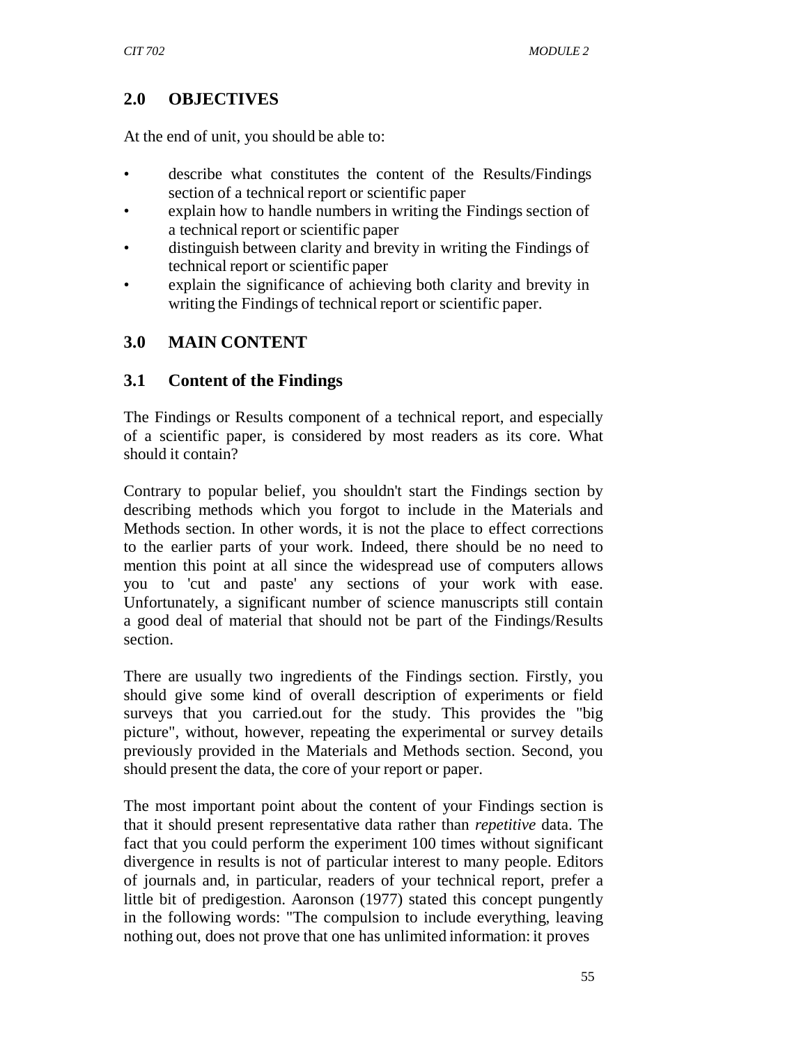## 2.0 OBJECTIVES

At the end of unit, you should be able to:

- describe what constitutes the content of the Results/Findings section of a technical report or scientific paper
- explain how to handle numbers in writing the Findings section of a technical report or scientific paper
- distinguish between clarity and brevity in writing the Findings of technical report or scientific paper
- explain the significance of achieving both clarity and brevity in writing the Findings of technical report or scientific paper.

## 3.0 MAIN CONTENT

### 3.1 Content of the Findings

The Findings or Results component of a technical report, and especially of a scientific paper, is considered by most readers as its core. What should it contain?

Contrary to popular belief, you shouldn't start the Findings section by describing methods which you forgot to include in the Materials and Methods section. In other words, it is not the place to effect corrections to the earlier parts of your work. Indeed, there should be no need to mention this point at all since the widespread use of computers allows you to 'cut and paste' any sections of your work with ease. Unfortunately, a significant number of science manuscripts still contain a good deal of material that should not be part of the Findings/Results section.

There are usually two ingredients of the Findings section. Firstly, you should give some kind of overall description of experiments or field surveys that you carried.out for the study. This provides the "big picture", without, however, repeating the experimental or survey details previously provided in the Materials and Methods section. Second, you should present the data, the core of your report or paper.

The most important point about the content of your Findings section is that it should present representative data rather than *repetitive* data. The fact that you could perform the experiment 100 times without significant divergence in results is not of particular interest to many people. Editors of journals and, in particular, readers of your technical report, prefer a little bit of predigestion. Aaronson (1977) stated this concept pungently in the following words: "The compulsion to include everything, leaving nothing out, does not prove that one has unlimited information: it proves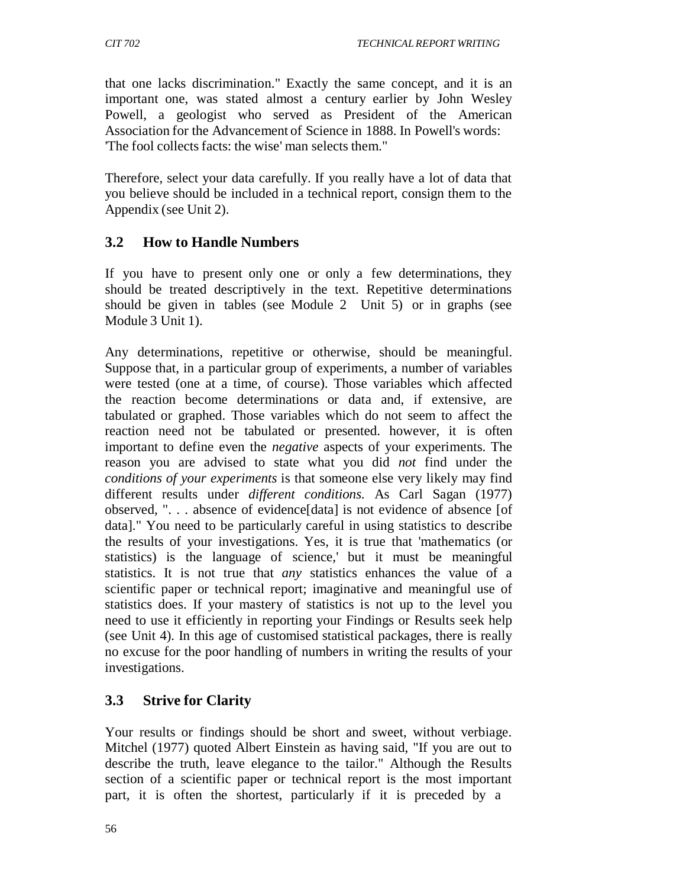that one lacks discrimination." Exactly the same concept, and it is an important one, was stated almost a century earlier by John Wesley Powell, a geologist who served as President of the American Association for the Advancement of Science in 1888. In Powell's words: 'The fool collects facts: the wise' man selects them."

Therefore, select your data carefully. If you really have a lot of data that you believe should be included in a technical report, consign them to the Appendix (see Unit 2).

## 3.2 How to Handle Numbers

If you have to present only one or only a few determinations, they should be treated descriptively in the text. Repetitive determinations should be given in tables (see Module 2 Unit 5) or in graphs (see Module 3 Unit 1).

Any determinations, repetitive or otherwise, should be meaningful. Suppose that, in a particular group of experiments, a number of variables were tested (one at a time, of course). Those variables which affected the reaction become determinations or data and, if extensive, are tabulated or graphed. Those variables which do not seem to affect the reaction need not be tabulated or presented. however, it is often important to define even the *negative* aspects of your experiments. The reason you are advised to state what you did *not* find under the *conditions of your experiments* is that someone else very likely may find different results under *different conditions.* As Carl Sagan (1977) observed, ". . . absence of evidence[data] is not evidence of absence [of data]." You need to be particularly careful in using statistics to describe the results of your investigations. Yes, it is true that 'mathematics (or statistics) is the language of science,' but it must be meaningful statistics. It is not true that *any* statistics enhances the value of a scientific paper or technical report; imaginative and meaningful use of statistics does. If your mastery of statistics is not up to the level you need to use it efficiently in reporting your Findings or Results seek help (see Unit 4). In this age of customised statistical packages, there is really no excuse for the poor handling of numbers in writing the results of your investigations.

## 3.3 Strive for Clarity

Your results or findings should be short and sweet, without verbiage. Mitchel (1977) quoted Albert Einstein as having said, "If you are out to describe the truth, leave elegance to the tailor." Although the Results section of a scientific paper or technical report is the most important part, it is often the shortest, particularly if it is preceded by a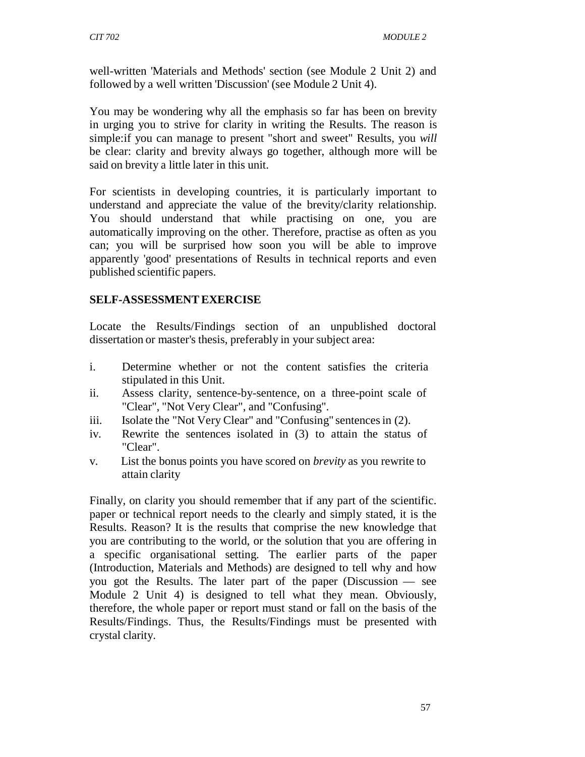well-written 'Materials and Methods' section (see Module 2 Unit 2) and followed by a well written 'Discussion' (see Module 2 Unit 4).

You may be wondering why all the emphasis so far has been on brevity in urging you to strive for clarity in writing the Results. The reason is simple:if you can manage to present "short and sweet" Results, you *will* be clear: clarity and brevity always go together, although more will be said on brevity a little later in this unit.

For scientists in developing countries, it is particularly important to understand and appreciate the value of the brevity/clarity relationship. You should understand that while practising on one, you are automatically improving on the other. Therefore, practise as often as you can; you will be surprised how soon you will be able to improve apparently 'good' presentations of Results in technical reports and even published scientific papers.

**SELF-ASSESSMENT EXERCISE**

Locate the Results/Findings section of an unpublished doctoral dissertation or master's thesis, preferably in your subject area:

i. Determine whether or not the content satisfies the criteria stipulated in this Unit.
ii. Assess clarity, sentence-by-sentence, on a three-point scale of "Clear", "Not Very Clear", and "Confusing".
iii. Isolate the "Not Very Clear" and "Confusing" sentences in (2).
iv. Rewrite the sentences isolated in (3) to attain the status of "Clear".
v. List the bonus points you have scored on *brevity* as you rewrite to attain clarity

Finally, on clarity you should remember that if any part of the scientific. paper or technical report needs to the clearly and simply stated, it is the Results. Reason? It is the results that comprise the new knowledge that you are contributing to the world, or the solution that you are offering in a specific organisational setting. The earlier parts of the paper (Introduction, Materials and Methods) are designed to tell why and how you got the Results. The later part of the paper (Discussion — see Module 2 Unit 4) is designed to tell what they mean. Obviously, therefore, the whole paper or report must stand or fall on the basis of the Results/Findings. Thus, the Results/Findings must be presented with crystal clarity.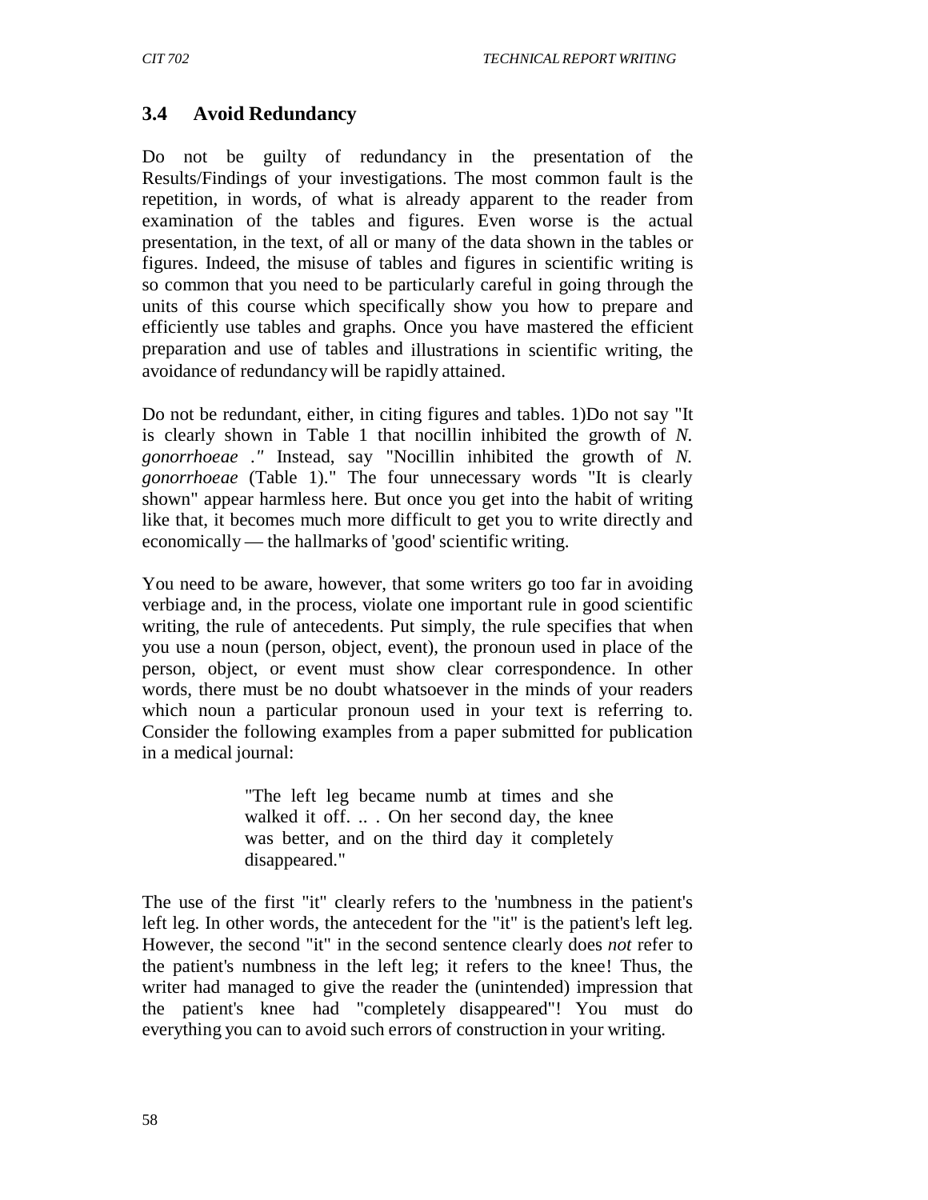## 3.4 Avoid Redundancy

Do not be guilty of redundancy in the presentation of the Results/Findings of your investigations. The most common fault is the repetition, in words, of what is already apparent to the reader from examination of the tables and figures. Even worse is the actual presentation, in the text, of all or many of the data shown in the tables or figures. Indeed, the misuse of tables and figures in scientific writing is so common that you need to be particularly careful in going through the units of this course which specifically show you how to prepare and efficiently use tables and graphs. Once you have mastered the efficient preparation and use of tables and illustrations in scientific writing, the avoidance of redundancy will be rapidly attained.

Do not be redundant, either, in citing figures and tables. 1)Do not say "It is clearly shown in Table 1 that nocillin inhibited the growth of *N. gonorrhoeae ."* Instead, say "Nocillin inhibited the growth of *N. gonorrhoeae* (Table 1)." The four unnecessary words "It is clearly shown" appear harmless here. But once you get into the habit of writing like that, it becomes much more difficult to get you to write directly and economically — the hallmarks of 'good' scientific writing.

You need to be aware, however, that some writers go too far in avoiding verbiage and, in the process, violate one important rule in good scientific writing, the rule of antecedents. Put simply, the rule specifies that when you use a noun (person, object, event), the pronoun used in place of the person, object, or event must show clear correspondence. In other words, there must be no doubt whatsoever in the minds of your readers which noun a particular pronoun used in your text is referring to. Consider the following examples from a paper submitted for publication in a medical journal:

> "The left leg became numb at times and she walked it off. .. . On her second day, the knee was better, and on the third day it completely disappeared."

The use of the first "it" clearly refers to the 'numbness in the patient's left leg. In other words, the antecedent for the "it" is the patient's left leg. However, the second "it" in the second sentence clearly does *not* refer to the patient's numbness in the left leg; it refers to the knee! Thus, the writer had managed to give the reader the (unintended) impression that the patient's knee had "completely disappeared"! You must do everything you can to avoid such errors of construction in your writing.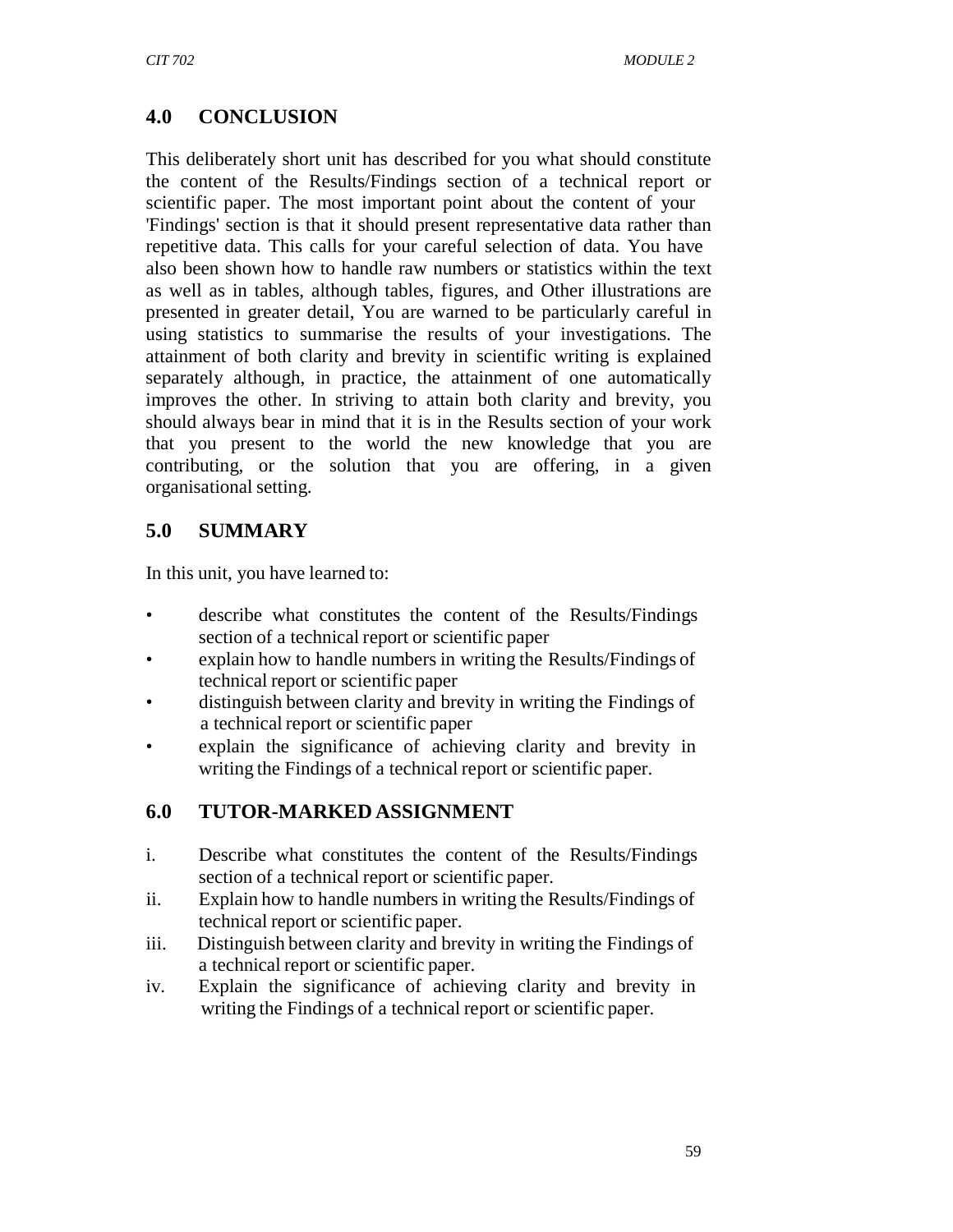## 4.0 CONCLUSION

This deliberately short unit has described for you what should constitute the content of the Results/Findings section of a technical report or scientific paper. The most important point about the content of your 'Findings' section is that it should present representative data rather than repetitive data. This calls for your careful selection of data. You have also been shown how to handle raw numbers or statistics within the text as well as in tables, although tables, figures, and Other illustrations are presented in greater detail, You are warned to be particularly careful in using statistics to summarise the results of your investigations. The attainment of both clarity and brevity in scientific writing is explained separately although, in practice, the attainment of one automatically improves the other. In striving to attain both clarity and brevity, you should always bear in mind that it is in the Results section of your work that you present to the world the new knowledge that you are contributing, or the solution that you are offering, in a given organisational setting.

## 5.0 SUMMARY

In this unit, you have learned to:

- describe what constitutes the content of the Results/Findings section of a technical report or scientific paper
- explain how to handle numbers in writing the Results/Findings of technical report or scientific paper
- distinguish between clarity and brevity in writing the Findings of a technical report or scientific paper
- explain the significance of achieving clarity and brevity in writing the Findings of a technical report or scientific paper.

## 6.0 TUTOR-MARKED ASSIGNMENT

i. Describe what constitutes the content of the Results/Findings section of a technical report or scientific paper.

ii. Explain how to handle numbers in writing the Results/Findings of technical report or scientific paper.

iii. Distinguish between clarity and brevity in writing the Findings of a technical report or scientific paper.

iv. Explain the significance of achieving clarity and brevity in writing the Findings of a technical report or scientific paper.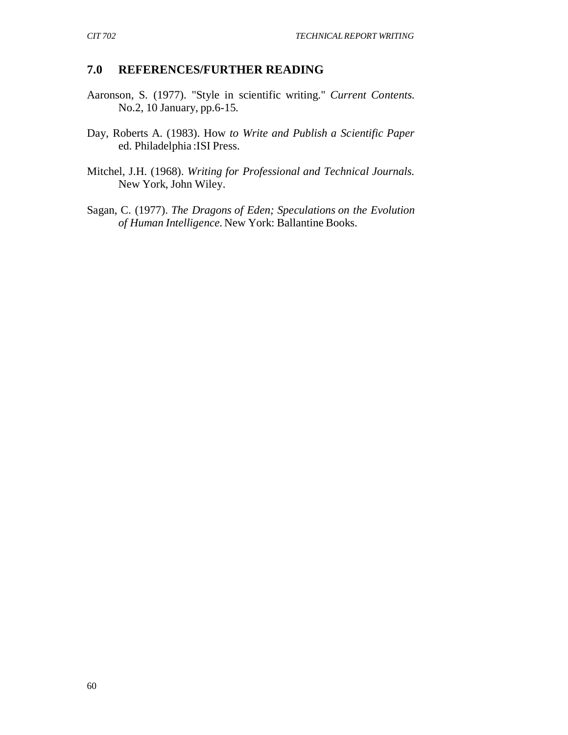## 7.0 REFERENCES/FURTHER READING

Aaronson, S. (1977). "Style in scientific writing." *Current Contents.* No.2, 10 January, pp.6-15.

Day, Roberts A. (1983). How *to Write and Publish a Scientific Paper* ed. Philadelphia :ISI Press.

Mitchel, J.H. (1968). *Writing for Professional and Technical Journals.* New York, John Wiley.

Sagan, C. (1977). *The Dragons of Eden; Speculations on the Evolution of Human Intelligence.* New York: Ballantine Books.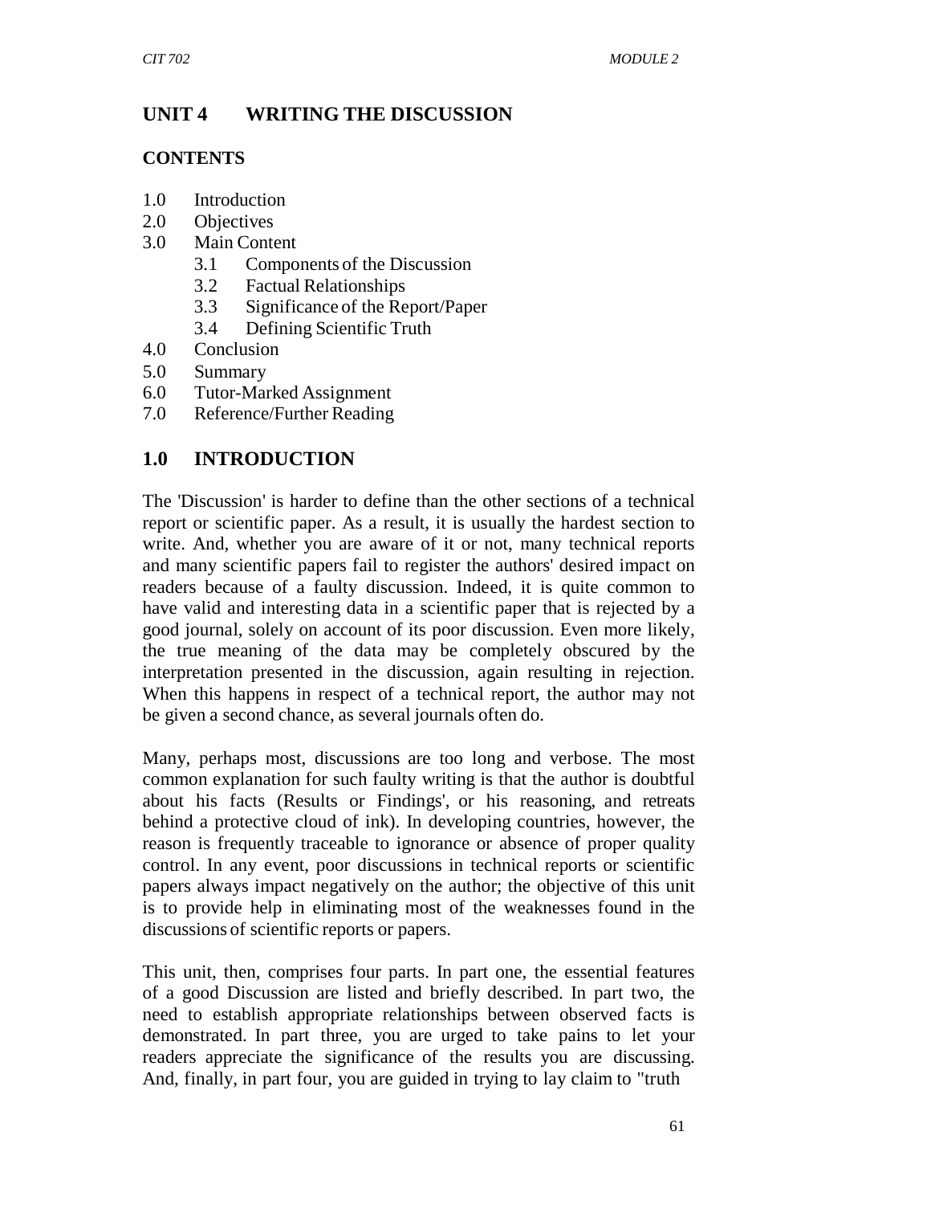## UNIT 4 WRITING THE DISCUSSION

### CONTENTS

- 1.0 Introduction
- 2.0 Objectives
- 3.0 Main Content
    - 3.1 Components of the Discussion
    - 3.2 Factual Relationships
    - 3.3 Significance of the Report/Paper
    - 3.4 Defining Scientific Truth
- 4.0 Conclusion
- 5.0 Summary
- 6.0 Tutor-Marked Assignment
- 7.0 Reference/Further Reading

## 1.0 INTRODUCTION

The 'Discussion' is harder to define than the other sections of a technical report or scientific paper. As a result, it is usually the hardest section to write. And, whether you are aware of it or not, many technical reports and many scientific papers fail to register the authors' desired impact on readers because of a faulty discussion. Indeed, it is quite common to have valid and interesting data in a scientific paper that is rejected by a good journal, solely on account of its poor discussion. Even more likely, the true meaning of the data may be completely obscured by the interpretation presented in the discussion, again resulting in rejection. When this happens in respect of a technical report, the author may not be given a second chance, as several journals often do.

Many, perhaps most, discussions are too long and verbose. The most common explanation for such faulty writing is that the author is doubtful about his facts (Results or Findings', or his reasoning, and retreats behind a protective cloud of ink). In developing countries, however, the reason is frequently traceable to ignorance or absence of proper quality control. In any event, poor discussions in technical reports or scientific papers always impact negatively on the author; the objective of this unit is to provide help in eliminating most of the weaknesses found in the discussions of scientific reports or papers.

This unit, then, comprises four parts. In part one, the essential features of a good Discussion are listed and briefly described. In part two, the need to establish appropriate relationships between observed facts is demonstrated. In part three, you are urged to take pains to let your readers appreciate the significance of the results you are discussing. And, finally, in part four, you are guided in trying to lay claim to "truth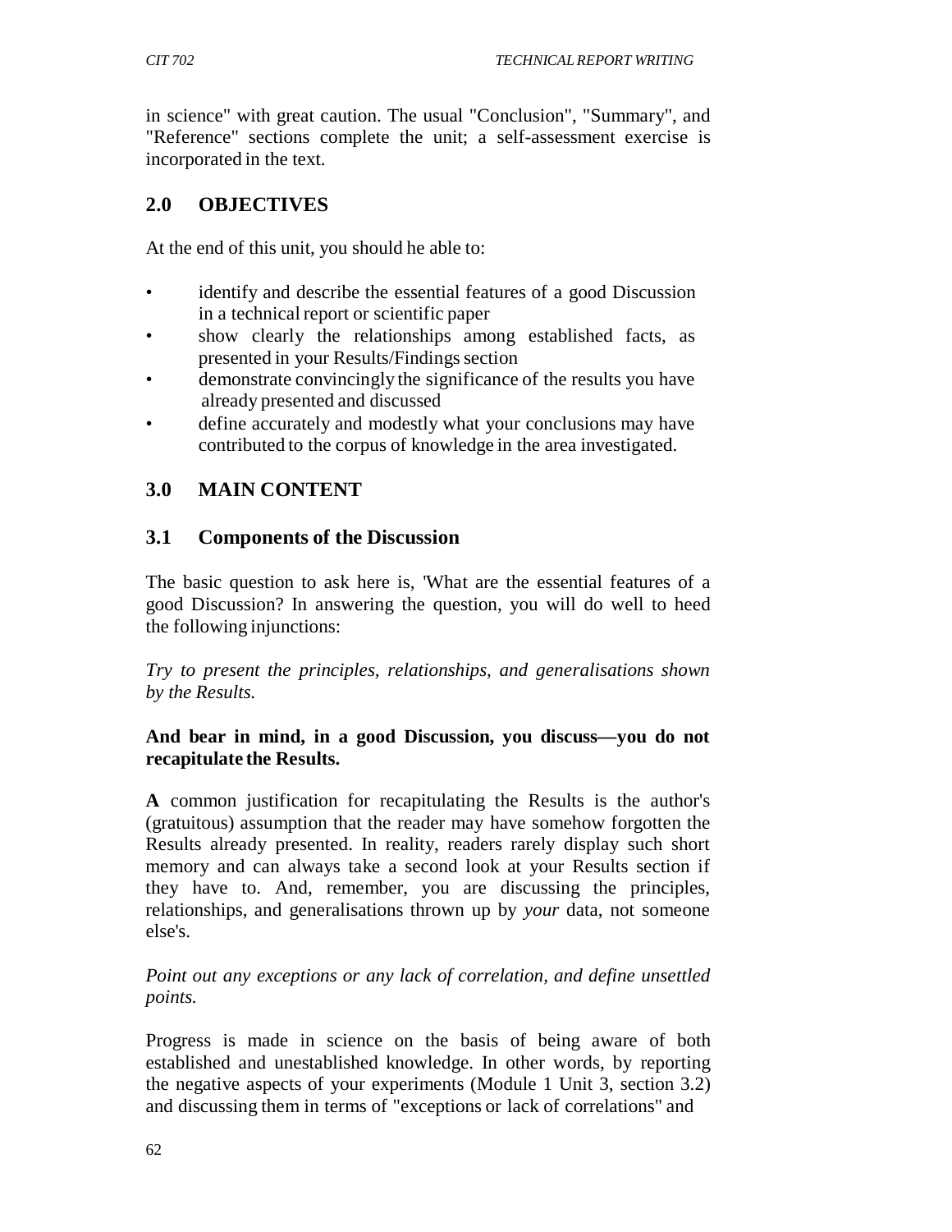in science" with great caution. The usual "Conclusion", "Summary", and "Reference" sections complete the unit; a self-assessment exercise is incorporated in the text.

## 2.0 OBJECTIVES

At the end of this unit, you should he able to:

- identify and describe the essential features of a good Discussion in a technical report or scientific paper
- show clearly the relationships among established facts, as presented in your Results/Findings section
- demonstrate convincingly the significance of the results you have already presented and discussed
- define accurately and modestly what your conclusions may have contributed to the corpus of knowledge in the area investigated.

## 3.0 MAIN CONTENT

### 3.1 Components of the Discussion

The basic question to ask here is, 'What are the essential features of a good Discussion? In answering the question, you will do well to heed the following injunctions:

*Try to present the principles, relationships, and generalisations shown by the Results.*

**And bear in mind, in a good Discussion, you discuss—you do not recapitulate the Results.**

**A** common justification for recapitulating the Results is the author's (gratuitous) assumption that the reader may have somehow forgotten the Results already presented. In reality, readers rarely display such short memory and can always take a second look at your Results section if they have to. And, remember, you are discussing the principles, relationships, and generalisations thrown up by *your* data, not someone else's.

*Point out any exceptions or any lack of correlation, and define unsettled points.*

Progress is made in science on the basis of being aware of both established and unestablished knowledge. In other words, by reporting the negative aspects of your experiments (Module 1 Unit 3, section 3.2) and discussing them in terms of "exceptions or lack of correlations" and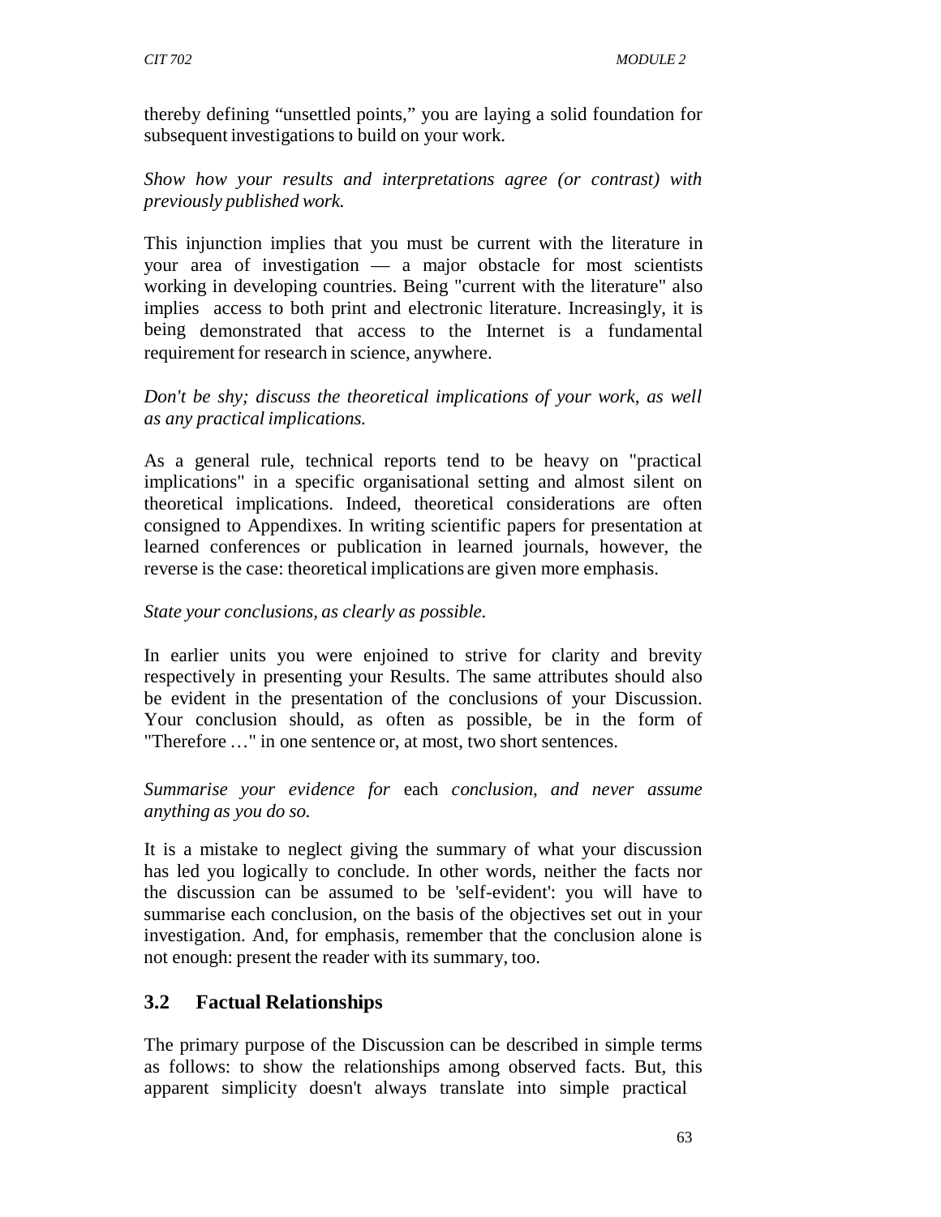thereby defining “unsettled points,” you are laying a solid foundation for subsequent investigations to build on your work.

*Show how your results and interpretations agree (or contrast) with previously published work.*

This injunction implies that you must be current with the literature in your area of investigation — a major obstacle for most scientists working in developing countries. Being "current with the literature" also implies access to both print and electronic literature. Increasingly, it is being demonstrated that access to the Internet is a fundamental requirement for research in science, anywhere.

*Don't be shy; discuss the theoretical implications of your work, as well as any practical implications.*

As a general rule, technical reports tend to be heavy on "practical implications" in a specific organisational setting and almost silent on theoretical implications. Indeed, theoretical considerations are often consigned to Appendixes. In writing scientific papers for presentation at learned conferences or publication in learned journals, however, the reverse is the case: theoretical implications are given more emphasis.

*State your conclusions, as clearly as possible.*

In earlier units you were enjoined to strive for clarity and brevity respectively in presenting your Results. The same attributes should also be evident in the presentation of the conclusions of your Discussion. Your conclusion should, as often as possible, be in the form of "Therefore …" in one sentence or, at most, two short sentences.

*Summarise your evidence for* each *conclusion, and never assume anything as you do so.*

It is a mistake to neglect giving the summary of what your discussion has led you logically to conclude. In other words, neither the facts nor the discussion can be assumed to be 'self-evident': you will have to summarise each conclusion, on the basis of the objectives set out in your investigation. And, for emphasis, remember that the conclusion alone is not enough: present the reader with its summary, too.

## 3.2 Factual Relationships

The primary purpose of the Discussion can be described in simple terms as follows: to show the relationships among observed facts. But, this apparent simplicity doesn't always translate into simple practical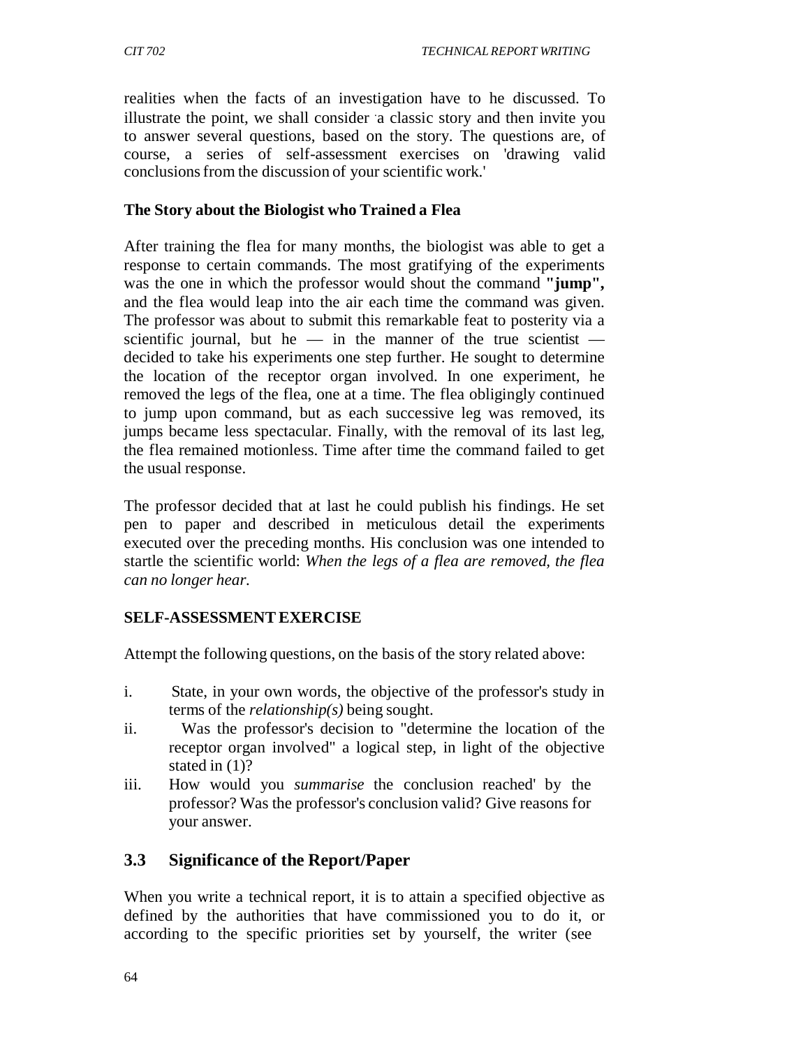realities when the facts of an investigation have to he discussed. To illustrate the point, we shall consider a classic story and then invite you to answer several questions, based on the story. The questions are, of course, a series of self-assessment exercises on 'drawing valid conclusions from the discussion of your scientific work.'

**The Story about the Biologist who Trained a Flea**

After training the flea for many months, the biologist was able to get a response to certain commands. The most gratifying of the experiments was the one in which the professor would shout the command **"jump",** and the flea would leap into the air each time the command was given. The professor was about to submit this remarkable feat to posterity via a scientific journal, but he — in the manner of the true scientist — decided to take his experiments one step further. He sought to determine the location of the receptor organ involved. In one experiment, he removed the legs of the flea, one at a time. The flea obligingly continued to jump upon command, but as each successive leg was removed, its jumps became less spectacular. Finally, with the removal of its last leg, the flea remained motionless. Time after time the command failed to get the usual response.

The professor decided that at last he could publish his findings. He set pen to paper and described in meticulous detail the experiments executed over the preceding months. His conclusion was one intended to startle the scientific world: *When the legs of a flea are removed, the flea can no longer hear.*

**SELF-ASSESSMENT EXERCISE**

Attempt the following questions, on the basis of the story related above:

i. State, in your own words, the objective of the professor's study in terms of the *relationship(s)* being sought.
ii. Was the professor's decision to "determine the location of the receptor organ involved" a logical step, in light of the objective stated in (1)?
iii. How would you *summarise* the conclusion reached' by the professor? Was the professor's conclusion valid? Give reasons for your answer.

## 3.3 Significance of the Report/Paper

When you write a technical report, it is to attain a specified objective as defined by the authorities that have commissioned you to do it, or according to the specific priorities set by yourself, the writer (see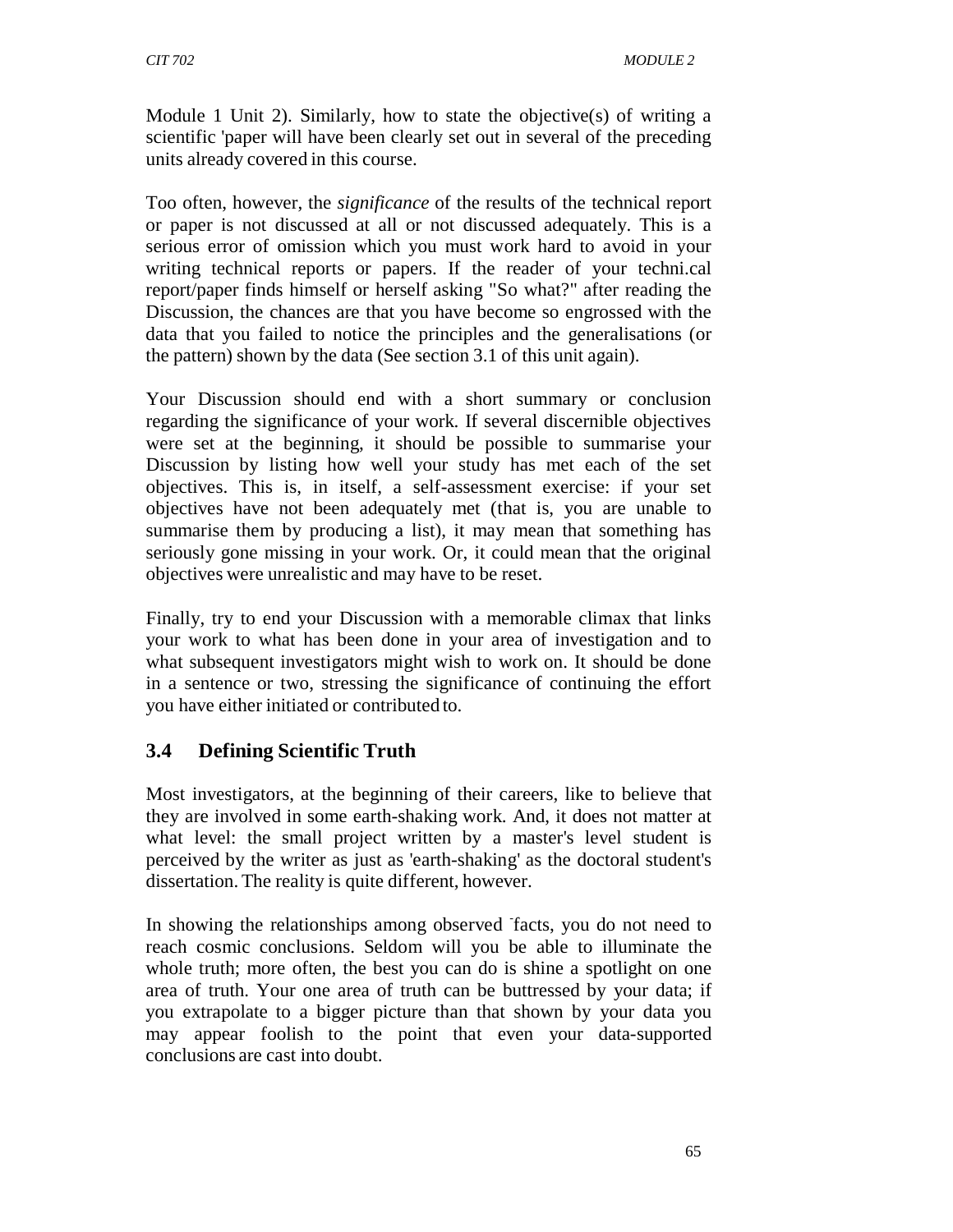Module 1 Unit 2). Similarly, how to state the objective(s) of writing a scientific 'paper will have been clearly set out in several of the preceding units already covered in this course.

Too often, however, the *significance* of the results of the technical report or paper is not discussed at all or not discussed adequately. This is a serious error of omission which you must work hard to avoid in your writing technical reports or papers. If the reader of your techni.cal report/paper finds himself or herself asking "So what?" after reading the Discussion, the chances are that you have become so engrossed with the data that you failed to notice the principles and the generalisations (or the pattern) shown by the data (See section 3.1 of this unit again).

Your Discussion should end with a short summary or conclusion regarding the significance of your work. If several discernible objectives were set at the beginning, it should be possible to summarise your Discussion by listing how well your study has met each of the set objectives. This is, in itself, a self-assessment exercise: if your set objectives have not been adequately met (that is, you are unable to summarise them by producing a list), it may mean that something has seriously gone missing in your work. Or, it could mean that the original objectives were unrealistic and may have to be reset.

Finally, try to end your Discussion with a memorable climax that links your work to what has been done in your area of investigation and to what subsequent investigators might wish to work on. It should be done in a sentence or two, stressing the significance of continuing the effort you have either initiated or contributed to.

## 3.4 Defining Scientific Truth

Most investigators, at the beginning of their careers, like to believe that they are involved in some earth-shaking work. And, it does not matter at what level: the small project written by a master's level student is perceived by the writer as just as 'earth-shaking' as the doctoral student's dissertation. The reality is quite different, however.

In showing the relationships among observed facts, you do not need to reach cosmic conclusions. Seldom will you be able to illuminate the whole truth; more often, the best you can do is shine a spotlight on one area of truth. Your one area of truth can be buttressed by your data; if you extrapolate to a bigger picture than that shown by your data you may appear foolish to the point that even your data-supported conclusions are cast into doubt.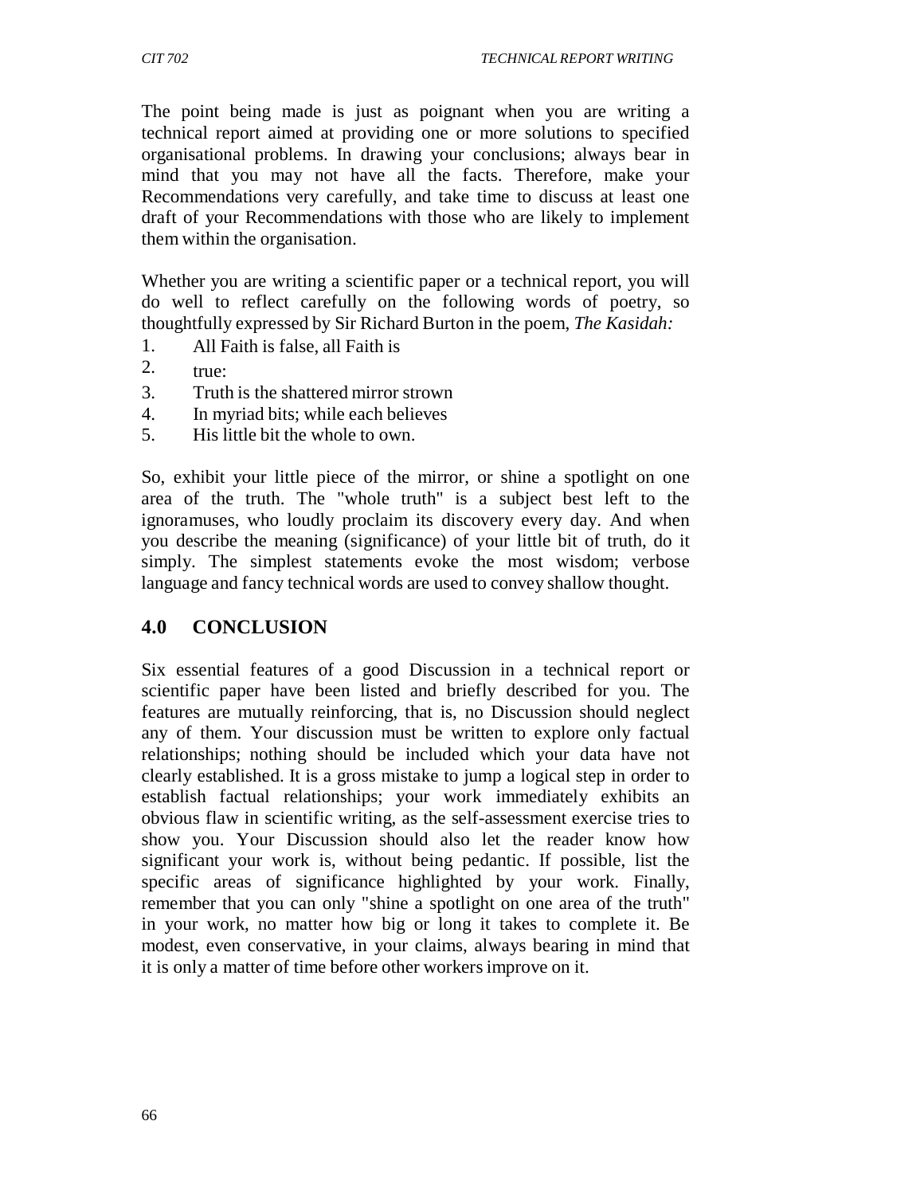The point being made is just as poignant when you are writing a technical report aimed at providing one or more solutions to specified organisational problems. In drawing your conclusions; always bear in mind that you may not have all the facts. Therefore, make your Recommendations very carefully, and take time to discuss at least one draft of your Recommendations with those who are likely to implement them within the organisation.

Whether you are writing a scientific paper or a technical report, you will do well to reflect carefully on the following words of poetry, so thoughtfully expressed by Sir Richard Burton in the poem, *The Kasidah:*

1. All Faith is false, all Faith is
2. true:
3. Truth is the shattered mirror strown
4. In myriad bits; while each believes
5. His little bit the whole to own.

So, exhibit your little piece of the mirror, or shine a spotlight on one area of the truth. The "whole truth" is a subject best left to the ignoramuses, who loudly proclaim its discovery every day. And when you describe the meaning (significance) of your little bit of truth, do it simply. The simplest statements evoke the most wisdom; verbose language and fancy technical words are used to convey shallow thought.

## 4.0 CONCLUSION

Six essential features of a good Discussion in a technical report or scientific paper have been listed and briefly described for you. The features are mutually reinforcing, that is, no Discussion should neglect any of them. Your discussion must be written to explore only factual relationships; nothing should be included which your data have not clearly established. It is a gross mistake to jump a logical step in order to establish factual relationships; your work immediately exhibits an obvious flaw in scientific writing, as the self-assessment exercise tries to show you. Your Discussion should also let the reader know how significant your work is, without being pedantic. If possible, list the specific areas of significance highlighted by your work. Finally, remember that you can only "shine a spotlight on one area of the truth" in your work, no matter how big or long it takes to complete it. Be modest, even conservative, in your claims, always bearing in mind that it is only a matter of time before other workers improve on it.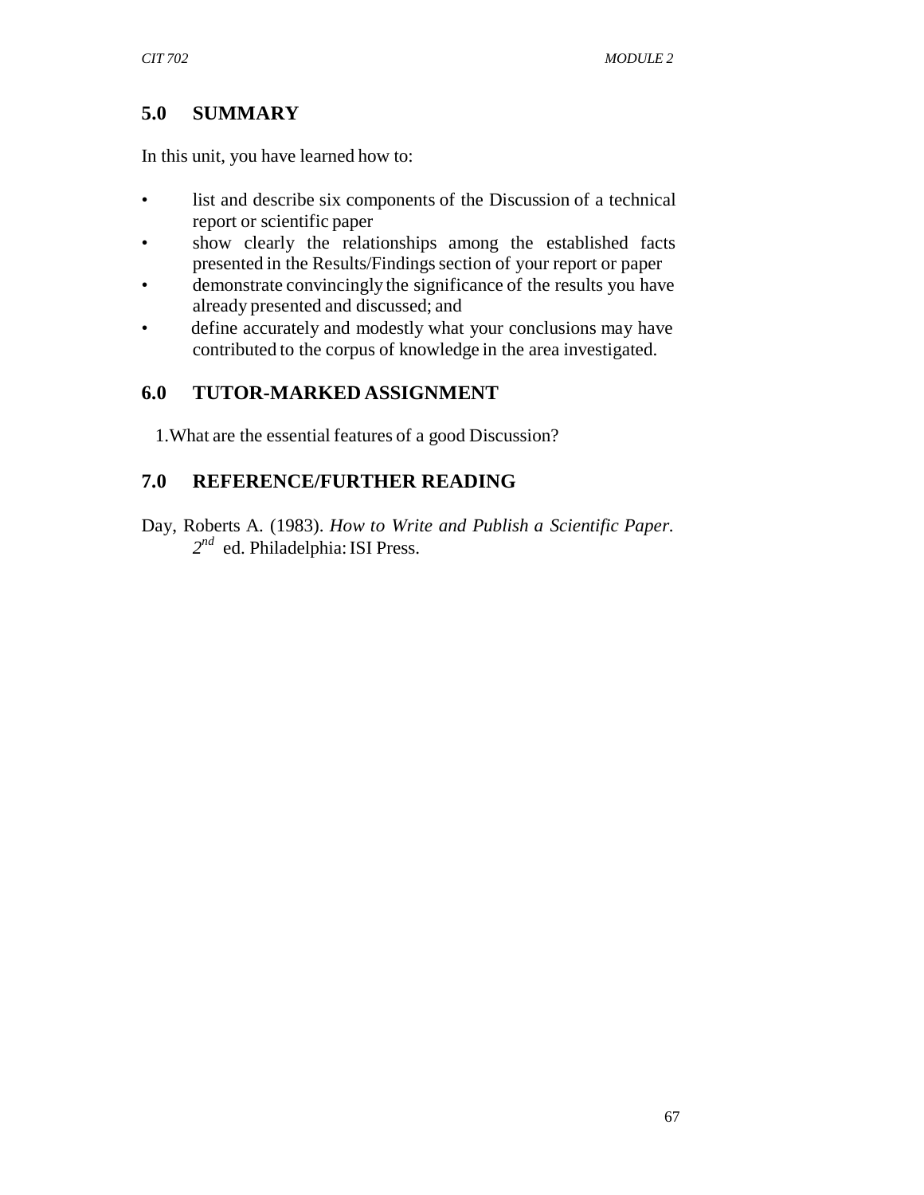## 5.0 SUMMARY

In this unit, you have learned how to:

- list and describe six components of the Discussion of a technical report or scientific paper
- show clearly the relationships among the established facts presented in the Results/Findings section of your report or paper
- demonstrate convincingly the significance of the results you have already presented and discussed; and
- define accurately and modestly what your conclusions may have contributed to the corpus of knowledge in the area investigated.

## 6.0 TUTOR-MARKED ASSIGNMENT

1. What are the essential features of a good Discussion?

## 7.0 REFERENCE/FURTHER READING

Day, Roberts A. (1983). *How to Write and Publish a Scientific Paper. 2nd* ed. Philadelphia: ISI Press.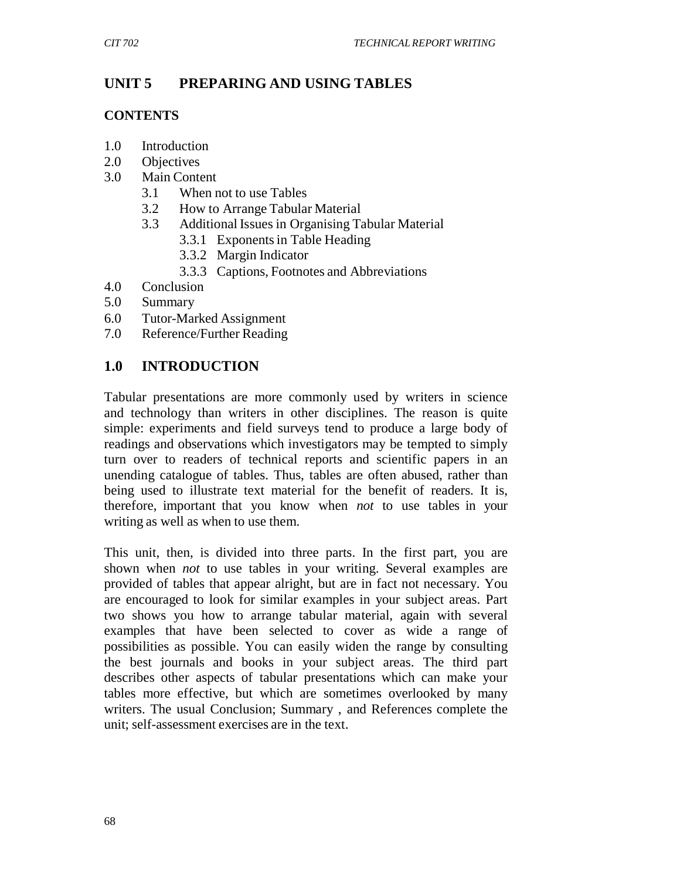# UNIT 5 PREPARING AND USING TABLES

## CONTENTS

1.0 Introduction
2.0 Objectives
3.0 Main Content
  3.1 When not to use Tables
  3.2 How to Arrange Tabular Material
  3.3 Additional Issues in Organising Tabular Material
    3.3.1 Exponents in Table Heading
    3.3.2 Margin Indicator
    3.3.3 Captions, Footnotes and Abbreviations
4.0 Conclusion
5.0 Summary
6.0 Tutor-Marked Assignment
7.0 Reference/Further Reading

## 1.0 INTRODUCTION

Tabular presentations are more commonly used by writers in science and technology than writers in other disciplines. The reason is quite simple: experiments and field surveys tend to produce a large body of readings and observations which investigators may be tempted to simply turn over to readers of technical reports and scientific papers in an unending catalogue of tables. Thus, tables are often abused, rather than being used to illustrate text material for the benefit of readers. It is, therefore, important that you know when *not* to use tables in your writing as well as when to use them.

This unit, then, is divided into three parts. In the first part, you are shown when *not* to use tables in your writing. Several examples are provided of tables that appear alright, but are in fact not necessary. You are encouraged to look for similar examples in your subject areas. Part two shows you how to arrange tabular material, again with several examples that have been selected to cover as wide a range of possibilities as possible. You can easily widen the range by consulting the best journals and books in your subject areas. The third part describes other aspects of tabular presentations which can make your tables more effective, but which are sometimes overlooked by many writers. The usual Conclusion; Summary , and References complete the unit; self-assessment exercises are in the text.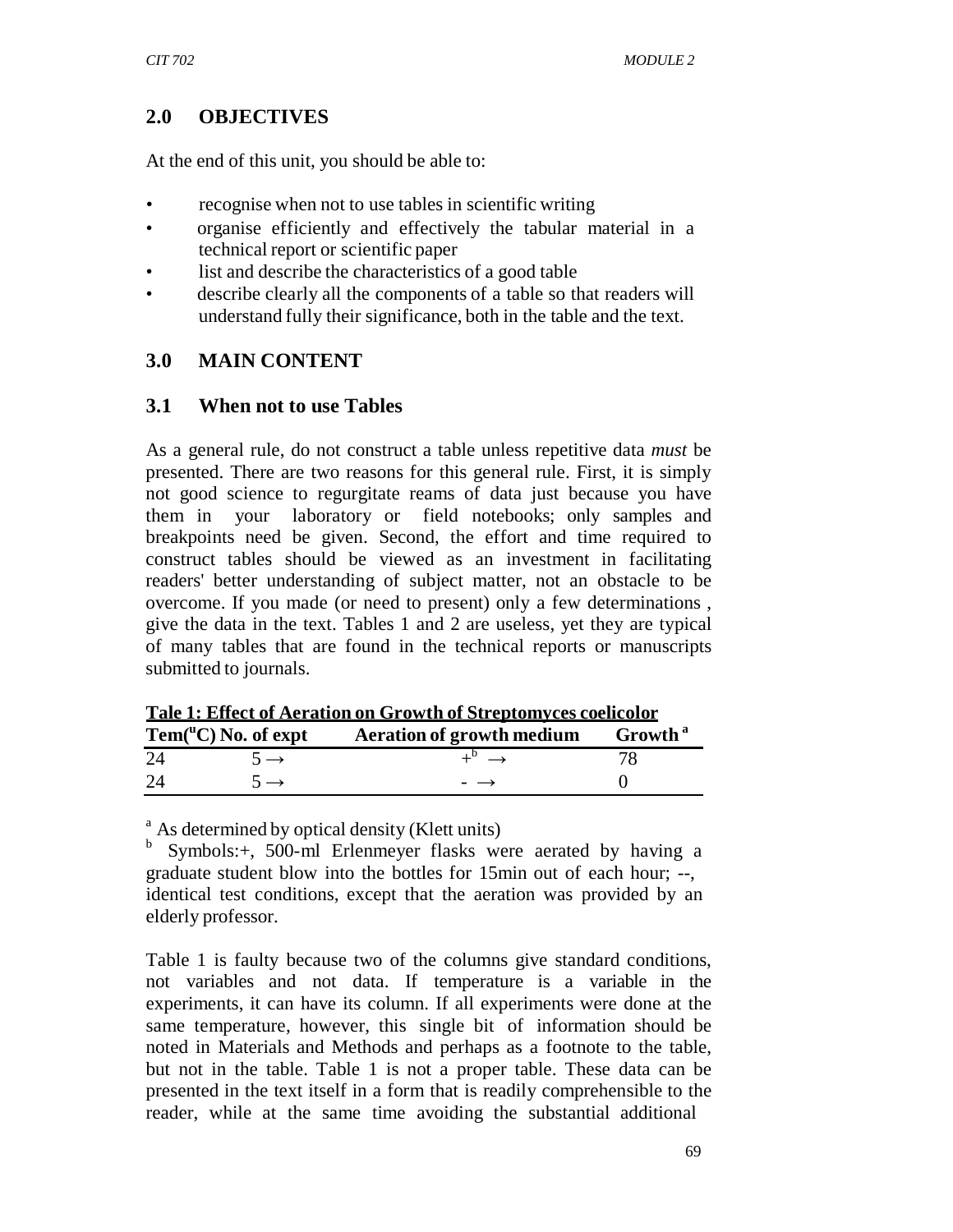## 2.0 OBJECTIVES

At the end of this unit, you should be able to:

- recognise when not to use tables in scientific writing
- organise efficiently and effectively the tabular material in a technical report or scientific paper
- list and describe the characteristics of a good table
- describe clearly all the components of a table so that readers will understand fully their significance, both in the table and the text.

## 3.0 MAIN CONTENT

### 3.1 When not to use Tables

As a general rule, do not construct a table unless repetitive data *must* be presented. There are two reasons for this general rule. First, it is simply not good science to regurgitate reams of data just because you have them in your laboratory or field notebooks; only samples and breakpoints need be given. Second, the effort and time required to construct tables should be viewed as an investment in facilitating readers' better understanding of subject matter, not an obstacle to be overcome. If you made (or need to present) only a few determinations , give the data in the text. Tables 1 and 2 are useless, yet they are typical of many tables that are found in the technical reports or manuscripts submitted to journals.

**Tale 1: Effect of Aeration on Growth of Streptomyces coelicolor**

| Tem(°C) | No. of expt | Aeration of growth medium | Growth [a] |
|---|---|---|---|
| 24 | 5 → | +[b] → | 78 |
| 24 | 5 → | - → | 0 |

[a] As determined by optical density (Klett units)

[b] Symbols:+, 500-ml Erlenmeyer flasks were aerated by having a graduate student blow into the bottles for 15min out of each hour; --, identical test conditions, except that the aeration was provided by an elderly professor.

Table 1 is faulty because two of the columns give standard conditions, not variables and not data. If temperature is a variable in the experiments, it can have its column. If all experiments were done at the same temperature, however, this single bit of information should be noted in Materials and Methods and perhaps as a footnote to the table, but not in the table. Table 1 is not a proper table. These data can be presented in the text itself in a form that is readily comprehensible to the reader, while at the same time avoiding the substantial additional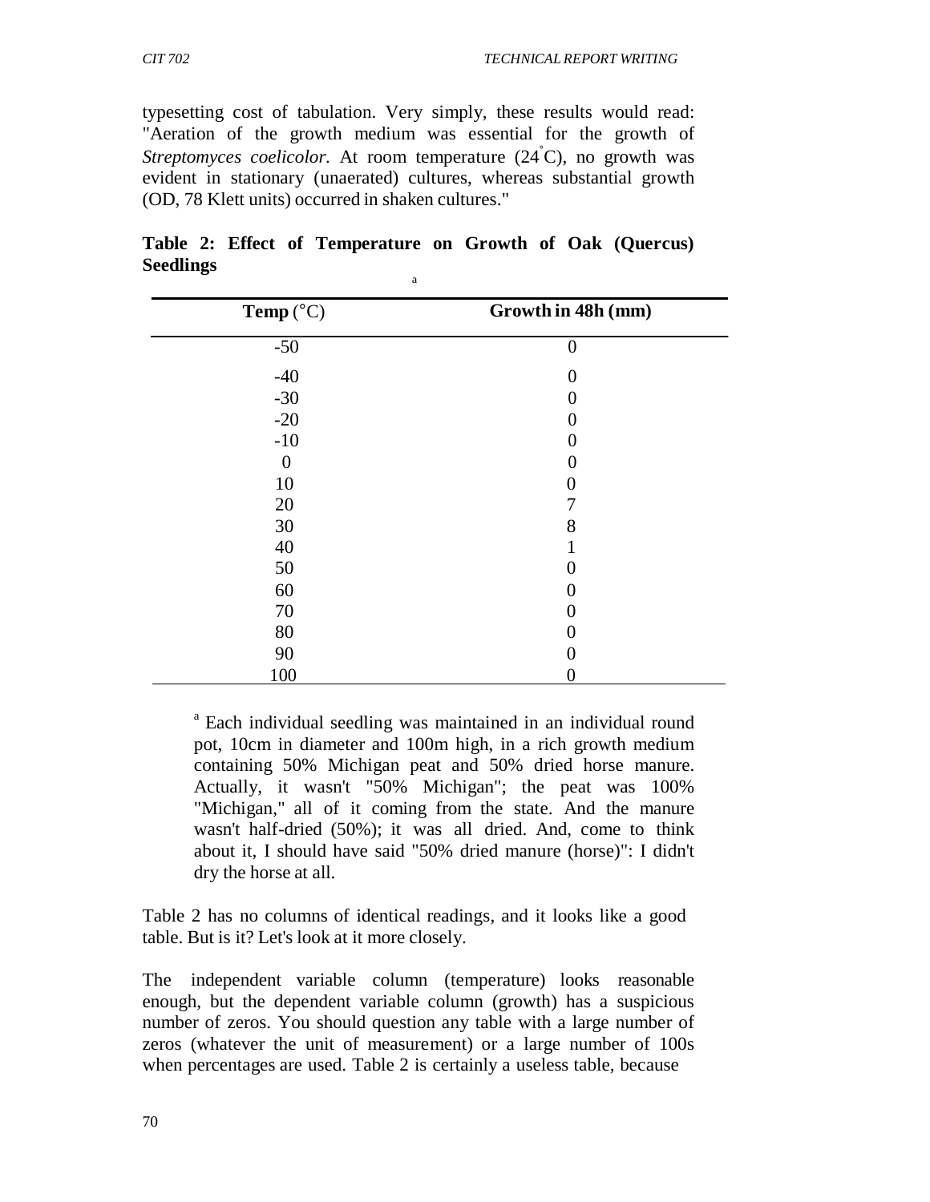typesetting cost of tabulation. Very simply, these results would read: "Aeration of the growth medium was essential for the growth of *Streptomyces coelicolor.* At room temperature (24°C), no growth was evident in stationary (unaerated) cultures, whereas substantial growth (OD, 78 Klett units) occurred in shaken cultures."

**Table 2: Effect of Temperature on Growth of Oak (Quercus) Seedlings**[a]

| **Temp (°C)** | **Growth in 48h (mm)** |
|---|---|
| -50 | 0 |
| -40 | 0 |
| -30 | 0 |
| -20 | 0 |
| -10 | 0 |
| 0 | 0 |
| 10 | 0 |
| 20 | 7 |
| 30 | 8 |
| 40 | 1 |
| 50 | 0 |
| 60 | 0 |
| 70 | 0 |
| 80 | 0 |
| 90 | 0 |
| 100 | 0 |

[a] Each individual seedling was maintained in an individual round pot, 10cm in diameter and 100m high, in a rich growth medium containing 50% Michigan peat and 50% dried horse manure. Actually, it wasn't "50% Michigan"; the peat was 100% "Michigan," all of it coming from the state. And the manure wasn't half-dried (50%); it was all dried. And, come to think about it, I should have said "50% dried manure (horse)": I didn't dry the horse at all.

Table 2 has no columns of identical readings, and it looks like a good table. But is it? Let's look at it more closely.

The independent variable column (temperature) looks reasonable enough, but the dependent variable column (growth) has a suspicious number of zeros. You should question any table with a large number of zeros (whatever the unit of measurement) or a large number of 100s when percentages are used. Table 2 is certainly a useless table, because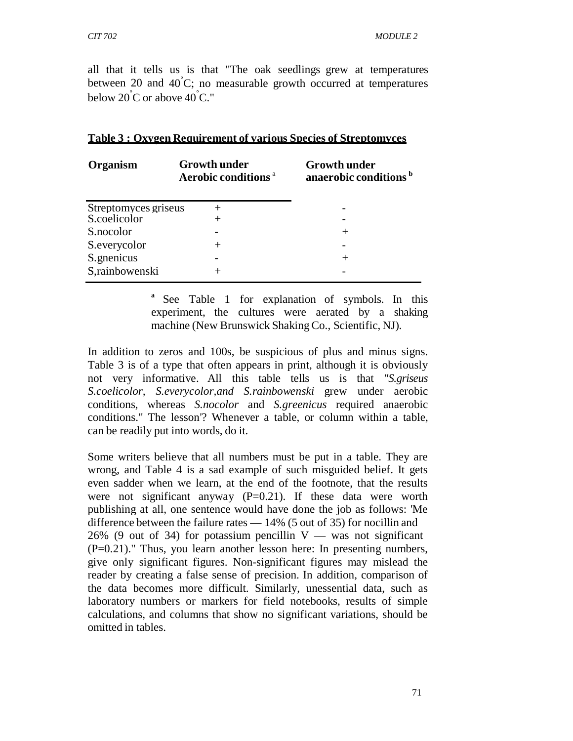all that it tells us is that "The oak seedlings grew at temperatures between 20 and 40°C; no measurable growth occurred at temperatures below 20°C or above 40°C."

**Table 3 : Oxygen Requirement of various Species of Streptomvces**

| Organism | Growth under Aerobic conditions [a] | Growth under anaerobic conditions [b] |
|---|---|---|
| Streptomyces griseus | + | - |
| S.coelicolor | + | - |
| S.nocolor | - | + |
| S.everycolor | + | - |
| S.gnenicus | - | + |
| S,rainbowenski | + | - |

[a] See Table 1 for explanation of symbols. In this experiment, the cultures were aerated by a shaking machine (New Brunswick Shaking Co., Scientific, NJ).

In addition to zeros and 100s, be suspicious of plus and minus signs. Table 3 is of a type that often appears in print, although it is obviously not very informative. All this table tells us is that *"S.griseus S.coelicolor, S.everycolor,and S.rainbowenski* grew under aerobic conditions, whereas *S.nocolor* and *S.greenicus* required anaerobic conditions." The lesson'? Whenever a table, or column within a table, can be readily put into words, do it.

Some writers believe that all numbers must be put in a table. They are wrong, and Table 4 is a sad example of such misguided belief. It gets even sadder when we learn, at the end of the footnote, that the results were not significant anyway (P=0.21). If these data were worth publishing at all, one sentence would have done the job as follows: 'Me difference between the failure rates — 14% (5 out of 35) for nocillin and 26% (9 out of 34) for potassium pencillin V — was not significant (P=0.21)." Thus, you learn another lesson here: In presenting numbers, give only significant figures. Non-significant figures may mislead the reader by creating a false sense of precision. In addition, comparison of the data becomes more difficult. Similarly, unessential data, such as laboratory numbers or markers for field notebooks, results of simple calculations, and columns that show no significant variations, should be omitted in tables.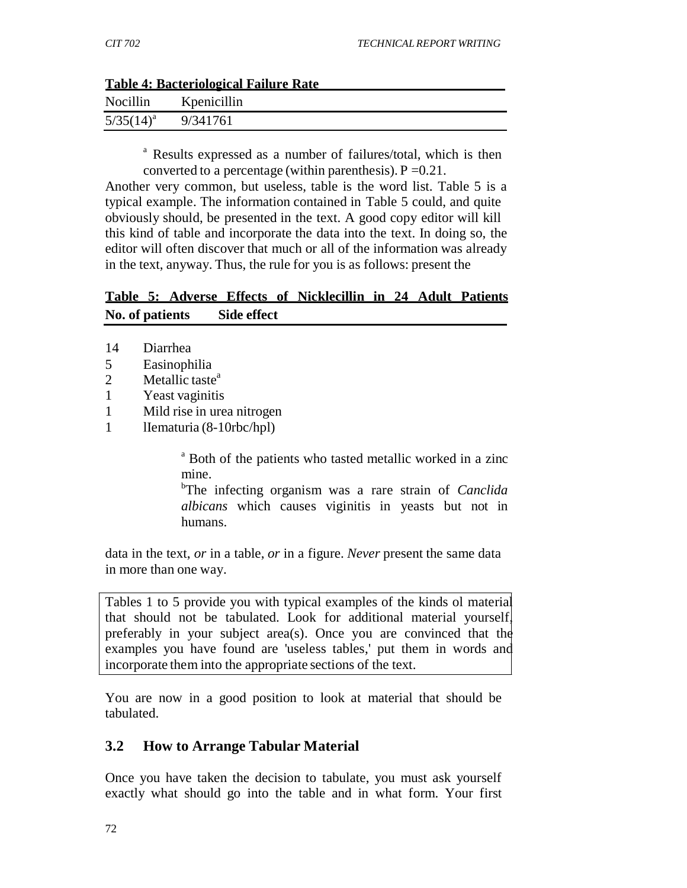**Table 4: Bacteriological Failure Rate**

| Nocillin | Kpenicillin |
|---|---|
| 5/35(14)[a] | 9/341761 |

[a] Results expressed as a number of failures/total, which is then converted to a percentage (within parenthesis). P =0.21.

Another very common, but useless, table is the word list. Table 5 is a typical example. The information contained in Table 5 could, and quite obviously should, be presented in the text. A good copy editor will kill this kind of table and incorporate the data into the text. In doing so, the editor will often discover that much or all of the information was already in the text, anyway. Thus, the rule for you is as follows: present the data in the text, *or* in a table, *or* in a figure. *Never* present the same data in more than one way.

**Table 5: Adverse Effects of Nicklecillin in 24 Adult Patients**

| No. of patients | Side effect |
|---|---|
| 14 | Diarrhea |
| 5 | Easinophilia |
| 2 | Metallic taste[a] |
| 1 | Yeast vaginitis |
| 1 | Mild rise in urea nitrogen |
| 1 | lIematuria (8-10rbc/hpl) |

[a] Both of the patients who tasted metallic worked in a zinc mine.

[b]The infecting organism was a rare strain of *Canclida albicans* which causes viginitis in yeasts but not in humans.

Tables 1 to 5 provide you with typical examples of the kinds ol material that should not be tabulated. Look for additional material yourself, preferably in your subject area(s). Once you are convinced that the examples you have found are 'useless tables,' put them in words and incorporate them into the appropriate sections of the text.

You are now in a good position to look at material that should be tabulated.

## 3.2 How to Arrange Tabular Material

Once you have taken the decision to tabulate, you must ask yourself exactly what should go into the table and in what form. Your first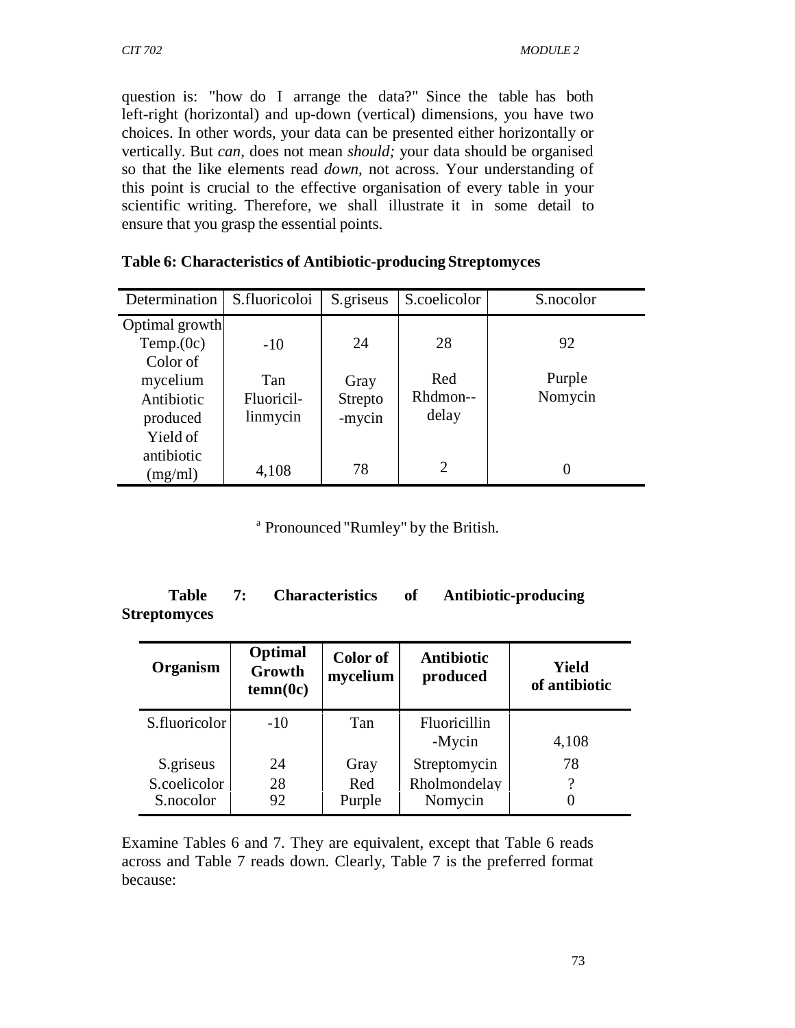question is: "how do I arrange the data?" Since the table has both left-right (horizontal) and up-down (vertical) dimensions, you have two choices. In other words, your data can be presented either horizontally or vertically. But *can,* does not mean *should;* your data should be organised so that the like elements read *down,* not across. Your understanding of this point is crucial to the effective organisation of every table in your scientific writing. Therefore, we shall illustrate it in some detail to ensure that you grasp the essential points.

**Table 6: Characteristics of Antibiotic-producing Streptomyces**

| Determination | S.fluoricoloi | S.griseus | S.coelicolor | S.nocolor |
|---|---|---|---|---|
| Optimal growth Temp.(0c) | -10 | 24 | 28 | 92 |
| Color of mycelium | Tan | Gray | Red | Purple |
| Antibiotic produced | Fluoricil-linmycin | Strepto-mycin | Rhdmon--delay | Nomycin |
| Yield of antibiotic (mg/ml) | 4,108 | 78 | 2 | 0 |

[a] Pronounced "Rumley" by the British.

**Table 7: Characteristics of Antibiotic-producing Streptomyces**

| Organism | Optimal Growth temn(0c) | Color of mycelium | Antibiotic produced | Yield of antibiotic |
|---|---|---|---|---|
| S.fluoricolor | -10 | Tan | Fluoricillin -Mycin | 4,108 |
| S.griseus | 24 | Gray | Streptomycin | 78 |
| S.coelicolor | 28 | Red | Rholmondelay | ? |
| S.nocolor | 92 | Purple | Nomycin | 0 |

Examine Tables 6 and 7. They are equivalent, except that Table 6 reads across and Table 7 reads down. Clearly, Table 7 is the preferred format because: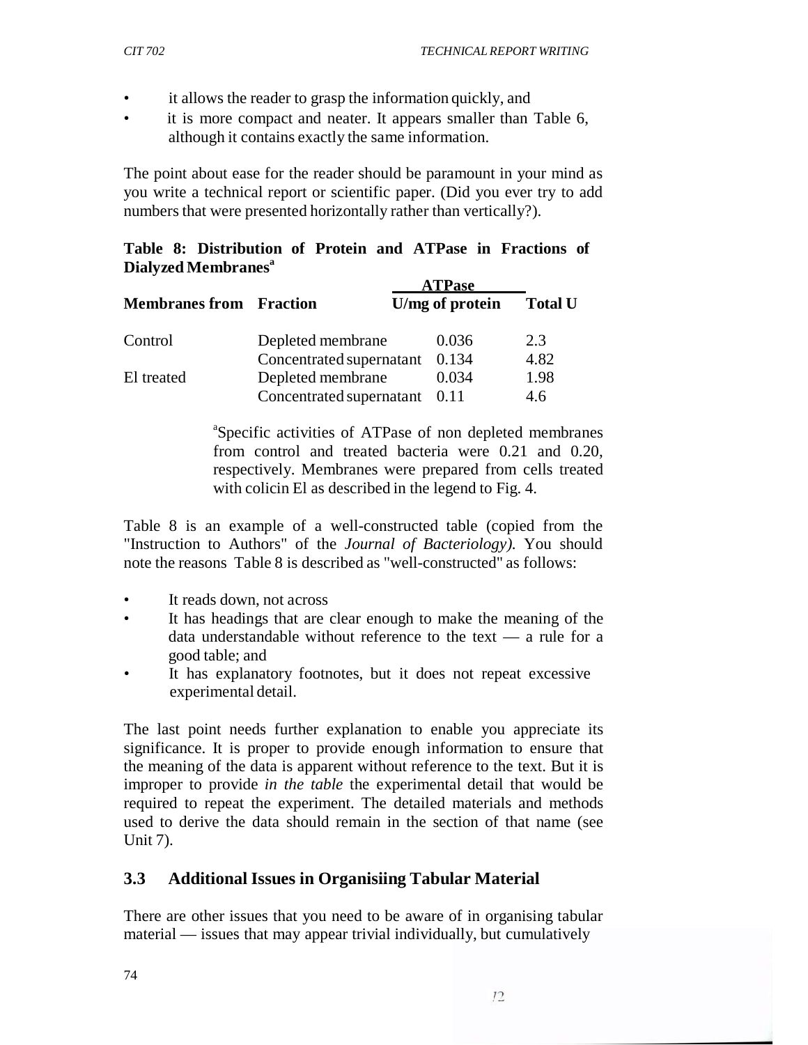- it allows the reader to grasp the information quickly, and
- it is more compact and neater. It appears smaller than Table 6, although it contains exactly the same information.

The point about ease for the reader should be paramount in your mind as you write a technical report or scientific paper. (Did you ever try to add numbers that were presented horizontally rather than vertically?).

**Table 8: Distribution of Protein and ATPase in Fractions of Dialyzed Membranes[a]**

| | | **ATPase** | |
|---|---|---|---|
| **Membranes from** | **Fraction** | **U/mg of protein** | **Total U** |
| Control | Depleted membrane | 0.036 | 2.3 |
| | Concentrated supernatant | 0.134 | 4.82 |
| El treated | Depleted membrane | 0.034 | 1.98 |
| | Concentrated supernatant | 0.11 | 4.6 |

[a]Specific activities of ATPase of non depleted membranes from control and treated bacteria were 0.21 and 0.20, respectively. Membranes were prepared from cells treated with colicin El as described in the legend to Fig. 4.

Table 8 is an example of a well-constructed table (copied from the "Instruction to Authors" of the *Journal of Bacteriology).* You should note the reasons Table 8 is described as "well-constructed" as follows:

- It reads down, not across
- It has headings that are clear enough to make the meaning of the data understandable without reference to the text — a rule for a good table; and
- It has explanatory footnotes, but it does not repeat excessive experimental detail.

The last point needs further explanation to enable you appreciate its significance. It is proper to provide enough information to ensure that the meaning of the data is apparent without reference to the text. But it is improper to provide *in the table* the experimental detail that would be required to repeat the experiment. The detailed materials and methods used to derive the data should remain in the section of that name (see Unit 7).

## 3.3 Additional Issues in Organisiing Tabular Material

There are other issues that you need to be aware of in organising tabular material — issues that may appear trivial individually, but cumulatively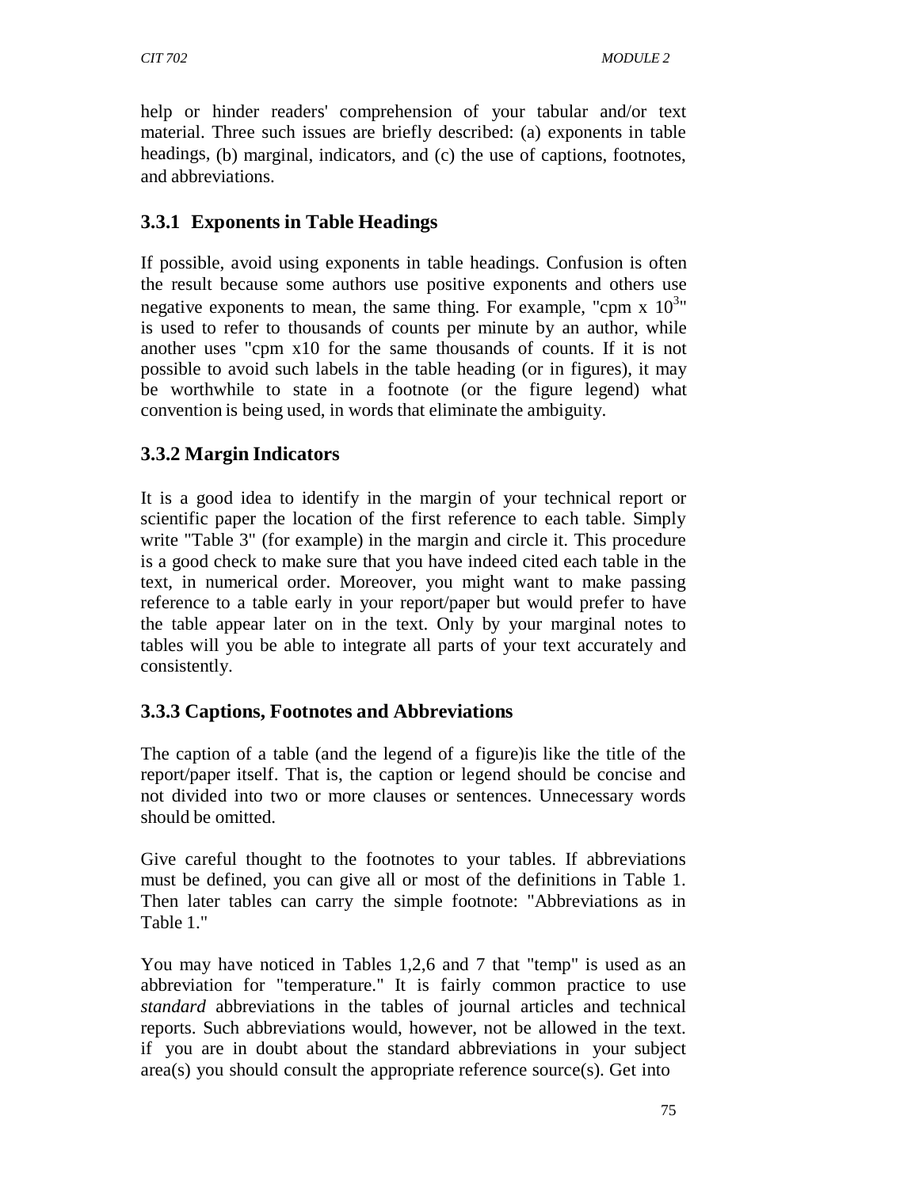help or hinder readers' comprehension of your tabular and/or text material. Three such issues are briefly described: (a) exponents in table headings, (b) marginal, indicators, and (c) the use of captions, footnotes, and abbreviations.

### 3.3.1 Exponents in Table Headings

If possible, avoid using exponents in table headings. Confusion is often the result because some authors use positive exponents and others use negative exponents to mean, the same thing. For example, "cpm x $10^3$" is used to refer to thousands of counts per minute by an author, while another uses "cpm x10 for the same thousands of counts. If it is not possible to avoid such labels in the table heading (or in figures), it may be worthwhile to state in a footnote (or the figure legend) what convention is being used, in words that eliminate the ambiguity.

### 3.3.2 Margin Indicators

It is a good idea to identify in the margin of your technical report or scientific paper the location of the first reference to each table. Simply write "Table 3" (for example) in the margin and circle it. This procedure is a good check to make sure that you have indeed cited each table in the text, in numerical order. Moreover, you might want to make passing reference to a table early in your report/paper but would prefer to have the table appear later on in the text. Only by your marginal notes to tables will you be able to integrate all parts of your text accurately and consistently.

### 3.3.3 Captions, Footnotes and Abbreviations

The caption of a table (and the legend of a figure)is like the title of the report/paper itself. That is, the caption or legend should be concise and not divided into two or more clauses or sentences. Unnecessary words should be omitted.

Give careful thought to the footnotes to your tables. If abbreviations must be defined, you can give all or most of the definitions in Table 1. Then later tables can carry the simple footnote: "Abbreviations as in Table 1."

You may have noticed in Tables 1,2,6 and 7 that "temp" is used as an abbreviation for "temperature." It is fairly common practice to use *standard* abbreviations in the tables of journal articles and technical reports. Such abbreviations would, however, not be allowed in the text. if you are in doubt about the standard abbreviations in your subject area(s) you should consult the appropriate reference source(s). Get into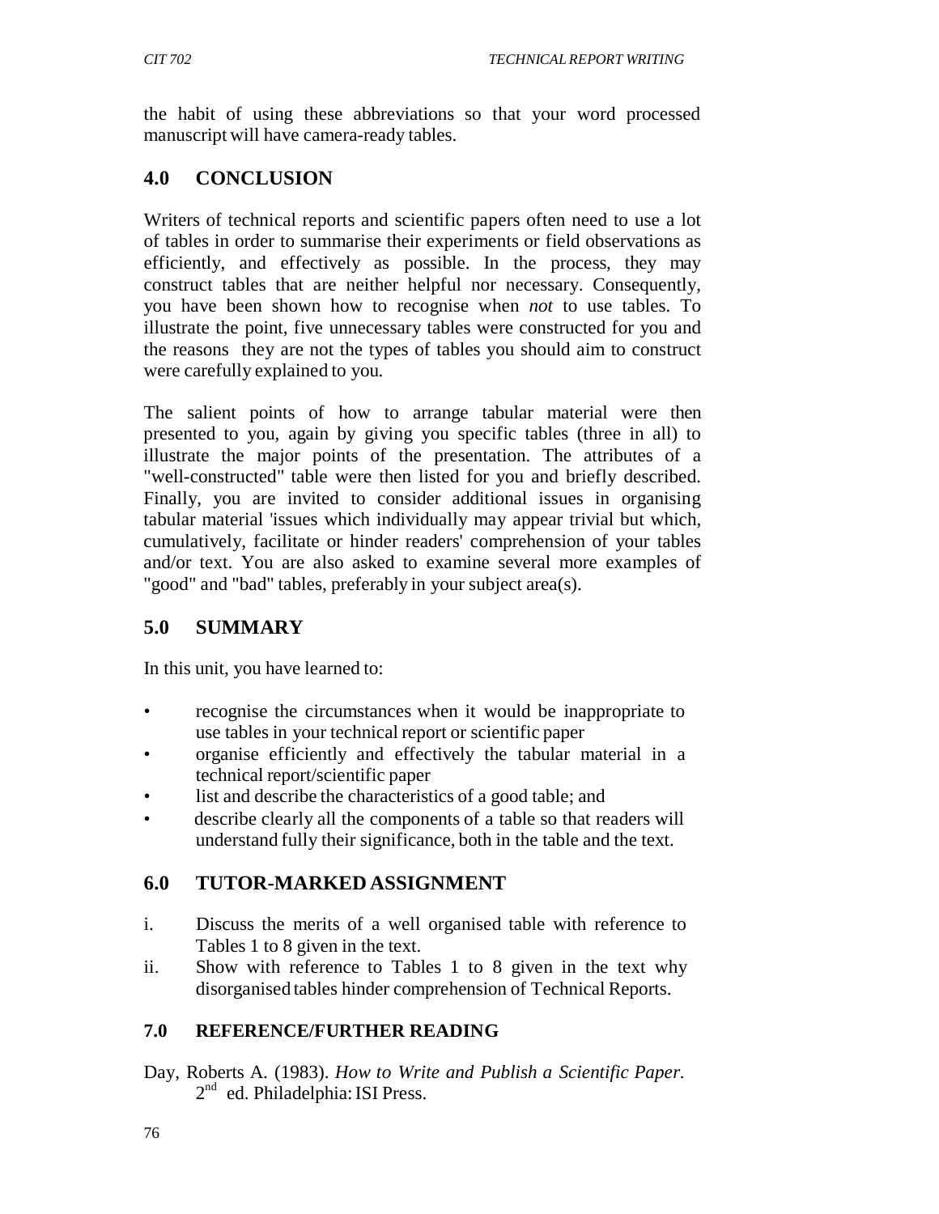the habit of using these abbreviations so that your word processed manuscript will have camera-ready tables.

## 4.0 CONCLUSION

Writers of technical reports and scientific papers often need to use a lot of tables in order to summarise their experiments or field observations as efficiently, and effectively as possible. In the process, they may construct tables that are neither helpful nor necessary. Consequently, you have been shown how to recognise when *not* to use tables. To illustrate the point, five unnecessary tables were constructed for you and the reasons they are not the types of tables you should aim to construct were carefully explained to you.

The salient points of how to arrange tabular material were then presented to you, again by giving you specific tables (three in all) to illustrate the major points of the presentation. The attributes of a "well-constructed" table were then listed for you and briefly described. Finally, you are invited to consider additional issues in organising tabular material 'issues which individually may appear trivial but which, cumulatively, facilitate or hinder readers' comprehension of your tables and/or text. You are also asked to examine several more examples of "good" and "bad" tables, preferably in your subject area(s).

## 5.0 SUMMARY

In this unit, you have learned to:

- recognise the circumstances when it would be inappropriate to use tables in your technical report or scientific paper
- organise efficiently and effectively the tabular material in a technical report/scientific paper
- list and describe the characteristics of a good table; and
- describe clearly all the components of a table so that readers will understand fully their significance, both in the table and the text.

## 6.0 TUTOR-MARKED ASSIGNMENT

i. Discuss the merits of a well organised table with reference to Tables 1 to 8 given in the text.

ii. Show with reference to Tables 1 to 8 given in the text why disorganised tables hinder comprehension of Technical Reports.

## 7.0 REFERENCE/FURTHER READING

Day, Roberts A. (1983). *How to Write and Publish a Scientific Paper.* 2nd ed. Philadelphia: ISI Press.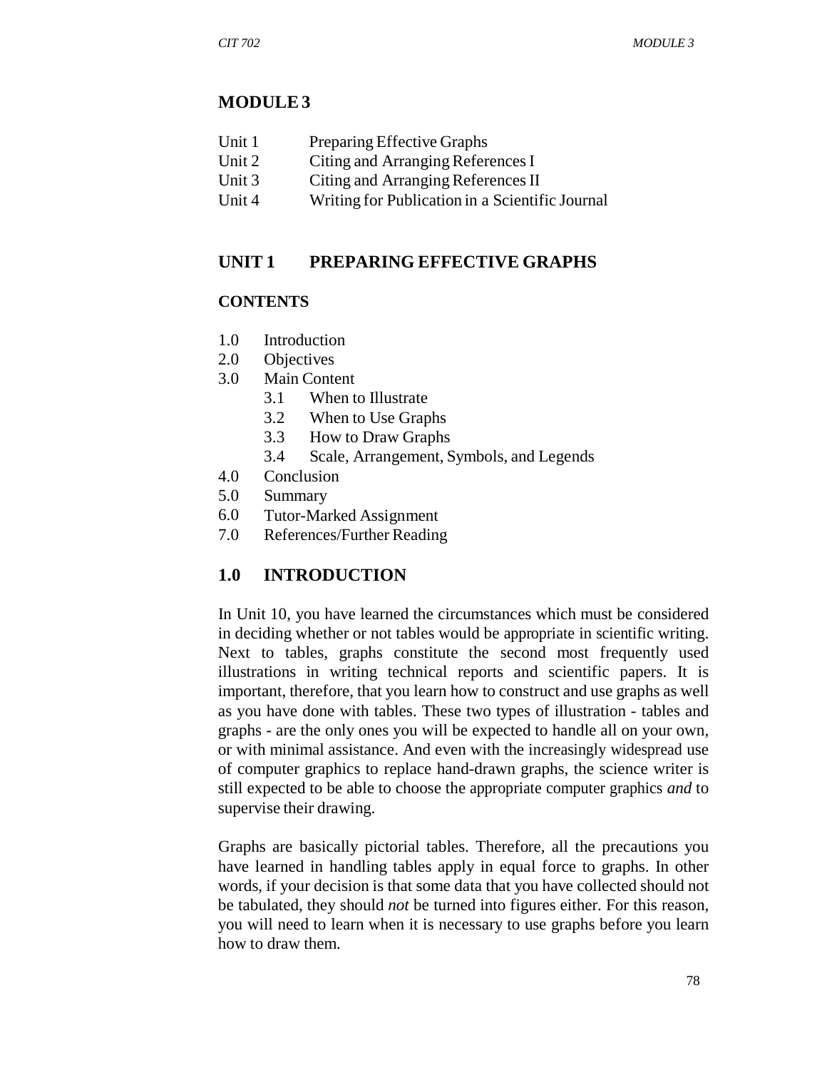# MODULE 3

| | |
|---|---|
| Unit 1 | Preparing Effective Graphs |
| Unit 2 | Citing and Arranging References I |
| Unit 3 | Citing and Arranging References II |
| Unit 4 | Writing for Publication in a Scientific Journal |

## UNIT 1 PREPARING EFFECTIVE GRAPHS

### CONTENTS

- 1.0 Introduction
- 2.0 Objectives
- 3.0 Main Content
  - 3.1 When to Illustrate
  - 3.2 When to Use Graphs
  - 3.3 How to Draw Graphs
  - 3.4 Scale, Arrangement, Symbols, and Legends
- 4.0 Conclusion
- 5.0 Summary
- 6.0 Tutor-Marked Assignment
- 7.0 References/Further Reading

## 1.0 INTRODUCTION

In Unit 10, you have learned the circumstances which must be considered in deciding whether or not tables would be appropriate in scientific writing. Next to tables, graphs constitute the second most frequently used illustrations in writing technical reports and scientific papers. It is important, therefore, that you learn how to construct and use graphs as well as you have done with tables. These two types of illustration - tables and graphs - are the only ones you will be expected to handle all on your own, or with minimal assistance. And even with the increasingly widespread use of computer graphics to replace hand-drawn graphs, the science writer is still expected to be able to choose the appropriate computer graphics *and* to supervise their drawing.

Graphs are basically pictorial tables. Therefore, all the precautions you have learned in handling tables apply in equal force to graphs. In other words, if your decision is that some data that you have collected should not be tabulated, they should *not* be turned into figures either. For this reason, you will need to learn when it is necessary to use graphs before you learn how to draw them.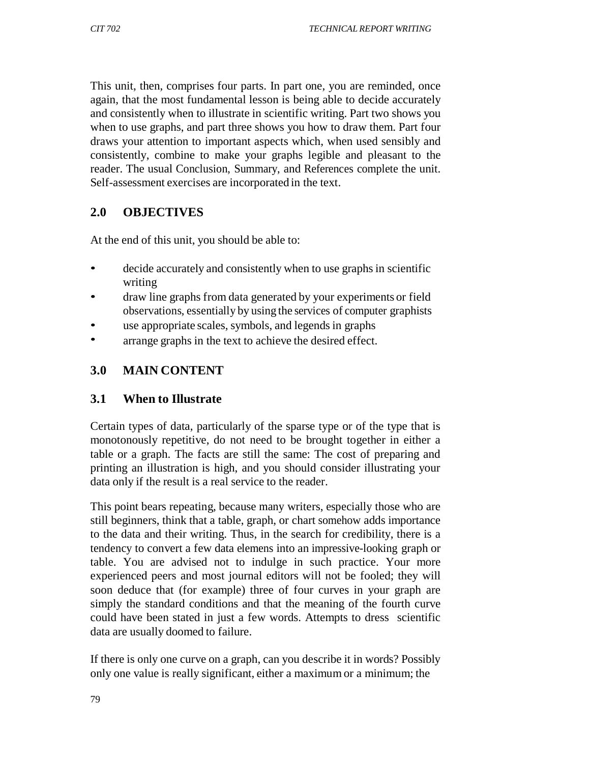This unit, then, comprises four parts. In part one, you are reminded, once again, that the most fundamental lesson is being able to decide accurately and consistently when to illustrate in scientific writing. Part two shows you when to use graphs, and part three shows you how to draw them. Part four draws your attention to important aspects which, when used sensibly and consistently, combine to make your graphs legible and pleasant to the reader. The usual Conclusion, Summary, and References complete the unit. Self-assessment exercises are incorporated in the text.

## 2.0 OBJECTIVES

At the end of this unit, you should be able to:

- decide accurately and consistently when to use graphs in scientific writing
- draw line graphs from data generated by your experiments or field observations, essentially by using the services of computer graphists
- use appropriate scales, symbols, and legends in graphs
- arrange graphs in the text to achieve the desired effect.

## 3.0 MAIN CONTENT

### 3.1 When to Illustrate

Certain types of data, particularly of the sparse type or of the type that is monotonously repetitive, do not need to be brought together in either a table or a graph. The facts are still the same: The cost of preparing and printing an illustration is high, and you should consider illustrating your data only if the result is a real service to the reader.

This point bears repeating, because many writers, especially those who are still beginners, think that a table, graph, or chart somehow adds importance to the data and their writing. Thus, in the search for credibility, there is a tendency to convert a few data elemens into an impressive-looking graph or table. You are advised not to indulge in such practice. Your more experienced peers and most journal editors will not be fooled; they will soon deduce that (for example) three of four curves in your graph are simply the standard conditions and that the meaning of the fourth curve could have been stated in just a few words. Attempts to dress scientific data are usually doomed to failure.

If there is only one curve on a graph, can you describe it in words? Possibly only one value is really significant, either a maximum or a minimum; the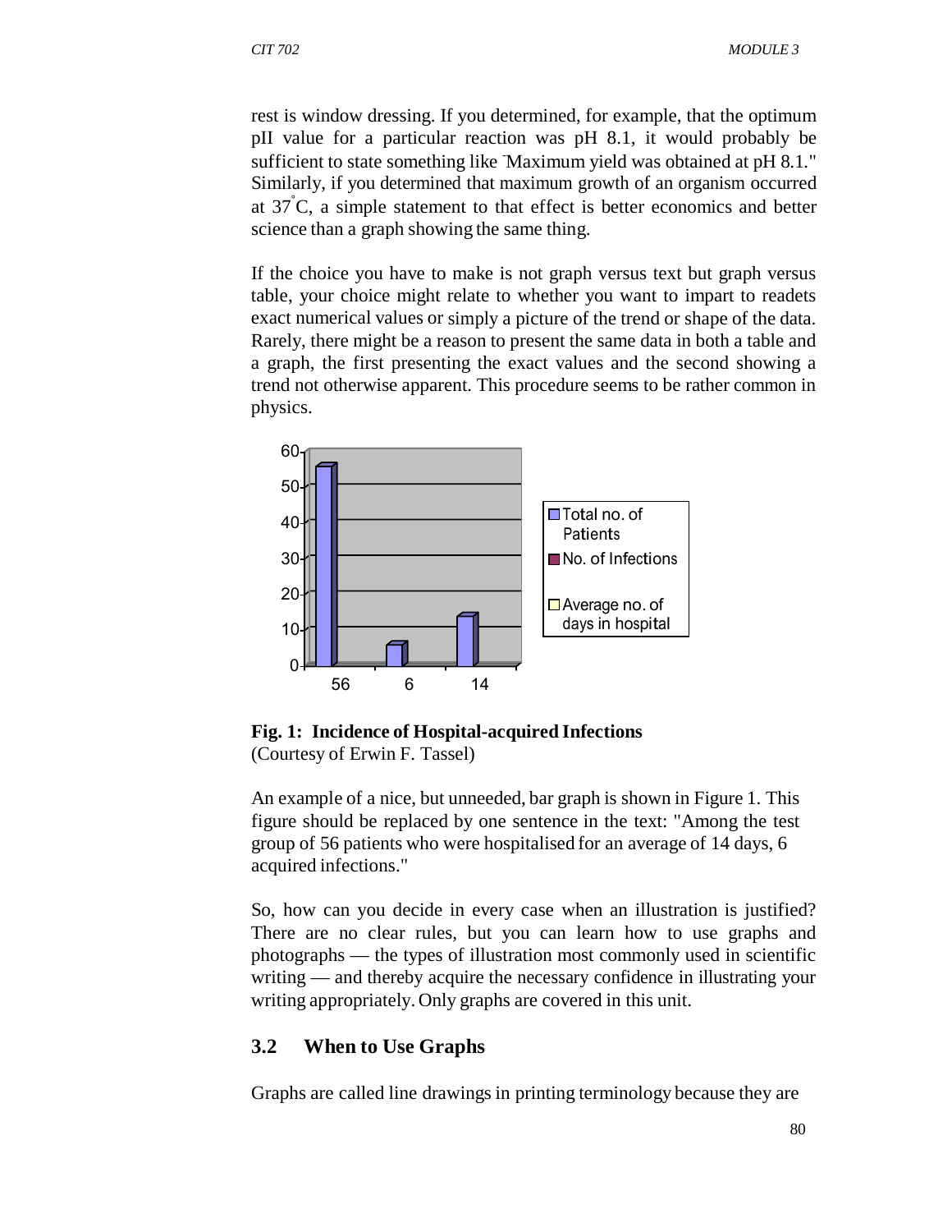rest is window dressing. If you determined, for example, that the optimum pII value for a particular reaction was pH 8.1, it would probably be sufficient to state something like "Maximum yield was obtained at pH 8.1." Similarly, if you determined that maximum growth of an organism occurred at 37°C, a simple statement to that effect is better economics and better science than a graph showing the same thing.

If the choice you have to make is not graph versus text but graph versus table, your choice might relate to whether you want to impart to readets exact numerical values or simply a picture of the trend or shape of the data. Rarely, there might be a reason to present the same data in both a table and a graph, the first presenting the exact values and the second showing a trend not otherwise apparent. This procedure seems to be rather common in physics.

**Fig. 1: Incidence of Hospital-acquired Infections**
(Courtesy of Erwin F. Tassel)

An example of a nice, but unneeded, bar graph is shown in Figure 1. This figure should be replaced by one sentence in the text: "Among the test group of 56 patients who were hospitalised for an average of 14 days, 6 acquired infections."

So, how can you decide in every case when an illustration is justified? There are no clear rules, but you can learn how to use graphs and photographs — the types of illustration most commonly used in scientific writing — and thereby acquire the necessary confidence in illustrating your writing appropriately. Only graphs are covered in this unit.

## 3.2 When to Use Graphs

Graphs are called line drawings in printing terminology because they are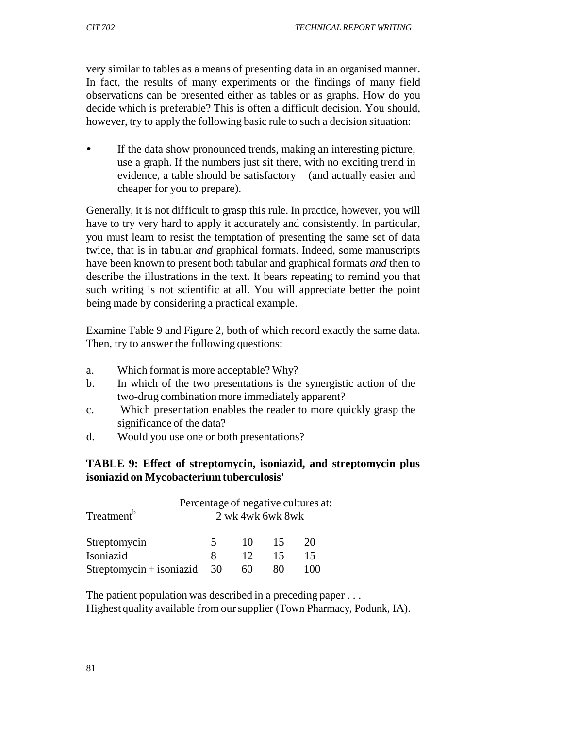very similar to tables as a means of presenting data in an organised manner. In fact, the results of many experiments or the findings of many field observations can be presented either as tables or as graphs. How do you decide which is preferable? This is often a difficult decision. You should, however, try to apply the following basic rule to such a decision situation:

- If the data show pronounced trends, making an interesting picture, use a graph. If the numbers just sit there, with no exciting trend in evidence, a table should be satisfactory (and actually easier and cheaper for you to prepare).

Generally, it is not difficult to grasp this rule. In practice, however, you will have to try very hard to apply it accurately and consistently. In particular, you must learn to resist the temptation of presenting the same set of data twice, that is in tabular *and* graphical formats. Indeed, some manuscripts have been known to present both tabular and graphical formats *and* then to describe the illustrations in the text. It bears repeating to remind you that such writing is not scientific at all. You will appreciate better the point being made by considering a practical example.

Examine Table 9 and Figure 2, both of which record exactly the same data. Then, try to answer the following questions:

a. Which format is more acceptable? Why?
b. In which of the two presentations is the synergistic action of the two-drug combination more immediately apparent?
c. Which presentation enables the reader to more quickly grasp the significance of the data?
d. Would you use one or both presentations?

**TABLE 9: Effect of streptomycin, isoniazid, and streptomycin plus isoniazid on Mycobacterium tuberculosis'**

| | Percentage of negative cultures at: | | | |
|---|---|---|---|---|
| Treatment[b] | 2 wk | 4wk | 6wk | 8wk |
| Streptomycin | 5 | 10 | 15 | 20 |
| Isoniazid | 8 | 12 | 15 | 15 |
| Streptomycin + isoniazid | 30 | 60 | 80 | 100 |

The patient population was described in a preceding paper . . .
Highest quality available from our supplier (Town Pharmacy, Podunk, IA).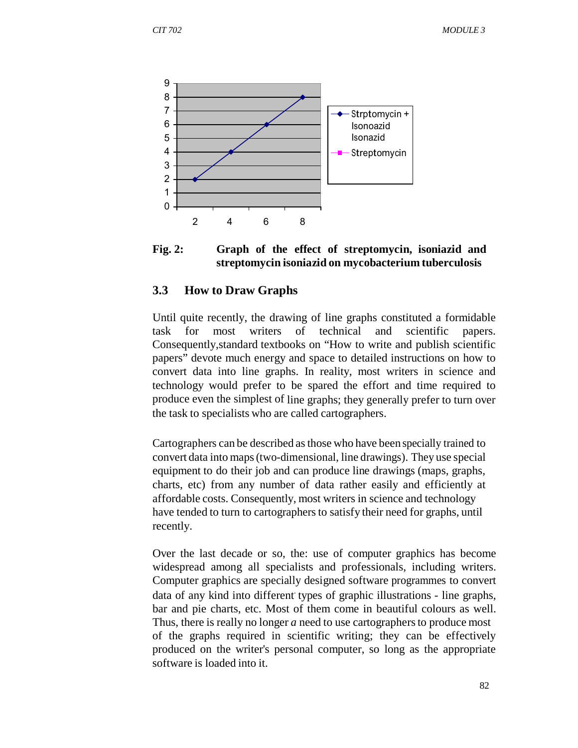**Fig. 2: Graph of the effect of streptomycin, isoniazid and streptomycin isoniazid on mycobacterium tuberculosis**

## 3.3 How to Draw Graphs

Until quite recently, the drawing of line graphs constituted a formidable task for most writers of technical and scientific papers. Consequently,standard textbooks on "How to write and publish scientific papers" devote much energy and space to detailed instructions on how to convert data into line graphs. In reality, most writers in science and technology would prefer to be spared the effort and time required to produce even the simplest of line graphs; they generally prefer to turn over the task to specialists who are called cartographers.

Cartographers can be described as those who have been specially trained to convert data into maps (two-dimensional, line drawings). They use special equipment to do their job and can produce line drawings (maps, graphs, charts, etc) from any number of data rather easily and efficiently at affordable costs. Consequently, most writers in science and technology have tended to turn to cartographers to satisfy their need for graphs, until recently.

Over the last decade or so, the: use of computer graphics has become widespread among all specialists and professionals, including writers. Computer graphics are specially designed software programmes to convert data of any kind into different types of graphic illustrations - line graphs, bar and pie charts, etc. Most of them come in beautiful colours as well. Thus, there is really no longer *a* need to use cartographers to produce most of the graphs required in scientific writing; they can be effectively produced on the writer's personal computer, so long as the appropriate software is loaded into it.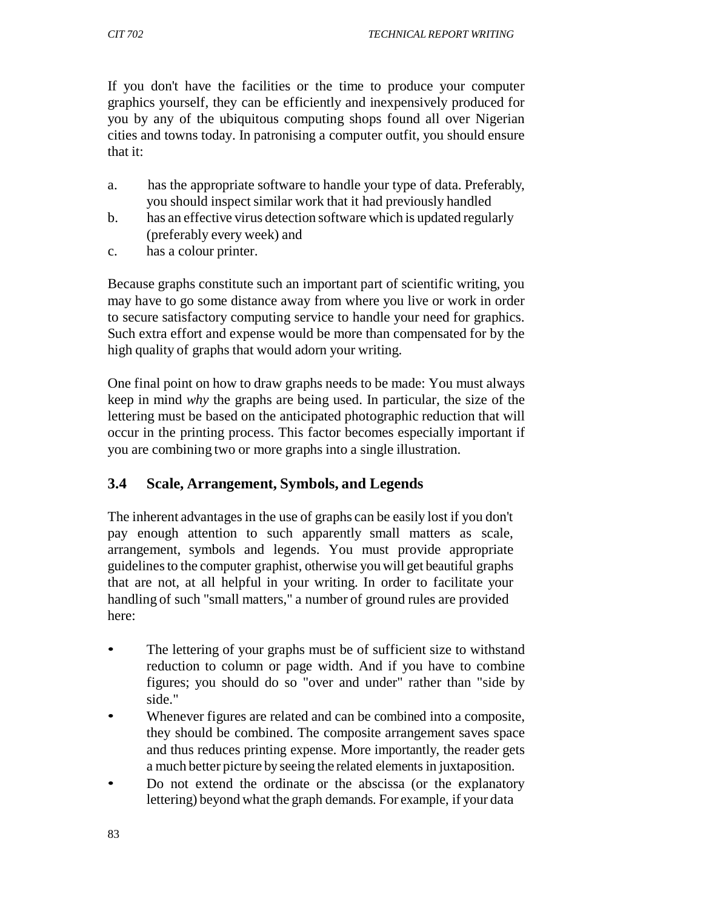If you don't have the facilities or the time to produce your computer graphics yourself, they can be efficiently and inexpensively produced for you by any of the ubiquitous computing shops found all over Nigerian cities and towns today. In patronising a computer outfit, you should ensure that it:

a. has the appropriate software to handle your type of data. Preferably, you should inspect similar work that it had previously handled
b. has an effective virus detection software which is updated regularly (preferably every week) and
c. has a colour printer.

Because graphs constitute such an important part of scientific writing, you may have to go some distance away from where you live or work in order to secure satisfactory computing service to handle your need for graphics. Such extra effort and expense would be more than compensated for by the high quality of graphs that would adorn your writing.

One final point on how to draw graphs needs to be made: You must always keep in mind *why* the graphs are being used. In particular, the size of the lettering must be based on the anticipated photographic reduction that will occur in the printing process. This factor becomes especially important if you are combining two or more graphs into a single illustration.

## 3.4 Scale, Arrangement, Symbols, and Legends

The inherent advantages in the use of graphs can be easily lost if you don't pay enough attention to such apparently small matters as scale, arrangement, symbols and legends. You must provide appropriate guidelines to the computer graphist, otherwise you will get beautiful graphs that are not, at all helpful in your writing. In order to facilitate your handling of such "small matters," a number of ground rules are provided here:

- The lettering of your graphs must be of sufficient size to withstand reduction to column or page width. And if you have to combine figures; you should do so "over and under" rather than "side by side."
- Whenever figures are related and can be combined into a composite, they should be combined. The composite arrangement saves space and thus reduces printing expense. More importantly, the reader gets a much better picture by seeing the related elements in juxtaposition.
- Do not extend the ordinate or the abscissa (or the explanatory lettering) beyond what the graph demands. For example, if your data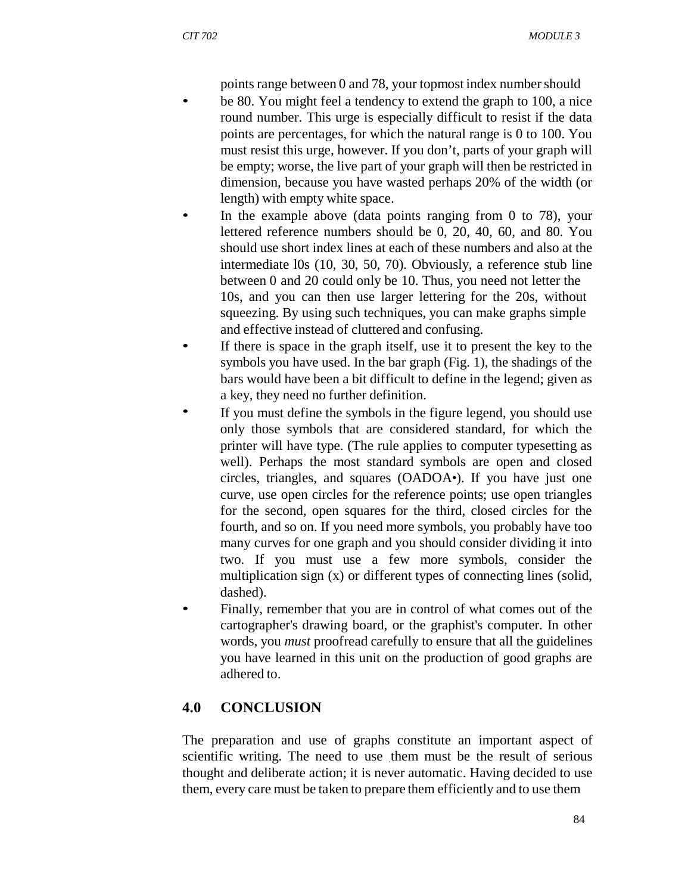points range between 0 and 78, your topmost index number should

- be 80. You might feel a tendency to extend the graph to 100, a nice round number. This urge is especially difficult to resist if the data points are percentages, for which the natural range is 0 to 100. You must resist this urge, however. If you don't, parts of your graph will be empty; worse, the live part of your graph will then be restricted in dimension, because you have wasted perhaps 20% of the width (or length) with empty white space.
- In the example above (data points ranging from 0 to 78), your lettered reference numbers should be 0, 20, 40, 60, and 80. You should use short index lines at each of these numbers and also at the intermediate l0s (10, 30, 50, 70). Obviously, a reference stub line between 0 and 20 could only be 10. Thus, you need not letter the 10s, and you can then use larger lettering for the 20s, without squeezing. By using such techniques, you can make graphs simple and effective instead of cluttered and confusing.
- If there is space in the graph itself, use it to present the key to the symbols you have used. In the bar graph (Fig. 1), the shadings of the bars would have been a bit difficult to define in the legend; given as a key, they need no further definition.
- If you must define the symbols in the figure legend, you should use only those symbols that are considered standard, for which the printer will have type. (The rule applies to computer typesetting as well). Perhaps the most standard symbols are open and closed circles, triangles, and squares (OADOA•). If you have just one curve, use open circles for the reference points; use open triangles for the second, open squares for the third, closed circles for the fourth, and so on. If you need more symbols, you probably have too many curves for one graph and you should consider dividing it into two. If you must use a few more symbols, consider the multiplication sign (x) or different types of connecting lines (solid, dashed).
- Finally, remember that you are in control of what comes out of the cartographer's drawing board, or the graphist's computer. In other words, you *must* proofread carefully to ensure that all the guidelines you have learned in this unit on the production of good graphs are adhered to.

## 4.0 CONCLUSION

The preparation and use of graphs constitute an important aspect of scientific writing. The need to use them must be the result of serious thought and deliberate action; it is never automatic. Having decided to use them, every care must be taken to prepare them efficiently and to use them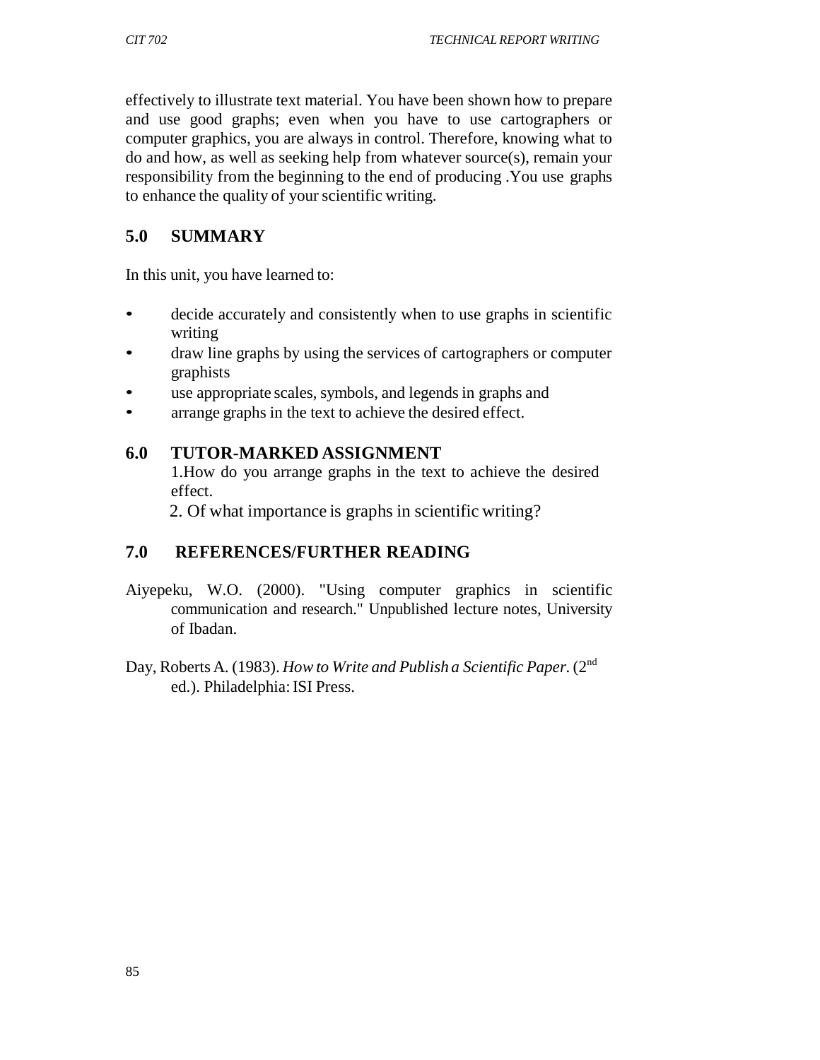effectively to illustrate text material. You have been shown how to prepare and use good graphs; even when you have to use cartographers or computer graphics, you are always in control. Therefore, knowing what to do and how, as well as seeking help from whatever source(s), remain your responsibility from the beginning to the end of producing .You use graphs to enhance the quality of your scientific writing.

## 5.0 SUMMARY

In this unit, you have learned to:

- decide accurately and consistently when to use graphs in scientific writing
- draw line graphs by using the services of cartographers or computer graphists
- use appropriate scales, symbols, and legends in graphs and
- arrange graphs in the text to achieve the desired effect.

## 6.0 TUTOR-MARKED ASSIGNMENT

1.How do you arrange graphs in the text to achieve the desired effect.

2. Of what importance is graphs in scientific writing?

## 7.0 REFERENCES/FURTHER READING

Aiyepeku, W.O. (2000). "Using computer graphics in scientific communication and research." Unpublished lecture notes, University of Ibadan.

Day, Roberts A. (1983). *How to Write and Publish a Scientific Paper.* (2nd ed.). Philadelphia: ISI Press.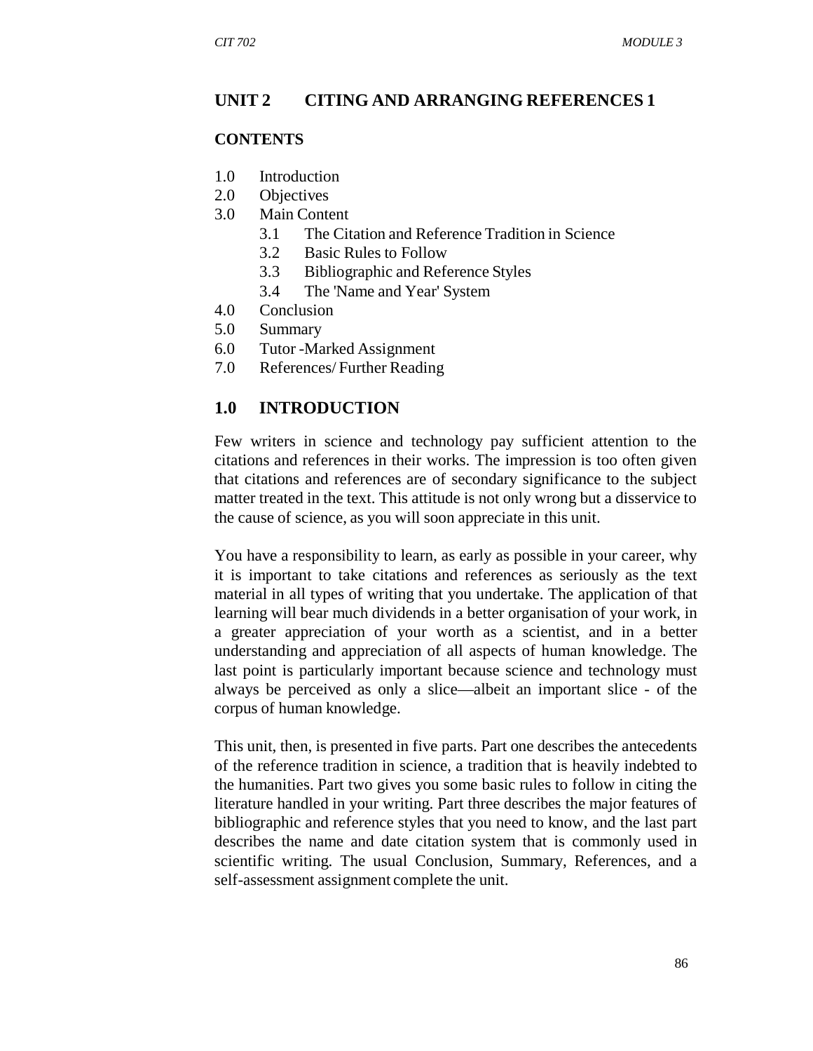## UNIT 2 CITING AND ARRANGING REFERENCES 1

**CONTENTS**

- 1.0 Introduction
- 2.0 Objectives
- 3.0 Main Content
  - 3.1 The Citation and Reference Tradition in Science
  - 3.2 Basic Rules to Follow
  - 3.3 Bibliographic and Reference Styles
  - 3.4 The 'Name and Year' System
- 4.0 Conclusion
- 5.0 Summary
- 6.0 Tutor -Marked Assignment
- 7.0 References/ Further Reading

### 1.0 INTRODUCTION

Few writers in science and technology pay sufficient attention to the citations and references in their works. The impression is too often given that citations and references are of secondary significance to the subject matter treated in the text. This attitude is not only wrong but a disservice to the cause of science, as you will soon appreciate in this unit.

You have a responsibility to learn, as early as possible in your career, why it is important to take citations and references as seriously as the text material in all types of writing that you undertake. The application of that learning will bear much dividends in a better organisation of your work, in a greater appreciation of your worth as a scientist, and in a better understanding and appreciation of all aspects of human knowledge. The last point is particularly important because science and technology must always be perceived as only a slice—albeit an important slice - of the corpus of human knowledge.

This unit, then, is presented in five parts. Part one describes the antecedents of the reference tradition in science, a tradition that is heavily indebted to the humanities. Part two gives you some basic rules to follow in citing the literature handled in your writing. Part three describes the major features of bibliographic and reference styles that you need to know, and the last part describes the name and date citation system that is commonly used in scientific writing. The usual Conclusion, Summary, References, and a self-assessment assignment complete the unit.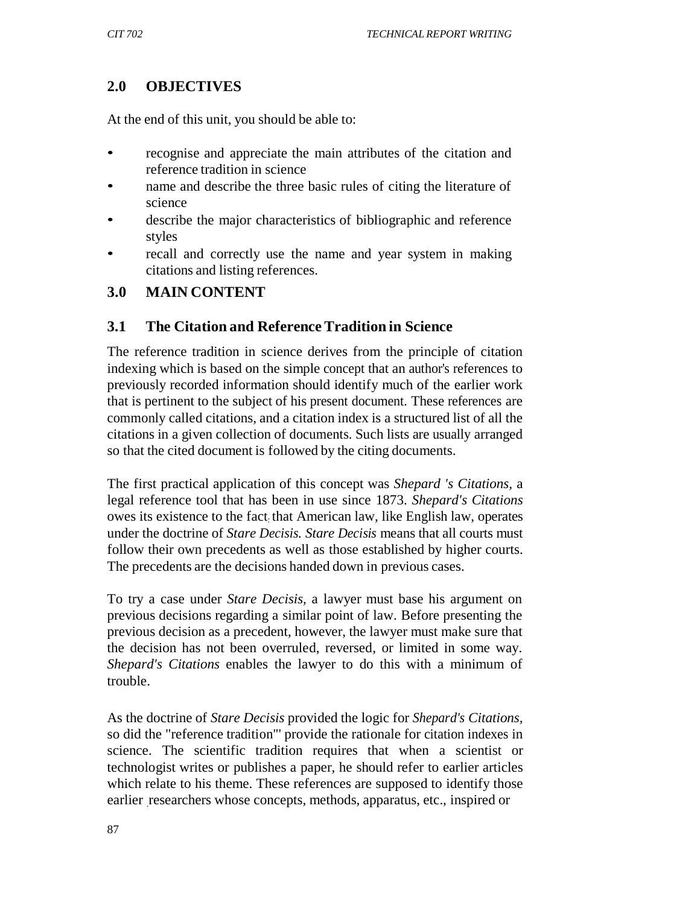## 2.0 OBJECTIVES

At the end of this unit, you should be able to:

- recognise and appreciate the main attributes of the citation and reference tradition in science
- name and describe the three basic rules of citing the literature of science
- describe the major characteristics of bibliographic and reference styles
- recall and correctly use the name and year system in making citations and listing references.

## 3.0 MAIN CONTENT

### 3.1 The Citation and Reference Tradition in Science

The reference tradition in science derives from the principle of citation indexing which is based on the simple concept that an author's references to previously recorded information should identify much of the earlier work that is pertinent to the subject of his present document. These references are commonly called citations, and a citation index is a structured list of all the citations in a given collection of documents. Such lists are usually arranged so that the cited document is followed by the citing documents.

The first practical application of this concept was *Shepard 's Citations*, a legal reference tool that has been in use since 1873. *Shepard's Citations* owes its existence to the fact that American law, like English law, operates under the doctrine of *Stare Decisis. Stare Decisis* means that all courts must follow their own precedents as well as those established by higher courts. The precedents are the decisions handed down in previous cases.

To try a case under *Stare Decisis,* a lawyer must base his argument on previous decisions regarding a similar point of law. Before presenting the previous decision as a precedent, however, the lawyer must make sure that the decision has not been overruled, reversed, or limited in some way. *Shepard's Citations* enables the lawyer to do this with a minimum of trouble.

As the doctrine of *Stare Decisis* provided the logic for *Shepard's Citations,* so did the "reference tradition"' provide the rationale for citation indexes in science. The scientific tradition requires that when a scientist or technologist writes or publishes a paper, he should refer to earlier articles which relate to his theme. These references are supposed to identify those earlier researchers whose concepts, methods, apparatus, etc., inspired or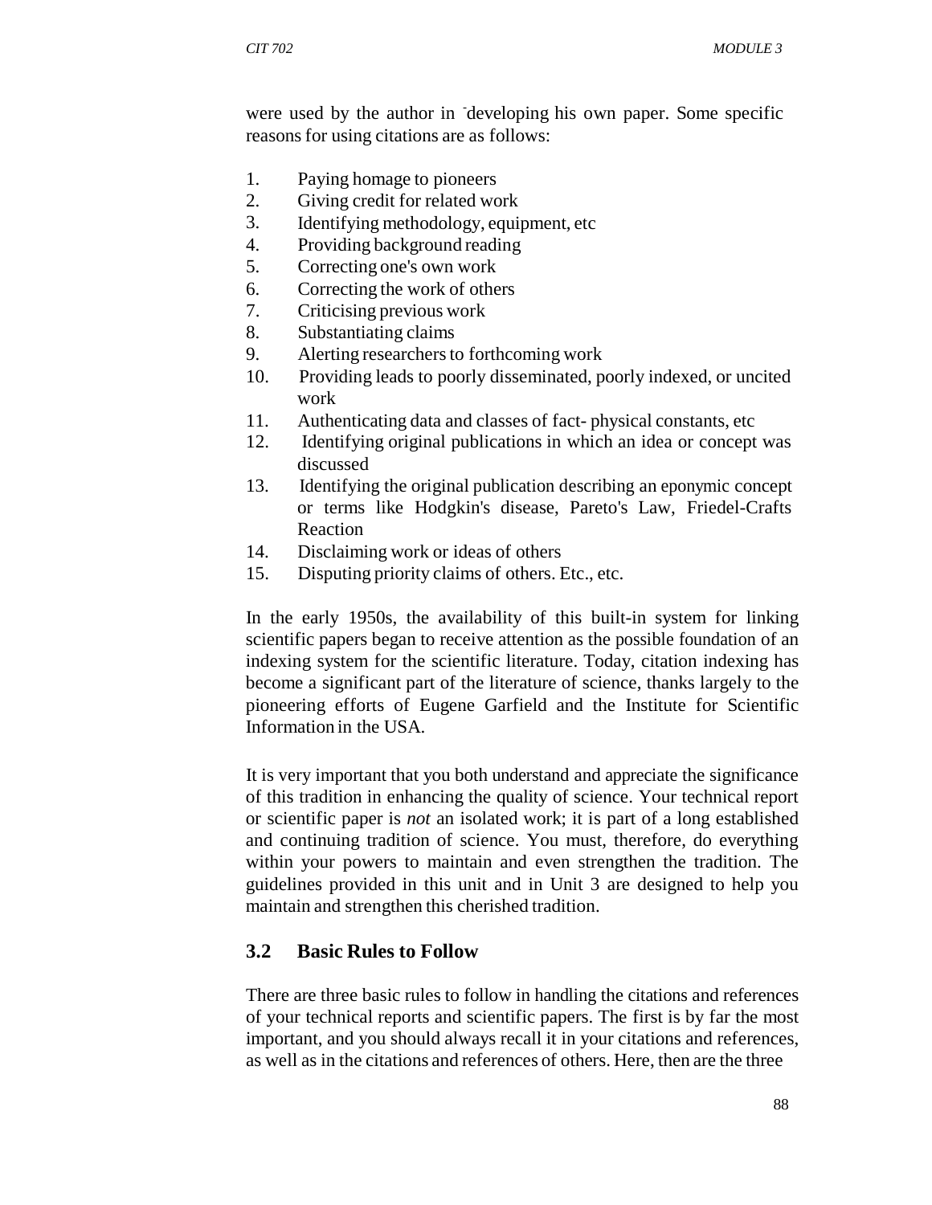were used by the author in developing his own paper. Some specific reasons for using citations are as follows:

1. Paying homage to pioneers
2. Giving credit for related work
3. Identifying methodology, equipment, etc
4. Providing background reading
5. Correcting one's own work
6. Correcting the work of others
7. Criticising previous work
8. Substantiating claims
9. Alerting researchers to forthcoming work
10. Providing leads to poorly disseminated, poorly indexed, or uncited work
11. Authenticating data and classes of fact- physical constants, etc
12. Identifying original publications in which an idea or concept was discussed
13. Identifying the original publication describing an eponymic concept or terms like Hodgkin's disease, Pareto's Law, Friedel-Crafts Reaction
14. Disclaiming work or ideas of others
15. Disputing priority claims of others. Etc., etc.

In the early 1950s, the availability of this built-in system for linking scientific papers began to receive attention as the possible foundation of an indexing system for the scientific literature. Today, citation indexing has become a significant part of the literature of science, thanks largely to the pioneering efforts of Eugene Garfield and the Institute for Scientific Information in the USA.

It is very important that you both understand and appreciate the significance of this tradition in enhancing the quality of science. Your technical report or scientific paper is *not* an isolated work; it is part of a long established and continuing tradition of science. You must, therefore, do everything within your powers to maintain and even strengthen the tradition. The guidelines provided in this unit and in Unit 3 are designed to help you maintain and strengthen this cherished tradition.

## 3.2 Basic Rules to Follow

There are three basic rules to follow in handling the citations and references of your technical reports and scientific papers. The first is by far the most important, and you should always recall it in your citations and references, as well as in the citations and references of others. Here, then are the three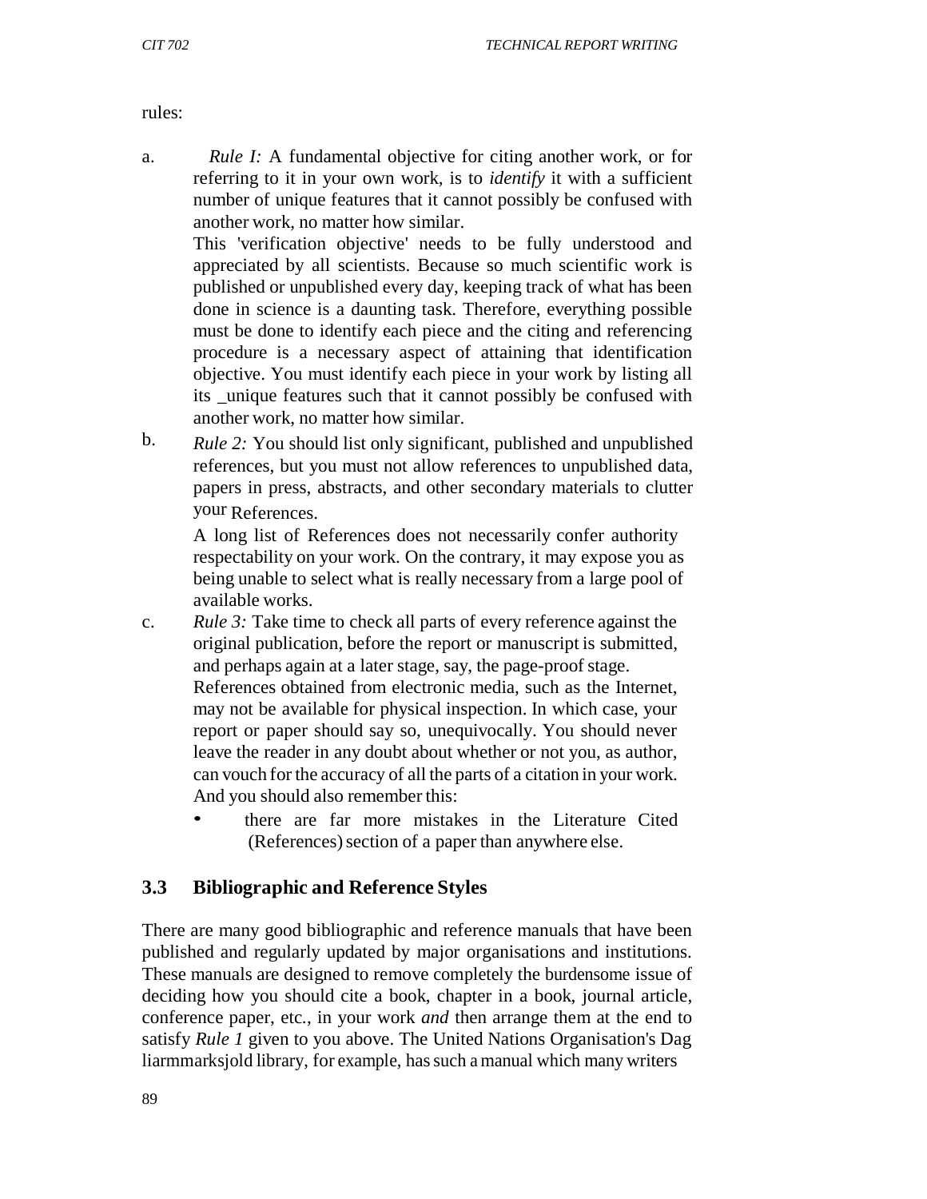rules:

a. *Rule I:* A fundamental objective for citing another work, or for referring to it in your own work, is to *identify* it with a sufficient number of unique features that it cannot possibly be confused with another work, no matter how similar.

   This 'verification objective' needs to be fully understood and appreciated by all scientists. Because so much scientific work is published or unpublished every day, keeping track of what has been done in science is a daunting task. Therefore, everything possible must be done to identify each piece and the citing and referencing procedure is a necessary aspect of attaining that identification objective. You must identify each piece in your work by listing all its _unique features such that it cannot possibly be confused with another work, no matter how similar.

b. *Rule 2:* You should list only significant, published and unpublished references, but you must not allow references to unpublished data, papers in press, abstracts, and other secondary materials to clutter your References.

   A long list of References does not necessarily confer authority respectability on your work. On the contrary, it may expose you as being unable to select what is really necessary from a large pool of available works.

c. *Rule 3:* Take time to check all parts of every reference against the original publication, before the report or manuscript is submitted, and perhaps again at a later stage, say, the page-proof stage.

   References obtained from electronic media, such as the Internet, may not be available for physical inspection. In which case, your report or paper should say so, unequivocally. You should never leave the reader in any doubt about whether or not you, as author, can vouch for the accuracy of all the parts of a citation in your work. And you should also remember this:

   - there are far more mistakes in the Literature Cited (References) section of a paper than anywhere else.

## 3.3 Bibliographic and Reference Styles

There are many good bibliographic and reference manuals that have been published and regularly updated by major organisations and institutions. These manuals are designed to remove completely the burdensome issue of deciding how you should cite a book, chapter in a book, journal article, conference paper, etc., in your work *and* then arrange them at the end to satisfy *Rule 1* given to you above. The United Nations Organisation's Dag liarmmarksjold library, for example, has such a manual which many writers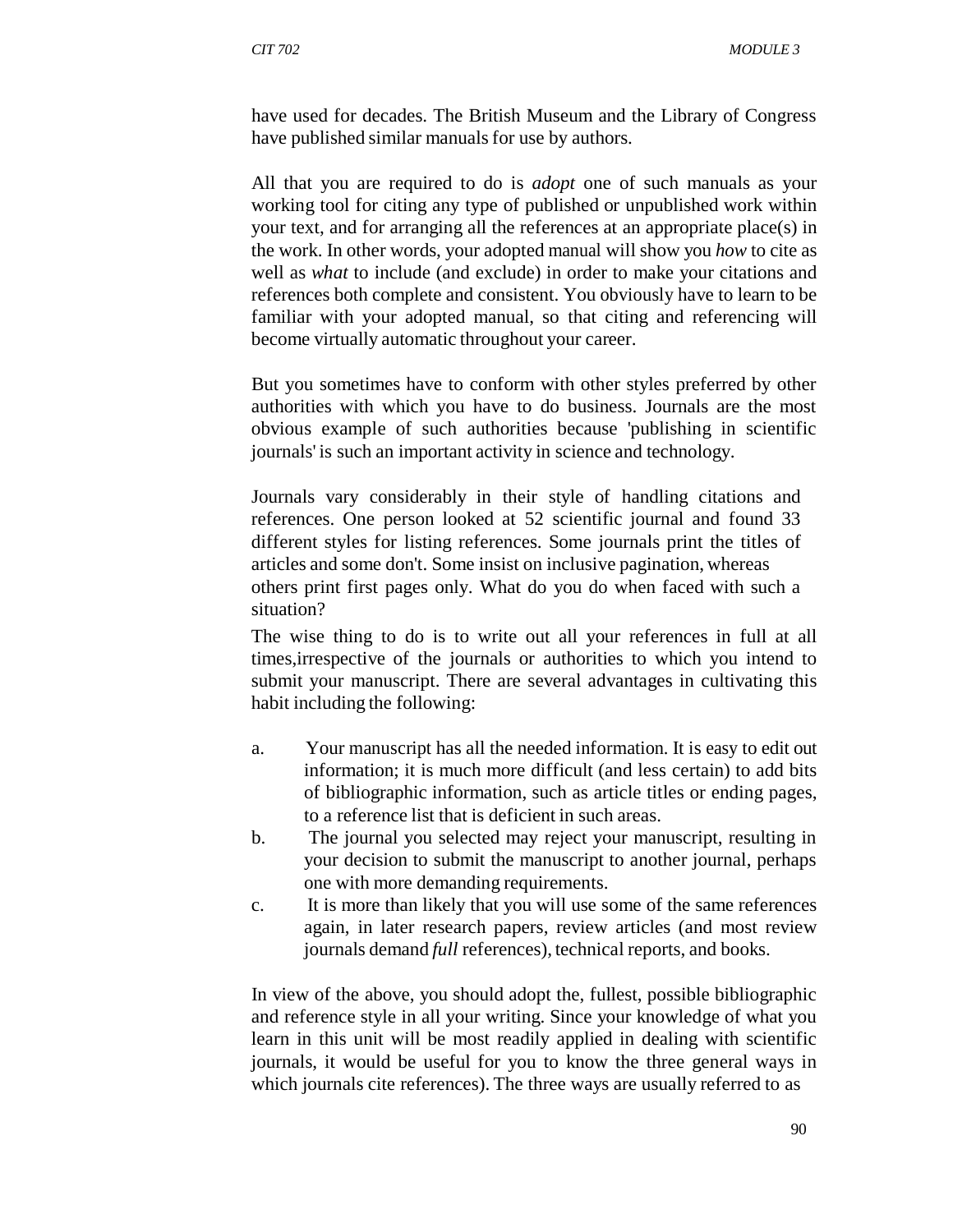have used for decades. The British Museum and the Library of Congress have published similar manuals for use by authors.

All that you are required to do is *adopt* one of such manuals as your working tool for citing any type of published or unpublished work within your text, and for arranging all the references at an appropriate place(s) in the work. In other words, your adopted manual will show you *how* to cite as well as *what* to include (and exclude) in order to make your citations and references both complete and consistent. You obviously have to learn to be familiar with your adopted manual, so that citing and referencing will become virtually automatic throughout your career.

But you sometimes have to conform with other styles preferred by other authorities with which you have to do business. Journals are the most obvious example of such authorities because 'publishing in scientific journals' is such an important activity in science and technology.

Journals vary considerably in their style of handling citations and references. One person looked at 52 scientific journal and found 33 different styles for listing references. Some journals print the titles of articles and some don't. Some insist on inclusive pagination, whereas others print first pages only. What do you do when faced with such a situation?

The wise thing to do is to write out all your references in full at all times,irrespective of the journals or authorities to which you intend to submit your manuscript. There are several advantages in cultivating this habit including the following:

a. Your manuscript has all the needed information. It is easy to edit out information; it is much more difficult (and less certain) to add bits of bibliographic information, such as article titles or ending pages, to a reference list that is deficient in such areas.
b. The journal you selected may reject your manuscript, resulting in your decision to submit the manuscript to another journal, perhaps one with more demanding requirements.
c. It is more than likely that you will use some of the same references again, in later research papers, review articles (and most review journals demand *full* references), technical reports, and books.

In view of the above, you should adopt the, fullest, possible bibliographic and reference style in all your writing. Since your knowledge of what you learn in this unit will be most readily applied in dealing with scientific journals, it would be useful for you to know the three general ways in which journals cite references). The three ways are usually referred to as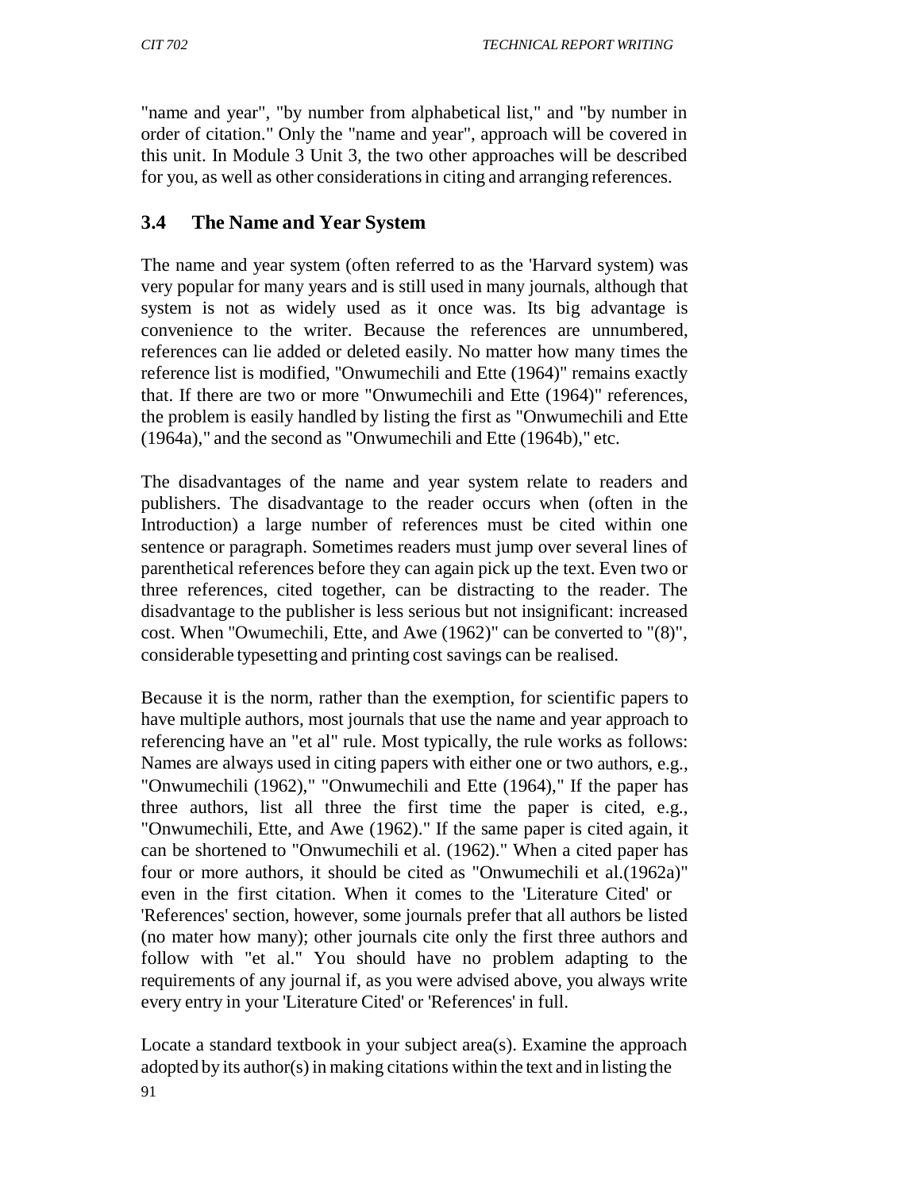"name and year", "by number from alphabetical list," and "by number in order of citation." Only the "name and year", approach will be covered in this unit. In Module 3 Unit 3, the two other approaches will be described for you, as well as other considerations in citing and arranging references.

## 3.4 The Name and Year System

The name and year system (often referred to as the 'Harvard system) was very popular for many years and is still used in many journals, although that system is not as widely used as it once was. Its big advantage is convenience to the writer. Because the references are unnumbered, references can lie added or deleted easily. No matter how many times the reference list is modified, "Onwumechili and Ette (1964)" remains exactly that. If there are two or more "Onwumechili and Ette (1964)" references, the problem is easily handled by listing the first as "Onwumechili and Ette (1964a)," and the second as "Onwumechili and Ette (1964b)," etc.

The disadvantages of the name and year system relate to readers and publishers. The disadvantage to the reader occurs when (often in the Introduction) a large number of references must be cited within one sentence or paragraph. Sometimes readers must jump over several lines of parenthetical references before they can again pick up the text. Even two or three references, cited together, can be distracting to the reader. The disadvantage to the publisher is less serious but not insignificant: increased cost. When "Owumechili, Ette, and Awe (1962)" can be converted to "(8)", considerable typesetting and printing cost savings can be realised.

Because it is the norm, rather than the exemption, for scientific papers to have multiple authors, most journals that use the name and year approach to referencing have an "et al" rule. Most typically, the rule works as follows: Names are always used in citing papers with either one or two authors, e.g., "Onwumechili (1962)," "Onwumechili and Ette (1964)," If the paper has three authors, list all three the first time the paper is cited, e.g., "Onwumechili, Ette, and Awe (1962)." If the same paper is cited again, it can be shortened to "Onwumechili et al. (1962)." When a cited paper has four or more authors, it should be cited as "Onwumechili et al.(1962a)" even in the first citation. When it comes to the 'Literature Cited' or 'References' section, however, some journals prefer that all authors be listed (no mater how many); other journals cite only the first three authors and follow with "et al." You should have no problem adapting to the requirements of any journal if, as you were advised above, you always write every entry in your 'Literature Cited' or 'References' in full.

Locate a standard textbook in your subject area(s). Examine the approach adopted by its author(s) in making citations within the text and in listing the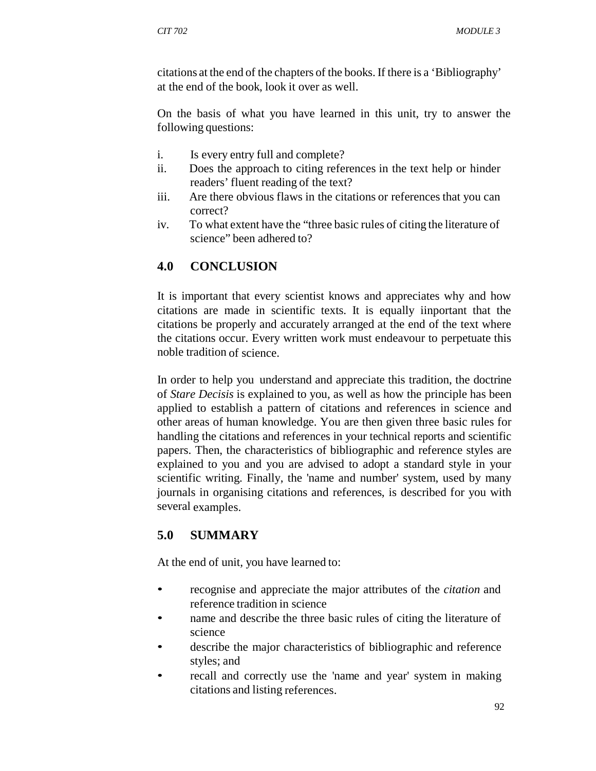citations at the end of the chapters of the books. If there is a 'Bibliography' at the end of the book, look it over as well.

On the basis of what you have learned in this unit, try to answer the following questions:

i. Is every entry full and complete?
ii. Does the approach to citing references in the text help or hinder readers' fluent reading of the text?
iii. Are there obvious flaws in the citations or references that you can correct?
iv. To what extent have the "three basic rules of citing the literature of science" been adhered to?

## 4.0 CONCLUSION

It is important that every scientist knows and appreciates why and how citations are made in scientific texts. It is equally iinportant that the citations be properly and accurately arranged at the end of the text where the citations occur. Every written work must endeavour to perpetuate this noble tradition of science.

In order to help you understand and appreciate this tradition, the doctrine of *Stare Decisis* is explained to you, as well as how the principle has been applied to establish a pattern of citations and references in science and other areas of human knowledge. You are then given three basic rules for handling the citations and references in your technical reports and scientific papers. Then, the characteristics of bibliographic and reference styles are explained to you and you are advised to adopt a standard style in your scientific writing. Finally, the 'name and number' system, used by many journals in organising citations and references, is described for you with several examples.

## 5.0 SUMMARY

At the end of unit, you have learned to:

- recognise and appreciate the major attributes of the *citation* and reference tradition in science
- name and describe the three basic rules of citing the literature of science
- describe the major characteristics of bibliographic and reference styles; and
- recall and correctly use the 'name and year' system in making citations and listing references.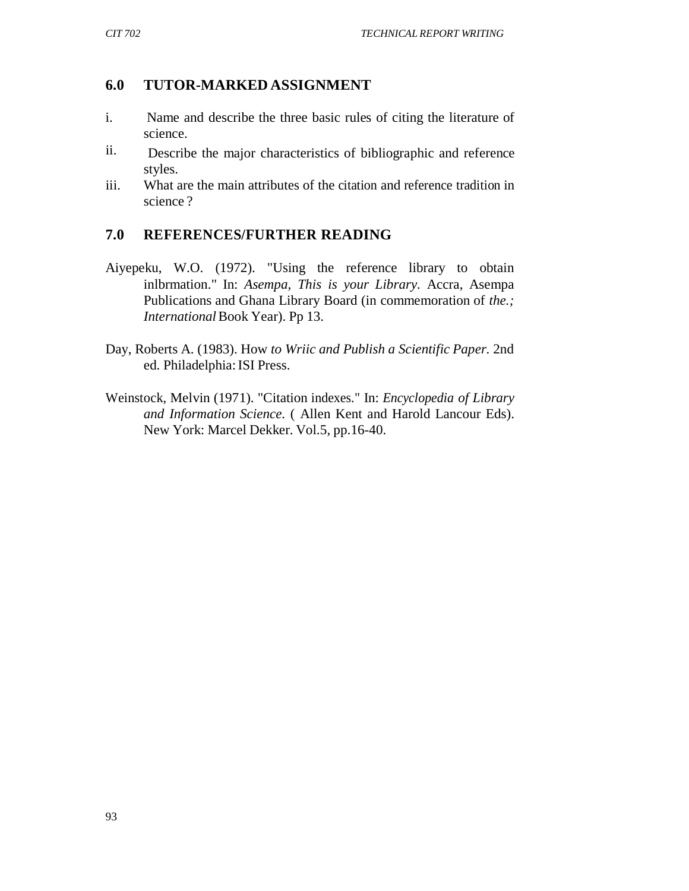## 6.0 TUTOR-MARKED ASSIGNMENT

i. Name and describe the three basic rules of citing the literature of science.

ii. Describe the major characteristics of bibliographic and reference styles.

iii. What are the main attributes of the citation and reference tradition in science ?

## 7.0 REFERENCES/FURTHER READING

Aiyepeku, W.O. (1972). "Using the reference library to obtain inlbrmation." In: *Asempa, This is your Library*. Accra, Asempa Publications and Ghana Library Board (in commemoration of *the.; International* Book Year). Pp 13.

Day, Roberts A. (1983). How *to Wriic and Publish a Scientific Paper*. 2nd ed. Philadelphia: ISI Press.

Weinstock, Melvin (1971). "Citation indexes." In: *Encyclopedia of Library and Information Science*. ( Allen Kent and Harold Lancour Eds). New York: Marcel Dekker. Vol.5, pp.16-40.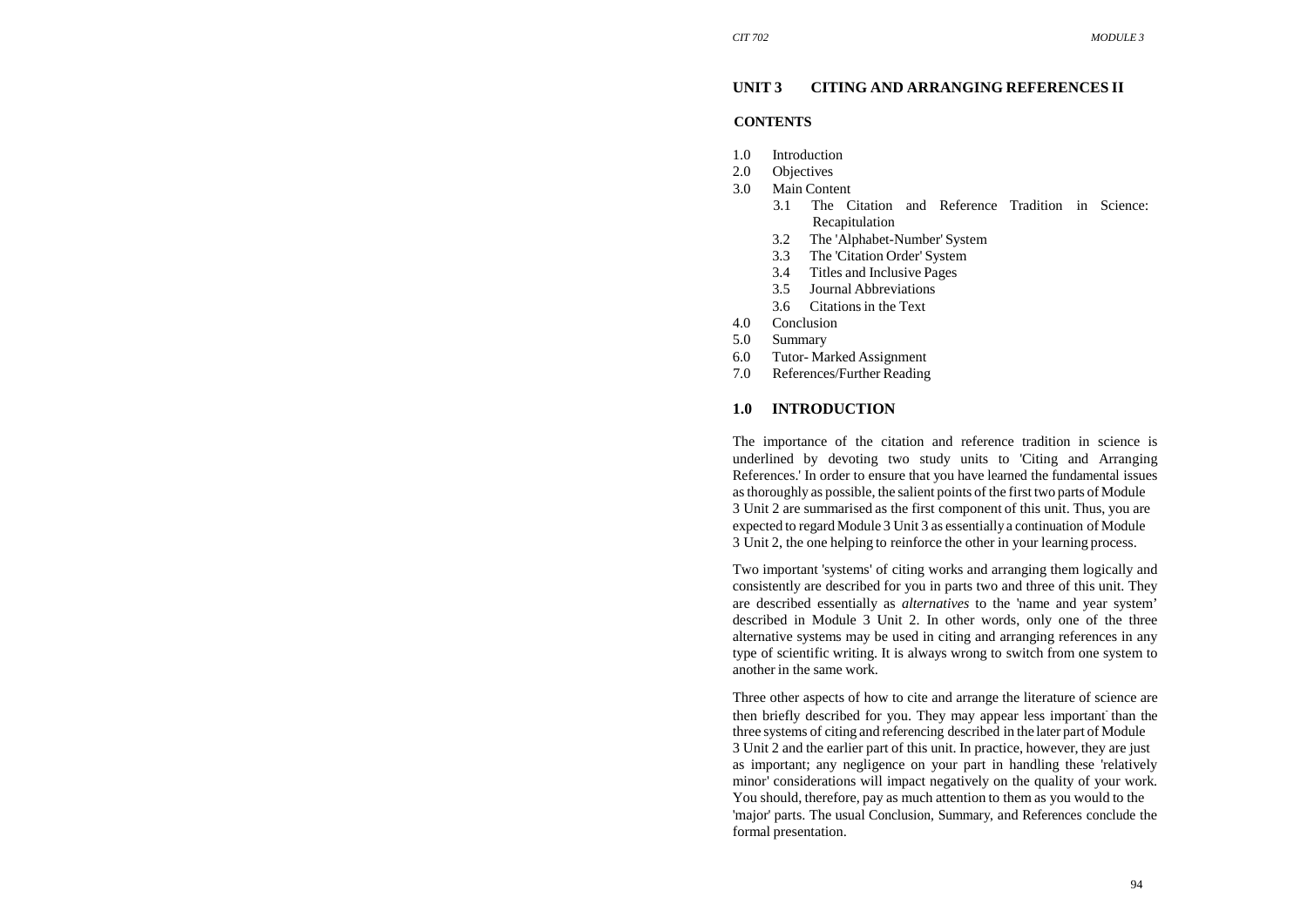## UNIT 3 CITING AND ARRANGING REFERENCES II

**CONTENTS**

1.0 Introduction
2.0 Objectives
3.0 Main Content
   3.1 The Citation and Reference Tradition in Science: Recapitulation
   3.2 The 'Alphabet-Number' System
   3.3 The 'Citation Order' System
   3.4 Titles and Inclusive Pages
   3.5 Journal Abbreviations
   3.6 Citations in the Text
4.0 Conclusion
5.0 Summary
6.0 Tutor- Marked Assignment
7.0 References/Further Reading

## 1.0 INTRODUCTION

The importance of the citation and reference tradition in science is underlined by devoting two study units to 'Citing and Arranging References.' In order to ensure that you have learned the fundamental issues as thoroughly as possible, the salient points of the first two parts of Module 3 Unit 2 are summarised as the first component of this unit. Thus, you are expected to regard Module 3 Unit 3 as essentially a continuation of Module 3 Unit 2, the one helping to reinforce the other in your learning process.

Two important 'systems' of citing works and arranging them logically and consistently are described for you in parts two and three of this unit. They are described essentially as *alternatives* to the 'name and year system' described in Module 3 Unit 2. In other words, only one of the three alternative systems may be used in citing and arranging references in any type of scientific writing. It is always wrong to switch from one system to another in the same work.

Three other aspects of how to cite and arrange the literature of science are then briefly described for you. They may appear less important than the three systems of citing and referencing described in the later part of Module 3 Unit 2 and the earlier part of this unit. In practice, however, they are just as important; any negligence on your part in handling these 'relatively minor' considerations will impact negatively on the quality of your work. You should, therefore, pay as much attention to them as you would to the 'major' parts. The usual Conclusion, Summary, and References conclude the formal presentation.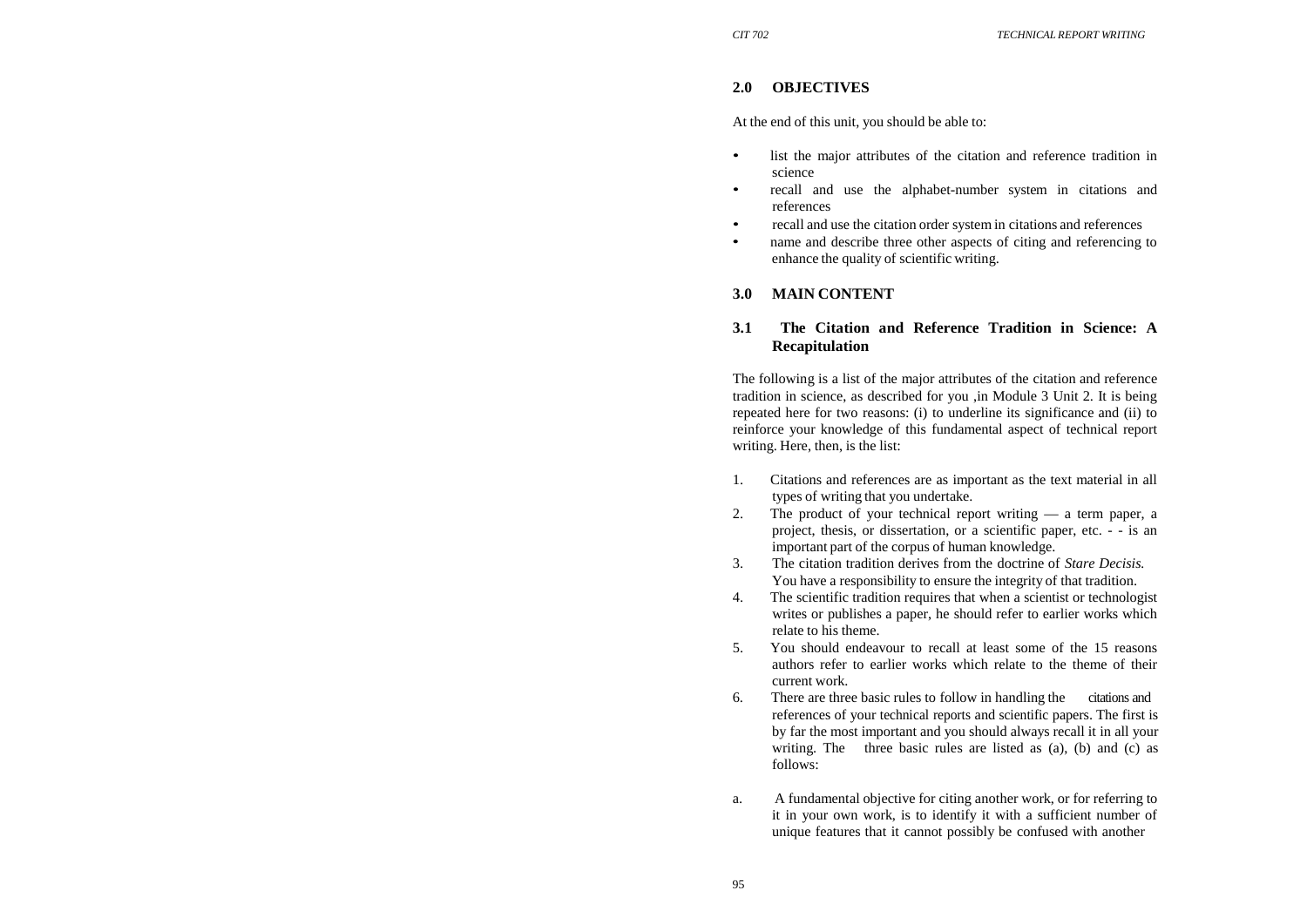## 2.0 OBJECTIVES

At the end of this unit, you should be able to:

- list the major attributes of the citation and reference tradition in science
- recall and use the alphabet-number system in citations and references
- recall and use the citation order system in citations and references
- name and describe three other aspects of citing and referencing to enhance the quality of scientific writing.

## 3.0 MAIN CONTENT

### 3.1 The Citation and Reference Tradition in Science: A Recapitulation

The following is a list of the major attributes of the citation and reference tradition in science, as described for you ,in Module 3 Unit 2. It is being repeated here for two reasons: (i) to underline its significance and (ii) to reinforce your knowledge of this fundamental aspect of technical report writing. Here, then, is the list:

1. Citations and references are as important as the text material in all types of writing that you undertake.
2. The product of your technical report writing — a term paper, a project, thesis, or dissertation, or a scientific paper, etc. - - is an important part of the corpus of human knowledge.
3. The citation tradition derives from the doctrine of *Stare Decisis.* You have a responsibility to ensure the integrity of that tradition.
4. The scientific tradition requires that when a scientist or technologist writes or publishes a paper, he should refer to earlier works which relate to his theme.
5. You should endeavour to recall at least some of the 15 reasons authors refer to earlier works which relate to the theme of their current work.
6. There are three basic rules to follow in handling the citations and references of your technical reports and scientific papers. The first is by far the most important and you should always recall it in all your writing. The three basic rules are listed as (a), (b) and (c) as follows:

a. A fundamental objective for citing another work, or for referring to it in your own work, is to identify it with a sufficient number of unique features that it cannot possibly be confused with another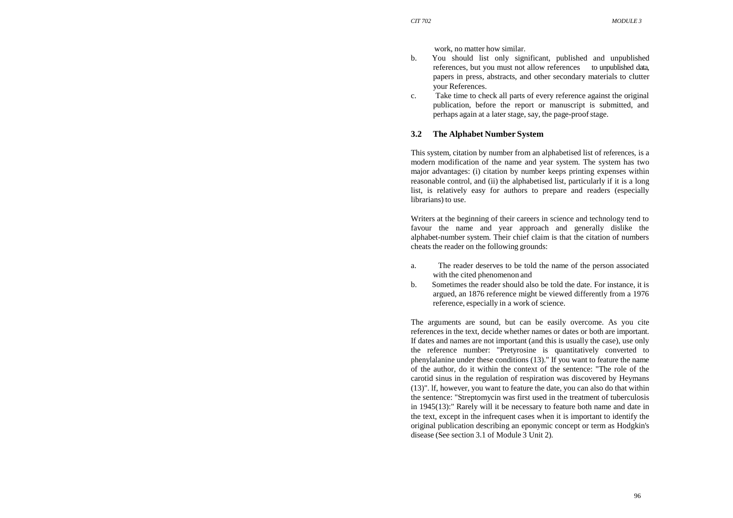work, no matter how similar.

b. You should list only significant, published and unpublished references, but you must not allow references to unpublished data, papers in press, abstracts, and other secondary materials to clutter your References.

c. Take time to check all parts of every reference against the original publication, before the report or manuscript is submitted, and perhaps again at a later stage, say, the page-proof stage.

### 3.2 The Alphabet Number System

This system, citation by number from an alphabetised list of references, is a modern modification of the name and year system. The system has two major advantages: (i) citation by number keeps printing expenses within reasonable control, and (ii) the alphabetised list, particularly if it is a long list, is relatively easy for authors to prepare and readers (especially librarians) to use.

Writers at the beginning of their careers in science and technology tend to favour the name and year approach and generally dislike the alphabet-number system. Their chief claim is that the citation of numbers cheats the reader on the following grounds:

a. The reader deserves to be told the name of the person associated with the cited phenomenon and

b. Sometimes the reader should also be told the date. For instance, it is argued, an 1876 reference might be viewed differently from a 1976 reference, especially in a work of science.

The arguments are sound, but can be easily overcome. As you cite references in the text, decide whether names or dates or both are important. If dates and names are not important (and this is usually the case), use only the reference number: "Pretyrosine is quantitatively converted to phenylalanine under these conditions (13)." If you want to feature the name of the author, do it within the context of the sentence: "The role of the carotid sinus in the regulation of respiration was discovered by Heymans (13)". lf, however, you want to feature the date, you can also do that within the sentence: "Streptomycin was first used in the treatment of tuberculosis in 1945(13):" Rarely will it be necessary to feature both name and date in the text, except in the infrequent cases when it is important to identify the original publication describing an eponymic concept or term as Hodgkin's disease (See section 3.1 of Module 3 Unit 2).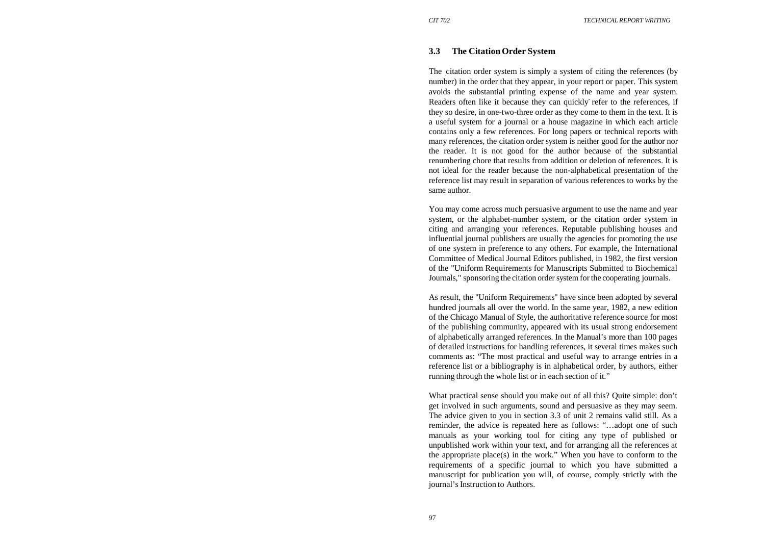### 3.3 The Citation Order System

The citation order system is simply a system of citing the references (by number) in the order that they appear, in your report or paper. This system avoids the substantial printing expense of the name and year system. Readers often like it because they can quickly refer to the references, if they so desire, in one-two-three order as they come to them in the text. It is a useful system for a journal or a house magazine in which each article contains only a few references. For long papers or technical reports with many references, the citation order system is neither good for the author nor the reader. It is not good for the author because of the substantial renumbering chore that results from addition or deletion of references. It is not ideal for the reader because the non-alphabetical presentation of the reference list may result in separation of various references to works by the same author.

You may come across much persuasive argument to use the name and year system, or the alphabet-number system, or the citation order system in citing and arranging your references. Reputable publishing houses and influential journal publishers are usually the agencies for promoting the use of one system in preference to any others. For example, the International Committee of Medical Journal Editors published, in 1982, the first version of the "Uniform Requirements for Manuscripts Submitted to Biochemical Journals," sponsoring the citation order system for the cooperating journals.

As result, the "Uniform Requirements" have since been adopted by several hundred journals all over the world. In the same year, 1982, a new edition of the Chicago Manual of Style, the authoritative reference source for most of the publishing community, appeared with its usual strong endorsement of alphabetically arranged references. In the Manual's more than 100 pages of detailed instructions for handling references, it several times makes such comments as: "The most practical and useful way to arrange entries in a reference list or a bibliography is in alphabetical order, by authors, either running through the whole list or in each section of it."

What practical sense should you make out of all this? Quite simple: don't get involved in such arguments, sound and persuasive as they may seem. The advice given to you in section 3.3 of unit 2 remains valid still. As a reminder, the advice is repeated here as follows: "…adopt one of such manuals as your working tool for citing any type of published or unpublished work within your text, and for arranging all the references at the appropriate place(s) in the work." When you have to conform to the requirements of a specific journal to which you have submitted a manuscript for publication you will, of course, comply strictly with the journal's Instruction to Authors.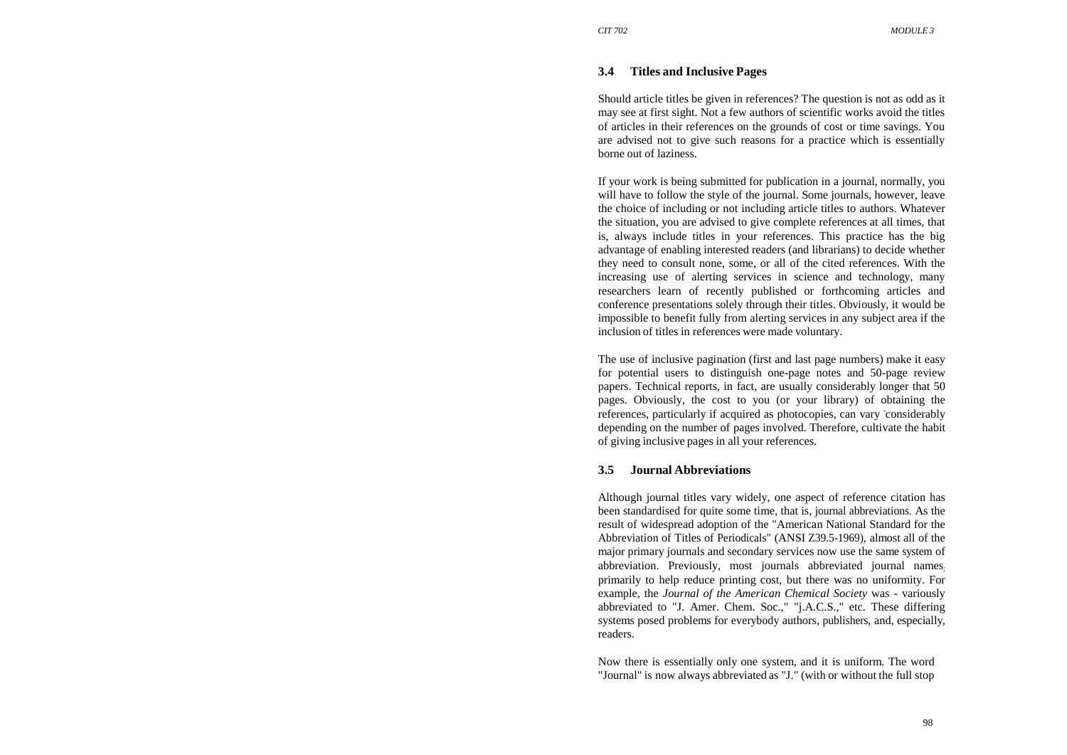### 3.4 Titles and Inclusive Pages

Should article titles be given in references? The question is not as odd as it may see at first sight. Not a few authors of scientific works avoid the titles of articles in their references on the grounds of cost or time savings. You are advised not to give such reasons for a practice which is essentially borne out of laziness.

If your work is being submitted for publication in a journal, normally, you will have to follow the style of the journal. Some journals, however, leave the choice of including or not including article titles to authors. Whatever the situation, you are advised to give complete references at all times, that is, always include titles in your references. This practice has the big advantage of enabling interested readers (and librarians) to decide whether they need to consult none, some, or all of the cited references. With the increasing use of alerting services in science and technology, many researchers learn of recently published or forthcoming articles and conference presentations solely through their titles. Obviously, it would be impossible to benefit fully from alerting services in any subject area if the inclusion of titles in references were made voluntary.

The use of inclusive pagination (first and last page numbers) make it easy for potential users to distinguish one-page notes and 50-page review papers. Technical reports, in fact, are usually considerably longer that 50 pages. Obviously, the cost to you (or your library) of obtaining the references, particularly if acquired as photocopies, can vary considerably depending on the number of pages involved. Therefore, cultivate the habit of giving inclusive pages in all your references.

### 3.5 Journal Abbreviations

Although journal titles vary widely, one aspect of reference citation has been standardised for quite some time, that is, journal abbreviations. As the result of widespread adoption of the "American National Standard for the Abbreviation of Titles of Periodicals" (ANSI Z39.5-1969), almost all of the major primary journals and secondary services now use the same system of abbreviation. Previously, most journals abbreviated journal names, primarily to help reduce printing cost, but there was no uniformity. For example, the *Journal of the American Chemical Society* was - variously abbreviated to "J. Amer. Chem. Soc.," "j.A.C.S.," etc. These differing systems posed problems for everybody authors, publishers, and, especially, readers.

Now there is essentially only one system, and it is uniform. The word "Journal" is now always abbreviated as "J." (with or without the full stop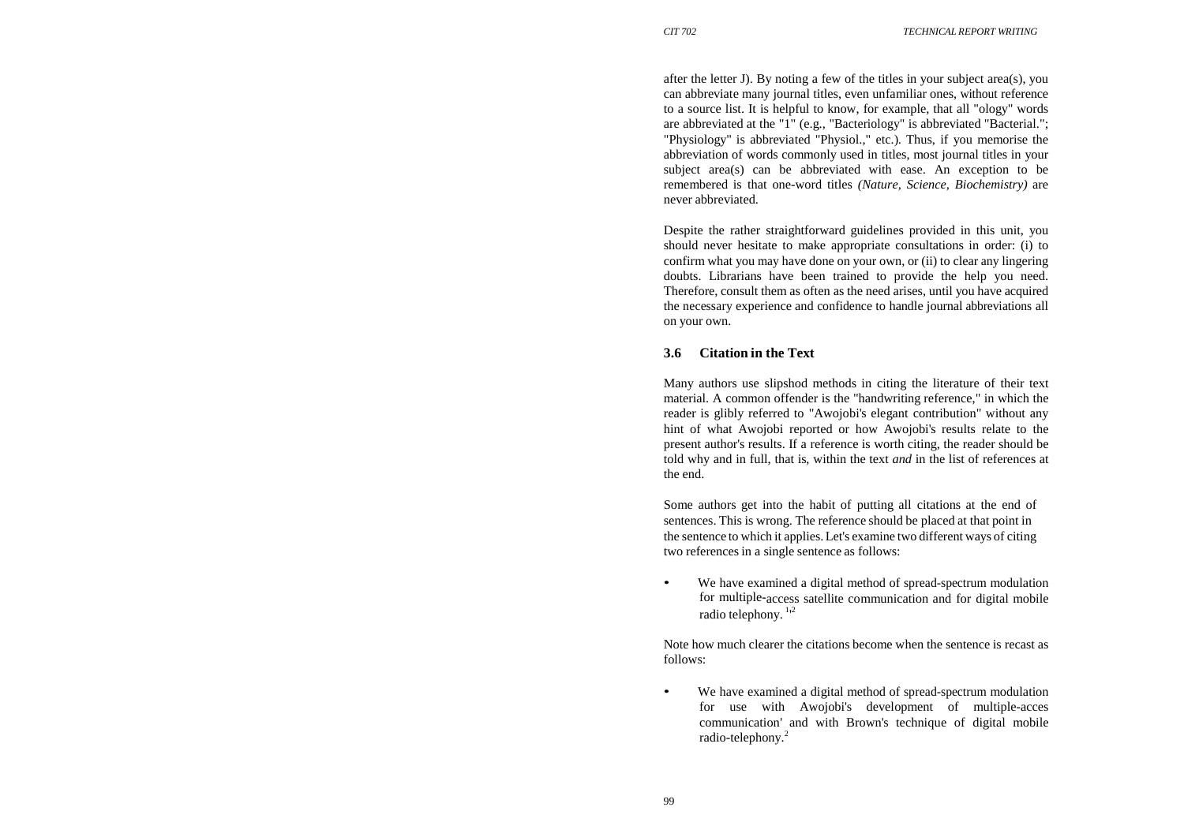after the letter J). By noting a few of the titles in your subject area(s), you can abbreviate many journal titles, even unfamiliar ones, without reference to a source list. It is helpful to know, for example, that all "ology" words are abbreviated at the "1" (e.g., "Bacteriology" is abbreviated "Bacterial."; "Physiology" is abbreviated "Physiol.," etc.). Thus, if you memorise the abbreviation of words commonly used in titles, most journal titles in your subject area(s) can be abbreviated with ease. An exception to be remembered is that one-word titles *(Nature, Science, Biochemistry)* are never abbreviated.

Despite the rather straightforward guidelines provided in this unit, you should never hesitate to make appropriate consultations in order: (i) to confirm what you may have done on your own, or (ii) to clear any lingering doubts. Librarians have been trained to provide the help you need. Therefore, consult them as often as the need arises, until you have acquired the necessary experience and confidence to handle journal abbreviations all on your own.

### 3.6 Citation in the Text

Many authors use slipshod methods in citing the literature of their text material. A common offender is the "handwriting reference," in which the reader is glibly referred to "Awojobi's elegant contribution" without any hint of what Awojobi reported or how Awojobi's results relate to the present author's results. If a reference is worth citing, the reader should be told why and in full, that is, within the text *and* in the list of references at the end.

Some authors get into the habit of putting all citations at the end of sentences. This is wrong. The reference should be placed at that point in the sentence to which it applies. Let's examine two different ways of citing two references in a single sentence as follows:

- We have examined a digital method of spread-spectrum modulation for multiple-access satellite communication and for digital mobile radio telephony. [1,2]

Note how much clearer the citations become when the sentence is recast as follows:

- We have examined a digital method of spread-spectrum modulation for use with Awojobi's development of multiple-acces communication' and with Brown's technique of digital mobile radio-telephony.[2]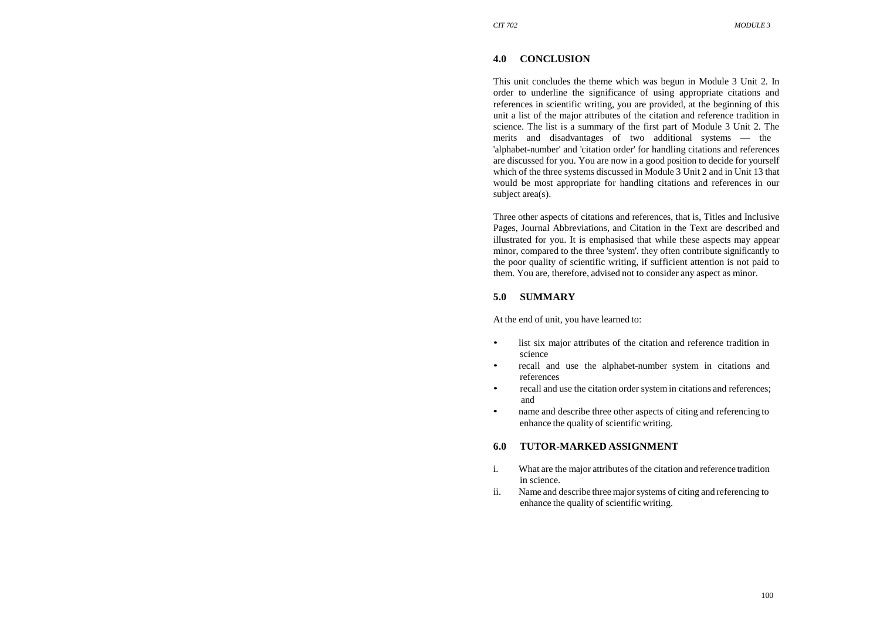## 4.0 CONCLUSION

This unit concludes the theme which was begun in Module 3 Unit 2. In order to underline the significance of using appropriate citations and references in scientific writing, you are provided, at the beginning of this unit a list of the major attributes of the citation and reference tradition in science. The list is a summary of the first part of Module 3 Unit 2. The merits and disadvantages of two additional systems — the 'alphabet-number' and 'citation order' for handling citations and references are discussed for you. You are now in a good position to decide for yourself which of the three systems discussed in Module 3 Unit 2 and in Unit 13 that would be most appropriate for handling citations and references in our subject area(s).

Three other aspects of citations and references, that is, Titles and Inclusive Pages, Journal Abbreviations, and Citation in the Text are described and illustrated for you. It is emphasised that while these aspects may appear minor, compared to the three 'system'. they often contribute significantly to the poor quality of scientific writing, if sufficient attention is not paid to them. You are, therefore, advised not to consider any aspect as minor.

## 5.0 SUMMARY

At the end of unit, you have learned to:

- list six major attributes of the citation and reference tradition in science
- recall and use the alphabet-number system in citations and references
- recall and use the citation order system in citations and references; and
- name and describe three other aspects of citing and referencing to enhance the quality of scientific writing.

## 6.0 TUTOR-MARKED ASSIGNMENT

i. What are the major attributes of the citation and reference tradition in science.
ii. Name and describe three major systems of citing and referencing to enhance the quality of scientific writing.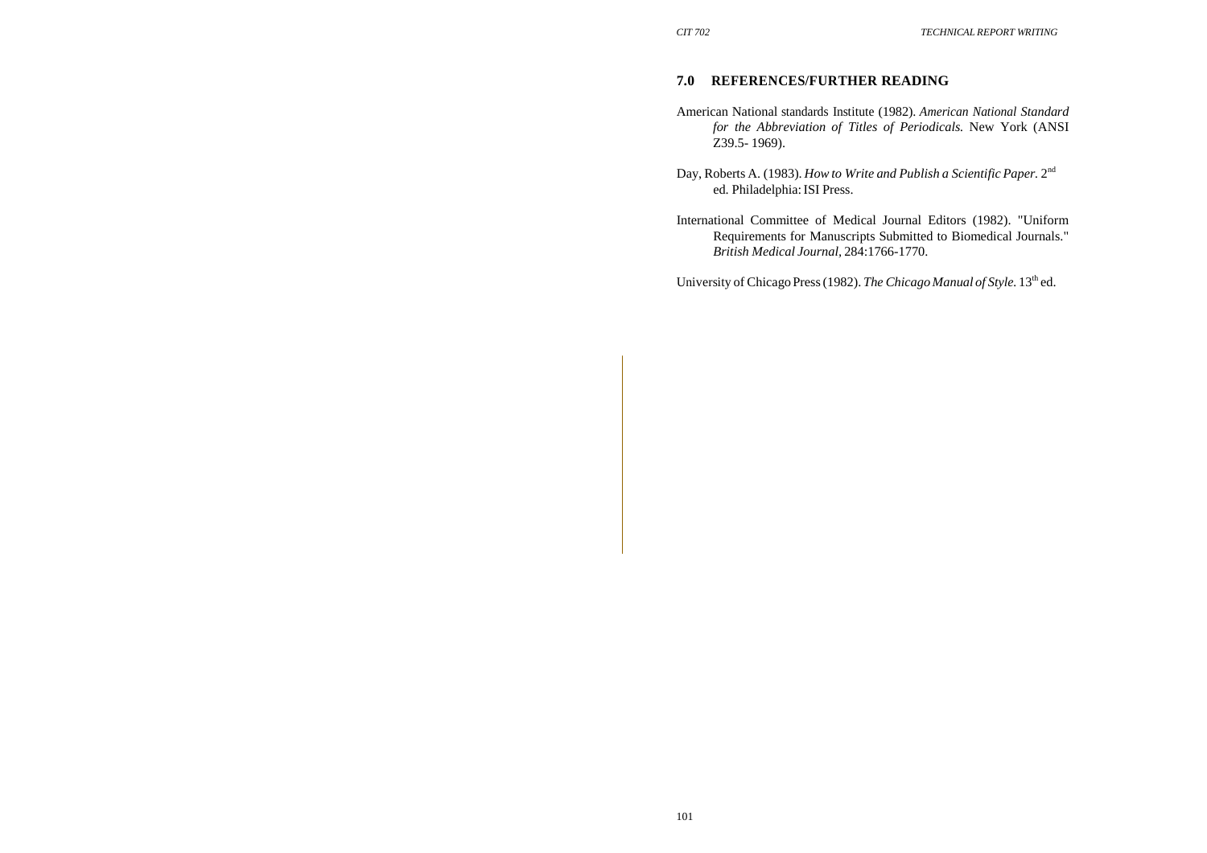## 7.0 REFERENCES/FURTHER READING

American National standards Institute (1982). *American National Standard for the Abbreviation of Titles of Periodicals.* New York (ANSI Z39.5- 1969).

Day, Roberts A. (1983). *How to Write and Publish a Scientific Paper.* 2nd ed. Philadelphia: ISI Press.

International Committee of Medical Journal Editors (1982). "Uniform Requirements for Manuscripts Submitted to Biomedical Journals." *British Medical Journal*, 284:1766-1770.

University of Chicago Press (1982). *The Chicago Manual of Style.* 13th ed.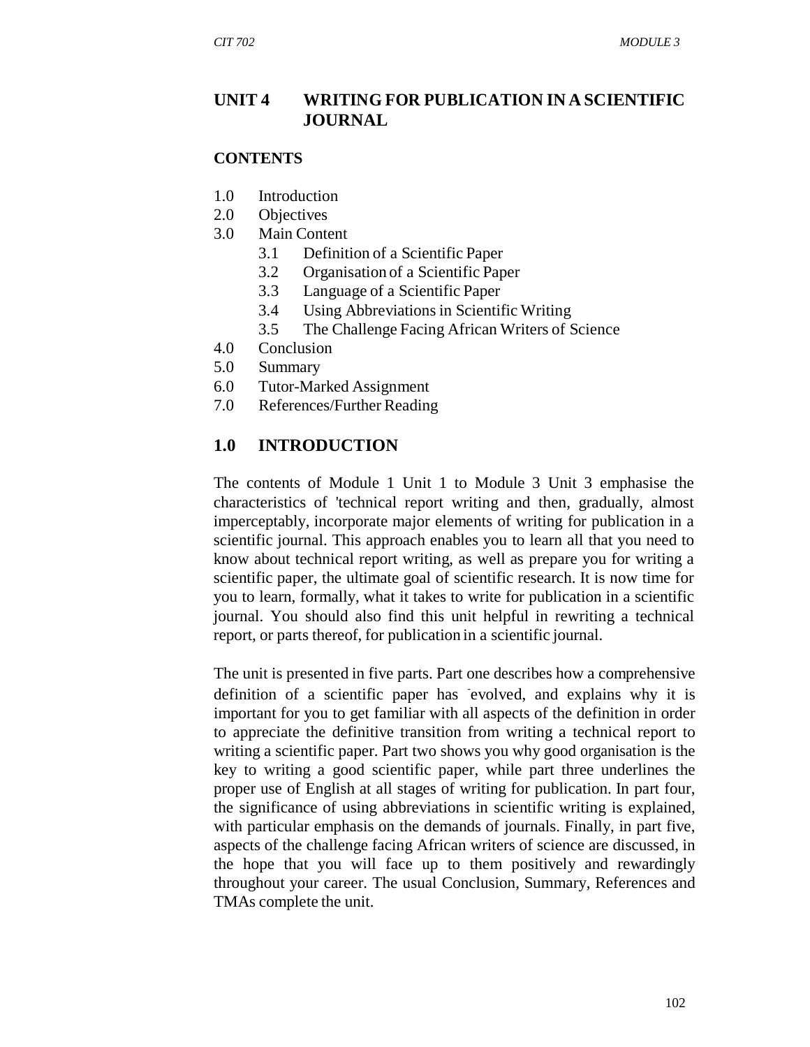# UNIT 4 WRITING FOR PUBLICATION IN A SCIENTIFIC JOURNAL

## CONTENTS

1.0 Introduction
2.0 Objectives
3.0 Main Content
   3.1 Definition of a Scientific Paper
   3.2 Organisation of a Scientific Paper
   3.3 Language of a Scientific Paper
   3.4 Using Abbreviations in Scientific Writing
   3.5 The Challenge Facing African Writers of Science
4.0 Conclusion
5.0 Summary
6.0 Tutor-Marked Assignment
7.0 References/Further Reading

## 1.0 INTRODUCTION

The contents of Module 1 Unit 1 to Module 3 Unit 3 emphasise the characteristics of 'technical report writing and then, gradually, almost imperceptably, incorporate major elements of writing for publication in a scientific journal. This approach enables you to learn all that you need to know about technical report writing, as well as prepare you for writing a scientific paper, the ultimate goal of scientific research. It is now time for you to learn, formally, what it takes to write for publication in a scientific journal. You should also find this unit helpful in rewriting a technical report, or parts thereof, for publication in a scientific journal.

The unit is presented in five parts. Part one describes how a comprehensive definition of a scientific paper has evolved, and explains why it is important for you to get familiar with all aspects of the definition in order to appreciate the definitive transition from writing a technical report to writing a scientific paper. Part two shows you why good organisation is the key to writing a good scientific paper, while part three underlines the proper use of English at all stages of writing for publication. In part four, the significance of using abbreviations in scientific writing is explained, with particular emphasis on the demands of journals. Finally, in part five, aspects of the challenge facing African writers of science are discussed, in the hope that you will face up to them positively and rewardingly throughout your career. The usual Conclusion, Summary, References and TMAs complete the unit.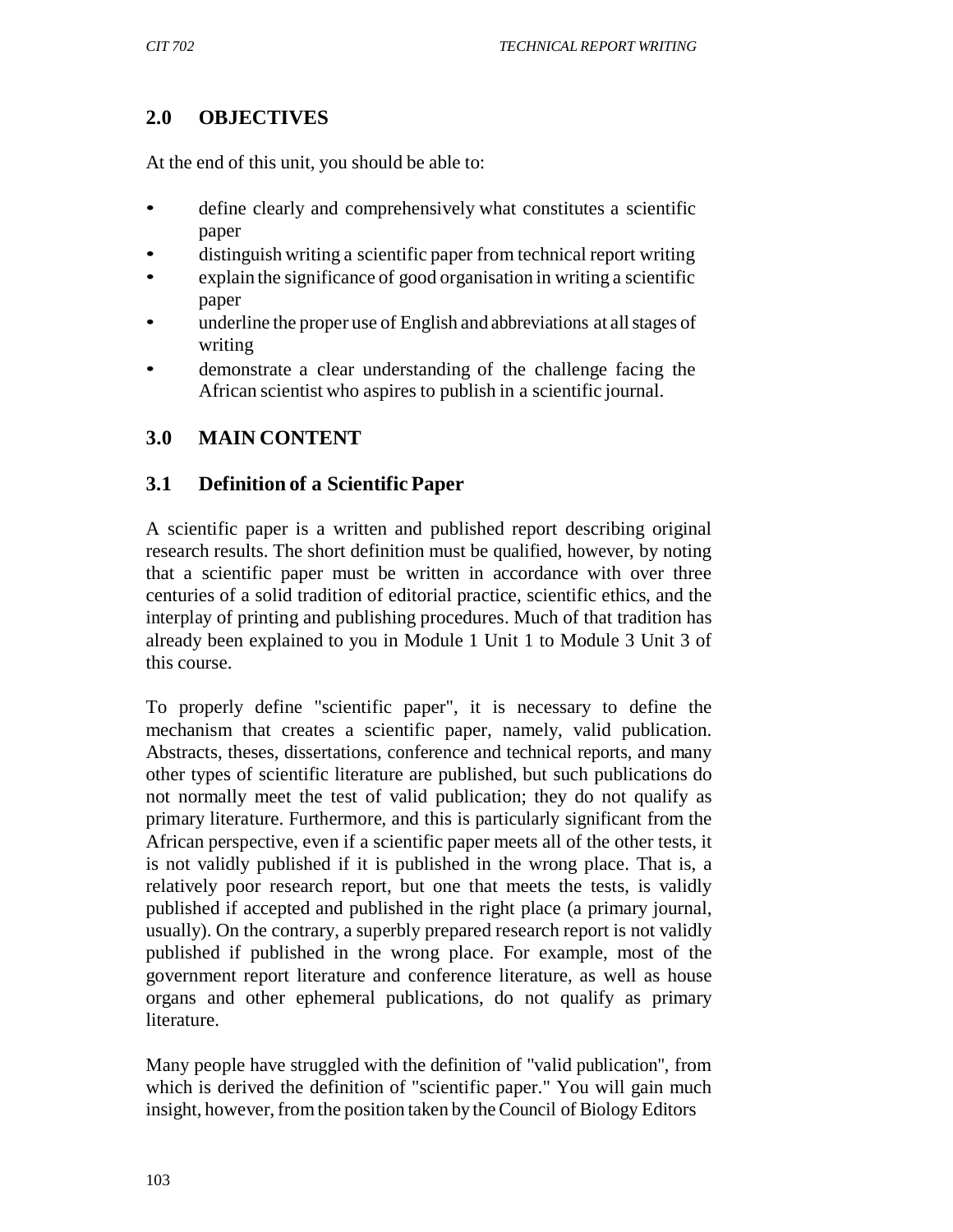## 2.0 OBJECTIVES

At the end of this unit, you should be able to:

- define clearly and comprehensively what constitutes a scientific paper
- distinguish writing a scientific paper from technical report writing
- explain the significance of good organisation in writing a scientific paper
- underline the proper use of English and abbreviations at all stages of writing
- demonstrate a clear understanding of the challenge facing the African scientist who aspires to publish in a scientific journal.

## 3.0 MAIN CONTENT

### 3.1 Definition of a Scientific Paper

A scientific paper is a written and published report describing original research results. The short definition must be qualified, however, by noting that a scientific paper must be written in accordance with over three centuries of a solid tradition of editorial practice, scientific ethics, and the interplay of printing and publishing procedures. Much of that tradition has already been explained to you in Module 1 Unit 1 to Module 3 Unit 3 of this course.

To properly define "scientific paper", it is necessary to define the mechanism that creates a scientific paper, namely, valid publication. Abstracts, theses, dissertations, conference and technical reports, and many other types of scientific literature are published, but such publications do not normally meet the test of valid publication; they do not qualify as primary literature. Furthermore, and this is particularly significant from the African perspective, even if a scientific paper meets all of the other tests, it is not validly published if it is published in the wrong place. That is, a relatively poor research report, but one that meets the tests, is validly published if accepted and published in the right place (a primary journal, usually). On the contrary, a superbly prepared research report is not validly published if published in the wrong place. For example, most of the government report literature and conference literature, as well as house organs and other ephemeral publications, do not qualify as primary literature.

Many people have struggled with the definition of "valid publication", from which is derived the definition of "scientific paper." You will gain much insight, however, from the position taken by the Council of Biology Editors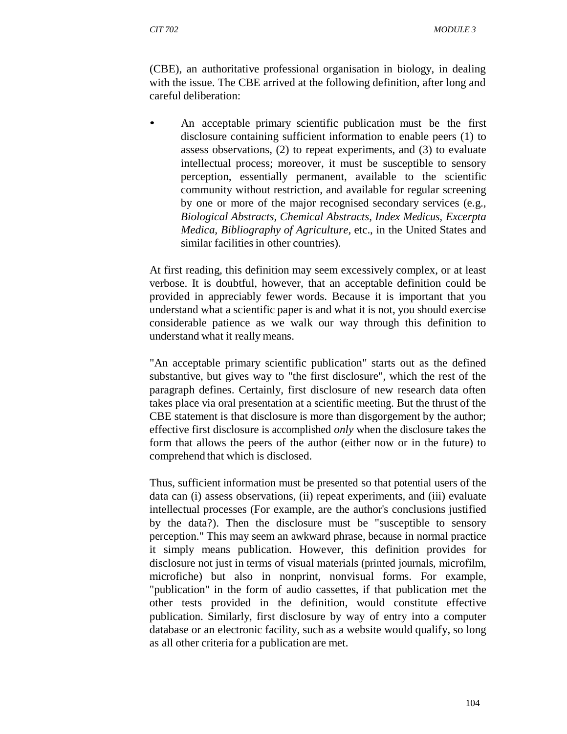(CBE), an authoritative professional organisation in biology, in dealing with the issue. The CBE arrived at the following definition, after long and careful deliberation:

- An acceptable primary scientific publication must be the first disclosure containing sufficient information to enable peers (1) to assess observations, (2) to repeat experiments, and (3) to evaluate intellectual process; moreover, it must be susceptible to sensory perception, essentially permanent, available to the scientific community without restriction, and available for regular screening by one or more of the major recognised secondary services (e.g., *Biological Abstracts, Chemical Abstracts, Index Medicus, Excerpta Medica, Bibliography of Agriculture,* etc., in the United States and similar facilities in other countries).

At first reading, this definition may seem excessively complex, or at least verbose. It is doubtful, however, that an acceptable definition could be provided in appreciably fewer words. Because it is important that you understand what a scientific paper is and what it is not, you should exercise considerable patience as we walk our way through this definition to understand what it really means.

"An acceptable primary scientific publication" starts out as the defined substantive, but gives way to "the first disclosure", which the rest of the paragraph defines. Certainly, first disclosure of new research data often takes place via oral presentation at a scientific meeting. But the thrust of the CBE statement is that disclosure is more than disgorgement by the author; effective first disclosure is accomplished *only* when the disclosure takes the form that allows the peers of the author (either now or in the future) to comprehend that which is disclosed.

Thus, sufficient information must be presented so that potential users of the data can (i) assess observations, (ii) repeat experiments, and (iii) evaluate intellectual processes (For example, are the author's conclusions justified by the data?). Then the disclosure must be "susceptible to sensory perception." This may seem an awkward phrase, because in normal practice it simply means publication. However, this definition provides for disclosure not just in terms of visual materials (printed journals, microfilm, microfiche) but also in nonprint, nonvisual forms. For example, "publication" in the form of audio cassettes, if that publication met the other tests provided in the definition, would constitute effective publication. Similarly, first disclosure by way of entry into a computer database or an electronic facility, such as a website would qualify, so long as all other criteria for a publication are met.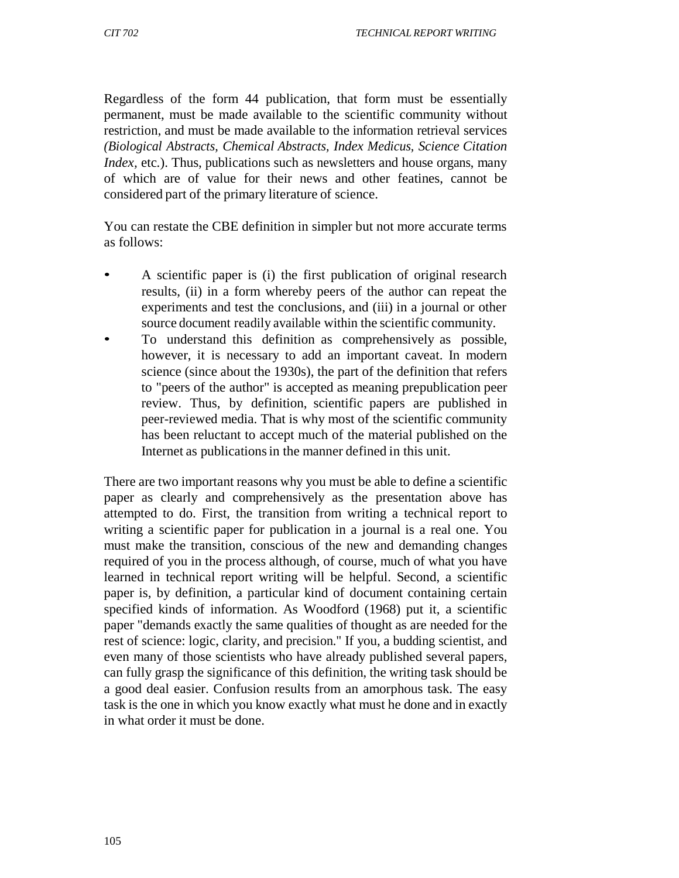Regardless of the form 44 publication, that form must be essentially permanent, must be made available to the scientific community without restriction, and must be made available to the information retrieval services *(Biological Abstracts, Chemical Abstracts, Index Medicus, Science Citation Index,* etc.). Thus, publications such as newsletters and house organs, many of which are of value for their news and other featines, cannot be considered part of the primary literature of science.

You can restate the CBE definition in simpler but not more accurate terms as follows:

- A scientific paper is (i) the first publication of original research results, (ii) in a form whereby peers of the author can repeat the experiments and test the conclusions, and (iii) in a journal or other source document readily available within the scientific community.
- To understand this definition as comprehensively as possible, however, it is necessary to add an important caveat. In modern science (since about the 1930s), the part of the definition that refers to "peers of the author" is accepted as meaning prepublication peer review. Thus, by definition, scientific papers are published in peer-reviewed media. That is why most of the scientific community has been reluctant to accept much of the material published on the Internet as publications in the manner defined in this unit.

There are two important reasons why you must be able to define a scientific paper as clearly and comprehensively as the presentation above has attempted to do. First, the transition from writing a technical report to writing a scientific paper for publication in a journal is a real one. You must make the transition, conscious of the new and demanding changes required of you in the process although, of course, much of what you have learned in technical report writing will be helpful. Second, a scientific paper is, by definition, a particular kind of document containing certain specified kinds of information. As Woodford (1968) put it, a scientific paper "demands exactly the same qualities of thought as are needed for the rest of science: logic, clarity, and precision." If you, a budding scientist, and even many of those scientists who have already published several papers, can fully grasp the significance of this definition, the writing task should be a good deal easier. Confusion results from an amorphous task. The easy task is the one in which you know exactly what must he done and in exactly in what order it must be done.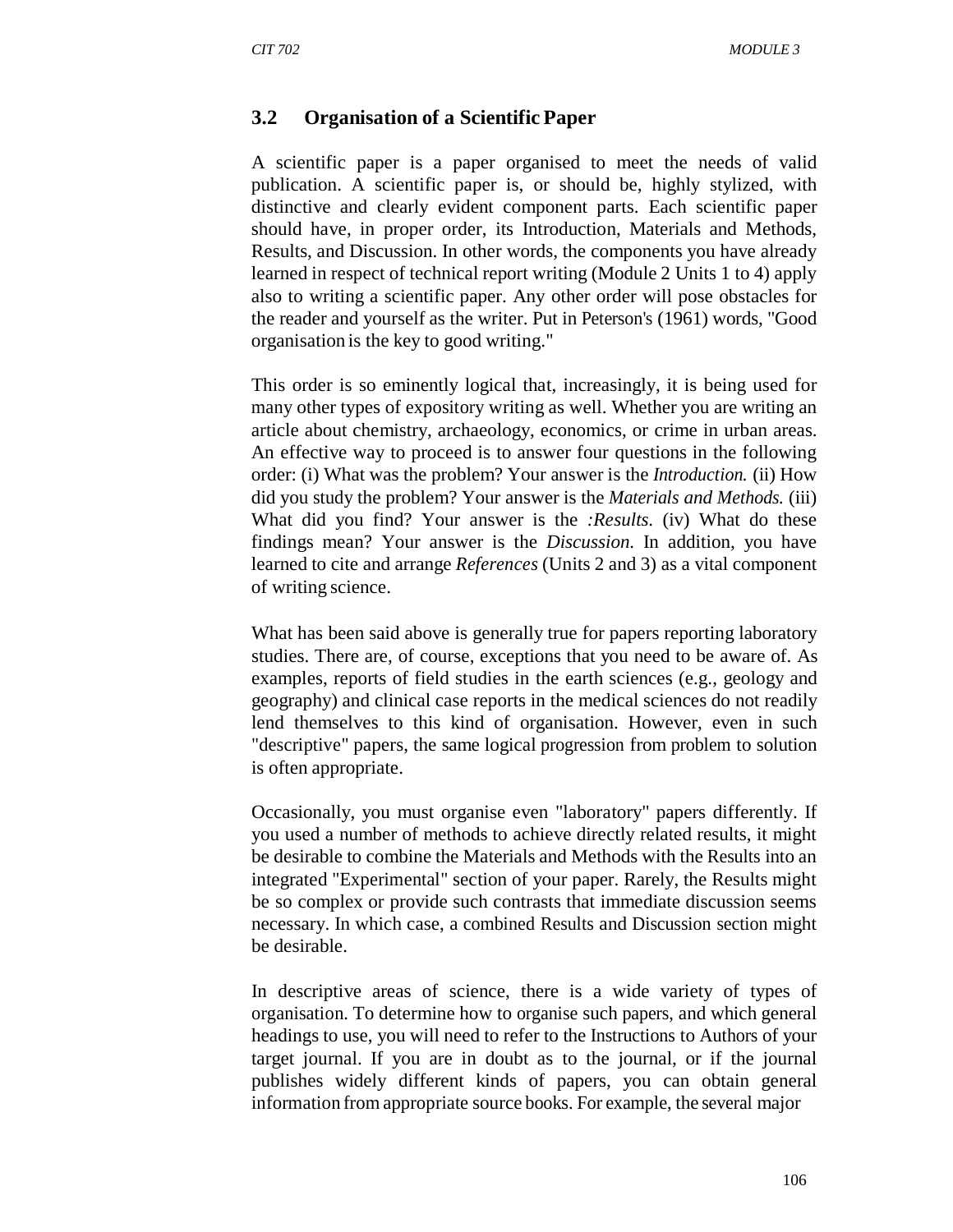### 3.2 Organisation of a Scientific Paper

A scientific paper is a paper organised to meet the needs of valid publication. A scientific paper is, or should be, highly stylized, with distinctive and clearly evident component parts. Each scientific paper should have, in proper order, its Introduction, Materials and Methods, Results, and Discussion. In other words, the components you have already learned in respect of technical report writing (Module 2 Units 1 to 4) apply also to writing a scientific paper. Any other order will pose obstacles for the reader and yourself as the writer. Put in Peterson's (1961) words, "Good organisation is the key to good writing."

This order is so eminently logical that, increasingly, it is being used for many other types of expository writing as well. Whether you are writing an article about chemistry, archaeology, economics, or crime in urban areas. An effective way to proceed is to answer four questions in the following order: (i) What was the problem? Your answer is the *Introduction.* (ii) How did you study the problem? Your answer is the *Materials and Methods.* (iii) What did you find? Your answer is the *:Results.* (iv) What do these findings mean? Your answer is the *Discussion.* In addition, you have learned to cite and arrange *References* (Units 2 and 3) as a vital component of writing science.

What has been said above is generally true for papers reporting laboratory studies. There are, of course, exceptions that you need to be aware of. As examples, reports of field studies in the earth sciences (e.g., geology and geography) and clinical case reports in the medical sciences do not readily lend themselves to this kind of organisation. However, even in such "descriptive" papers, the same logical progression from problem to solution is often appropriate.

Occasionally, you must organise even "laboratory" papers differently. If you used a number of methods to achieve directly related results, it might be desirable to combine the Materials and Methods with the Results into an integrated "Experimental" section of your paper. Rarely, the Results might be so complex or provide such contrasts that immediate discussion seems necessary. In which case, a combined Results and Discussion section might be desirable.

In descriptive areas of science, there is a wide variety of types of organisation. To determine how to organise such papers, and which general headings to use, you will need to refer to the Instructions to Authors of your target journal. If you are in doubt as to the journal, or if the journal publishes widely different kinds of papers, you can obtain general information from appropriate source books. For example, the several major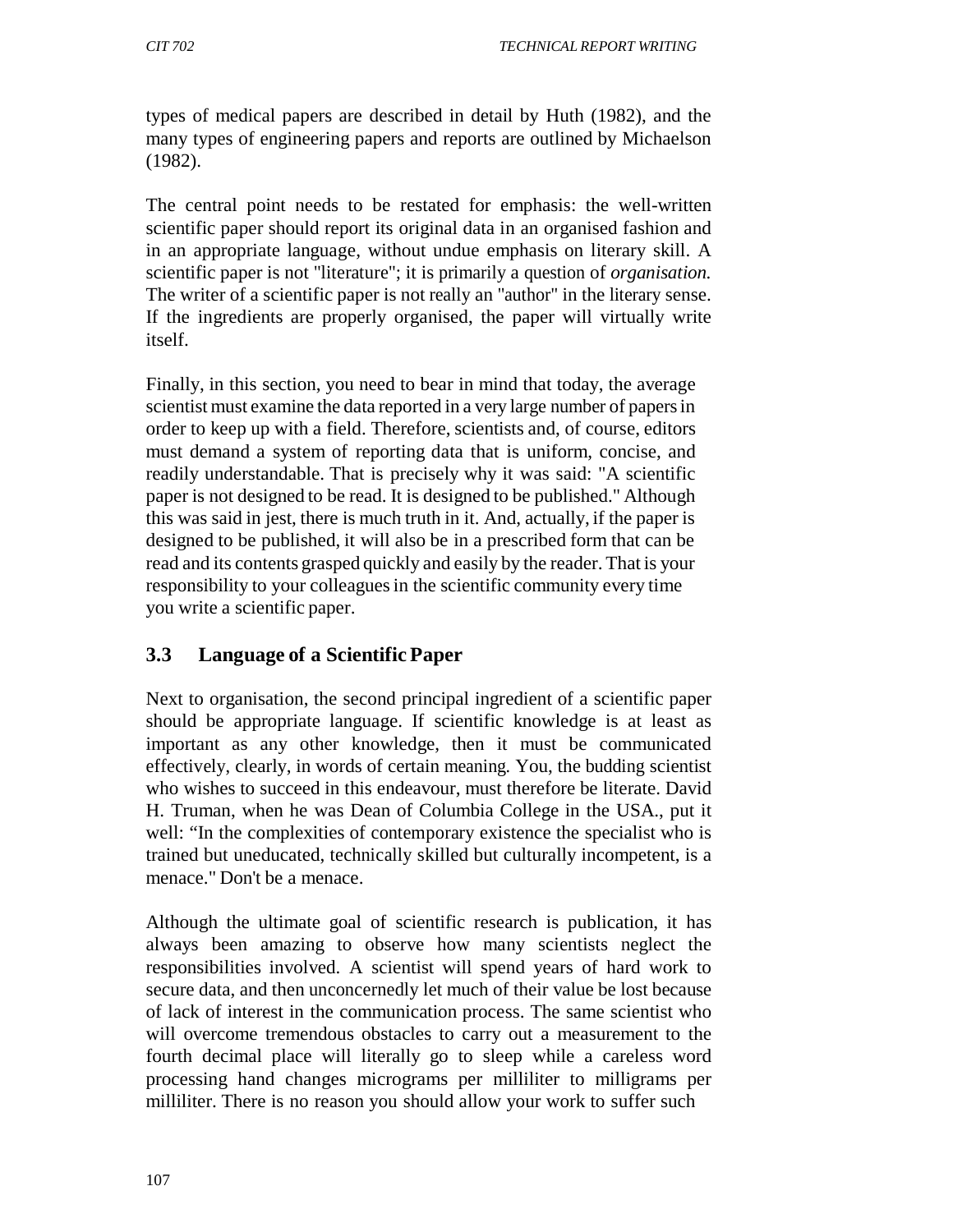types of medical papers are described in detail by Huth (1982), and the many types of engineering papers and reports are outlined by Michaelson (1982).

The central point needs to be restated for emphasis: the well-written scientific paper should report its original data in an organised fashion and in an appropriate language, without undue emphasis on literary skill. A scientific paper is not "literature"; it is primarily a question of *organisation.* The writer of a scientific paper is not really an "author" in the literary sense. If the ingredients are properly organised, the paper will virtually write itself.

Finally, in this section, you need to bear in mind that today, the average scientist must examine the data reported in a very large number of papers in order to keep up with a field. Therefore, scientists and, of course, editors must demand a system of reporting data that is uniform, concise, and readily understandable. That is precisely why it was said: "A scientific paper is not designed to be read. It is designed to be published." Although this was said in jest, there is much truth in it. And, actually, if the paper is designed to be published, it will also be in a prescribed form that can be read and its contents grasped quickly and easily by the reader. That is your responsibility to your colleagues in the scientific community every time you write a scientific paper.

### 3.3 Language of a Scientific Paper

Next to organisation, the second principal ingredient of a scientific paper should be appropriate language. If scientific knowledge is at least as important as any other knowledge, then it must be communicated effectively, clearly, in words of certain meaning. You, the budding scientist who wishes to succeed in this endeavour, must therefore be literate. David H. Truman, when he was Dean of Columbia College in the USA., put it well: "In the complexities of contemporary existence the specialist who is trained but uneducated, technically skilled but culturally incompetent, is a menace." Don't be a menace.

Although the ultimate goal of scientific research is publication, it has always been amazing to observe how many scientists neglect the responsibilities involved. A scientist will spend years of hard work to secure data, and then unconcernedly let much of their value be lost because of lack of interest in the communication process. The same scientist who will overcome tremendous obstacles to carry out a measurement to the fourth decimal place will literally go to sleep while a careless word processing hand changes micrograms per milliliter to milligrams per milliliter. There is no reason you should allow your work to suffer such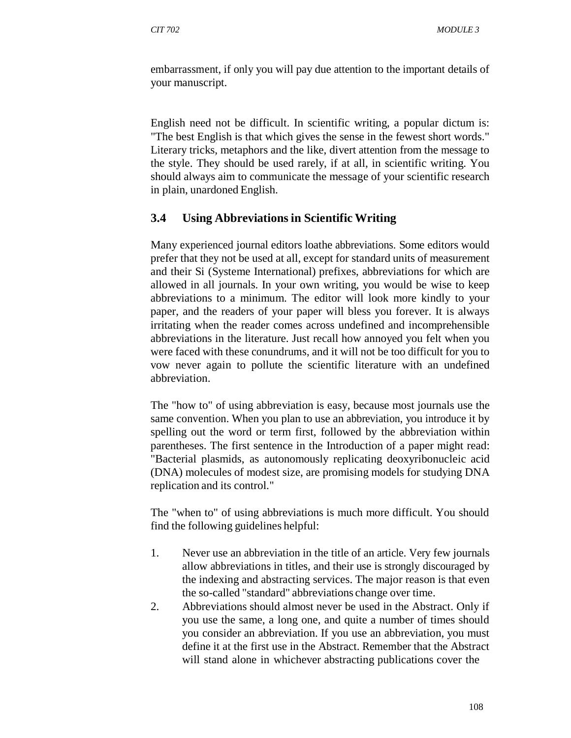embarrassment, if only you will pay due attention to the important details of your manuscript.

English need not be difficult. In scientific writing, a popular dictum is: "The best English is that which gives the sense in the fewest short words." Literary tricks, metaphors and the like, divert attention from the message to the style. They should be used rarely, if at all, in scientific writing. You should always aim to communicate the message of your scientific research in plain, unardoned English.

### 3.4 Using Abbreviations in Scientific Writing

Many experienced journal editors loathe abbreviations. Some editors would prefer that they not be used at all, except for standard units of measurement and their Si (Systeme International) prefixes, abbreviations for which are allowed in all journals. In your own writing, you would be wise to keep abbreviations to a minimum. The editor will look more kindly to your paper, and the readers of your paper will bless you forever. It is always irritating when the reader comes across undefined and incomprehensible abbreviations in the literature. Just recall how annoyed you felt when you were faced with these conundrums, and it will not be too difficult for you to vow never again to pollute the scientific literature with an undefined abbreviation.

The "how to" of using abbreviation is easy, because most journals use the same convention. When you plan to use an abbreviation, you introduce it by spelling out the word or term first, followed by the abbreviation within parentheses. The first sentence in the Introduction of a paper might read: "Bacterial plasmids, as autonomously replicating deoxyribonucleic acid (DNA) molecules of modest size, are promising models for studying DNA replication and its control."

The "when to" of using abbreviations is much more difficult. You should find the following guidelines helpful:

1. Never use an abbreviation in the title of an article. Very few journals allow abbreviations in titles, and their use is strongly discouraged by the indexing and abstracting services. The major reason is that even the so-called "standard" abbreviations change over time.
2. Abbreviations should almost never be used in the Abstract. Only if you use the same, a long one, and quite a number of times should you consider an abbreviation. If you use an abbreviation, you must define it at the first use in the Abstract. Remember that the Abstract will stand alone in whichever abstracting publications cover the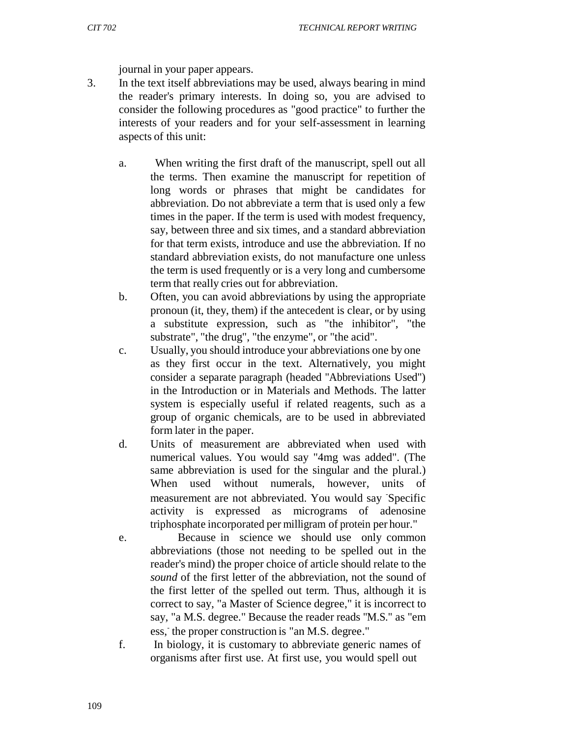journal in your paper appears.

3. In the text itself abbreviations may be used, always bearing in mind the reader's primary interests. In doing so, you are advised to consider the following procedures as "good practice" to further the interests of your readers and for your self-assessment in learning aspects of this unit:

   a. When writing the first draft of the manuscript, spell out all the terms. Then examine the manuscript for repetition of long words or phrases that might be candidates for abbreviation. Do not abbreviate a term that is used only a few times in the paper. If the term is used with modest frequency, say, between three and six times, and a standard abbreviation for that term exists, introduce and use the abbreviation. If no standard abbreviation exists, do not manufacture one unless the term is used frequently or is a very long and cumbersome term that really cries out for abbreviation.

   b. Often, you can avoid abbreviations by using the appropriate pronoun (it, they, them) if the antecedent is clear, or by using a substitute expression, such as "the inhibitor", "the substrate", "the drug", "the enzyme", or "the acid".

   c. Usually, you should introduce your abbreviations one by one as they first occur in the text. Alternatively, you might consider a separate paragraph (headed "Abbreviations Used") in the Introduction or in Materials and Methods. The latter system is especially useful if related reagents, such as a group of organic chemicals, are to be used in abbreviated form later in the paper.

   d. Units of measurement are abbreviated when used with numerical values. You would say "4mg was added". (The same abbreviation is used for the singular and the plural.) When used without numerals, however, units of measurement are not abbreviated. You would say "Specific activity is expressed as micrograms of adenosine triphosphate incorporated per milligram of protein per hour."

   e. Because in science we should use only common abbreviations (those not needing to be spelled out in the reader's mind) the proper choice of article should relate to the *sound* of the first letter of the abbreviation, not the sound of the first letter of the spelled out term. Thus, although it is correct to say, "a Master of Science degree," it is incorrect to say, "a M.S. degree." Because the reader reads "M.S." as "em ess," the proper construction is "an M.S. degree."

   f. In biology, it is customary to abbreviate generic names of organisms after first use. At first use, you would spell out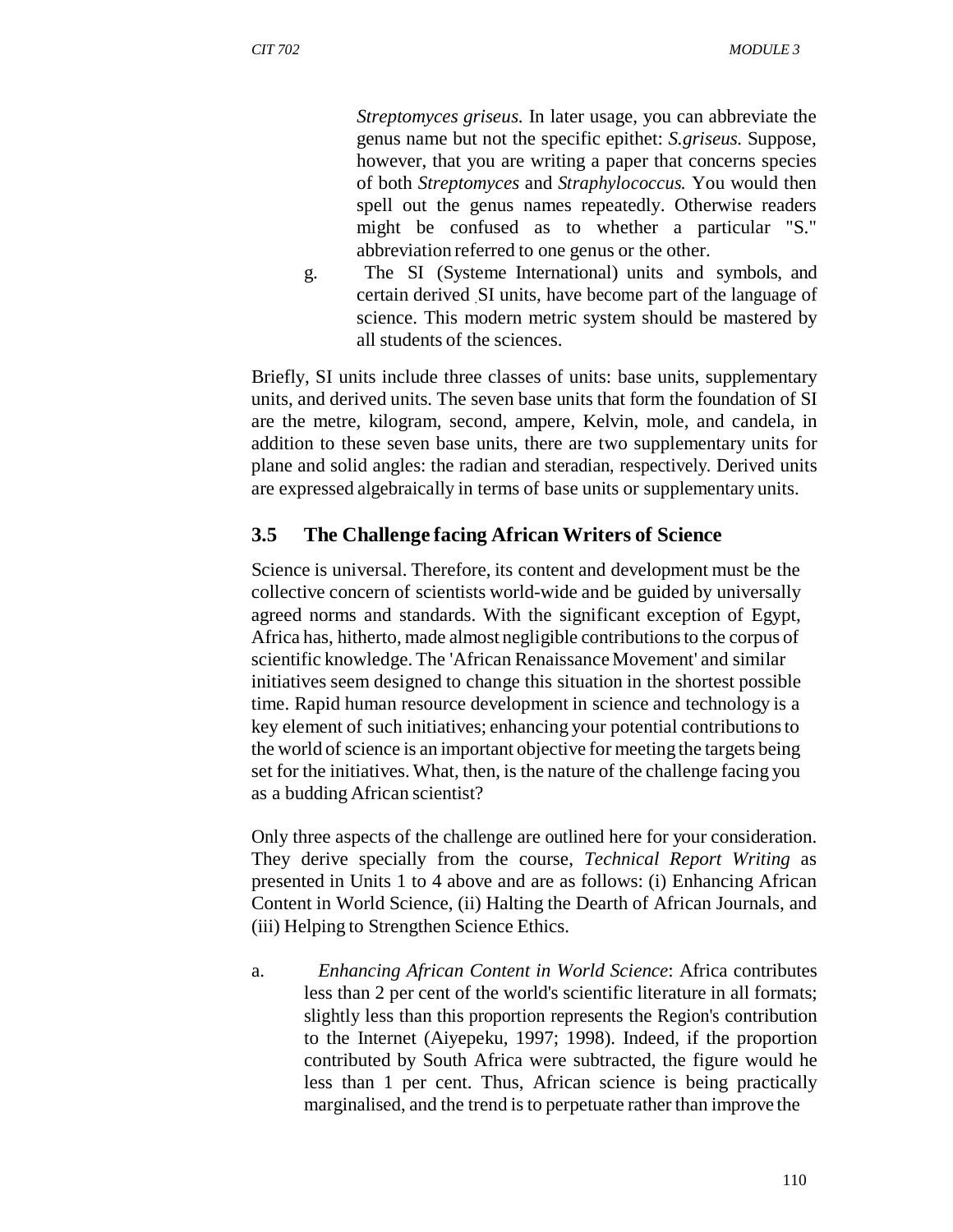*Streptomyces griseus.* In later usage, you can abbreviate the genus name but not the specific epithet: *S.griseus.* Suppose, however, that you are writing a paper that concerns species of both *Streptomyces* and *Straphylococcus.* You would then spell out the genus names repeatedly. Otherwise readers might be confused as to whether a particular "S." abbreviation referred to one genus or the other.

g. The SI (Systeme International) units and symbols, and certain derived SI units, have become part of the language of science. This modern metric system should be mastered by all students of the sciences.

Briefly, SI units include three classes of units: base units, supplementary units, and derived units. The seven base units that form the foundation of SI are the metre, kilogram, second, ampere, Kelvin, mole, and candela, in addition to these seven base units, there are two supplementary units for plane and solid angles: the radian and steradian, respectively. Derived units are expressed algebraically in terms of base units or supplementary units.

### 3.5 The Challenge facing African Writers of Science

Science is universal. Therefore, its content and development must be the collective concern of scientists world-wide and be guided by universally agreed norms and standards. With the significant exception of Egypt, Africa has, hitherto, made almost negligible contributions to the corpus of scientific knowledge. The 'African Renaissance Movement' and similar initiatives seem designed to change this situation in the shortest possible time. Rapid human resource development in science and technology is a key element of such initiatives; enhancing your potential contributions to the world of science is an important objective for meeting the targets being set for the initiatives. What, then, is the nature of the challenge facing you as a budding African scientist?

Only three aspects of the challenge are outlined here for your consideration. They derive specially from the course, *Technical Report Writing* as presented in Units 1 to 4 above and are as follows: (i) Enhancing African Content in World Science, (ii) Halting the Dearth of African Journals, and (iii) Helping to Strengthen Science Ethics.

a. *Enhancing African Content in World Science*: Africa contributes less than 2 per cent of the world's scientific literature in all formats; slightly less than this proportion represents the Region's contribution to the Internet (Aiyepeku, 1997; 1998). Indeed, if the proportion contributed by South Africa were subtracted, the figure would he less than 1 per cent. Thus, African science is being practically marginalised, and the trend is to perpetuate rather than improve the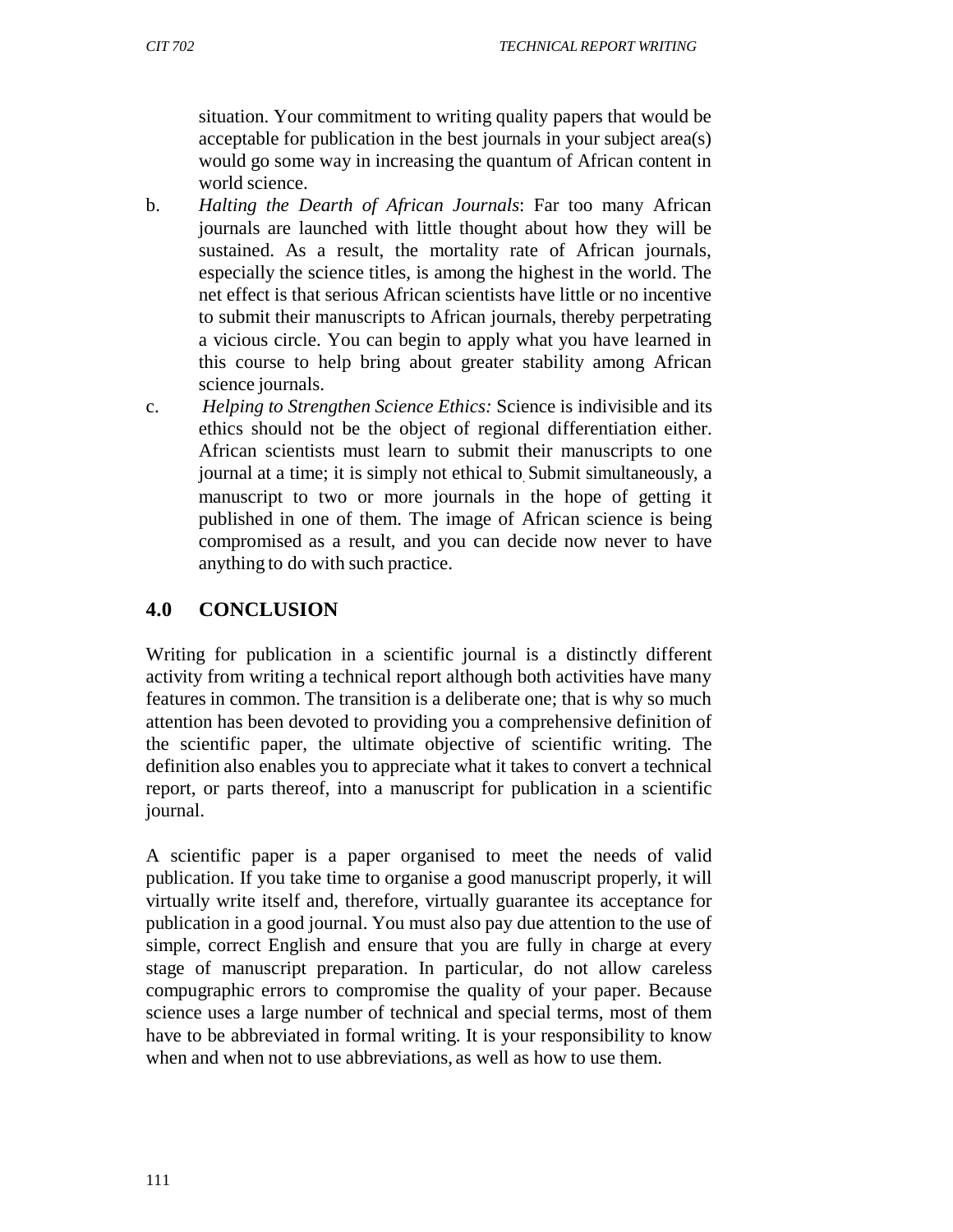situation. Your commitment to writing quality papers that would be acceptable for publication in the best journals in your subject area(s) would go some way in increasing the quantum of African content in world science.

b. *Halting the Dearth of African Journals*: Far too many African journals are launched with little thought about how they will be sustained. As a result, the mortality rate of African journals, especially the science titles, is among the highest in the world. The net effect is that serious African scientists have little or no incentive to submit their manuscripts to African journals, thereby perpetrating a vicious circle. You can begin to apply what you have learned in this course to help bring about greater stability among African science journals.

c. *Helping to Strengthen Science Ethics:* Science is indivisible and its ethics should not be the object of regional differentiation either. African scientists must learn to submit their manuscripts to one journal at a time; it is simply not ethical to Submit simultaneously, a manuscript to two or more journals in the hope of getting it published in one of them. The image of African science is being compromised as a result, and you can decide now never to have anything to do with such practice.

## 4.0 CONCLUSION

Writing for publication in a scientific journal is a distinctly different activity from writing a technical report although both activities have many features in common. The transition is a deliberate one; that is why so much attention has been devoted to providing you a comprehensive definition of the scientific paper, the ultimate objective of scientific writing. The definition also enables you to appreciate what it takes to convert a technical report, or parts thereof, into a manuscript for publication in a scientific journal.

A scientific paper is a paper organised to meet the needs of valid publication. If you take time to organise a good manuscript properly, it will virtually write itself and, therefore, virtually guarantee its acceptance for publication in a good journal. You must also pay due attention to the use of simple, correct English and ensure that you are fully in charge at every stage of manuscript preparation. In particular, do not allow careless compugraphic errors to compromise the quality of your paper. Because science uses a large number of technical and special terms, most of them have to be abbreviated in formal writing. It is your responsibility to know when and when not to use abbreviations, as well as how to use them.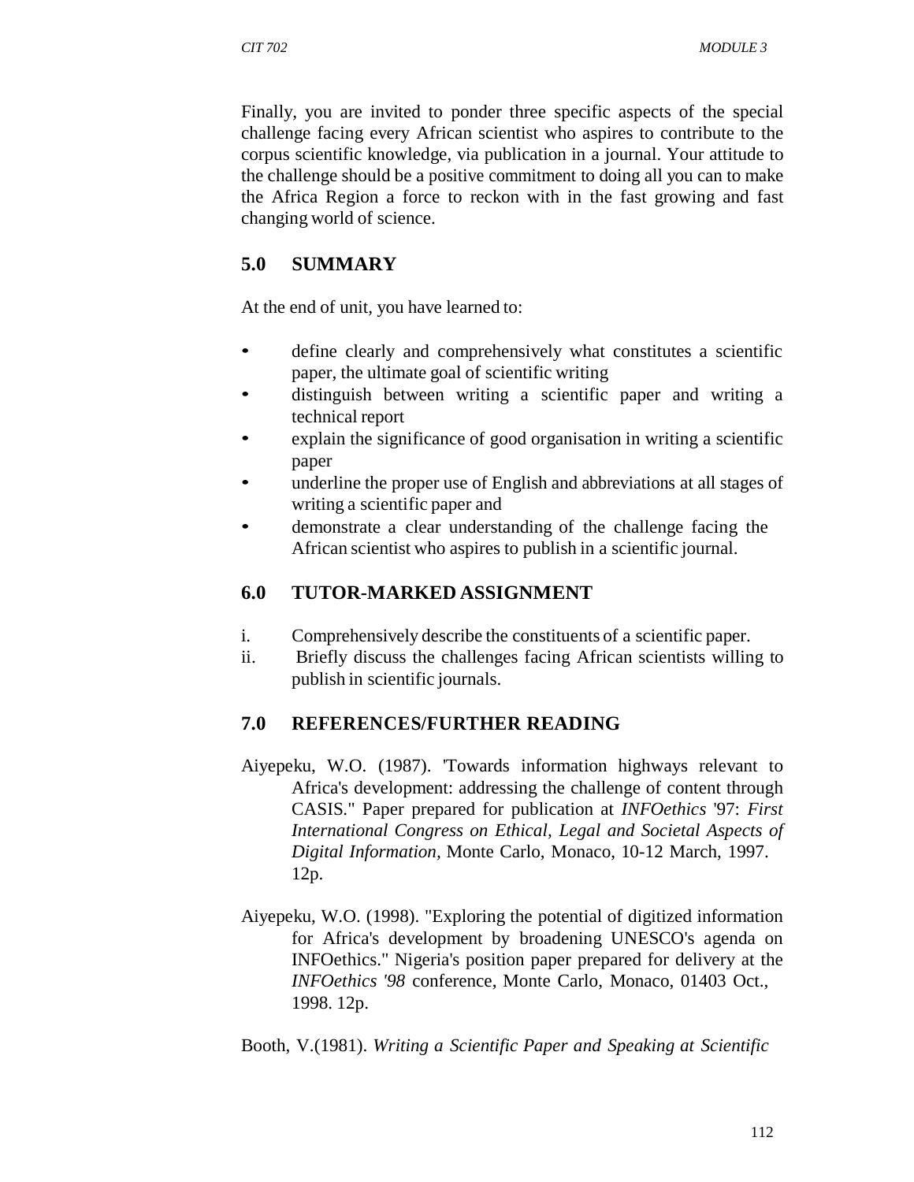Finally, you are invited to ponder three specific aspects of the special challenge facing every African scientist who aspires to contribute to the corpus scientific knowledge, via publication in a journal. Your attitude to the challenge should be a positive commitment to doing all you can to make the Africa Region a force to reckon with in the fast growing and fast changing world of science.

## 5.0 SUMMARY

At the end of unit, you have learned to:

- define clearly and comprehensively what constitutes a scientific paper, the ultimate goal of scientific writing
- distinguish between writing a scientific paper and writing a technical report
- explain the significance of good organisation in writing a scientific paper
- underline the proper use of English and abbreviations at all stages of writing a scientific paper and
- demonstrate a clear understanding of the challenge facing the African scientist who aspires to publish in a scientific journal.

## 6.0 TUTOR-MARKED ASSIGNMENT

i. Comprehensively describe the constituents of a scientific paper.
ii. Briefly discuss the challenges facing African scientists willing to publish in scientific journals.

## 7.0 REFERENCES/FURTHER READING

Aiyepeku, W.O. (1987). 'Towards information highways relevant to Africa's development: addressing the challenge of content through CASIS." Paper prepared for publication at *INFOethics* '97: *First International Congress on Ethical, Legal and Societal Aspects of Digital Information,* Monte Carlo, Monaco, 10-12 March, 1997. 12p.

Aiyepeku, W.O. (1998). "Exploring the potential of digitized information for Africa's development by broadening UNESCO's agenda on INFOethics." Nigeria's position paper prepared for delivery at the *INFOethics '98* conference, Monte Carlo, Monaco, 01403 Oct., 1998. 12p.

Booth, V.(1981). *Writing a Scientific Paper and Speaking at Scientific*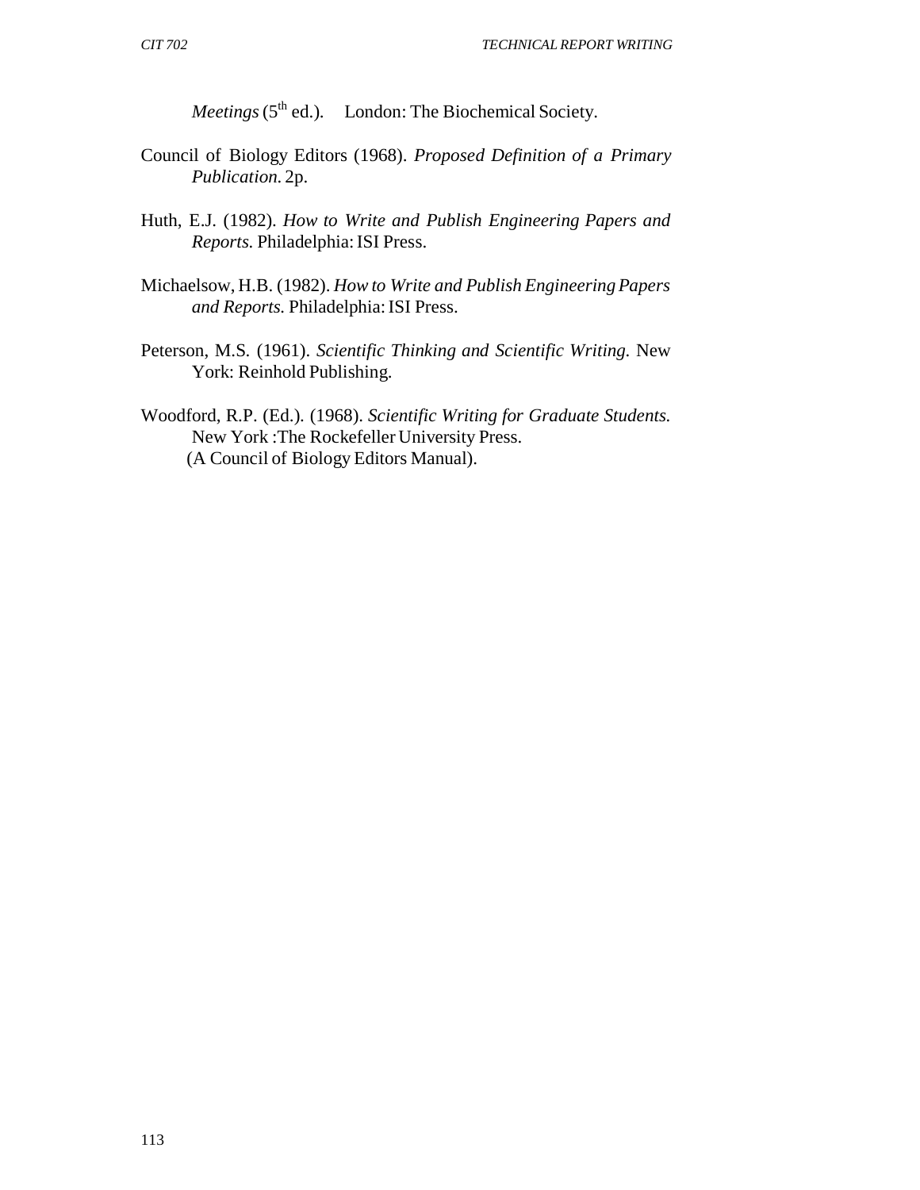*Meetings* (5th ed.). London: The Biochemical Society.

Council of Biology Editors (1968). *Proposed Definition of a Primary Publication.* 2p.

Huth, E.J. (1982). *How to Write and Publish Engineering Papers and Reports.* Philadelphia: ISI Press.

Michaelsow, H.B. (1982). *How to Write and Publish Engineering Papers and Reports.* Philadelphia: ISI Press.

Peterson, M.S. (1961). *Scientific Thinking and Scientific Writing.* New York: Reinhold Publishing.

Woodford, R.P. (Ed.). (1968). *Scientific Writing for Graduate Students.* New York :The Rockefeller University Press. (A Council of Biology Editors Manual).